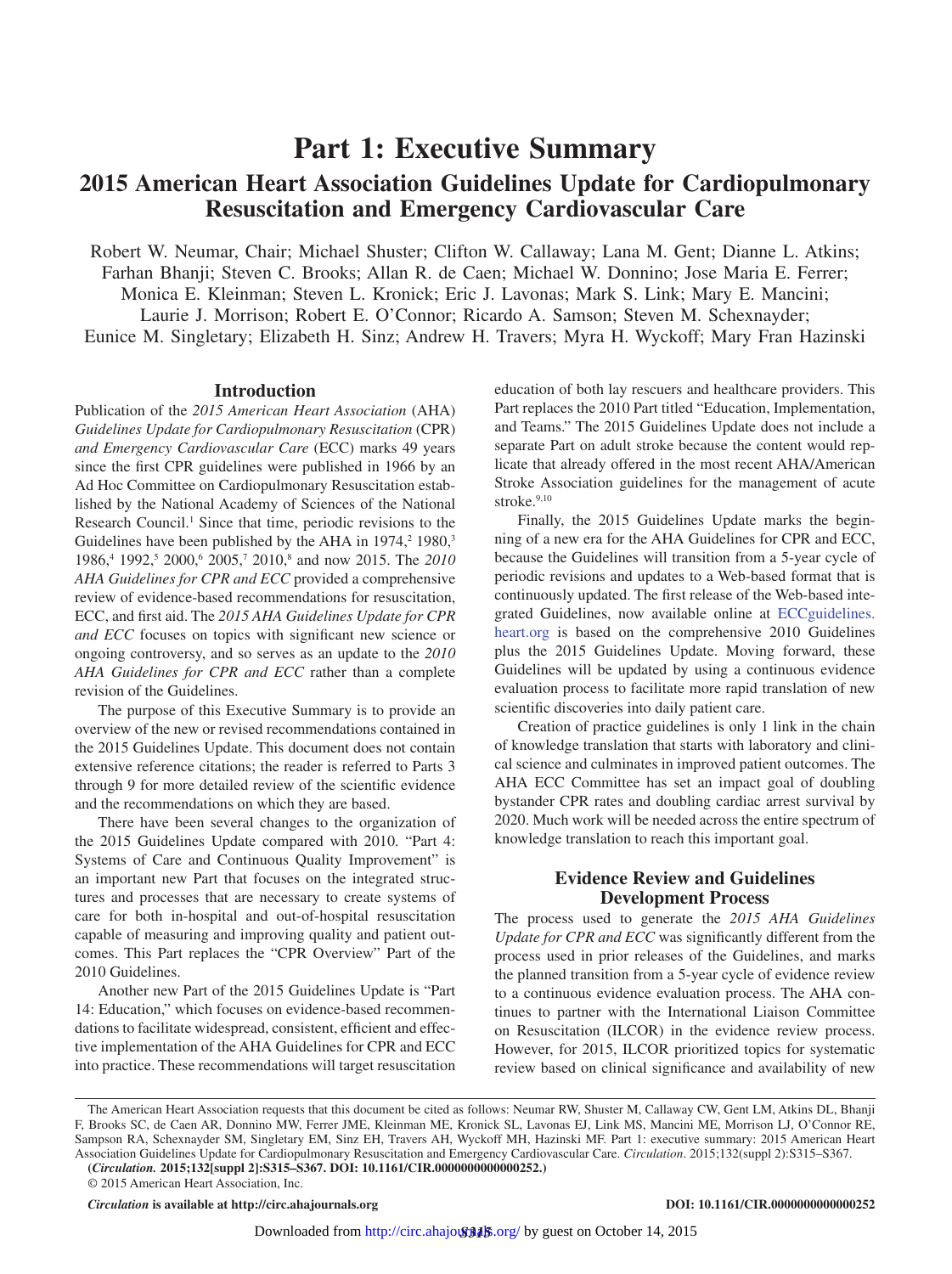# Part 1: Executive Summary

## 2015 American Heart Association Guidelines Update for Cardiopulmonary Resuscitation and Emergency Cardiovascular Care

Robert W. Neumar, Chair; Michael Shuster; Clifton W. Callaway; Lana M. Gent; Dianne L. Atkins; Farhan Bhanji; Steven C. Brooks; Allan R. de Caen; Michael W. Donnino; Jose Maria E. Ferrer; Monica E. Kleinman; Steven L. Kronick; Eric J. Lavonas; Mark S. Link; Mary E. Mancini; Laurie J. Morrison; Robert E. O'Connor; Ricardo A. Samson; Steven M. Schexnayder; Eunice M. Singletary; Elizabeth H. Sinz; Andrew H. Travers; Myra H. Wyckoff; Mary Fran Hazinski

### Introduction

Publication of the *2015 American Heart Association* (AHA) *Guidelines Update for Cardiopulmonary Resuscitation* (CPR) *and Emergency Cardiovascular Care* (ECC) marks 49 years since the first CPR guidelines were published in 1966 by an Ad Hoc Committee on Cardiopulmonary Resuscitation established by the National Academy of Sciences of the National Research Council.[1] Since that time, periodic revisions to the Guidelines have been published by the AHA in 1974,[2] 1980,[3] 1986,[4] 1992,[5] 2000,[6] 2005,[7] 2010,[8] and now 2015. The *2010 AHA Guidelines for CPR and ECC* provided a comprehensive review of evidence-based recommendations for resuscitation, ECC, and first aid. The *2015 AHA Guidelines Update for CPR and ECC* focuses on topics with significant new science or ongoing controversy, and so serves as an update to the *2010 AHA Guidelines for CPR and ECC* rather than a complete revision of the Guidelines.

The purpose of this Executive Summary is to provide an overview of the new or revised recommendations contained in the 2015 Guidelines Update. This document does not contain extensive reference citations; the reader is referred to Parts 3 through 9 for more detailed review of the scientific evidence and the recommendations on which they are based.

There have been several changes to the organization of the 2015 Guidelines Update compared with 2010. "Part 4: Systems of Care and Continuous Quality Improvement" is an important new Part that focuses on the integrated structures and processes that are necessary to create systems of care for both in-hospital and out-of-hospital resuscitation capable of measuring and improving quality and patient outcomes. This Part replaces the "CPR Overview" Part of the 2010 Guidelines.

Another new Part of the 2015 Guidelines Update is "Part 14: Education," which focuses on evidence-based recommendations to facilitate widespread, consistent, efficient and effective implementation of the AHA Guidelines for CPR and ECC into practice. These recommendations will target resuscitation education of both lay rescuers and healthcare providers. This Part replaces the 2010 Part titled "Education, Implementation, and Teams." The 2015 Guidelines Update does not include a separate Part on adult stroke because the content would replicate that already offered in the most recent AHA/American Stroke Association guidelines for the management of acute stroke.[9,10]

Finally, the 2015 Guidelines Update marks the beginning of a new era for the AHA Guidelines for CPR and ECC, because the Guidelines will transition from a 5-year cycle of periodic revisions and updates to a Web-based format that is continuously updated. The first release of the Web-based integrated Guidelines, now available online at ECCguidelines.heart.org is based on the comprehensive 2010 Guidelines plus the 2015 Guidelines Update. Moving forward, these Guidelines will be updated by using a continuous evidence evaluation process to facilitate more rapid translation of new scientific discoveries into daily patient care.

Creation of practice guidelines is only 1 link in the chain of knowledge translation that starts with laboratory and clinical science and culminates in improved patient outcomes. The AHA ECC Committee has set an impact goal of doubling bystander CPR rates and doubling cardiac arrest survival by 2020. Much work will be needed across the entire spectrum of knowledge translation to reach this important goal.

### Evidence Review and Guidelines Development Process

The process used to generate the *2015 AHA Guidelines Update for CPR and ECC* was significantly different from the process used in prior releases of the Guidelines, and marks the planned transition from a 5-year cycle of evidence review to a continuous evidence evaluation process. The AHA continues to partner with the International Liaison Committee on Resuscitation (ILCOR) in the evidence review process. However, for 2015, ILCOR prioritized topics for systematic review based on clinical significance and availability of new

The American Heart Association requests that this document be cited as follows: Neumar RW, Shuster M, Callaway CW, Gent LM, Atkins DL, Bhanji F, Brooks SC, de Caen AR, Donnino MW, Ferrer JME, Kleinman ME, Kronick SL, Lavonas EJ, Link MS, Mancini ME, Morrison LJ, O'Connor RE, Sampson RA, Schexnayder SM, Singletary EM, Sinz EH, Travers AH, Wyckoff MH, Hazinski MF. Part 1: executive summary: 2015 American Heart Association Guidelines Update for Cardiopulmonary Resuscitation and Emergency Cardiovascular Care. *Circulation*. 2015;132(suppl 2):S315–S367.

**(*Circulation.* 2015;132[suppl 2]:S315–S367. DOI: 10.1161/CIR.0000000000000252.)**

© 2015 American Heart Association, Inc.

***Circulation* is available at http://circ.ahajournals.org** DOI: 10.1161/CIR.0000000000000252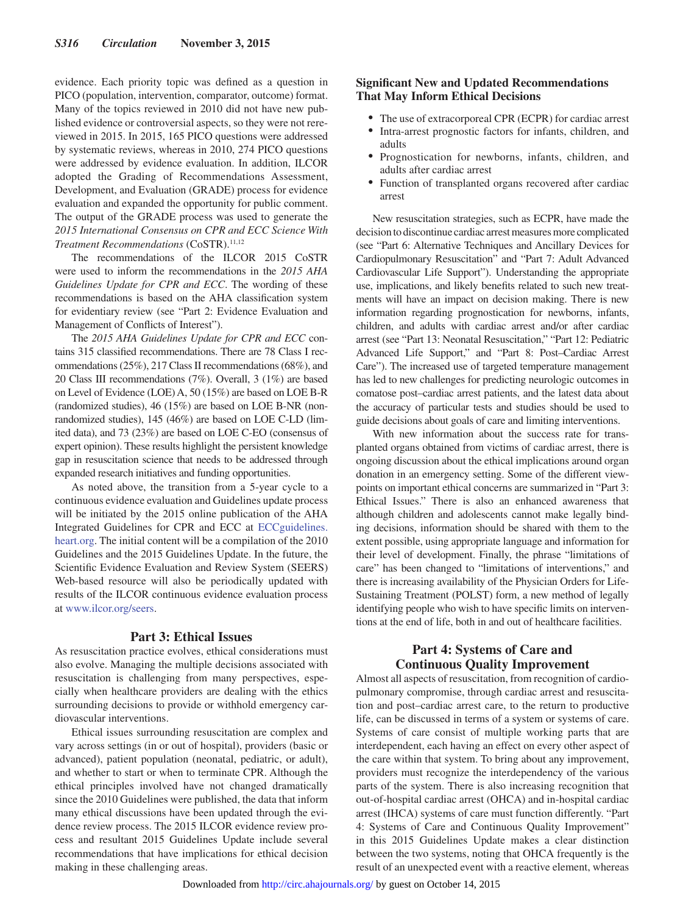evidence. Each priority topic was defined as a question in PICO (population, intervention, comparator, outcome) format. Many of the topics reviewed in 2010 did not have new published evidence or controversial aspects, so they were not rereviewed in 2015. In 2015, 165 PICO questions were addressed by systematic reviews, whereas in 2010, 274 PICO questions were addressed by evidence evaluation. In addition, ILCOR adopted the Grading of Recommendations Assessment, Development, and Evaluation (GRADE) process for evidence evaluation and expanded the opportunity for public comment. The output of the GRADE process was used to generate the *2015 International Consensus on CPR and ECC Science With Treatment Recommendations* (CoSTR).[11,12]

The recommendations of the ILCOR 2015 CoSTR were used to inform the recommendations in the *2015 AHA Guidelines Update for CPR and ECC*. The wording of these recommendations is based on the AHA classification system for evidentiary review (see "Part 2: Evidence Evaluation and Management of Conflicts of Interest").

The *2015 AHA Guidelines Update for CPR and ECC* contains 315 classified recommendations. There are 78 Class I recommendations (25%), 217 Class II recommendations (68%), and 20 Class III recommendations (7%). Overall, 3 (1%) are based on Level of Evidence (LOE) A, 50 (15%) are based on LOE B-R (randomized studies), 46 (15%) are based on LOE B-NR (nonrandomized studies), 145 (46%) are based on LOE C-LD (limited data), and 73 (23%) are based on LOE C-EO (consensus of expert opinion). These results highlight the persistent knowledge gap in resuscitation science that needs to be addressed through expanded research initiatives and funding opportunities.

As noted above, the transition from a 5-year cycle to a continuous evidence evaluation and Guidelines update process will be initiated by the 2015 online publication of the AHA Integrated Guidelines for CPR and ECC at ECCguidelines.heart.org. The initial content will be a compilation of the 2010 Guidelines and the 2015 Guidelines Update. In the future, the Scientific Evidence Evaluation and Review System (SEERS) Web-based resource will also be periodically updated with results of the ILCOR continuous evidence evaluation process at www.ilcor.org/seers.

## Part 3: Ethical Issues

As resuscitation practice evolves, ethical considerations must also evolve. Managing the multiple decisions associated with resuscitation is challenging from many perspectives, especially when healthcare providers are dealing with the ethics surrounding decisions to provide or withhold emergency cardiovascular interventions.

Ethical issues surrounding resuscitation are complex and vary across settings (in or out of hospital), providers (basic or advanced), patient population (neonatal, pediatric, or adult), and whether to start or when to terminate CPR. Although the ethical principles involved have not changed dramatically since the 2010 Guidelines were published, the data that inform many ethical discussions have been updated through the evidence review process. The 2015 ILCOR evidence review process and resultant 2015 Guidelines Update include several recommendations that have implications for ethical decision making in these challenging areas.

### Significant New and Updated Recommendations That May Inform Ethical Decisions

- The use of extracorporeal CPR (ECPR) for cardiac arrest
- Intra-arrest prognostic factors for infants, children, and adults
- Prognostication for newborns, infants, children, and adults after cardiac arrest
- Function of transplanted organs recovered after cardiac arrest

New resuscitation strategies, such as ECPR, have made the decision to discontinue cardiac arrest measures more complicated (see "Part 6: Alternative Techniques and Ancillary Devices for Cardiopulmonary Resuscitation" and "Part 7: Adult Advanced Cardiovascular Life Support"). Understanding the appropriate use, implications, and likely benefits related to such new treatments will have an impact on decision making. There is new information regarding prognostication for newborns, infants, children, and adults with cardiac arrest and/or after cardiac arrest (see "Part 13: Neonatal Resuscitation," "Part 12: Pediatric Advanced Life Support," and "Part 8: Post–Cardiac Arrest Care"). The increased use of targeted temperature management has led to new challenges for predicting neurologic outcomes in comatose post–cardiac arrest patients, and the latest data about the accuracy of particular tests and studies should be used to guide decisions about goals of care and limiting interventions.

With new information about the success rate for transplanted organs obtained from victims of cardiac arrest, there is ongoing discussion about the ethical implications around organ donation in an emergency setting. Some of the different viewpoints on important ethical concerns are summarized in "Part 3: Ethical Issues." There is also an enhanced awareness that although children and adolescents cannot make legally binding decisions, information should be shared with them to the extent possible, using appropriate language and information for their level of development. Finally, the phrase "limitations of care" has been changed to "limitations of interventions," and there is increasing availability of the Physician Orders for Life-Sustaining Treatment (POLST) form, a new method of legally identifying people who wish to have specific limits on interventions at the end of life, both in and out of healthcare facilities.

## Part 4: Systems of Care and Continuous Quality Improvement

Almost all aspects of resuscitation, from recognition of cardiopulmonary compromise, through cardiac arrest and resuscitation and post–cardiac arrest care, to the return to productive life, can be discussed in terms of a system or systems of care. Systems of care consist of multiple working parts that are interdependent, each having an effect on every other aspect of the care within that system. To bring about any improvement, providers must recognize the interdependency of the various parts of the system. There is also increasing recognition that out-of-hospital cardiac arrest (OHCA) and in-hospital cardiac arrest (IHCA) systems of care must function differently. "Part 4: Systems of Care and Continuous Quality Improvement" in this 2015 Guidelines Update makes a clear distinction between the two systems, noting that OHCA frequently is the result of an unexpected event with a reactive element, whereas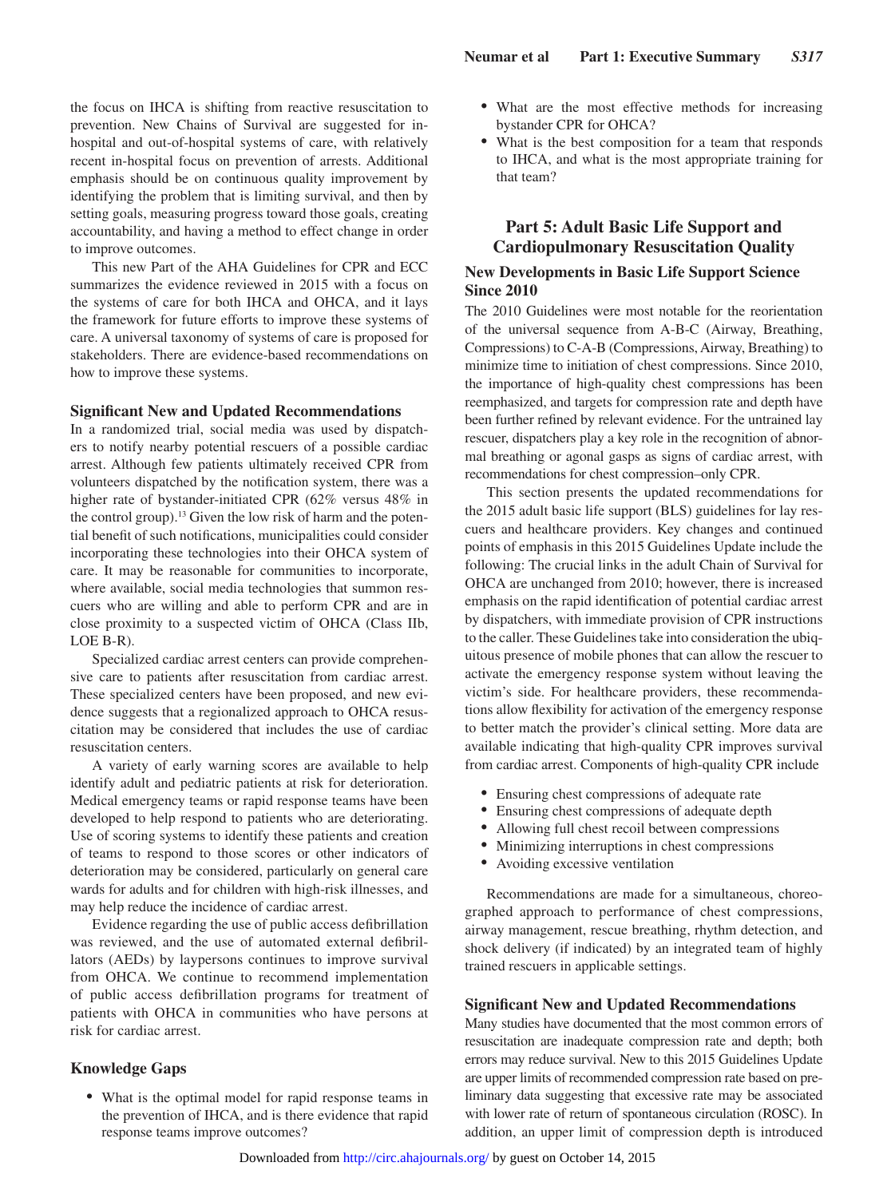the focus on IHCA is shifting from reactive resuscitation to prevention. New Chains of Survival are suggested for in-hospital and out-of-hospital systems of care, with relatively recent in-hospital focus on prevention of arrests. Additional emphasis should be on continuous quality improvement by identifying the problem that is limiting survival, and then by setting goals, measuring progress toward those goals, creating accountability, and having a method to effect change in order to improve outcomes.

This new Part of the AHA Guidelines for CPR and ECC summarizes the evidence reviewed in 2015 with a focus on the systems of care for both IHCA and OHCA, and it lays the framework for future efforts to improve these systems of care. A universal taxonomy of systems of care is proposed for stakeholders. There are evidence-based recommendations on how to improve these systems.

### Significant New and Updated Recommendations

In a randomized trial, social media was used by dispatchers to notify nearby potential rescuers of a possible cardiac arrest. Although few patients ultimately received CPR from volunteers dispatched by the notification system, there was a higher rate of bystander-initiated CPR (62% versus 48% in the control group).[13] Given the low risk of harm and the potential benefit of such notifications, municipalities could consider incorporating these technologies into their OHCA system of care. It may be reasonable for communities to incorporate, where available, social media technologies that summon rescuers who are willing and able to perform CPR and are in close proximity to a suspected victim of OHCA (Class IIb, LOE B-R).

Specialized cardiac arrest centers can provide comprehensive care to patients after resuscitation from cardiac arrest. These specialized centers have been proposed, and new evidence suggests that a regionalized approach to OHCA resuscitation may be considered that includes the use of cardiac resuscitation centers.

A variety of early warning scores are available to help identify adult and pediatric patients at risk for deterioration. Medical emergency teams or rapid response teams have been developed to help respond to patients who are deteriorating. Use of scoring systems to identify these patients and creation of teams to respond to those scores or other indicators of deterioration may be considered, particularly on general care wards for adults and for children with high-risk illnesses, and may help reduce the incidence of cardiac arrest.

Evidence regarding the use of public access defibrillation was reviewed, and the use of automated external defibrillators (AEDs) by laypersons continues to improve survival from OHCA. We continue to recommend implementation of public access defibrillation programs for treatment of patients with OHCA in communities who have persons at risk for cardiac arrest.

### Knowledge Gaps

- What is the optimal model for rapid response teams in the prevention of IHCA, and is there evidence that rapid response teams improve outcomes?
- What are the most effective methods for increasing bystander CPR for OHCA?
- What is the best composition for a team that responds to IHCA, and what is the most appropriate training for that team?

## Part 5: Adult Basic Life Support and Cardiopulmonary Resuscitation Quality

### New Developments in Basic Life Support Science Since 2010

The 2010 Guidelines were most notable for the reorientation of the universal sequence from A-B-C (Airway, Breathing, Compressions) to C-A-B (Compressions, Airway, Breathing) to minimize time to initiation of chest compressions. Since 2010, the importance of high-quality chest compressions has been reemphasized, and targets for compression rate and depth have been further refined by relevant evidence. For the untrained lay rescuer, dispatchers play a key role in the recognition of abnormal breathing or agonal gasps as signs of cardiac arrest, with recommendations for chest compression–only CPR.

This section presents the updated recommendations for the 2015 adult basic life support (BLS) guidelines for lay rescuers and healthcare providers. Key changes and continued points of emphasis in this 2015 Guidelines Update include the following: The crucial links in the adult Chain of Survival for OHCA are unchanged from 2010; however, there is increased emphasis on the rapid identification of potential cardiac arrest by dispatchers, with immediate provision of CPR instructions to the caller. These Guidelines take into consideration the ubiquitous presence of mobile phones that can allow the rescuer to activate the emergency response system without leaving the victim's side. For healthcare providers, these recommendations allow flexibility for activation of the emergency response to better match the provider's clinical setting. More data are available indicating that high-quality CPR improves survival from cardiac arrest. Components of high-quality CPR include

- Ensuring chest compressions of adequate rate
- Ensuring chest compressions of adequate depth
- Allowing full chest recoil between compressions
- Minimizing interruptions in chest compressions
- Avoiding excessive ventilation

Recommendations are made for a simultaneous, choreographed approach to performance of chest compressions, airway management, rescue breathing, rhythm detection, and shock delivery (if indicated) by an integrated team of highly trained rescuers in applicable settings.

### Significant New and Updated Recommendations

Many studies have documented that the most common errors of resuscitation are inadequate compression rate and depth; both errors may reduce survival. New to this 2015 Guidelines Update are upper limits of recommended compression rate based on preliminary data suggesting that excessive rate may be associated with lower rate of return of spontaneous circulation (ROSC). In addition, an upper limit of compression depth is introduced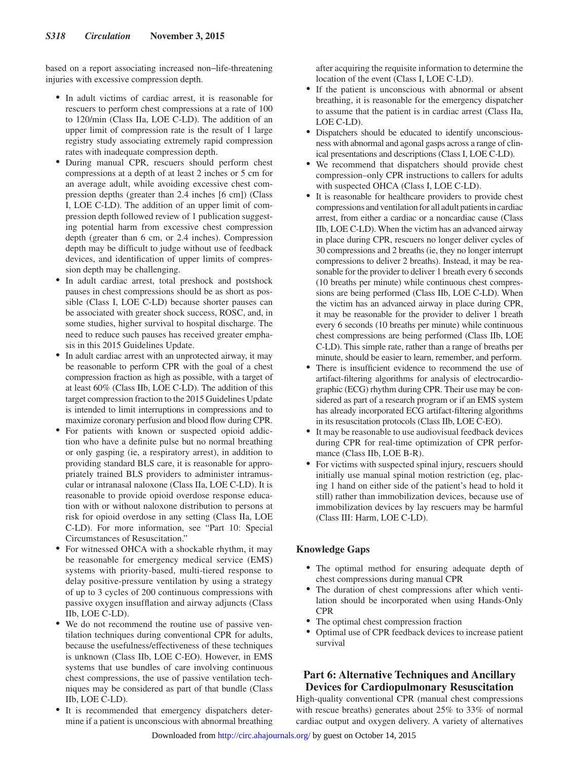based on a report associating increased non–life-threatening injuries with excessive compression depth.

- In adult victims of cardiac arrest, it is reasonable for rescuers to perform chest compressions at a rate of 100 to 120/min (Class IIa, LOE C-LD). The addition of an upper limit of compression rate is the result of 1 large registry study associating extremely rapid compression rates with inadequate compression depth.
- During manual CPR, rescuers should perform chest compressions at a depth of at least 2 inches or 5 cm for an average adult, while avoiding excessive chest compression depths (greater than 2.4 inches [6 cm]) (Class I, LOE C-LD). The addition of an upper limit of compression depth followed review of 1 publication suggesting potential harm from excessive chest compression depth (greater than 6 cm, or 2.4 inches). Compression depth may be difficult to judge without use of feedback devices, and identification of upper limits of compression depth may be challenging.
- In adult cardiac arrest, total preshock and postshock pauses in chest compressions should be as short as possible (Class I, LOE C-LD) because shorter pauses can be associated with greater shock success, ROSC, and, in some studies, higher survival to hospital discharge. The need to reduce such pauses has received greater emphasis in this 2015 Guidelines Update.
- In adult cardiac arrest with an unprotected airway, it may be reasonable to perform CPR with the goal of a chest compression fraction as high as possible, with a target of at least 60% (Class IIb, LOE C-LD). The addition of this target compression fraction to the 2015 Guidelines Update is intended to limit interruptions in compressions and to maximize coronary perfusion and blood flow during CPR.
- For patients with known or suspected opioid addiction who have a definite pulse but no normal breathing or only gasping (ie, a respiratory arrest), in addition to providing standard BLS care, it is reasonable for appropriately trained BLS providers to administer intramuscular or intranasal naloxone (Class IIa, LOE C-LD). It is reasonable to provide opioid overdose response education with or without naloxone distribution to persons at risk for opioid overdose in any setting (Class IIa, LOE C-LD). For more information, see "Part 10: Special Circumstances of Resuscitation."
- For witnessed OHCA with a shockable rhythm, it may be reasonable for emergency medical service (EMS) systems with priority-based, multi-tiered response to delay positive-pressure ventilation by using a strategy of up to 3 cycles of 200 continuous compressions with passive oxygen insufflation and airway adjuncts (Class IIb, LOE C-LD).
- We do not recommend the routine use of passive ventilation techniques during conventional CPR for adults, because the usefulness/effectiveness of these techniques is unknown (Class IIb, LOE C-EO). However, in EMS systems that use bundles of care involving continuous chest compressions, the use of passive ventilation techniques may be considered as part of that bundle (Class IIb, LOE C-LD).
- It is recommended that emergency dispatchers determine if a patient is unconscious with abnormal breathing after acquiring the requisite information to determine the location of the event (Class I, LOE C-LD).
- If the patient is unconscious with abnormal or absent breathing, it is reasonable for the emergency dispatcher to assume that the patient is in cardiac arrest (Class IIa, LOE C-LD).
- Dispatchers should be educated to identify unconsciousness with abnormal and agonal gasps across a range of clinical presentations and descriptions (Class I, LOE C-LD).
- We recommend that dispatchers should provide chest compression–only CPR instructions to callers for adults with suspected OHCA (Class I, LOE C-LD).
- It is reasonable for healthcare providers to provide chest compressions and ventilation for all adult patients in cardiac arrest, from either a cardiac or a noncardiac cause (Class IIb, LOE C-LD). When the victim has an advanced airway in place during CPR, rescuers no longer deliver cycles of 30 compressions and 2 breaths (ie, they no longer interrupt compressions to deliver 2 breaths). Instead, it may be reasonable for the provider to deliver 1 breath every 6 seconds (10 breaths per minute) while continuous chest compressions are being performed (Class IIb, LOE C-LD). When the victim has an advanced airway in place during CPR, it may be reasonable for the provider to deliver 1 breath every 6 seconds (10 breaths per minute) while continuous chest compressions are being performed (Class IIb, LOE C-LD). This simple rate, rather than a range of breaths per minute, should be easier to learn, remember, and perform.
- There is insufficient evidence to recommend the use of artifact-filtering algorithms for analysis of electrocardiographic (ECG) rhythm during CPR. Their use may be considered as part of a research program or if an EMS system has already incorporated ECG artifact-filtering algorithms in its resuscitation protocols (Class IIb, LOE C-EO).
- It may be reasonable to use audiovisual feedback devices during CPR for real-time optimization of CPR performance (Class IIb, LOE B-R).
- For victims with suspected spinal injury, rescuers should initially use manual spinal motion restriction (eg, placing 1 hand on either side of the patient's head to hold it still) rather than immobilization devices, because use of immobilization devices by lay rescuers may be harmful (Class III: Harm, LOE C-LD).

### Knowledge Gaps

- The optimal method for ensuring adequate depth of chest compressions during manual CPR
- The duration of chest compressions after which ventilation should be incorporated when using Hands-Only CPR
- The optimal chest compression fraction
- Optimal use of CPR feedback devices to increase patient survival

## Part 6: Alternative Techniques and Ancillary Devices for Cardiopulmonary Resuscitation

High-quality conventional CPR (manual chest compressions with rescue breaths) generates about 25% to 33% of normal cardiac output and oxygen delivery. A variety of alternatives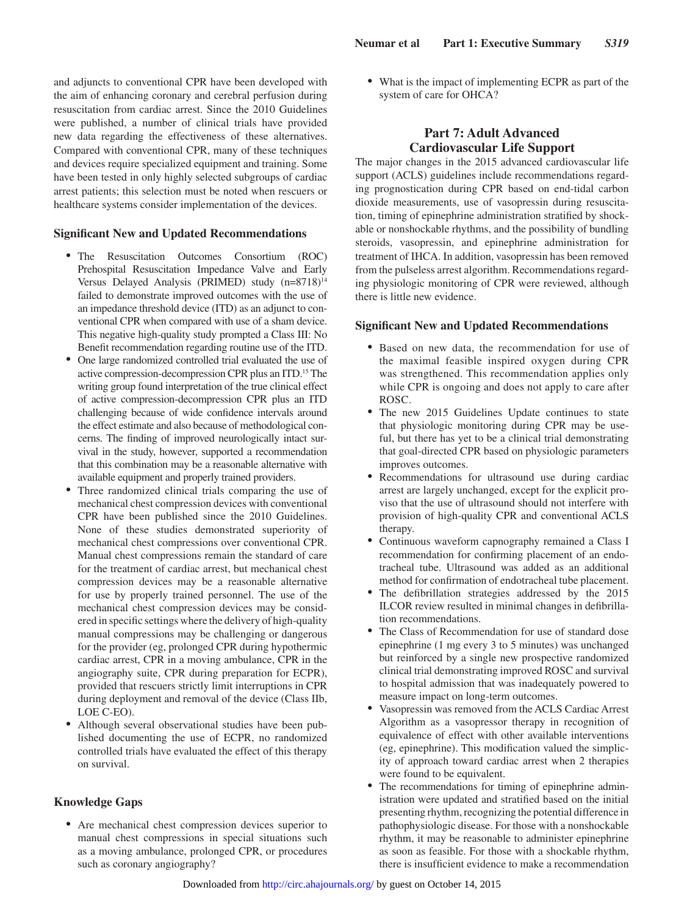and adjuncts to conventional CPR have been developed with the aim of enhancing coronary and cerebral perfusion during resuscitation from cardiac arrest. Since the 2010 Guidelines were published, a number of clinical trials have provided new data regarding the effectiveness of these alternatives. Compared with conventional CPR, many of these techniques and devices require specialized equipment and training. Some have been tested in only highly selected subgroups of cardiac arrest patients; this selection must be noted when rescuers or healthcare systems consider implementation of the devices.

### Significant New and Updated Recommendations

- The Resuscitation Outcomes Consortium (ROC) Prehospital Resuscitation Impedance Valve and Early Versus Delayed Analysis (PRIMED) study (n=8718)[14] failed to demonstrate improved outcomes with the use of an impedance threshold device (ITD) as an adjunct to conventional CPR when compared with use of a sham device. This negative high-quality study prompted a Class III: No Benefit recommendation regarding routine use of the ITD.
- One large randomized controlled trial evaluated the use of active compression-decompression CPR plus an ITD.[15] The writing group found interpretation of the true clinical effect of active compression-decompression CPR plus an ITD challenging because of wide confidence intervals around the effect estimate and also because of methodological concerns. The finding of improved neurologically intact survival in the study, however, supported a recommendation that this combination may be a reasonable alternative with available equipment and properly trained providers.
- Three randomized clinical trials comparing the use of mechanical chest compression devices with conventional CPR have been published since the 2010 Guidelines. None of these studies demonstrated superiority of mechanical chest compressions over conventional CPR. Manual chest compressions remain the standard of care for the treatment of cardiac arrest, but mechanical chest compression devices may be a reasonable alternative for use by properly trained personnel. The use of the mechanical chest compression devices may be considered in specific settings where the delivery of high-quality manual compressions may be challenging or dangerous for the provider (eg, prolonged CPR during hypothermic cardiac arrest, CPR in a moving ambulance, CPR in the angiography suite, CPR during preparation for ECPR), provided that rescuers strictly limit interruptions in CPR during deployment and removal of the device (Class IIb, LOE C-EO).
- Although several observational studies have been published documenting the use of ECPR, no randomized controlled trials have evaluated the effect of this therapy on survival.

### Knowledge Gaps

- Are mechanical chest compression devices superior to manual chest compressions in special situations such as a moving ambulance, prolonged CPR, or procedures such as coronary angiography?
- What is the impact of implementing ECPR as part of the system of care for OHCA?

## Part 7: Adult Advanced Cardiovascular Life Support

The major changes in the 2015 advanced cardiovascular life support (ACLS) guidelines include recommendations regarding prognostication during CPR based on end-tidal carbon dioxide measurements, use of vasopressin during resuscitation, timing of epinephrine administration stratified by shockable or nonshockable rhythms, and the possibility of bundling steroids, vasopressin, and epinephrine administration for treatment of IHCA. In addition, vasopressin has been removed from the pulseless arrest algorithm. Recommendations regarding physiologic monitoring of CPR were reviewed, although there is little new evidence.

### Significant New and Updated Recommendations

- Based on new data, the recommendation for use of the maximal feasible inspired oxygen during CPR was strengthened. This recommendation applies only while CPR is ongoing and does not apply to care after ROSC.
- The new 2015 Guidelines Update continues to state that physiologic monitoring during CPR may be useful, but there has yet to be a clinical trial demonstrating that goal-directed CPR based on physiologic parameters improves outcomes.
- Recommendations for ultrasound use during cardiac arrest are largely unchanged, except for the explicit proviso that the use of ultrasound should not interfere with provision of high-quality CPR and conventional ACLS therapy.
- Continuous waveform capnography remained a Class I recommendation for confirming placement of an endotracheal tube. Ultrasound was added as an additional method for confirmation of endotracheal tube placement.
- The defibrillation strategies addressed by the 2015 ILCOR review resulted in minimal changes in defibrillation recommendations.
- The Class of Recommendation for use of standard dose epinephrine (1 mg every 3 to 5 minutes) was unchanged but reinforced by a single new prospective randomized clinical trial demonstrating improved ROSC and survival to hospital admission that was inadequately powered to measure impact on long-term outcomes.
- Vasopressin was removed from the ACLS Cardiac Arrest Algorithm as a vasopressor therapy in recognition of equivalence of effect with other available interventions (eg, epinephrine). This modification valued the simplicity of approach toward cardiac arrest when 2 therapies were found to be equivalent.
- The recommendations for timing of epinephrine administration were updated and stratified based on the initial presenting rhythm, recognizing the potential difference in pathophysiologic disease. For those with a nonshockable rhythm, it may be reasonable to administer epinephrine as soon as feasible. For those with a shockable rhythm, there is insufficient evidence to make a recommendation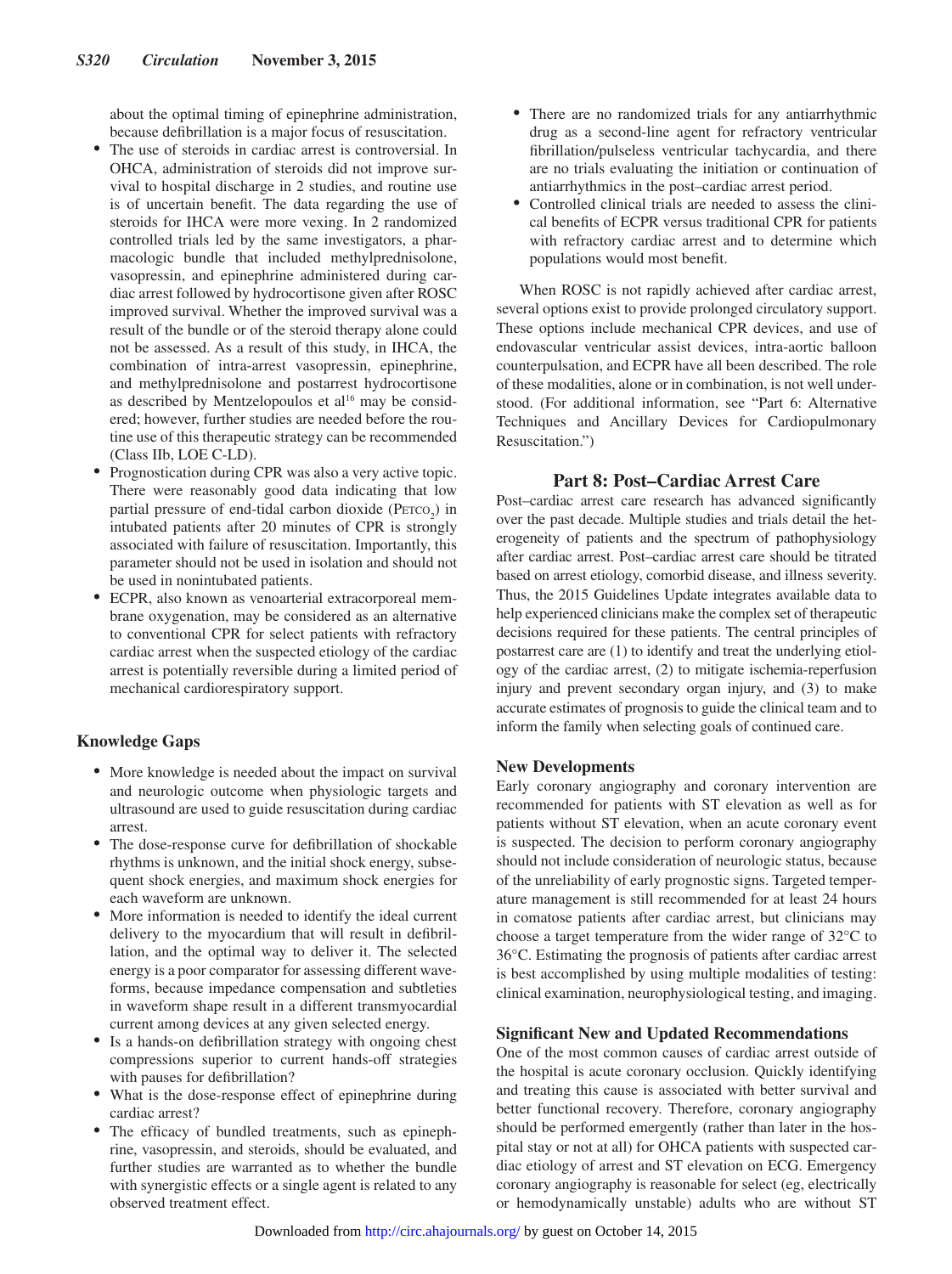about the optimal timing of epinephrine administration, because defibrillation is a major focus of resuscitation.

- The use of steroids in cardiac arrest is controversial. In OHCA, administration of steroids did not improve survival to hospital discharge in 2 studies, and routine use is of uncertain benefit. The data regarding the use of steroids for IHCA were more vexing. In 2 randomized controlled trials led by the same investigators, a pharmacologic bundle that included methylprednisolone, vasopressin, and epinephrine administered during cardiac arrest followed by hydrocortisone given after ROSC improved survival. Whether the improved survival was a result of the bundle or of the steroid therapy alone could not be assessed. As a result of this study, in IHCA, the combination of intra-arrest vasopressin, epinephrine, and methylprednisolone and postarrest hydrocortisone as described by Mentzelopoulos et al[16] may be considered; however, further studies are needed before the routine use of this therapeutic strategy can be recommended (Class IIb, LOE C-LD).
- Prognostication during CPR was also a very active topic. There were reasonably good data indicating that low partial pressure of end-tidal carbon dioxide ($P_{ETCO_2}$) in intubated patients after 20 minutes of CPR is strongly associated with failure of resuscitation. Importantly, this parameter should not be used in isolation and should not be used in nonintubated patients.
- ECPR, also known as venoarterial extracorporeal membrane oxygenation, may be considered as an alternative to conventional CPR for select patients with refractory cardiac arrest when the suspected etiology of the cardiac arrest is potentially reversible during a limited period of mechanical cardiorespiratory support.

### Knowledge Gaps

- More knowledge is needed about the impact on survival and neurologic outcome when physiologic targets and ultrasound are used to guide resuscitation during cardiac arrest.
- The dose-response curve for defibrillation of shockable rhythms is unknown, and the initial shock energy, subsequent shock energies, and maximum shock energies for each waveform are unknown.
- More information is needed to identify the ideal current delivery to the myocardium that will result in defibrillation, and the optimal way to deliver it. The selected energy is a poor comparator for assessing different waveforms, because impedance compensation and subtleties in waveform shape result in a different transmyocardial current among devices at any given selected energy.
- Is a hands-on defibrillation strategy with ongoing chest compressions superior to current hands-off strategies with pauses for defibrillation?
- What is the dose-response effect of epinephrine during cardiac arrest?
- The efficacy of bundled treatments, such as epinephrine, vasopressin, and steroids, should be evaluated, and further studies are warranted as to whether the bundle with synergistic effects or a single agent is related to any observed treatment effect.
- There are no randomized trials for any antiarrhythmic drug as a second-line agent for refractory ventricular fibrillation/pulseless ventricular tachycardia, and there are no trials evaluating the initiation or continuation of antiarrhythmics in the post–cardiac arrest period.
- Controlled clinical trials are needed to assess the clinical benefits of ECPR versus traditional CPR for patients with refractory cardiac arrest and to determine which populations would most benefit.

When ROSC is not rapidly achieved after cardiac arrest, several options exist to provide prolonged circulatory support. These options include mechanical CPR devices, and use of endovascular ventricular assist devices, intra-aortic balloon counterpulsation, and ECPR have all been described. The role of these modalities, alone or in combination, is not well understood. (For additional information, see "Part 6: Alternative Techniques and Ancillary Devices for Cardiopulmonary Resuscitation.")

## Part 8: Post–Cardiac Arrest Care

Post–cardiac arrest care research has advanced significantly over the past decade. Multiple studies and trials detail the heterogeneity of patients and the spectrum of pathophysiology after cardiac arrest. Post–cardiac arrest care should be titrated based on arrest etiology, comorbid disease, and illness severity. Thus, the 2015 Guidelines Update integrates available data to help experienced clinicians make the complex set of therapeutic decisions required for these patients. The central principles of postarrest care are (1) to identify and treat the underlying etiology of the cardiac arrest, (2) to mitigate ischemia-reperfusion injury and prevent secondary organ injury, and (3) to make accurate estimates of prognosis to guide the clinical team and to inform the family when selecting goals of continued care.

### New Developments

Early coronary angiography and coronary intervention are recommended for patients with ST elevation as well as for patients without ST elevation, when an acute coronary event is suspected. The decision to perform coronary angiography should not include consideration of neurologic status, because of the unreliability of early prognostic signs. Targeted temperature management is still recommended for at least 24 hours in comatose patients after cardiac arrest, but clinicians may choose a target temperature from the wider range of 32°C to 36°C. Estimating the prognosis of patients after cardiac arrest is best accomplished by using multiple modalities of testing: clinical examination, neurophysiological testing, and imaging.

### Significant New and Updated Recommendations

One of the most common causes of cardiac arrest outside of the hospital is acute coronary occlusion. Quickly identifying and treating this cause is associated with better survival and better functional recovery. Therefore, coronary angiography should be performed emergently (rather than later in the hospital stay or not at all) for OHCA patients with suspected cardiac etiology of arrest and ST elevation on ECG. Emergency coronary angiography is reasonable for select (eg, electrically or hemodynamically unstable) adults who are without ST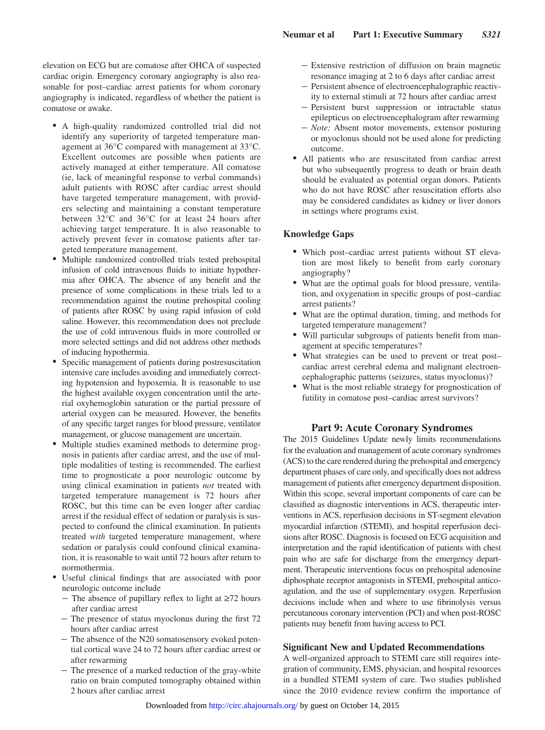elevation on ECG but are comatose after OHCA of suspected cardiac origin. Emergency coronary angiography is also reasonable for post–cardiac arrest patients for whom coronary angiography is indicated, regardless of whether the patient is comatose or awake.

- A high-quality randomized controlled trial did not identify any superiority of targeted temperature management at 36°C compared with management at 33°C. Excellent outcomes are possible when patients are actively managed at either temperature. All comatose (ie, lack of meaningful response to verbal commands) adult patients with ROSC after cardiac arrest should have targeted temperature management, with providers selecting and maintaining a constant temperature between 32°C and 36°C for at least 24 hours after achieving target temperature. It is also reasonable to actively prevent fever in comatose patients after targeted temperature management.
- Multiple randomized controlled trials tested prehospital infusion of cold intravenous fluids to initiate hypothermia after OHCA. The absence of any benefit and the presence of some complications in these trials led to a recommendation against the routine prehospital cooling of patients after ROSC by using rapid infusion of cold saline. However, this recommendation does not preclude the use of cold intravenous fluids in more controlled or more selected settings and did not address other methods of inducing hypothermia.
- Specific management of patients during postresuscitation intensive care includes avoiding and immediately correcting hypotension and hypoxemia. It is reasonable to use the highest available oxygen concentration until the arterial oxyhemoglobin saturation or the partial pressure of arterial oxygen can be measured. However, the benefits of any specific target ranges for blood pressure, ventilator management, or glucose management are uncertain.
- Multiple studies examined methods to determine prognosis in patients after cardiac arrest, and the use of multiple modalities of testing is recommended. The earliest time to prognosticate a poor neurologic outcome by using clinical examination in patients *not* treated with targeted temperature management is 72 hours after ROSC, but this time can be even longer after cardiac arrest if the residual effect of sedation or paralysis is suspected to confound the clinical examination. In patients treated *with* targeted temperature management, where sedation or paralysis could confound clinical examination, it is reasonable to wait until 72 hours after return to normothermia.
- Useful clinical findings that are associated with poor neurologic outcome include
  - The absence of pupillary reflex to light at ≥72 hours after cardiac arrest
  - The presence of status myoclonus during the first 72 hours after cardiac arrest
  - The absence of the N20 somatosensory evoked potential cortical wave 24 to 72 hours after cardiac arrest or after rewarming
  - The presence of a marked reduction of the gray-white ratio on brain computed tomography obtained within 2 hours after cardiac arrest
  - Extensive restriction of diffusion on brain magnetic resonance imaging at 2 to 6 days after cardiac arrest
  - Persistent absence of electroencephalographic reactivity to external stimuli at 72 hours after cardiac arrest
  - Persistent burst suppression or intractable status epilepticus on electroencephalogram after rewarming
  - *Note:* Absent motor movements, extensor posturing or myoclonus should not be used alone for predicting outcome.
- All patients who are resuscitated from cardiac arrest but who subsequently progress to death or brain death should be evaluated as potential organ donors. Patients who do not have ROSC after resuscitation efforts also may be considered candidates as kidney or liver donors in settings where programs exist.

### Knowledge Gaps

- Which post–cardiac arrest patients without ST elevation are most likely to benefit from early coronary angiography?
- What are the optimal goals for blood pressure, ventilation, and oxygenation in specific groups of post–cardiac arrest patients?
- What are the optimal duration, timing, and methods for targeted temperature management?
- Will particular subgroups of patients benefit from management at specific temperatures?
- What strategies can be used to prevent or treat post–cardiac arrest cerebral edema and malignant electroencephalographic patterns (seizures, status myoclonus)?
- What is the most reliable strategy for prognostication of futility in comatose post–cardiac arrest survivors?

## Part 9: Acute Coronary Syndromes

The 2015 Guidelines Update newly limits recommendations for the evaluation and management of acute coronary syndromes (ACS) to the care rendered during the prehospital and emergency department phases of care only, and specifically does not address management of patients after emergency department disposition. Within this scope, several important components of care can be classified as diagnostic interventions in ACS, therapeutic interventions in ACS, reperfusion decisions in ST-segment elevation myocardial infarction (STEMI), and hospital reperfusion decisions after ROSC. Diagnosis is focused on ECG acquisition and interpretation and the rapid identification of patients with chest pain who are safe for discharge from the emergency department. Therapeutic interventions focus on prehospital adenosine diphosphate receptor antagonists in STEMI, prehospital anticoagulation, and the use of supplementary oxygen. Reperfusion decisions include when and where to use fibrinolysis versus percutaneous coronary intervention (PCI) and when post-ROSC patients may benefit from having access to PCI.

### Significant New and Updated Recommendations

A well-organized approach to STEMI care still requires integration of community, EMS, physician, and hospital resources in a bundled STEMI system of care. Two studies published since the 2010 evidence review confirm the importance of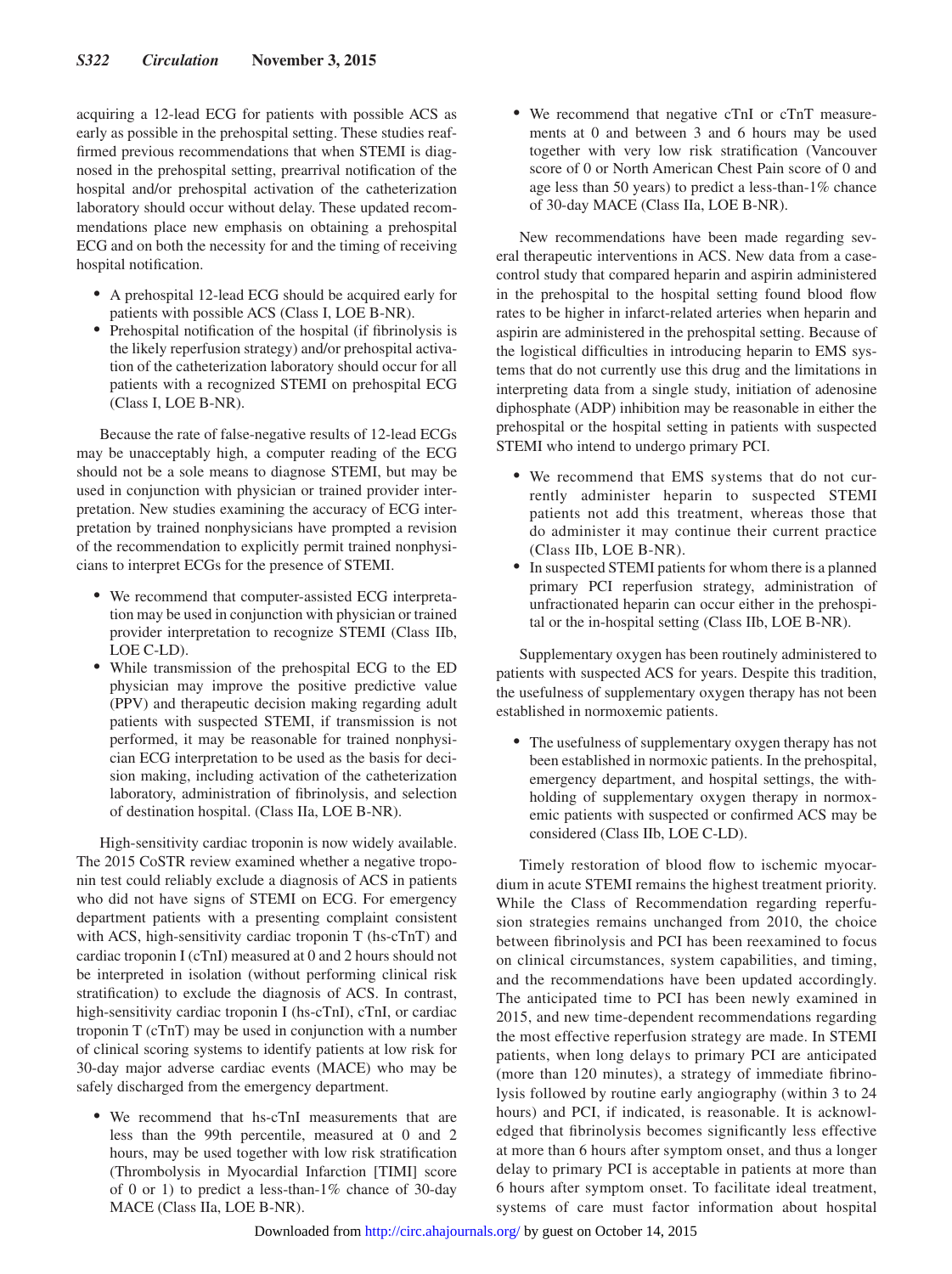acquiring a 12-lead ECG for patients with possible ACS as early as possible in the prehospital setting. These studies reaffirmed previous recommendations that when STEMI is diagnosed in the prehospital setting, prearrival notification of the hospital and/or prehospital activation of the catheterization laboratory should occur without delay. These updated recommendations place new emphasis on obtaining a prehospital ECG and on both the necessity for and the timing of receiving hospital notification.

- A prehospital 12-lead ECG should be acquired early for patients with possible ACS (Class I, LOE B-NR).
- Prehospital notification of the hospital (if fibrinolysis is the likely reperfusion strategy) and/or prehospital activation of the catheterization laboratory should occur for all patients with a recognized STEMI on prehospital ECG (Class I, LOE B-NR).

Because the rate of false-negative results of 12-lead ECGs may be unacceptably high, a computer reading of the ECG should not be a sole means to diagnose STEMI, but may be used in conjunction with physician or trained provider interpretation. New studies examining the accuracy of ECG interpretation by trained nonphysicians have prompted a revision of the recommendation to explicitly permit trained nonphysicians to interpret ECGs for the presence of STEMI.

- We recommend that computer-assisted ECG interpretation may be used in conjunction with physician or trained provider interpretation to recognize STEMI (Class IIb, LOE C-LD).
- While transmission of the prehospital ECG to the ED physician may improve the positive predictive value (PPV) and therapeutic decision making regarding adult patients with suspected STEMI, if transmission is not performed, it may be reasonable for trained nonphysician ECG interpretation to be used as the basis for decision making, including activation of the catheterization laboratory, administration of fibrinolysis, and selection of destination hospital. (Class IIa, LOE B-NR).

High-sensitivity cardiac troponin is now widely available. The 2015 CoSTR review examined whether a negative troponin test could reliably exclude a diagnosis of ACS in patients who did not have signs of STEMI on ECG. For emergency department patients with a presenting complaint consistent with ACS, high-sensitivity cardiac troponin T (hs-cTnT) and cardiac troponin I (cTnI) measured at 0 and 2 hours should not be interpreted in isolation (without performing clinical risk stratification) to exclude the diagnosis of ACS. In contrast, high-sensitivity cardiac troponin I (hs-cTnI), cTnI, or cardiac troponin T (cTnT) may be used in conjunction with a number of clinical scoring systems to identify patients at low risk for 30-day major adverse cardiac events (MACE) who may be safely discharged from the emergency department.

- We recommend that hs-cTnI measurements that are less than the 99th percentile, measured at 0 and 2 hours, may be used together with low risk stratification (Thrombolysis in Myocardial Infarction [TIMI] score of 0 or 1) to predict a less-than-1% chance of 30-day MACE (Class IIa, LOE B-NR).
- We recommend that negative cTnI or cTnT measurements at 0 and between 3 and 6 hours may be used together with very low risk stratification (Vancouver score of 0 or North American Chest Pain score of 0 and age less than 50 years) to predict a less-than-1% chance of 30-day MACE (Class IIa, LOE B-NR).

New recommendations have been made regarding several therapeutic interventions in ACS. New data from a case-control study that compared heparin and aspirin administered in the prehospital to the hospital setting found blood flow rates to be higher in infarct-related arteries when heparin and aspirin are administered in the prehospital setting. Because of the logistical difficulties in introducing heparin to EMS systems that do not currently use this drug and the limitations in interpreting data from a single study, initiation of adenosine diphosphate (ADP) inhibition may be reasonable in either the prehospital or the hospital setting in patients with suspected STEMI who intend to undergo primary PCI.

- We recommend that EMS systems that do not currently administer heparin to suspected STEMI patients not add this treatment, whereas those that do administer it may continue their current practice (Class IIb, LOE B-NR).
- In suspected STEMI patients for whom there is a planned primary PCI reperfusion strategy, administration of unfractionated heparin can occur either in the prehospital or the in-hospital setting (Class IIb, LOE B-NR).

Supplementary oxygen has been routinely administered to patients with suspected ACS for years. Despite this tradition, the usefulness of supplementary oxygen therapy has not been established in normoxemic patients.

- The usefulness of supplementary oxygen therapy has not been established in normoxic patients. In the prehospital, emergency department, and hospital settings, the withholding of supplementary oxygen therapy in normoxemic patients with suspected or confirmed ACS may be considered (Class IIb, LOE C-LD).

Timely restoration of blood flow to ischemic myocardium in acute STEMI remains the highest treatment priority. While the Class of Recommendation regarding reperfusion strategies remains unchanged from 2010, the choice between fibrinolysis and PCI has been reexamined to focus on clinical circumstances, system capabilities, and timing, and the recommendations have been updated accordingly. The anticipated time to PCI has been newly examined in 2015, and new time-dependent recommendations regarding the most effective reperfusion strategy are made. In STEMI patients, when long delays to primary PCI are anticipated (more than 120 minutes), a strategy of immediate fibrinolysis followed by routine early angiography (within 3 to 24 hours) and PCI, if indicated, is reasonable. It is acknowledged that fibrinolysis becomes significantly less effective at more than 6 hours after symptom onset, and thus a longer delay to primary PCI is acceptable in patients at more than 6 hours after symptom onset. To facilitate ideal treatment, systems of care must factor information about hospital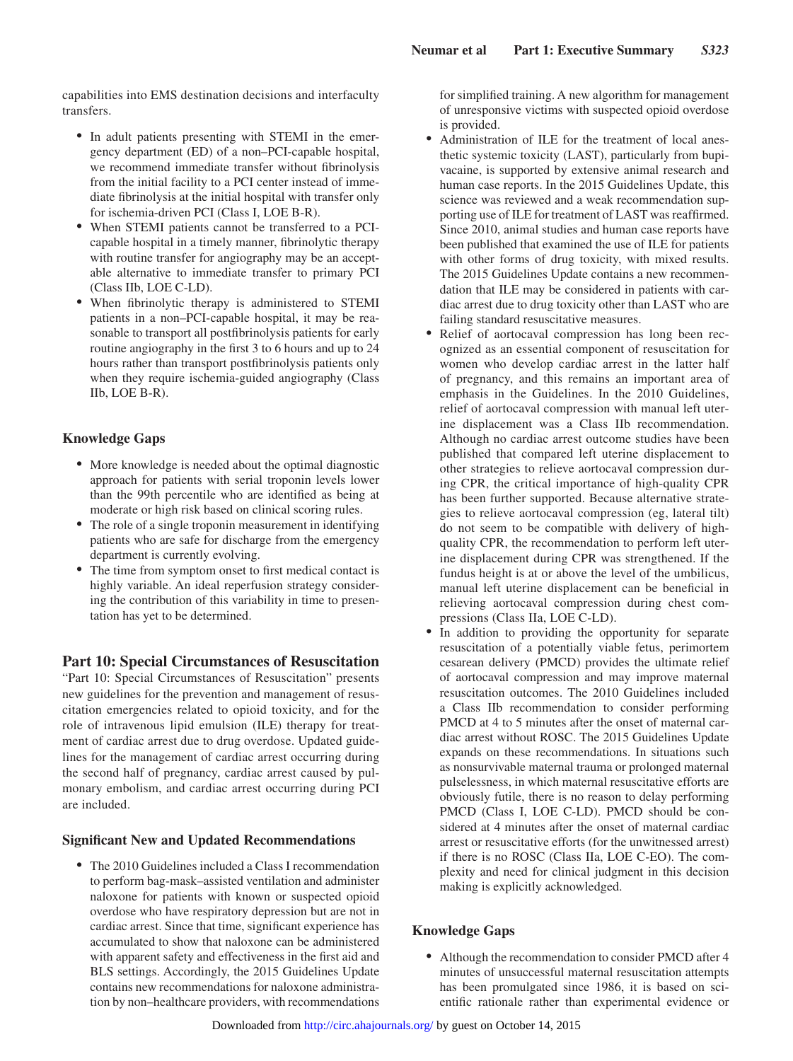capabilities into EMS destination decisions and interfaculty transfers.

- In adult patients presenting with STEMI in the emergency department (ED) of a non–PCI-capable hospital, we recommend immediate transfer without fibrinolysis from the initial facility to a PCI center instead of immediate fibrinolysis at the initial hospital with transfer only for ischemia-driven PCI (Class I, LOE B-R).
- When STEMI patients cannot be transferred to a PCI-capable hospital in a timely manner, fibrinolytic therapy with routine transfer for angiography may be an acceptable alternative to immediate transfer to primary PCI (Class IIb, LOE C-LD).
- When fibrinolytic therapy is administered to STEMI patients in a non–PCI-capable hospital, it may be reasonable to transport all postfibrinolysis patients for early routine angiography in the first 3 to 6 hours and up to 24 hours rather than transport postfibrinolysis patients only when they require ischemia-guided angiography (Class IIb, LOE B-R).

### Knowledge Gaps

- More knowledge is needed about the optimal diagnostic approach for patients with serial troponin levels lower than the 99th percentile who are identified as being at moderate or high risk based on clinical scoring rules.
- The role of a single troponin measurement in identifying patients who are safe for discharge from the emergency department is currently evolving.
- The time from symptom onset to first medical contact is highly variable. An ideal reperfusion strategy considering the contribution of this variability in time to presentation has yet to be determined.

## Part 10: Special Circumstances of Resuscitation

"Part 10: Special Circumstances of Resuscitation" presents new guidelines for the prevention and management of resuscitation emergencies related to opioid toxicity, and for the role of intravenous lipid emulsion (ILE) therapy for treatment of cardiac arrest due to drug overdose. Updated guidelines for the management of cardiac arrest occurring during the second half of pregnancy, cardiac arrest caused by pulmonary embolism, and cardiac arrest occurring during PCI are included.

### Significant New and Updated Recommendations

- The 2010 Guidelines included a Class I recommendation to perform bag-mask–assisted ventilation and administer naloxone for patients with known or suspected opioid overdose who have respiratory depression but are not in cardiac arrest. Since that time, significant experience has accumulated to show that naloxone can be administered with apparent safety and effectiveness in the first aid and BLS settings. Accordingly, the 2015 Guidelines Update contains new recommendations for naloxone administration by non–healthcare providers, with recommendations for simplified training. A new algorithm for management of unresponsive victims with suspected opioid overdose is provided.
- Administration of ILE for the treatment of local anesthetic systemic toxicity (LAST), particularly from bupivacaine, is supported by extensive animal research and human case reports. In the 2015 Guidelines Update, this science was reviewed and a weak recommendation supporting use of ILE for treatment of LAST was reaffirmed. Since 2010, animal studies and human case reports have been published that examined the use of ILE for patients with other forms of drug toxicity, with mixed results. The 2015 Guidelines Update contains a new recommendation that ILE may be considered in patients with cardiac arrest due to drug toxicity other than LAST who are failing standard resuscitative measures.
- Relief of aortocaval compression has long been recognized as an essential component of resuscitation for women who develop cardiac arrest in the latter half of pregnancy, and this remains an important area of emphasis in the Guidelines. In the 2010 Guidelines, relief of aortocaval compression with manual left uterine displacement was a Class IIb recommendation. Although no cardiac arrest outcome studies have been published that compared left uterine displacement to other strategies to relieve aortocaval compression during CPR, the critical importance of high-quality CPR has been further supported. Because alternative strategies to relieve aortocaval compression (eg, lateral tilt) do not seem to be compatible with delivery of high-quality CPR, the recommendation to perform left uterine displacement during CPR was strengthened. If the fundus height is at or above the level of the umbilicus, manual left uterine displacement can be beneficial in relieving aortocaval compression during chest compressions (Class IIa, LOE C-LD).
- In addition to providing the opportunity for separate resuscitation of a potentially viable fetus, perimortem cesarean delivery (PMCD) provides the ultimate relief of aortocaval compression and may improve maternal resuscitation outcomes. The 2010 Guidelines included a Class IIb recommendation to consider performing PMCD at 4 to 5 minutes after the onset of maternal cardiac arrest without ROSC. The 2015 Guidelines Update expands on these recommendations. In situations such as nonsurvivable maternal trauma or prolonged maternal pulselessness, in which maternal resuscitative efforts are obviously futile, there is no reason to delay performing PMCD (Class I, LOE C-LD). PMCD should be considered at 4 minutes after the onset of maternal cardiac arrest or resuscitative efforts (for the unwitnessed arrest) if there is no ROSC (Class IIa, LOE C-EO). The complexity and need for clinical judgment in this decision making is explicitly acknowledged.

### Knowledge Gaps

- Although the recommendation to consider PMCD after 4 minutes of unsuccessful maternal resuscitation attempts has been promulgated since 1986, it is based on scientific rationale rather than experimental evidence or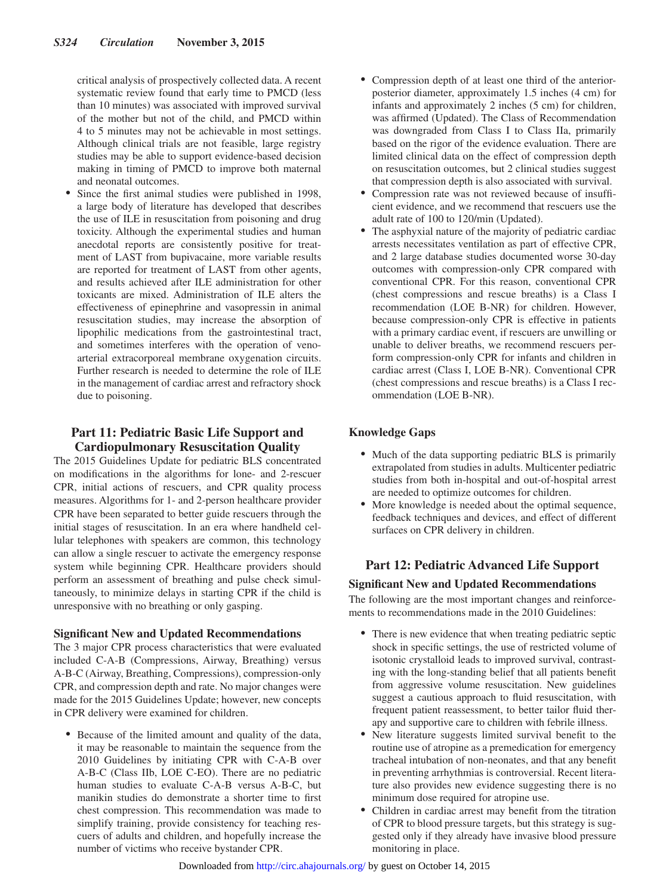critical analysis of prospectively collected data. A recent systematic review found that early time to PMCD (less than 10 minutes) was associated with improved survival of the mother but not of the child, and PMCD within 4 to 5 minutes may not be achievable in most settings. Although clinical trials are not feasible, large registry studies may be able to support evidence-based decision making in timing of PMCD to improve both maternal and neonatal outcomes.

- Since the first animal studies were published in 1998, a large body of literature has developed that describes the use of ILE in resuscitation from poisoning and drug toxicity. Although the experimental studies and human anecdotal reports are consistently positive for treatment of LAST from bupivacaine, more variable results are reported for treatment of LAST from other agents, and results achieved after ILE administration for other toxicants are mixed. Administration of ILE alters the effectiveness of epinephrine and vasopressin in animal resuscitation studies, may increase the absorption of lipophilic medications from the gastrointestinal tract, and sometimes interferes with the operation of venoarterial extracorporeal membrane oxygenation circuits. Further research is needed to determine the role of ILE in the management of cardiac arrest and refractory shock due to poisoning.

## Part 11: Pediatric Basic Life Support and Cardiopulmonary Resuscitation Quality

The 2015 Guidelines Update for pediatric BLS concentrated on modifications in the algorithms for lone- and 2-rescuer CPR, initial actions of rescuers, and CPR quality process measures. Algorithms for 1- and 2-person healthcare provider CPR have been separated to better guide rescuers through the initial stages of resuscitation. In an era where handheld cellular telephones with speakers are common, this technology can allow a single rescuer to activate the emergency response system while beginning CPR. Healthcare providers should perform an assessment of breathing and pulse check simultaneously, to minimize delays in starting CPR if the child is unresponsive with no breathing or only gasping.

### Significant New and Updated Recommendations

The 3 major CPR process characteristics that were evaluated included C-A-B (Compressions, Airway, Breathing) versus A-B-C (Airway, Breathing, Compressions), compression-only CPR, and compression depth and rate. No major changes were made for the 2015 Guidelines Update; however, new concepts in CPR delivery were examined for children.

- Because of the limited amount and quality of the data, it may be reasonable to maintain the sequence from the 2010 Guidelines by initiating CPR with C-A-B over A-B-C (Class IIb, LOE C-EO). There are no pediatric human studies to evaluate C-A-B versus A-B-C, but manikin studies do demonstrate a shorter time to first chest compression. This recommendation was made to simplify training, provide consistency for teaching rescuers of adults and children, and hopefully increase the number of victims who receive bystander CPR.
- Compression depth of at least one third of the anterior-posterior diameter, approximately 1.5 inches (4 cm) for infants and approximately 2 inches (5 cm) for children, was affirmed (Updated). The Class of Recommendation was downgraded from Class I to Class IIa, primarily based on the rigor of the evidence evaluation. There are limited clinical data on the effect of compression depth on resuscitation outcomes, but 2 clinical studies suggest that compression depth is also associated with survival.
- Compression rate was not reviewed because of insufficient evidence, and we recommend that rescuers use the adult rate of 100 to 120/min (Updated).
- The asphyxial nature of the majority of pediatric cardiac arrests necessitates ventilation as part of effective CPR, and 2 large database studies documented worse 30-day outcomes with compression-only CPR compared with conventional CPR. For this reason, conventional CPR (chest compressions and rescue breaths) is a Class I recommendation (LOE B-NR) for children. However, because compression-only CPR is effective in patients with a primary cardiac event, if rescuers are unwilling or unable to deliver breaths, we recommend rescuers perform compression-only CPR for infants and children in cardiac arrest (Class I, LOE B-NR). Conventional CPR (chest compressions and rescue breaths) is a Class I recommendation (LOE B-NR).

### Knowledge Gaps

- Much of the data supporting pediatric BLS is primarily extrapolated from studies in adults. Multicenter pediatric studies from both in-hospital and out-of-hospital arrest are needed to optimize outcomes for children.
- More knowledge is needed about the optimal sequence, feedback techniques and devices, and effect of different surfaces on CPR delivery in children.

## Part 12: Pediatric Advanced Life Support

### Significant New and Updated Recommendations

The following are the most important changes and reinforcements to recommendations made in the 2010 Guidelines:

- There is new evidence that when treating pediatric septic shock in specific settings, the use of restricted volume of isotonic crystalloid leads to improved survival, contrasting with the long-standing belief that all patients benefit from aggressive volume resuscitation. New guidelines suggest a cautious approach to fluid resuscitation, with frequent patient reassessment, to better tailor fluid therapy and supportive care to children with febrile illness.
- New literature suggests limited survival benefit to the routine use of atropine as a premedication for emergency tracheal intubation of non-neonates, and that any benefit in preventing arrhythmias is controversial. Recent literature also provides new evidence suggesting there is no minimum dose required for atropine use.
- Children in cardiac arrest may benefit from the titration of CPR to blood pressure targets, but this strategy is suggested only if they already have invasive blood pressure monitoring in place.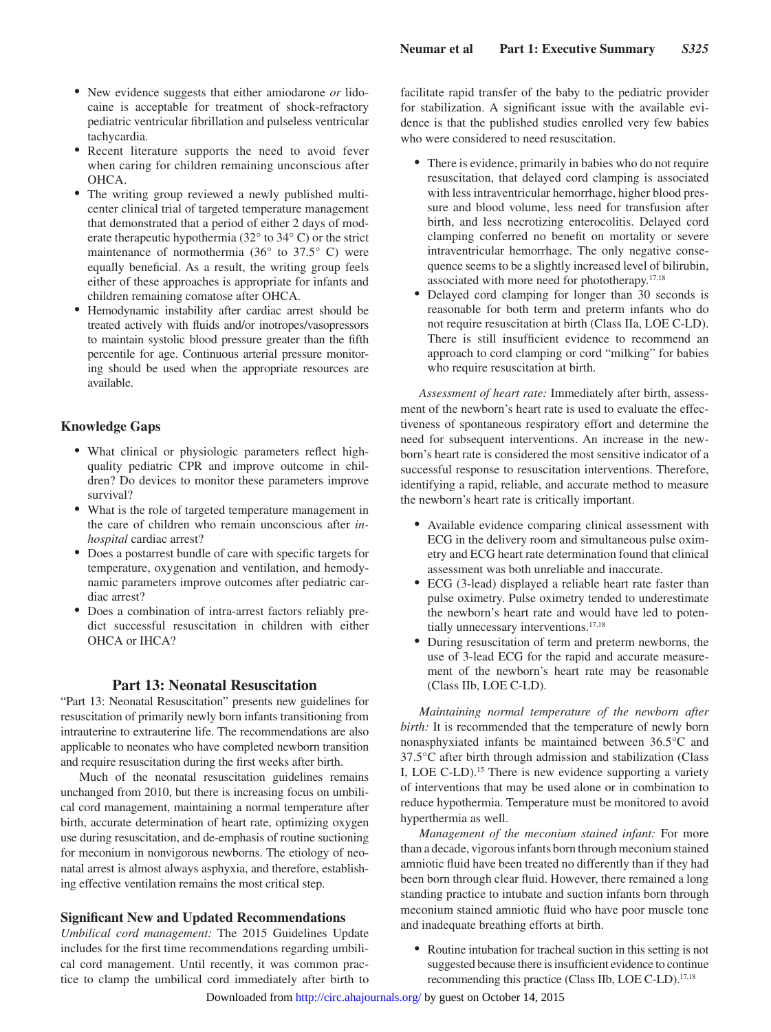- New evidence suggests that either amiodarone *or* lidocaine is acceptable for treatment of shock-refractory pediatric ventricular fibrillation and pulseless ventricular tachycardia.
- Recent literature supports the need to avoid fever when caring for children remaining unconscious after OHCA.
- The writing group reviewed a newly published multicenter clinical trial of targeted temperature management that demonstrated that a period of either 2 days of moderate therapeutic hypothermia (32° to 34° C) or the strict maintenance of normothermia (36° to 37.5° C) were equally beneficial. As a result, the writing group feels either of these approaches is appropriate for infants and children remaining comatose after OHCA.
- Hemodynamic instability after cardiac arrest should be treated actively with fluids and/or inotropes/vasopressors to maintain systolic blood pressure greater than the fifth percentile for age. Continuous arterial pressure monitoring should be used when the appropriate resources are available.

### Knowledge Gaps

- What clinical or physiologic parameters reflect high-quality pediatric CPR and improve outcome in children? Do devices to monitor these parameters improve survival?
- What is the role of targeted temperature management in the care of children who remain unconscious after *in-hospital* cardiac arrest?
- Does a postarrest bundle of care with specific targets for temperature, oxygenation and ventilation, and hemodynamic parameters improve outcomes after pediatric cardiac arrest?
- Does a combination of intra-arrest factors reliably predict successful resuscitation in children with either OHCA or IHCA?

## Part 13: Neonatal Resuscitation

"Part 13: Neonatal Resuscitation" presents new guidelines for resuscitation of primarily newly born infants transitioning from intrauterine to extrauterine life. The recommendations are also applicable to neonates who have completed newborn transition and require resuscitation during the first weeks after birth.

Much of the neonatal resuscitation guidelines remains unchanged from 2010, but there is increasing focus on umbilical cord management, maintaining a normal temperature after birth, accurate determination of heart rate, optimizing oxygen use during resuscitation, and de-emphasis of routine suctioning for meconium in nonvigorous newborns. The etiology of neonatal arrest is almost always asphyxia, and therefore, establishing effective ventilation remains the most critical step.

### Significant New and Updated Recommendations

*Umbilical cord management:* The 2015 Guidelines Update includes for the first time recommendations regarding umbilical cord management. Until recently, it was common practice to clamp the umbilical cord immediately after birth to facilitate rapid transfer of the baby to the pediatric provider for stabilization. A significant issue with the available evidence is that the published studies enrolled very few babies who were considered to need resuscitation.

- There is evidence, primarily in babies who do not require resuscitation, that delayed cord clamping is associated with less intraventricular hemorrhage, higher blood pressure and blood volume, less need for transfusion after birth, and less necrotizing enterocolitis. Delayed cord clamping conferred no benefit on mortality or severe intraventricular hemorrhage. The only negative consequence seems to be a slightly increased level of bilirubin, associated with more need for phototherapy.[17,18]
- Delayed cord clamping for longer than 30 seconds is reasonable for both term and preterm infants who do not require resuscitation at birth (Class IIa, LOE C-LD). There is still insufficient evidence to recommend an approach to cord clamping or cord "milking" for babies who require resuscitation at birth.

*Assessment of heart rate:* Immediately after birth, assessment of the newborn's heart rate is used to evaluate the effectiveness of spontaneous respiratory effort and determine the need for subsequent interventions. An increase in the newborn's heart rate is considered the most sensitive indicator of a successful response to resuscitation interventions. Therefore, identifying a rapid, reliable, and accurate method to measure the newborn's heart rate is critically important.

- Available evidence comparing clinical assessment with ECG in the delivery room and simultaneous pulse oximetry and ECG heart rate determination found that clinical assessment was both unreliable and inaccurate.
- ECG (3-lead) displayed a reliable heart rate faster than pulse oximetry. Pulse oximetry tended to underestimate the newborn's heart rate and would have led to potentially unnecessary interventions.[17,18]
- During resuscitation of term and preterm newborns, the use of 3-lead ECG for the rapid and accurate measurement of the newborn's heart rate may be reasonable (Class IIb, LOE C-LD).

*Maintaining normal temperature of the newborn after birth:* It is recommended that the temperature of newly born nonasphyxiated infants be maintained between 36.5°C and 37.5°C after birth through admission and stabilization (Class I, LOE C-LD).[15] There is new evidence supporting a variety of interventions that may be used alone or in combination to reduce hypothermia. Temperature must be monitored to avoid hyperthermia as well.

*Management of the meconium stained infant:* For more than a decade, vigorous infants born through meconium stained amniotic fluid have been treated no differently than if they had been born through clear fluid. However, there remained a long standing practice to intubate and suction infants born through meconium stained amniotic fluid who have poor muscle tone and inadequate breathing efforts at birth.

- Routine intubation for tracheal suction in this setting is not suggested because there is insufficient evidence to continue recommending this practice (Class IIb, LOE C-LD).[17,18]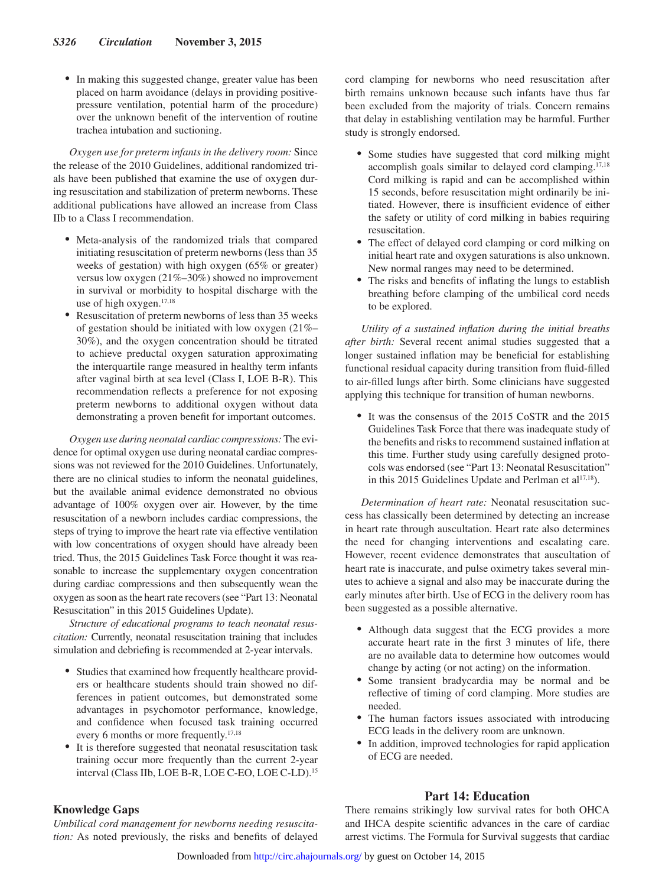- In making this suggested change, greater value has been placed on harm avoidance (delays in providing positive-pressure ventilation, potential harm of the procedure) over the unknown benefit of the intervention of routine trachea intubation and suctioning.

*Oxygen use for preterm infants in the delivery room:* Since the release of the 2010 Guidelines, additional randomized trials have been published that examine the use of oxygen during resuscitation and stabilization of preterm newborns. These additional publications have allowed an increase from Class IIb to a Class I recommendation.

- Meta-analysis of the randomized trials that compared initiating resuscitation of preterm newborns (less than 35 weeks of gestation) with high oxygen (65% or greater) versus low oxygen (21%–30%) showed no improvement in survival or morbidity to hospital discharge with the use of high oxygen.[17,18]
- Resuscitation of preterm newborns of less than 35 weeks of gestation should be initiated with low oxygen (21%–30%), and the oxygen concentration should be titrated to achieve preductal oxygen saturation approximating the interquartile range measured in healthy term infants after vaginal birth at sea level (Class I, LOE B-R). This recommendation reflects a preference for not exposing preterm newborns to additional oxygen without data demonstrating a proven benefit for important outcomes.

*Oxygen use during neonatal cardiac compressions:* The evidence for optimal oxygen use during neonatal cardiac compressions was not reviewed for the 2010 Guidelines. Unfortunately, there are no clinical studies to inform the neonatal guidelines, but the available animal evidence demonstrated no obvious advantage of 100% oxygen over air. However, by the time resuscitation of a newborn includes cardiac compressions, the steps of trying to improve the heart rate via effective ventilation with low concentrations of oxygen should have already been tried. Thus, the 2015 Guidelines Task Force thought it was reasonable to increase the supplementary oxygen concentration during cardiac compressions and then subsequently wean the oxygen as soon as the heart rate recovers (see "Part 13: Neonatal Resuscitation" in this 2015 Guidelines Update).

*Structure of educational programs to teach neonatal resuscitation:* Currently, neonatal resuscitation training that includes simulation and debriefing is recommended at 2-year intervals.

- Studies that examined how frequently healthcare providers or healthcare students should train showed no differences in patient outcomes, but demonstrated some advantages in psychomotor performance, knowledge, and confidence when focused task training occurred every 6 months or more frequently.[17,18]
- It is therefore suggested that neonatal resuscitation task training occur more frequently than the current 2-year interval (Class IIb, LOE B-R, LOE C-EO, LOE C-LD).[15]

## Knowledge Gaps

*Umbilical cord management for newborns needing resuscitation:* As noted previously, the risks and benefits of delayed cord clamping for newborns who need resuscitation after birth remains unknown because such infants have thus far been excluded from the majority of trials. Concern remains that delay in establishing ventilation may be harmful. Further study is strongly endorsed.

- Some studies have suggested that cord milking might accomplish goals similar to delayed cord clamping.[17,18] Cord milking is rapid and can be accomplished within 15 seconds, before resuscitation might ordinarily be initiated. However, there is insufficient evidence of either the safety or utility of cord milking in babies requiring resuscitation.
- The effect of delayed cord clamping or cord milking on initial heart rate and oxygen saturations is also unknown. New normal ranges may need to be determined.
- The risks and benefits of inflating the lungs to establish breathing before clamping of the umbilical cord needs to be explored.

*Utility of a sustained inflation during the initial breaths after birth:* Several recent animal studies suggested that a longer sustained inflation may be beneficial for establishing functional residual capacity during transition from fluid-filled to air-filled lungs after birth. Some clinicians have suggested applying this technique for transition of human newborns.

- It was the consensus of the 2015 CoSTR and the 2015 Guidelines Task Force that there was inadequate study of the benefits and risks to recommend sustained inflation at this time. Further study using carefully designed protocols was endorsed (see "Part 13: Neonatal Resuscitation" in this 2015 Guidelines Update and Perlman et al[17,18]).

*Determination of heart rate:* Neonatal resuscitation success has classically been determined by detecting an increase in heart rate through auscultation. Heart rate also determines the need for changing interventions and escalating care. However, recent evidence demonstrates that auscultation of heart rate is inaccurate, and pulse oximetry takes several minutes to achieve a signal and also may be inaccurate during the early minutes after birth. Use of ECG in the delivery room has been suggested as a possible alternative.

- Although data suggest that the ECG provides a more accurate heart rate in the first 3 minutes of life, there are no available data to determine how outcomes would change by acting (or not acting) on the information.
- Some transient bradycardia may be normal and be reflective of timing of cord clamping. More studies are needed.
- The human factors issues associated with introducing ECG leads in the delivery room are unknown.
- In addition, improved technologies for rapid application of ECG are needed.

# Part 14: Education

There remains strikingly low survival rates for both OHCA and IHCA despite scientific advances in the care of cardiac arrest victims. The Formula for Survival suggests that cardiac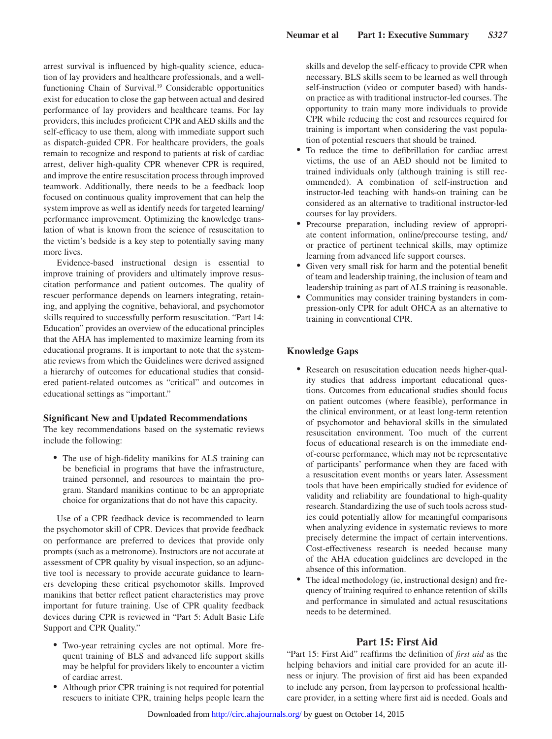arrest survival is influenced by high-quality science, education of lay providers and healthcare professionals, and a well-functioning Chain of Survival.[19] Considerable opportunities exist for education to close the gap between actual and desired performance of lay providers and healthcare teams. For lay providers, this includes proficient CPR and AED skills and the self-efficacy to use them, along with immediate support such as dispatch-guided CPR. For healthcare providers, the goals remain to recognize and respond to patients at risk of cardiac arrest, deliver high-quality CPR whenever CPR is required, and improve the entire resuscitation process through improved teamwork. Additionally, there needs to be a feedback loop focused on continuous quality improvement that can help the system improve as well as identify needs for targeted learning/performance improvement. Optimizing the knowledge translation of what is known from the science of resuscitation to the victim's bedside is a key step to potentially saving many more lives.

Evidence-based instructional design is essential to improve training of providers and ultimately improve resuscitation performance and patient outcomes. The quality of rescuer performance depends on learners integrating, retaining, and applying the cognitive, behavioral, and psychomotor skills required to successfully perform resuscitation. "Part 14: Education" provides an overview of the educational principles that the AHA has implemented to maximize learning from its educational programs. It is important to note that the systematic reviews from which the Guidelines were derived assigned a hierarchy of outcomes for educational studies that considered patient-related outcomes as "critical" and outcomes in educational settings as "important."

### Significant New and Updated Recommendations

The key recommendations based on the systematic reviews include the following:

- The use of high-fidelity manikins for ALS training can be beneficial in programs that have the infrastructure, trained personnel, and resources to maintain the program. Standard manikins continue to be an appropriate choice for organizations that do not have this capacity.

Use of a CPR feedback device is recommended to learn the psychomotor skill of CPR. Devices that provide feedback on performance are preferred to devices that provide only prompts (such as a metronome). Instructors are not accurate at assessment of CPR quality by visual inspection, so an adjunctive tool is necessary to provide accurate guidance to learners developing these critical psychomotor skills. Improved manikins that better reflect patient characteristics may prove important for future training. Use of CPR quality feedback devices during CPR is reviewed in "Part 5: Adult Basic Life Support and CPR Quality."

- Two-year retraining cycles are not optimal. More frequent training of BLS and advanced life support skills may be helpful for providers likely to encounter a victim of cardiac arrest.
- Although prior CPR training is not required for potential rescuers to initiate CPR, training helps people learn the skills and develop the self-efficacy to provide CPR when necessary. BLS skills seem to be learned as well through self-instruction (video or computer based) with hands-on practice as with traditional instructor-led courses. The opportunity to train many more individuals to provide CPR while reducing the cost and resources required for training is important when considering the vast population of potential rescuers that should be trained.
- To reduce the time to defibrillation for cardiac arrest victims, the use of an AED should not be limited to trained individuals only (although training is still recommended). A combination of self-instruction and instructor-led teaching with hands-on training can be considered as an alternative to traditional instructor-led courses for lay providers.
- Precourse preparation, including review of appropriate content information, online/precourse testing, and/or practice of pertinent technical skills, may optimize learning from advanced life support courses.
- Given very small risk for harm and the potential benefit of team and leadership training, the inclusion of team and leadership training as part of ALS training is reasonable.
- Communities may consider training bystanders in compression-only CPR for adult OHCA as an alternative to training in conventional CPR.

### Knowledge Gaps

- Research on resuscitation education needs higher-quality studies that address important educational questions. Outcomes from educational studies should focus on patient outcomes (where feasible), performance in the clinical environment, or at least long-term retention of psychomotor and behavioral skills in the simulated resuscitation environment. Too much of the current focus of educational research is on the immediate end-of-course performance, which may not be representative of participants' performance when they are faced with a resuscitation event months or years later. Assessment tools that have been empirically studied for evidence of validity and reliability are foundational to high-quality research. Standardizing the use of such tools across studies could potentially allow for meaningful comparisons when analyzing evidence in systematic reviews to more precisely determine the impact of certain interventions. Cost-effectiveness research is needed because many of the AHA education guidelines are developed in the absence of this information.
- The ideal methodology (ie, instructional design) and frequency of training required to enhance retention of skills and performance in simulated and actual resuscitations needs to be determined.

## Part 15: First Aid

"Part 15: First Aid" reaffirms the definition of *first aid* as the helping behaviors and initial care provided for an acute illness or injury. The provision of first aid has been expanded to include any person, from layperson to professional healthcare provider, in a setting where first aid is needed. Goals and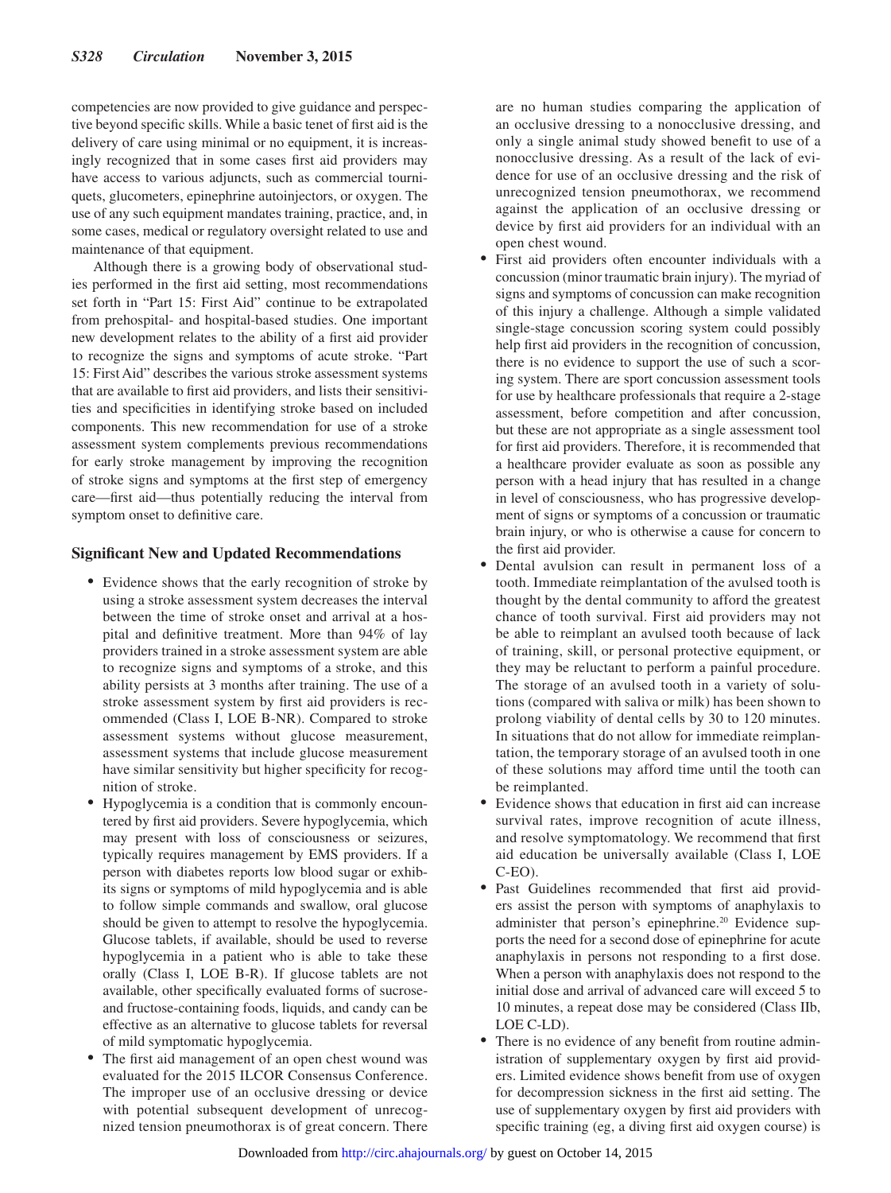competencies are now provided to give guidance and perspective beyond specific skills. While a basic tenet of first aid is the delivery of care using minimal or no equipment, it is increasingly recognized that in some cases first aid providers may have access to various adjuncts, such as commercial tourniquets, glucometers, epinephrine autoinjectors, or oxygen. The use of any such equipment mandates training, practice, and, in some cases, medical or regulatory oversight related to use and maintenance of that equipment.

Although there is a growing body of observational studies performed in the first aid setting, most recommendations set forth in "Part 15: First Aid" continue to be extrapolated from prehospital- and hospital-based studies. One important new development relates to the ability of a first aid provider to recognize the signs and symptoms of acute stroke. "Part 15: First Aid" describes the various stroke assessment systems that are available to first aid providers, and lists their sensitivities and specificities in identifying stroke based on included components. This new recommendation for use of a stroke assessment system complements previous recommendations for early stroke management by improving the recognition of stroke signs and symptoms at the first step of emergency care—first aid—thus potentially reducing the interval from symptom onset to definitive care.

## Significant New and Updated Recommendations

- Evidence shows that the early recognition of stroke by using a stroke assessment system decreases the interval between the time of stroke onset and arrival at a hospital and definitive treatment. More than 94% of lay providers trained in a stroke assessment system are able to recognize signs and symptoms of a stroke, and this ability persists at 3 months after training. The use of a stroke assessment system by first aid providers is recommended (Class I, LOE B-NR). Compared to stroke assessment systems without glucose measurement, assessment systems that include glucose measurement have similar sensitivity but higher specificity for recognition of stroke.
- Hypoglycemia is a condition that is commonly encountered by first aid providers. Severe hypoglycemia, which may present with loss of consciousness or seizures, typically requires management by EMS providers. If a person with diabetes reports low blood sugar or exhibits signs or symptoms of mild hypoglycemia and is able to follow simple commands and swallow, oral glucose should be given to attempt to resolve the hypoglycemia. Glucose tablets, if available, should be used to reverse hypoglycemia in a patient who is able to take these orally (Class I, LOE B-R). If glucose tablets are not available, other specifically evaluated forms of sucrose- and fructose-containing foods, liquids, and candy can be effective as an alternative to glucose tablets for reversal of mild symptomatic hypoglycemia.
- The first aid management of an open chest wound was evaluated for the 2015 ILCOR Consensus Conference. The improper use of an occlusive dressing or device with potential subsequent development of unrecognized tension pneumothorax is of great concern. There are no human studies comparing the application of an occlusive dressing to a nonocclusive dressing, and only a single animal study showed benefit to use of a nonocclusive dressing. As a result of the lack of evidence for use of an occlusive dressing and the risk of unrecognized tension pneumothorax, we recommend against the application of an occlusive dressing or device by first aid providers for an individual with an open chest wound.
- First aid providers often encounter individuals with a concussion (minor traumatic brain injury). The myriad of signs and symptoms of concussion can make recognition of this injury a challenge. Although a simple validated single-stage concussion scoring system could possibly help first aid providers in the recognition of concussion, there is no evidence to support the use of such a scoring system. There are sport concussion assessment tools for use by healthcare professionals that require a 2-stage assessment, before competition and after concussion, but these are not appropriate as a single assessment tool for first aid providers. Therefore, it is recommended that a healthcare provider evaluate as soon as possible any person with a head injury that has resulted in a change in level of consciousness, who has progressive development of signs or symptoms of a concussion or traumatic brain injury, or who is otherwise a cause for concern to the first aid provider.
- Dental avulsion can result in permanent loss of a tooth. Immediate reimplantation of the avulsed tooth is thought by the dental community to afford the greatest chance of tooth survival. First aid providers may not be able to reimplant an avulsed tooth because of lack of training, skill, or personal protective equipment, or they may be reluctant to perform a painful procedure. The storage of an avulsed tooth in a variety of solutions (compared with saliva or milk) has been shown to prolong viability of dental cells by 30 to 120 minutes. In situations that do not allow for immediate reimplantation, the temporary storage of an avulsed tooth in one of these solutions may afford time until the tooth can be reimplanted.
- Evidence shows that education in first aid can increase survival rates, improve recognition of acute illness, and resolve symptomatology. We recommend that first aid education be universally available (Class I, LOE C-EO).
- Past Guidelines recommended that first aid providers assist the person with symptoms of anaphylaxis to administer that person's epinephrine.[20] Evidence supports the need for a second dose of epinephrine for acute anaphylaxis in persons not responding to a first dose. When a person with anaphylaxis does not respond to the initial dose and arrival of advanced care will exceed 5 to 10 minutes, a repeat dose may be considered (Class IIb, LOE C-LD).
- There is no evidence of any benefit from routine administration of supplementary oxygen by first aid providers. Limited evidence shows benefit from use of oxygen for decompression sickness in the first aid setting. The use of supplementary oxygen by first aid providers with specific training (eg, a diving first aid oxygen course) is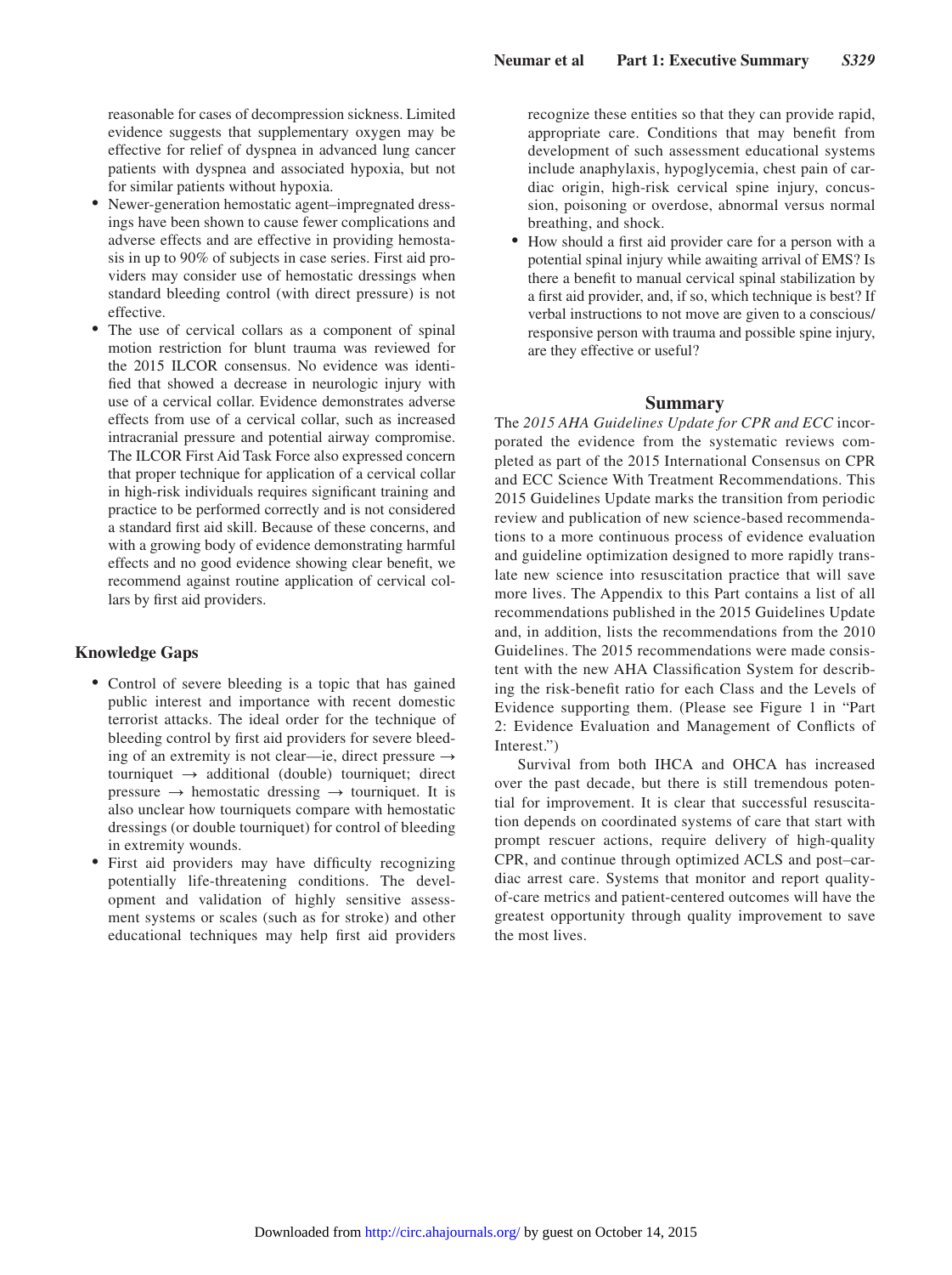reasonable for cases of decompression sickness. Limited evidence suggests that supplementary oxygen may be effective for relief of dyspnea in advanced lung cancer patients with dyspnea and associated hypoxia, but not for similar patients without hypoxia.

- Newer-generation hemostatic agent–impregnated dressings have been shown to cause fewer complications and adverse effects and are effective in providing hemostasis in up to 90% of subjects in case series. First aid providers may consider use of hemostatic dressings when standard bleeding control (with direct pressure) is not effective.
- The use of cervical collars as a component of spinal motion restriction for blunt trauma was reviewed for the 2015 ILCOR consensus. No evidence was identified that showed a decrease in neurologic injury with use of a cervical collar. Evidence demonstrates adverse effects from use of a cervical collar, such as increased intracranial pressure and potential airway compromise. The ILCOR First Aid Task Force also expressed concern that proper technique for application of a cervical collar in high-risk individuals requires significant training and practice to be performed correctly and is not considered a standard first aid skill. Because of these concerns, and with a growing body of evidence demonstrating harmful effects and no good evidence showing clear benefit, we recommend against routine application of cervical collars by first aid providers.

### Knowledge Gaps

- Control of severe bleeding is a topic that has gained public interest and importance with recent domestic terrorist attacks. The ideal order for the technique of bleeding control by first aid providers for severe bleeding of an extremity is not clear—ie, direct pressure → tourniquet → additional (double) tourniquet; direct pressure → hemostatic dressing → tourniquet. It is also unclear how tourniquets compare with hemostatic dressings (or double tourniquet) for control of bleeding in extremity wounds.
- First aid providers may have difficulty recognizing potentially life-threatening conditions. The development and validation of highly sensitive assessment systems or scales (such as for stroke) and other educational techniques may help first aid providers recognize these entities so that they can provide rapid, appropriate care. Conditions that may benefit from development of such assessment educational systems include anaphylaxis, hypoglycemia, chest pain of cardiac origin, high-risk cervical spine injury, concussion, poisoning or overdose, abnormal versus normal breathing, and shock.
- How should a first aid provider care for a person with a potential spinal injury while awaiting arrival of EMS? Is there a benefit to manual cervical spinal stabilization by a first aid provider, and, if so, which technique is best? If verbal instructions to not move are given to a conscious/responsive person with trauma and possible spine injury, are they effective or useful?

## Summary

The *2015 AHA Guidelines Update for CPR and ECC* incorporated the evidence from the systematic reviews completed as part of the 2015 International Consensus on CPR and ECC Science With Treatment Recommendations. This 2015 Guidelines Update marks the transition from periodic review and publication of new science-based recommendations to a more continuous process of evidence evaluation and guideline optimization designed to more rapidly translate new science into resuscitation practice that will save more lives. The Appendix to this Part contains a list of all recommendations published in the 2015 Guidelines Update and, in addition, lists the recommendations from the 2010 Guidelines. The 2015 recommendations were made consistent with the new AHA Classification System for describing the risk-benefit ratio for each Class and the Levels of Evidence supporting them. (Please see Figure 1 in "Part 2: Evidence Evaluation and Management of Conflicts of Interest.")

Survival from both IHCA and OHCA has increased over the past decade, but there is still tremendous potential for improvement. It is clear that successful resuscitation depends on coordinated systems of care that start with prompt rescuer actions, require delivery of high-quality CPR, and continue through optimized ACLS and post–cardiac arrest care. Systems that monitor and report quality-of-care metrics and patient-centered outcomes will have the greatest opportunity through quality improvement to save the most lives.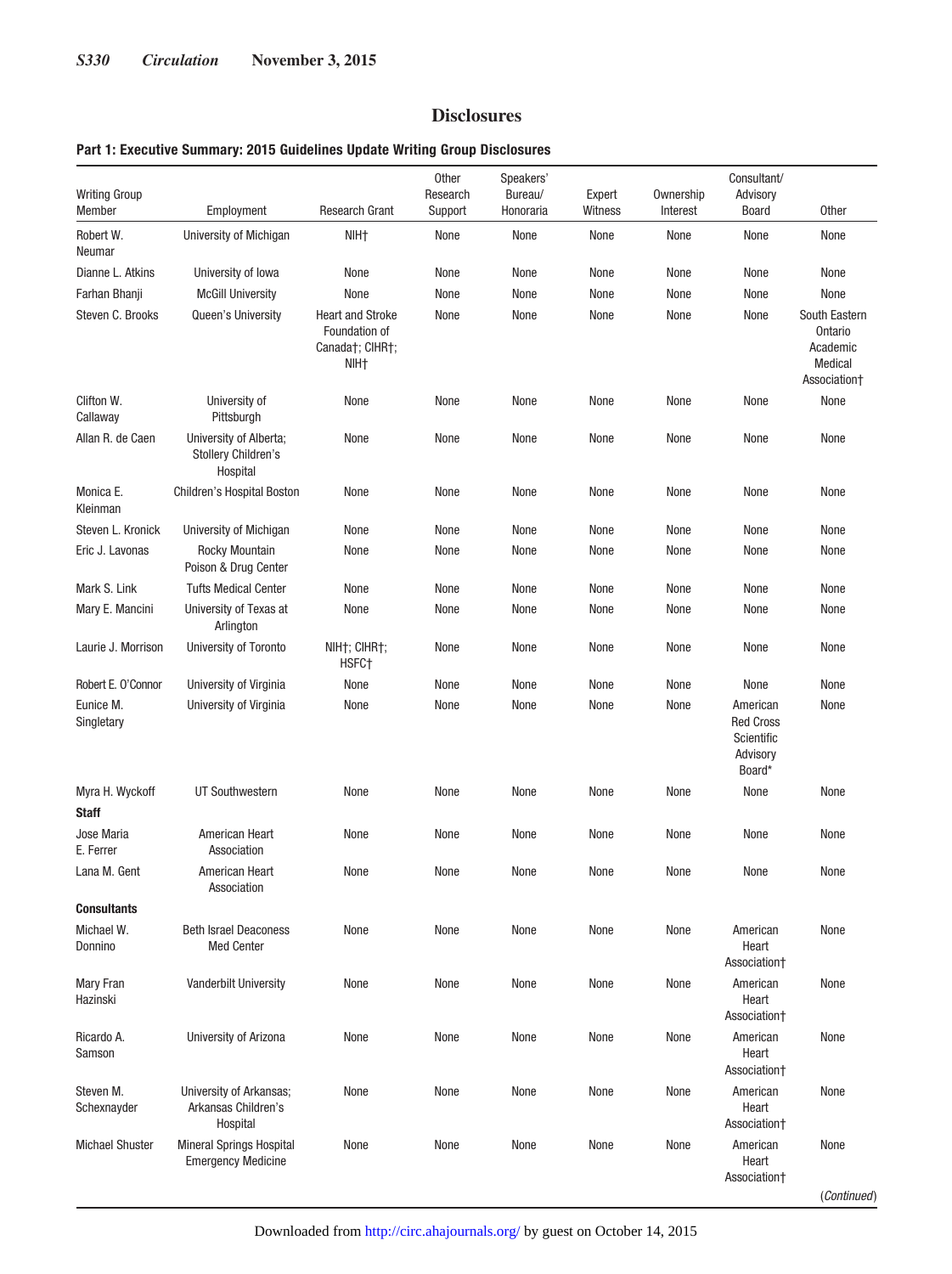## Disclosures

**Part 1: Executive Summary: 2015 Guidelines Update Writing Group Disclosures**

| Writing Group Member | Employment | Research Grant | Other Research Support | Speakers' Bureau/ Honoraria | Expert Witness | Ownership Interest | Consultant/ Advisory Board | Other |
|---|---|---|---|---|---|---|---|---|
| Robert W. Neumar | University of Michigan | NIH† | None | None | None | None | None | None |
| Dianne L. Atkins | University of Iowa | None | None | None | None | None | None | None |
| Farhan Bhanji | McGill University | None | None | None | None | None | None | None |
| Steven C. Brooks | Queen's University | Heart and Stroke Foundation of Canada†; CIHR†; NIH† | None | None | None | None | None | South Eastern Ontario Academic Medical Association† |
| Clifton W. Callaway | University of Pittsburgh | None | None | None | None | None | None | None |
| Allan R. de Caen | University of Alberta; Stollery Children's Hospital | None | None | None | None | None | None | None |
| Monica E. Kleinman | Children's Hospital Boston | None | None | None | None | None | None | None |
| Steven L. Kronick | University of Michigan | None | None | None | None | None | None | None |
| Eric J. Lavonas | Rocky Mountain Poison & Drug Center | None | None | None | None | None | None | None |
| Mark S. Link | Tufts Medical Center | None | None | None | None | None | None | None |
| Mary E. Mancini | University of Texas at Arlington | None | None | None | None | None | None | None |
| Laurie J. Morrison | University of Toronto | NIH†; CIHR†; HSFC† | None | None | None | None | None | None |
| Robert E. O'Connor | University of Virginia | None | None | None | None | None | None | None |
| Eunice M. Singletary | University of Virginia | None | None | None | None | None | American Red Cross Scientific Advisory Board* | None |
| Myra H. Wyckoff | UT Southwestern | None | None | None | None | None | None | None |
| **Staff** | | | | | | | | |
| Jose Maria E. Ferrer | American Heart Association | None | None | None | None | None | None | None |
| Lana M. Gent | American Heart Association | None | None | None | None | None | None | None |
| **Consultants** | | | | | | | | |
| Michael W. Donnino | Beth Israel Deaconess Med Center | None | None | None | None | None | American Heart Association† | None |
| Mary Fran Hazinski | Vanderbilt University | None | None | None | None | None | American Heart Association† | None |
| Ricardo A. Samson | University of Arizona | None | None | None | None | None | American Heart Association† | None |
| Steven M. Schexnayder | University of Arkansas; Arkansas Children's Hospital | None | None | None | None | None | American Heart Association† | None |
| Michael Shuster | Mineral Springs Hospital Emergency Medicine | None | None | None | None | None | American Heart Association† | None |

*(Continued)*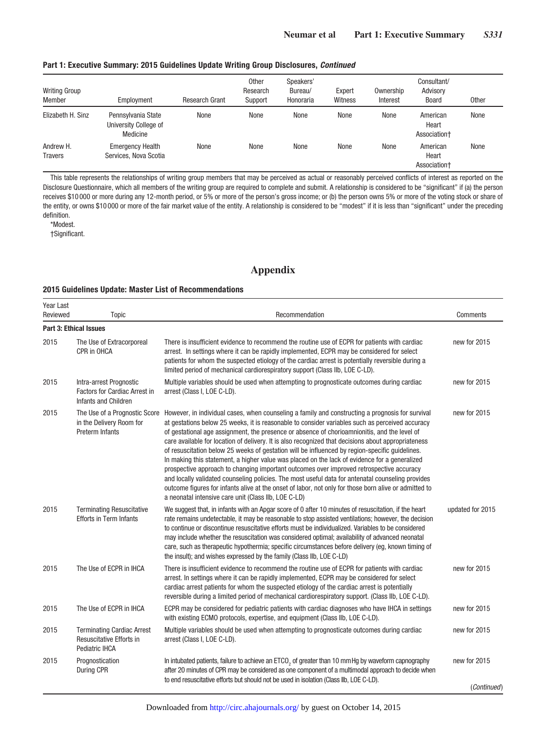**Part 1: Executive Summary: 2015 Guidelines Update Writing Group Disclosures, *Continued***

| Writing Group Member | Employment | Research Grant | Other Research Support | Speakers' Bureau/ Honoraria | Expert Witness | Ownership Interest | Consultant/ Advisory Board | Other |
|---|---|---|---|---|---|---|---|---|
| Elizabeth H. Sinz | Pennsylvania State University College of Medicine | None | None | None | None | None | American Heart Association† | None |
| Andrew H. Travers | Emergency Health Services, Nova Scotia | None | None | None | None | None | American Heart Association† | None |

This table represents the relationships of writing group members that may be perceived as actual or reasonably perceived conflicts of interest as reported on the Disclosure Questionnaire, which all members of the writing group are required to complete and submit. A relationship is considered to be "significant" if (a) the person receives $10 000 or more during any 12-month period, or 5% or more of the person's gross income; or (b) the person owns 5% or more of the voting stock or share of the entity, or owns $10 000 or more of the fair market value of the entity. A relationship is considered to be "modest" if it is less than "significant" under the preceding definition.

*Modest.

†Significant.

# Appendix

**2015 Guidelines Update: Master List of Recommendations**

| Year Last Reviewed | Topic | Recommendation | Comments |
|---|---|---|---|
| **Part 3: Ethical Issues** | | | |
| 2015 | The Use of Extracorporeal CPR in OHCA | There is insufficient evidence to recommend the routine use of ECPR for patients with cardiac arrest. In settings where it can be rapidly implemented, ECPR may be considered for select patients for whom the suspected etiology of the cardiac arrest is potentially reversible during a limited period of mechanical cardiorespiratory support (Class IIb, LOE C-LD). | new for 2015 |
| 2015 | Intra-arrest Prognostic Factors for Cardiac Arrest in Infants and Children | Multiple variables should be used when attempting to prognosticate outcomes during cardiac arrest (Class I, LOE C-LD). | new for 2015 |
| 2015 | The Use of a Prognostic Score in the Delivery Room for Preterm Infants | However, in individual cases, when counseling a family and constructing a prognosis for survival at gestations below 25 weeks, it is reasonable to consider variables such as perceived accuracy of gestational age assignment, the presence or absence of chorioamnionitis, and the level of care available for location of delivery. It is also recognized that decisions about appropriateness of resuscitation below 25 weeks of gestation will be influenced by region-specific guidelines. In making this statement, a higher value was placed on the lack of evidence for a generalized prospective approach to changing important outcomes over improved retrospective accuracy and locally validated counseling policies. The most useful data for antenatal counseling provides outcome figures for infants alive at the onset of labor, not only for those born alive or admitted to a neonatal intensive care unit (Class IIb, LOE C-LD) | new for 2015 |
| 2015 | Terminating Resuscitative Efforts in Term Infants | We suggest that, in infants with an Apgar score of 0 after 10 minutes of resuscitation, if the heart rate remains undetectable, it may be reasonable to stop assisted ventilations; however, the decision to continue or discontinue resuscitative efforts must be individualized. Variables to be considered may include whether the resuscitation was considered optimal; availability of advanced neonatal care, such as therapeutic hypothermia; specific circumstances before delivery (eg, known timing of the insult); and wishes expressed by the family (Class IIb, LOE C-LD) | updated for 2015 |
| 2015 | The Use of ECPR in IHCA | There is insufficient evidence to recommend the routine use of ECPR for patients with cardiac arrest. In settings where it can be rapidly implemented, ECPR may be considered for select cardiac arrest patients for whom the suspected etiology of the cardiac arrest is potentially reversible during a limited period of mechanical cardiorespiratory support. (Class IIb, LOE C-LD). | new for 2015 |
| 2015 | The Use of ECPR in IHCA | ECPR may be considered for pediatric patients with cardiac diagnoses who have IHCA in settings with existing ECMO protocols, expertise, and equipment (Class IIb, LOE C-LD). | new for 2015 |
| 2015 | Terminating Cardiac Arrest Resuscitative Efforts in Pediatric IHCA | Multiple variables should be used when attempting to prognosticate outcomes during cardiac arrest (Class I, LOE C-LD). | new for 2015 |
| 2015 | Prognostication During CPR | In intubated patients, failure to achieve an $ETCO_2$ of greater than 10 mm Hg by waveform capnography after 20 minutes of CPR may be considered as one component of a multimodal approach to decide when to end resuscitative efforts but should not be used in isolation (Class IIb, LOE C-LD). | new for 2015 |

(*Continued*)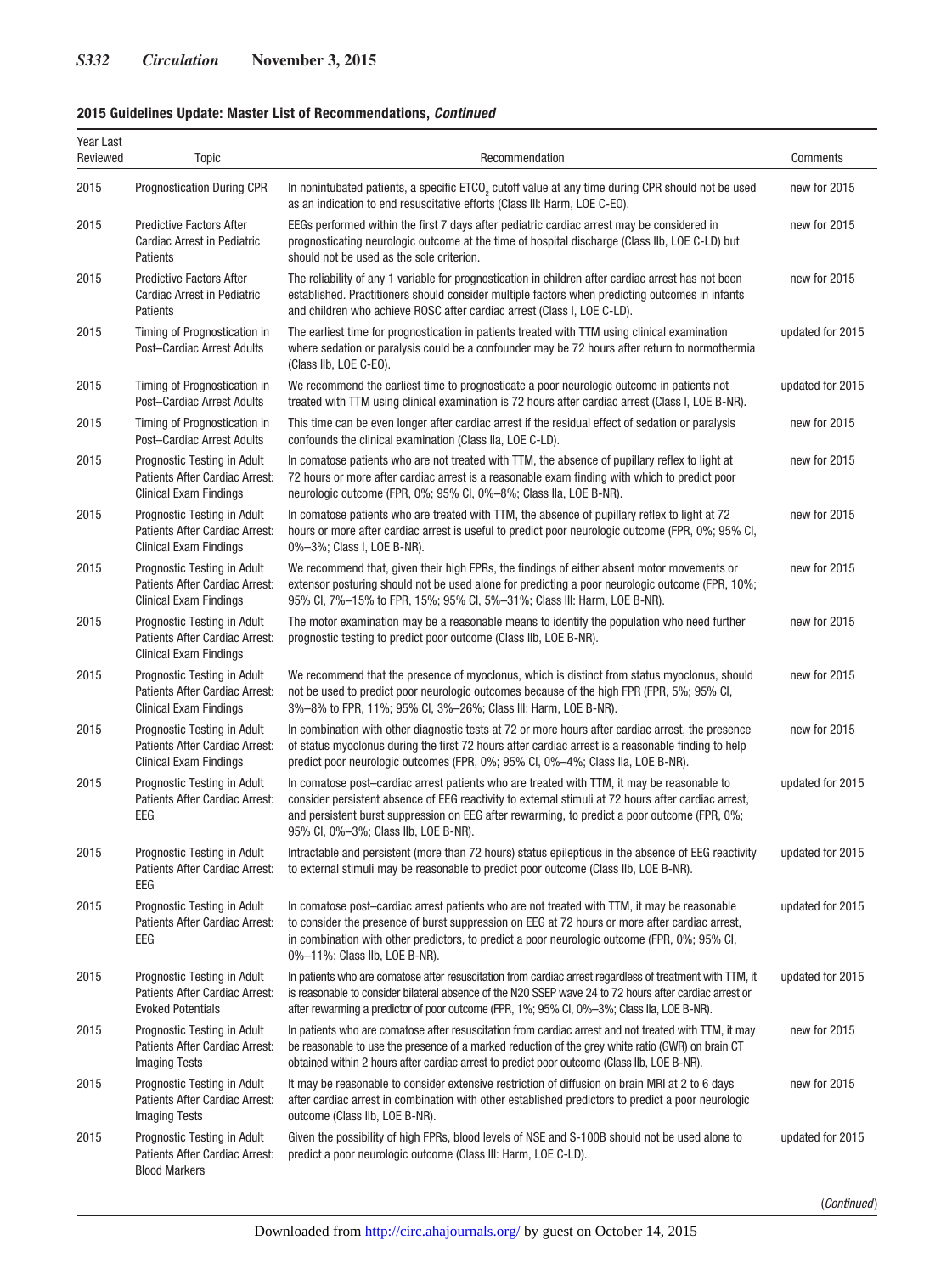**2015 Guidelines Update: Master List of Recommendations, *Continued***

| Year Last Reviewed | Topic | Recommendation | Comments |
|---|---|---|---|
| 2015 | Prognostication During CPR | In nonintubated patients, a specific $ETCO_2$ cutoff value at any time during CPR should not be used as an indication to end resuscitative efforts (Class III: Harm, LOE C-EO). | new for 2015 |
| 2015 | Predictive Factors After Cardiac Arrest in Pediatric Patients | EEGs performed within the first 7 days after pediatric cardiac arrest may be considered in prognosticating neurologic outcome at the time of hospital discharge (Class IIb, LOE C-LD) but should not be used as the sole criterion. | new for 2015 |
| 2015 | Predictive Factors After Cardiac Arrest in Pediatric Patients | The reliability of any 1 variable for prognostication in children after cardiac arrest has not been established. Practitioners should consider multiple factors when predicting outcomes in infants and children who achieve ROSC after cardiac arrest (Class I, LOE C-LD). | new for 2015 |
| 2015 | Timing of Prognostication in Post–Cardiac Arrest Adults | The earliest time for prognostication in patients treated with TTM using clinical examination where sedation or paralysis could be a confounder may be 72 hours after return to normothermia (Class IIb, LOE C-EO). | updated for 2015 |
| 2015 | Timing of Prognostication in Post–Cardiac Arrest Adults | We recommend the earliest time to prognosticate a poor neurologic outcome in patients not treated with TTM using clinical examination is 72 hours after cardiac arrest (Class I, LOE B-NR). | updated for 2015 |
| 2015 | Timing of Prognostication in Post–Cardiac Arrest Adults | This time can be even longer after cardiac arrest if the residual effect of sedation or paralysis confounds the clinical examination (Class IIa, LOE C-LD). | new for 2015 |
| 2015 | Prognostic Testing in Adult Patients After Cardiac Arrest: Clinical Exam Findings | In comatose patients who are not treated with TTM, the absence of pupillary reflex to light at 72 hours or more after cardiac arrest is a reasonable exam finding with which to predict poor neurologic outcome (FPR, 0%; 95% CI, 0%–8%; Class IIa, LOE B-NR). | new for 2015 |
| 2015 | Prognostic Testing in Adult Patients After Cardiac Arrest: Clinical Exam Findings | In comatose patients who are treated with TTM, the absence of pupillary reflex to light at 72 hours or more after cardiac arrest is useful to predict poor neurologic outcome (FPR, 0%; 95% CI, 0%–3%; Class I, LOE B-NR). | new for 2015 |
| 2015 | Prognostic Testing in Adult Patients After Cardiac Arrest: Clinical Exam Findings | We recommend that, given their high FPRs, the findings of either absent motor movements or extensor posturing should not be used alone for predicting a poor neurologic outcome (FPR, 10%; 95% CI, 7%–15% to FPR, 15%; 95% CI, 5%–31%; Class III: Harm, LOE B-NR). | new for 2015 |
| 2015 | Prognostic Testing in Adult Patients After Cardiac Arrest: Clinical Exam Findings | The motor examination may be a reasonable means to identify the population who need further prognostic testing to predict poor outcome (Class IIb, LOE B-NR). | new for 2015 |
| 2015 | Prognostic Testing in Adult Patients After Cardiac Arrest: Clinical Exam Findings | We recommend that the presence of myoclonus, which is distinct from status myoclonus, should not be used to predict poor neurologic outcomes because of the high FPR (FPR, 5%; 95% CI, 3%–8% to FPR, 11%; 95% CI, 3%–26%; Class III: Harm, LOE B-NR). | new for 2015 |
| 2015 | Prognostic Testing in Adult Patients After Cardiac Arrest: Clinical Exam Findings | In combination with other diagnostic tests at 72 or more hours after cardiac arrest, the presence of status myoclonus during the first 72 hours after cardiac arrest is a reasonable finding to help predict poor neurologic outcomes (FPR, 0%; 95% CI, 0%–4%; Class IIa, LOE B-NR). | new for 2015 |
| 2015 | Prognostic Testing in Adult Patients After Cardiac Arrest: EEG | In comatose post–cardiac arrest patients who are treated with TTM, it may be reasonable to consider persistent absence of EEG reactivity to external stimuli at 72 hours after cardiac arrest, and persistent burst suppression on EEG after rewarming, to predict a poor outcome (FPR, 0%; 95% CI, 0%–3%; Class IIb, LOE B-NR). | updated for 2015 |
| 2015 | Prognostic Testing in Adult Patients After Cardiac Arrest: EEG | Intractable and persistent (more than 72 hours) status epilepticus in the absence of EEG reactivity to external stimuli may be reasonable to predict poor outcome (Class IIb, LOE B-NR). | updated for 2015 |
| 2015 | Prognostic Testing in Adult Patients After Cardiac Arrest: EEG | In comatose post–cardiac arrest patients who are not treated with TTM, it may be reasonable to consider the presence of burst suppression on EEG at 72 hours or more after cardiac arrest, in combination with other predictors, to predict a poor neurologic outcome (FPR, 0%; 95% CI, 0%–11%; Class IIb, LOE B-NR). | updated for 2015 |
| 2015 | Prognostic Testing in Adult Patients After Cardiac Arrest: Evoked Potentials | In patients who are comatose after resuscitation from cardiac arrest regardless of treatment with TTM, it is reasonable to consider bilateral absence of the N20 SSEP wave 24 to 72 hours after cardiac arrest or after rewarming a predictor of poor outcome (FPR, 1%; 95% CI, 0%–3%; Class IIa, LOE B-NR). | updated for 2015 |
| 2015 | Prognostic Testing in Adult Patients After Cardiac Arrest: Imaging Tests | In patients who are comatose after resuscitation from cardiac arrest and not treated with TTM, it may be reasonable to use the presence of a marked reduction of the grey white ratio (GWR) on brain CT obtained within 2 hours after cardiac arrest to predict poor outcome (Class IIb, LOE B-NR). | new for 2015 |
| 2015 | Prognostic Testing in Adult Patients After Cardiac Arrest: Imaging Tests | It may be reasonable to consider extensive restriction of diffusion on brain MRI at 2 to 6 days after cardiac arrest in combination with other established predictors to predict a poor neurologic outcome (Class IIb, LOE B-NR). | new for 2015 |
| 2015 | Prognostic Testing in Adult Patients After Cardiac Arrest: Blood Markers | Given the possibility of high FPRs, blood levels of NSE and S-100B should not be used alone to predict a poor neurologic outcome (Class III: Harm, LOE C-LD). | updated for 2015 |

(*Continued*)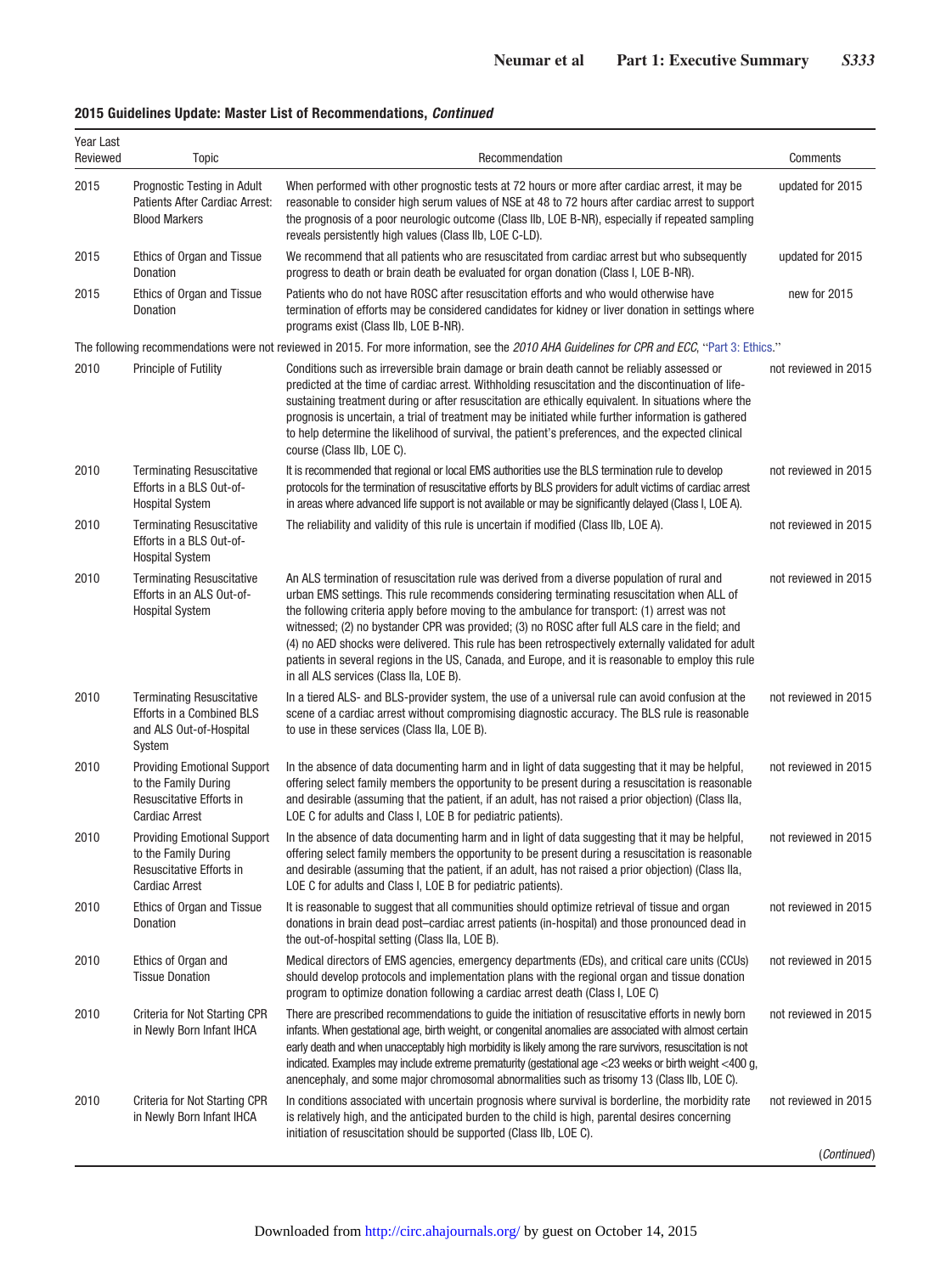**2015 Guidelines Update: Master List of Recommendations, *Continued***

| Year Last Reviewed | Topic | Recommendation | Comments |
|---|---|---|---|
| 2015 | Prognostic Testing in Adult Patients After Cardiac Arrest: Blood Markers | When performed with other prognostic tests at 72 hours or more after cardiac arrest, it may be reasonable to consider high serum values of NSE at 48 to 72 hours after cardiac arrest to support the prognosis of a poor neurologic outcome (Class IIb, LOE B-NR), especially if repeated sampling reveals persistently high values (Class IIb, LOE C-LD). | updated for 2015 |
| 2015 | Ethics of Organ and Tissue Donation | We recommend that all patients who are resuscitated from cardiac arrest but who subsequently progress to death or brain death be evaluated for organ donation (Class I, LOE B-NR). | updated for 2015 |
| 2015 | Ethics of Organ and Tissue Donation | Patients who do not have ROSC after resuscitation efforts and who would otherwise have termination of efforts may be considered candidates for kidney or liver donation in settings where programs exist (Class IIb, LOE B-NR). | new for 2015 |
| The following recommendations were not reviewed in 2015. For more information, see the *2010 AHA Guidelines for CPR and ECC*, "Part 3: Ethics." | | | |
| 2010 | Principle of Futility | Conditions such as irreversible brain damage or brain death cannot be reliably assessed or predicted at the time of cardiac arrest. Withholding resuscitation and the discontinuation of life-sustaining treatment during or after resuscitation are ethically equivalent. In situations where the prognosis is uncertain, a trial of treatment may be initiated while further information is gathered to help determine the likelihood of survival, the patient's preferences, and the expected clinical course (Class IIb, LOE C). | not reviewed in 2015 |
| 2010 | Terminating Resuscitative Efforts in a BLS Out-of-Hospital System | It is recommended that regional or local EMS authorities use the BLS termination rule to develop protocols for the termination of resuscitative efforts by BLS providers for adult victims of cardiac arrest in areas where advanced life support is not available or may be significantly delayed (Class I, LOE A). | not reviewed in 2015 |
| 2010 | Terminating Resuscitative Efforts in a BLS Out-of-Hospital System | The reliability and validity of this rule is uncertain if modified (Class IIb, LOE A). | not reviewed in 2015 |
| 2010 | Terminating Resuscitative Efforts in an ALS Out-of-Hospital System | An ALS termination of resuscitation rule was derived from a diverse population of rural and urban EMS settings. This rule recommends considering terminating resuscitation when ALL of the following criteria apply before moving to the ambulance for transport: (1) arrest was not witnessed; (2) no bystander CPR was provided; (3) no ROSC after full ALS care in the field; and (4) no AED shocks were delivered. This rule has been retrospectively externally validated for adult patients in several regions in the US, Canada, and Europe, and it is reasonable to employ this rule in all ALS services (Class IIa, LOE B). | not reviewed in 2015 |
| 2010 | Terminating Resuscitative Efforts in a Combined BLS and ALS Out-of-Hospital System | In a tiered ALS- and BLS-provider system, the use of a universal rule can avoid confusion at the scene of a cardiac arrest without compromising diagnostic accuracy. The BLS rule is reasonable to use in these services (Class IIa, LOE B). | not reviewed in 2015 |
| 2010 | Providing Emotional Support to the Family During Resuscitative Efforts in Cardiac Arrest | In the absence of data documenting harm and in light of data suggesting that it may be helpful, offering select family members the opportunity to be present during a resuscitation is reasonable and desirable (assuming that the patient, if an adult, has not raised a prior objection) (Class IIa, LOE C for adults and Class I, LOE B for pediatric patients). | not reviewed in 2015 |
| 2010 | Providing Emotional Support to the Family During Resuscitative Efforts in Cardiac Arrest | In the absence of data documenting harm and in light of data suggesting that it may be helpful, offering select family members the opportunity to be present during a resuscitation is reasonable and desirable (assuming that the patient, if an adult, has not raised a prior objection) (Class IIa, LOE C for adults and Class I, LOE B for pediatric patients). | not reviewed in 2015 |
| 2010 | Ethics of Organ and Tissue Donation | It is reasonable to suggest that all communities should optimize retrieval of tissue and organ donations in brain dead post–cardiac arrest patients (in-hospital) and those pronounced dead in the out-of-hospital setting (Class IIa, LOE B). | not reviewed in 2015 |
| 2010 | Ethics of Organ and Tissue Donation | Medical directors of EMS agencies, emergency departments (EDs), and critical care units (CCUs) should develop protocols and implementation plans with the regional organ and tissue donation program to optimize donation following a cardiac arrest death (Class I, LOE C) | not reviewed in 2015 |
| 2010 | Criteria for Not Starting CPR in Newly Born Infant IHCA | There are prescribed recommendations to guide the initiation of resuscitative efforts in newly born infants. When gestational age, birth weight, or congenital anomalies are associated with almost certain early death and when unacceptably high morbidity is likely among the rare survivors, resuscitation is not indicated. Examples may include extreme prematurity (gestational age <23 weeks or birth weight <400 g, anencephaly, and some major chromosomal abnormalities such as trisomy 13 (Class IIb, LOE C). | not reviewed in 2015 |
| 2010 | Criteria for Not Starting CPR in Newly Born Infant IHCA | In conditions associated with uncertain prognosis where survival is borderline, the morbidity rate is relatively high, and the anticipated burden to the child is high, parental desires concerning initiation of resuscitation should be supported (Class IIb, LOE C). | not reviewed in 2015 |

(*Continued*)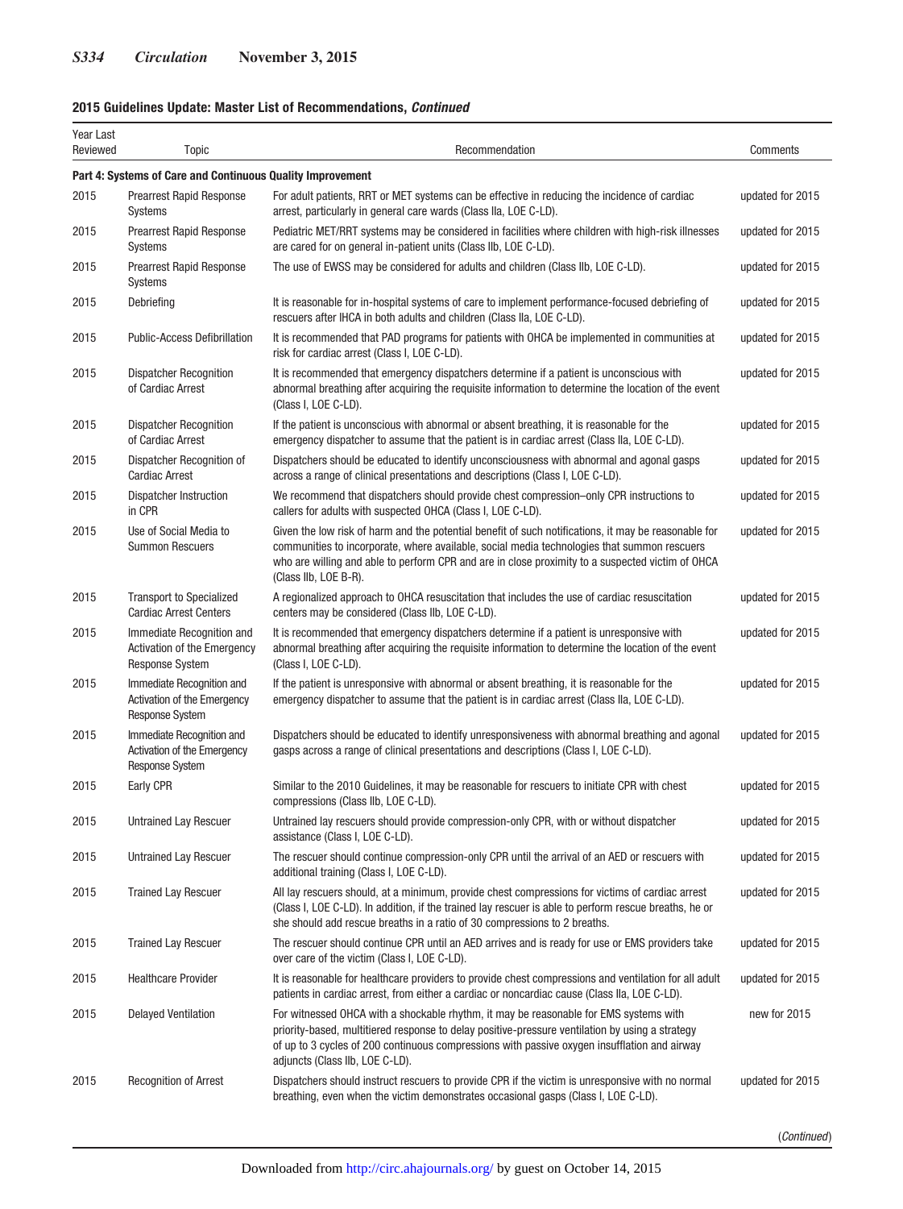**2015 Guidelines Update: Master List of Recommendations, *Continued***

| Year Last Reviewed | Topic | Recommendation | Comments |
|---|---|---|---|
| **Part 4: Systems of Care and Continuous Quality Improvement** | | | |
| 2015 | Prearrest Rapid Response Systems | For adult patients, RRT or MET systems can be effective in reducing the incidence of cardiac arrest, particularly in general care wards (Class IIa, LOE C-LD). | updated for 2015 |
| 2015 | Prearrest Rapid Response Systems | Pediatric MET/RRT systems may be considered in facilities where children with high-risk illnesses are cared for on general in-patient units (Class IIb, LOE C-LD). | updated for 2015 |
| 2015 | Prearrest Rapid Response Systems | The use of EWSS may be considered for adults and children (Class IIb, LOE C-LD). | updated for 2015 |
| 2015 | Debriefing | It is reasonable for in-hospital systems of care to implement performance-focused debriefing of rescuers after IHCA in both adults and children (Class IIa, LOE C-LD). | updated for 2015 |
| 2015 | Public-Access Defibrillation | It is recommended that PAD programs for patients with OHCA be implemented in communities at risk for cardiac arrest (Class I, LOE C-LD). | updated for 2015 |
| 2015 | Dispatcher Recognition of Cardiac Arrest | It is recommended that emergency dispatchers determine if a patient is unconscious with abnormal breathing after acquiring the requisite information to determine the location of the event (Class I, LOE C-LD). | updated for 2015 |
| 2015 | Dispatcher Recognition of Cardiac Arrest | If the patient is unconscious with abnormal or absent breathing, it is reasonable for the emergency dispatcher to assume that the patient is in cardiac arrest (Class IIa, LOE C-LD). | updated for 2015 |
| 2015 | Dispatcher Recognition of Cardiac Arrest | Dispatchers should be educated to identify unconsciousness with abnormal and agonal gasps across a range of clinical presentations and descriptions (Class I, LOE C-LD). | updated for 2015 |
| 2015 | Dispatcher Instruction in CPR | We recommend that dispatchers should provide chest compression–only CPR instructions to callers for adults with suspected OHCA (Class I, LOE C-LD). | updated for 2015 |
| 2015 | Use of Social Media to Summon Rescuers | Given the low risk of harm and the potential benefit of such notifications, it may be reasonable for communities to incorporate, where available, social media technologies that summon rescuers who are willing and able to perform CPR and are in close proximity to a suspected victim of OHCA (Class IIb, LOE B-R). | updated for 2015 |
| 2015 | Transport to Specialized Cardiac Arrest Centers | A regionalized approach to OHCA resuscitation that includes the use of cardiac resuscitation centers may be considered (Class IIb, LOE C-LD). | updated for 2015 |
| 2015 | Immediate Recognition and Activation of the Emergency Response System | It is recommended that emergency dispatchers determine if a patient is unresponsive with abnormal breathing after acquiring the requisite information to determine the location of the event (Class I, LOE C-LD). | updated for 2015 |
| 2015 | Immediate Recognition and Activation of the Emergency Response System | If the patient is unresponsive with abnormal or absent breathing, it is reasonable for the emergency dispatcher to assume that the patient is in cardiac arrest (Class IIa, LOE C-LD). | updated for 2015 |
| 2015 | Immediate Recognition and Activation of the Emergency Response System | Dispatchers should be educated to identify unresponsiveness with abnormal breathing and agonal gasps across a range of clinical presentations and descriptions (Class I, LOE C-LD). | updated for 2015 |
| 2015 | Early CPR | Similar to the 2010 Guidelines, it may be reasonable for rescuers to initiate CPR with chest compressions (Class IIb, LOE C-LD). | updated for 2015 |
| 2015 | Untrained Lay Rescuer | Untrained lay rescuers should provide compression-only CPR, with or without dispatcher assistance (Class I, LOE C-LD). | updated for 2015 |
| 2015 | Untrained Lay Rescuer | The rescuer should continue compression-only CPR until the arrival of an AED or rescuers with additional training (Class I, LOE C-LD). | updated for 2015 |
| 2015 | Trained Lay Rescuer | All lay rescuers should, at a minimum, provide chest compressions for victims of cardiac arrest (Class I, LOE C-LD). In addition, if the trained lay rescuer is able to perform rescue breaths, he or she should add rescue breaths in a ratio of 30 compressions to 2 breaths. | updated for 2015 |
| 2015 | Trained Lay Rescuer | The rescuer should continue CPR until an AED arrives and is ready for use or EMS providers take over care of the victim (Class I, LOE C-LD). | updated for 2015 |
| 2015 | Healthcare Provider | It is reasonable for healthcare providers to provide chest compressions and ventilation for all adult patients in cardiac arrest, from either a cardiac or noncardiac cause (Class IIa, LOE C-LD). | updated for 2015 |
| 2015 | Delayed Ventilation | For witnessed OHCA with a shockable rhythm, it may be reasonable for EMS systems with priority-based, multitiered response to delay positive-pressure ventilation by using a strategy of up to 3 cycles of 200 continuous compressions with passive oxygen insufflation and airway adjuncts (Class IIb, LOE C-LD). | new for 2015 |
| 2015 | Recognition of Arrest | Dispatchers should instruct rescuers to provide CPR if the victim is unresponsive with no normal breathing, even when the victim demonstrates occasional gasps (Class I, LOE C-LD). | updated for 2015 |

(*Continued*)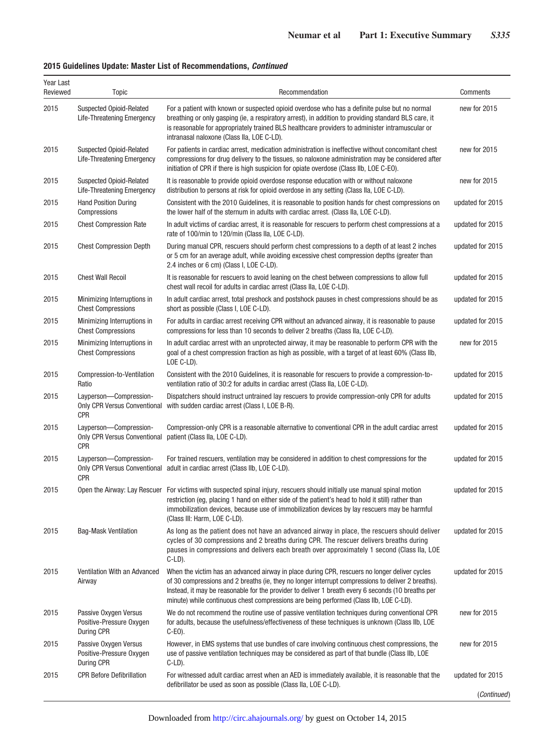**2015 Guidelines Update: Master List of Recommendations, *Continued***

| Year Last Reviewed | Topic | Recommendation | Comments |
|---|---|---|---|
| 2015 | Suspected Opioid-Related Life-Threatening Emergency | For a patient with known or suspected opioid overdose who has a definite pulse but no normal breathing or only gasping (ie, a respiratory arrest), in addition to providing standard BLS care, it is reasonable for appropriately trained BLS healthcare providers to administer intramuscular or intranasal naloxone (Class IIa, LOE C-LD). | new for 2015 |
| 2015 | Suspected Opioid-Related Life-Threatening Emergency | For patients in cardiac arrest, medication administration is ineffective without concomitant chest compressions for drug delivery to the tissues, so naloxone administration may be considered after initiation of CPR if there is high suspicion for opiate overdose (Class IIb, LOE C-EO). | new for 2015 |
| 2015 | Suspected Opioid-Related Life-Threatening Emergency | It is reasonable to provide opioid overdose response education with or without naloxone distribution to persons at risk for opioid overdose in any setting (Class IIa, LOE C-LD). | new for 2015 |
| 2015 | Hand Position During Compressions | Consistent with the 2010 Guidelines, it is reasonable to position hands for chest compressions on the lower half of the sternum in adults with cardiac arrest. (Class IIa, LOE C-LD). | updated for 2015 |
| 2015 | Chest Compression Rate | In adult victims of cardiac arrest, it is reasonable for rescuers to perform chest compressions at a rate of 100/min to 120/min (Class IIa, LOE C-LD). | updated for 2015 |
| 2015 | Chest Compression Depth | During manual CPR, rescuers should perform chest compressions to a depth of at least 2 inches or 5 cm for an average adult, while avoiding excessive chest compression depths (greater than 2.4 inches or 6 cm) (Class I, LOE C-LD). | updated for 2015 |
| 2015 | Chest Wall Recoil | It is reasonable for rescuers to avoid leaning on the chest between compressions to allow full chest wall recoil for adults in cardiac arrest (Class IIa, LOE C-LD). | updated for 2015 |
| 2015 | Minimizing Interruptions in Chest Compressions | In adult cardiac arrest, total preshock and postshock pauses in chest compressions should be as short as possible (Class I, LOE C-LD). | updated for 2015 |
| 2015 | Minimizing Interruptions in Chest Compressions | For adults in cardiac arrest receiving CPR without an advanced airway, it is reasonable to pause compressions for less than 10 seconds to deliver 2 breaths (Class IIa, LOE C-LD). | updated for 2015 |
| 2015 | Minimizing Interruptions in Chest Compressions | In adult cardiac arrest with an unprotected airway, it may be reasonable to perform CPR with the goal of a chest compression fraction as high as possible, with a target of at least 60% (Class IIb, LOE C-LD). | new for 2015 |
| 2015 | Compression-to-Ventilation Ratio | Consistent with the 2010 Guidelines, it is reasonable for rescuers to provide a compression-to-ventilation ratio of 30:2 for adults in cardiac arrest (Class IIa, LOE C-LD). | updated for 2015 |
| 2015 | Layperson—Compression-Only CPR Versus Conventional CPR | Dispatchers should instruct untrained lay rescuers to provide compression-only CPR for adults with sudden cardiac arrest (Class I, LOE B-R). | updated for 2015 |
| 2015 | Layperson—Compression-Only CPR Versus Conventional CPR | Compression-only CPR is a reasonable alternative to conventional CPR in the adult cardiac arrest patient (Class IIa, LOE C-LD). | updated for 2015 |
| 2015 | Layperson—Compression-Only CPR Versus Conventional CPR | For trained rescuers, ventilation may be considered in addition to chest compressions for the adult in cardiac arrest (Class IIb, LOE C-LD). | updated for 2015 |
| 2015 | Open the Airway: Lay Rescuer | For victims with suspected spinal injury, rescuers should initially use manual spinal motion restriction (eg, placing 1 hand on either side of the patient's head to hold it still) rather than immobilization devices, because use of immobilization devices by lay rescuers may be harmful (Class III: Harm, LOE C-LD). | updated for 2015 |
| 2015 | Bag-Mask Ventilation | As long as the patient does not have an advanced airway in place, the rescuers should deliver cycles of 30 compressions and 2 breaths during CPR. The rescuer delivers breaths during pauses in compressions and delivers each breath over approximately 1 second (Class IIa, LOE C-LD). | updated for 2015 |
| 2015 | Ventilation With an Advanced Airway | When the victim has an advanced airway in place during CPR, rescuers no longer deliver cycles of 30 compressions and 2 breaths (ie, they no longer interrupt compressions to deliver 2 breaths). Instead, it may be reasonable for the provider to deliver 1 breath every 6 seconds (10 breaths per minute) while continuous chest compressions are being performed (Class IIb, LOE C-LD). | updated for 2015 |
| 2015 | Passive Oxygen Versus Positive-Pressure Oxygen During CPR | We do not recommend the routine use of passive ventilation techniques during conventional CPR for adults, because the usefulness/effectiveness of these techniques is unknown (Class IIb, LOE C-EO). | new for 2015 |
| 2015 | Passive Oxygen Versus Positive-Pressure Oxygen During CPR | However, in EMS systems that use bundles of care involving continuous chest compressions, the use of passive ventilation techniques may be considered as part of that bundle (Class IIb, LOE C-LD). | new for 2015 |
| 2015 | CPR Before Defibrillation | For witnessed adult cardiac arrest when an AED is immediately available, it is reasonable that the defibrillator be used as soon as possible (Class IIa, LOE C-LD). | updated for 2015 |

(*Continued*)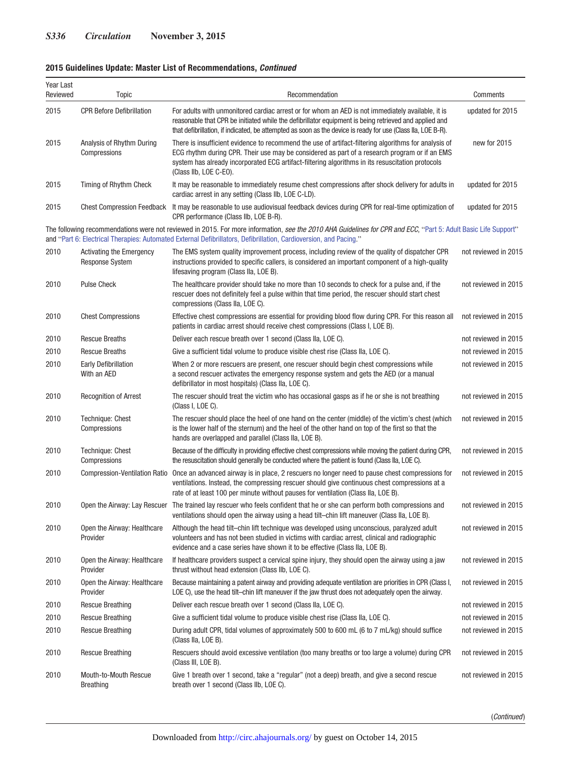**2015 Guidelines Update: Master List of Recommendations, *Continued***

| Year Last Reviewed | Topic | Recommendation | Comments |
|---|---|---|---|
| 2015 | CPR Before Defibrillation | For adults with unmonitored cardiac arrest or for whom an AED is not immediately available, it is reasonable that CPR be initiated while the defibrillator equipment is being retrieved and applied and that defibrillation, if indicated, be attempted as soon as the device is ready for use (Class IIa, LOE B-R). | updated for 2015 |
| 2015 | Analysis of Rhythm During Compressions | There is insufficient evidence to recommend the use of artifact-filtering algorithms for analysis of ECG rhythm during CPR. Their use may be considered as part of a research program or if an EMS system has already incorporated ECG artifact-filtering algorithms in its resuscitation protocols (Class IIb, LOE C-EO). | new for 2015 |
| 2015 | Timing of Rhythm Check | It may be reasonable to immediately resume chest compressions after shock delivery for adults in cardiac arrest in any setting (Class IIb, LOE C-LD). | updated for 2015 |
| 2015 | Chest Compression Feedback | It may be reasonable to use audiovisual feedback devices during CPR for real-time optimization of CPR performance (Class IIb, LOE B-R). | updated for 2015 |
| The following recommendations were not reviewed in 2015. For more information, *see the 2010 AHA Guidelines for CPR and ECC*, "Part 5: Adult Basic Life Support" and "Part 6: Electrical Therapies: Automated External Defibrillators, Defibrillation, Cardioversion, and Pacing." | | | |
| 2010 | Activating the Emergency Response System | The EMS system quality improvement process, including review of the quality of dispatcher CPR instructions provided to specific callers, is considered an important component of a high-quality lifesaving program (Class IIa, LOE B). | not reviewed in 2015 |
| 2010 | Pulse Check | The healthcare provider should take no more than 10 seconds to check for a pulse and, if the rescuer does not definitely feel a pulse within that time period, the rescuer should start chest compressions (Class IIa, LOE C). | not reviewed in 2015 |
| 2010 | Chest Compressions | Effective chest compressions are essential for providing blood flow during CPR. For this reason all patients in cardiac arrest should receive chest compressions (Class I, LOE B). | not reviewed in 2015 |
| 2010 | Rescue Breaths | Deliver each rescue breath over 1 second (Class IIa, LOE C). | not reviewed in 2015 |
| 2010 | Rescue Breaths | Give a sufficient tidal volume to produce visible chest rise (Class IIa, LOE C). | not reviewed in 2015 |
| 2010 | Early Defibrillation With an AED | When 2 or more rescuers are present, one rescuer should begin chest compressions while a second rescuer activates the emergency response system and gets the AED (or a manual defibrillator in most hospitals) (Class IIa, LOE C). | not reviewed in 2015 |
| 2010 | Recognition of Arrest | The rescuer should treat the victim who has occasional gasps as if he or she is not breathing (Class I, LOE C). | not reviewed in 2015 |
| 2010 | Technique: Chest Compressions | The rescuer should place the heel of one hand on the center (middle) of the victim's chest (which is the lower half of the sternum) and the heel of the other hand on top of the first so that the hands are overlapped and parallel (Class IIa, LOE B). | not reviewed in 2015 |
| 2010 | Technique: Chest Compressions | Because of the difficulty in providing effective chest compressions while moving the patient during CPR, the resuscitation should generally be conducted where the patient is found (Class IIa, LOE C). | not reviewed in 2015 |
| 2010 | Compression-Ventilation Ratio | Once an advanced airway is in place, 2 rescuers no longer need to pause chest compressions for ventilations. Instead, the compressing rescuer should give continuous chest compressions at a rate of at least 100 per minute without pauses for ventilation (Class IIa, LOE B). | not reviewed in 2015 |
| 2010 | Open the Airway: Lay Rescuer | The trained lay rescuer who feels confident that he or she can perform both compressions and ventilations should open the airway using a head tilt–chin lift maneuver (Class IIa, LOE B). | not reviewed in 2015 |
| 2010 | Open the Airway: Healthcare Provider | Although the head tilt–chin lift technique was developed using unconscious, paralyzed adult volunteers and has not been studied in victims with cardiac arrest, clinical and radiographic evidence and a case series have shown it to be effective (Class IIa, LOE B). | not reviewed in 2015 |
| 2010 | Open the Airway: Healthcare Provider | If healthcare providers suspect a cervical spine injury, they should open the airway using a jaw thrust without head extension (Class IIb, LOE C). | not reviewed in 2015 |
| 2010 | Open the Airway: Healthcare Provider | Because maintaining a patent airway and providing adequate ventilation are priorities in CPR (Class I, LOE C), use the head tilt–chin lift maneuver if the jaw thrust does not adequately open the airway. | not reviewed in 2015 |
| 2010 | Rescue Breathing | Deliver each rescue breath over 1 second (Class IIa, LOE C). | not reviewed in 2015 |
| 2010 | Rescue Breathing | Give a sufficient tidal volume to produce visible chest rise (Class IIa, LOE C). | not reviewed in 2015 |
| 2010 | Rescue Breathing | During adult CPR, tidal volumes of approximately 500 to 600 mL (6 to 7 mL/kg) should suffice (Class IIa, LOE B). | not reviewed in 2015 |
| 2010 | Rescue Breathing | Rescuers should avoid excessive ventilation (too many breaths or too large a volume) during CPR (Class III, LOE B). | not reviewed in 2015 |
| 2010 | Mouth-to-Mouth Rescue Breathing | Give 1 breath over 1 second, take a "regular" (not a deep) breath, and give a second rescue breath over 1 second (Class IIb, LOE C). | not reviewed in 2015 |

(*Continued*)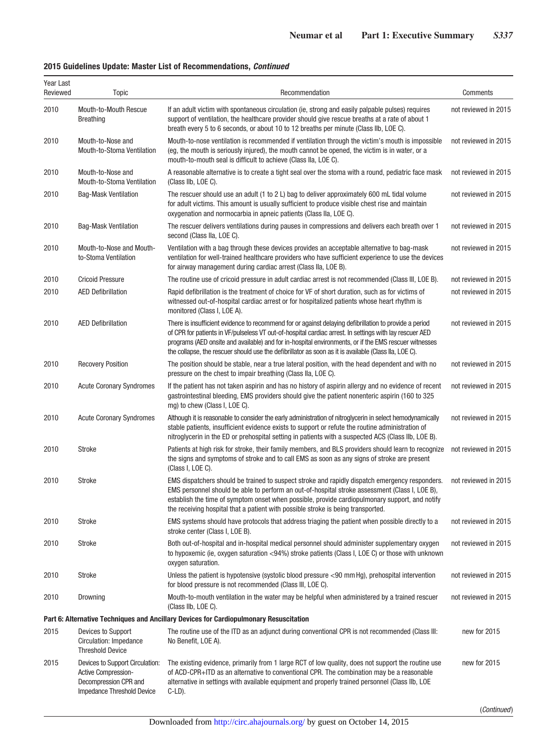**2015 Guidelines Update: Master List of Recommendations, *Continued***

| Year Last Reviewed | Topic | Recommendation | Comments |
|---|---|---|---|
| 2010 | Mouth-to-Mouth Rescue Breathing | If an adult victim with spontaneous circulation (ie, strong and easily palpable pulses) requires support of ventilation, the healthcare provider should give rescue breaths at a rate of about 1 breath every 5 to 6 seconds, or about 10 to 12 breaths per minute (Class IIb, LOE C). | not reviewed in 2015 |
| 2010 | Mouth-to-Nose and Mouth-to-Stoma Ventilation | Mouth-to-nose ventilation is recommended if ventilation through the victim's mouth is impossible (eg, the mouth is seriously injured), the mouth cannot be opened, the victim is in water, or a mouth-to-mouth seal is difficult to achieve (Class IIa, LOE C). | not reviewed in 2015 |
| 2010 | Mouth-to-Nose and Mouth-to-Stoma Ventilation | A reasonable alternative is to create a tight seal over the stoma with a round, pediatric face mask (Class IIb, LOE C). | not reviewed in 2015 |
| 2010 | Bag-Mask Ventilation | The rescuer should use an adult (1 to 2 L) bag to deliver approximately 600 mL tidal volume for adult victims. This amount is usually sufficient to produce visible chest rise and maintain oxygenation and normocarbia in apneic patients (Class IIa, LOE C). | not reviewed in 2015 |
| 2010 | Bag-Mask Ventilation | The rescuer delivers ventilations during pauses in compressions and delivers each breath over 1 second (Class IIa, LOE C). | not reviewed in 2015 |
| 2010 | Mouth-to-Nose and Mouth-to-Stoma Ventilation | Ventilation with a bag through these devices provides an acceptable alternative to bag-mask ventilation for well-trained healthcare providers who have sufficient experience to use the devices for airway management during cardiac arrest (Class IIa, LOE B). | not reviewed in 2015 |
| 2010 | Cricoid Pressure | The routine use of cricoid pressure in adult cardiac arrest is not recommended (Class III, LOE B). | not reviewed in 2015 |
| 2010 | AED Defibrillation | Rapid defibrillation is the treatment of choice for VF of short duration, such as for victims of witnessed out-of-hospital cardiac arrest or for hospitalized patients whose heart rhythm is monitored (Class I, LOE A). | not reviewed in 2015 |
| 2010 | AED Defibrillation | There is insufficient evidence to recommend for or against delaying defibrillation to provide a period of CPR for patients in VF/pulseless VT out-of-hospital cardiac arrest. In settings with lay rescuer AED programs (AED onsite and available) and for in-hospital environments, or if the EMS rescuer witnesses the collapse, the rescuer should use the defibrillator as soon as it is available (Class IIa, LOE C). | not reviewed in 2015 |
| 2010 | Recovery Position | The position should be stable, near a true lateral position, with the head dependent and with no pressure on the chest to impair breathing (Class IIa, LOE C). | not reviewed in 2015 |
| 2010 | Acute Coronary Syndromes | If the patient has not taken aspirin and has no history of aspirin allergy and no evidence of recent gastrointestinal bleeding, EMS providers should give the patient nonenteric aspirin (160 to 325 mg) to chew (Class I, LOE C). | not reviewed in 2015 |
| 2010 | Acute Coronary Syndromes | Although it is reasonable to consider the early administration of nitroglycerin in select hemodynamically stable patients, insufficient evidence exists to support or refute the routine administration of nitroglycerin in the ED or prehospital setting in patients with a suspected ACS (Class IIb, LOE B). | not reviewed in 2015 |
| 2010 | Stroke | Patients at high risk for stroke, their family members, and BLS providers should learn to recognize the signs and symptoms of stroke and to call EMS as soon as any signs of stroke are present (Class I, LOE C). | not reviewed in 2015 |
| 2010 | Stroke | EMS dispatchers should be trained to suspect stroke and rapidly dispatch emergency responders. EMS personnel should be able to perform an out-of-hospital stroke assessment (Class I, LOE B), establish the time of symptom onset when possible, provide cardiopulmonary support, and notify the receiving hospital that a patient with possible stroke is being transported. | not reviewed in 2015 |
| 2010 | Stroke | EMS systems should have protocols that address triaging the patient when possible directly to a stroke center (Class I, LOE B). | not reviewed in 2015 |
| 2010 | Stroke | Both out-of-hospital and in-hospital medical personnel should administer supplementary oxygen to hypoxemic (ie, oxygen saturation <94%) stroke patients (Class I, LOE C) or those with unknown oxygen saturation. | not reviewed in 2015 |
| 2010 | Stroke | Unless the patient is hypotensive (systolic blood pressure <90 mm Hg), prehospital intervention for blood pressure is not recommended (Class III, LOE C). | not reviewed in 2015 |
| 2010 | Drowning | Mouth-to-mouth ventilation in the water may be helpful when administered by a trained rescuer (Class IIb, LOE C). | not reviewed in 2015 |
| **Part 6: Alternative Techniques and Ancillary Devices for Cardiopulmonary Resuscitation** | | | |
| 2015 | Devices to Support Circulation: Impedance Threshold Device | The routine use of the ITD as an adjunct during conventional CPR is not recommended (Class III: No Benefit, LOE A). | new for 2015 |
| 2015 | Devices to Support Circulation: Active Compression-Decompression CPR and Impedance Threshold Device | The existing evidence, primarily from 1 large RCT of low quality, does not support the routine use of ACD-CPR+ITD as an alternative to conventional CPR. The combination may be a reasonable alternative in settings with available equipment and properly trained personnel (Class IIb, LOE C-LD). | new for 2015 |

(*Continued*)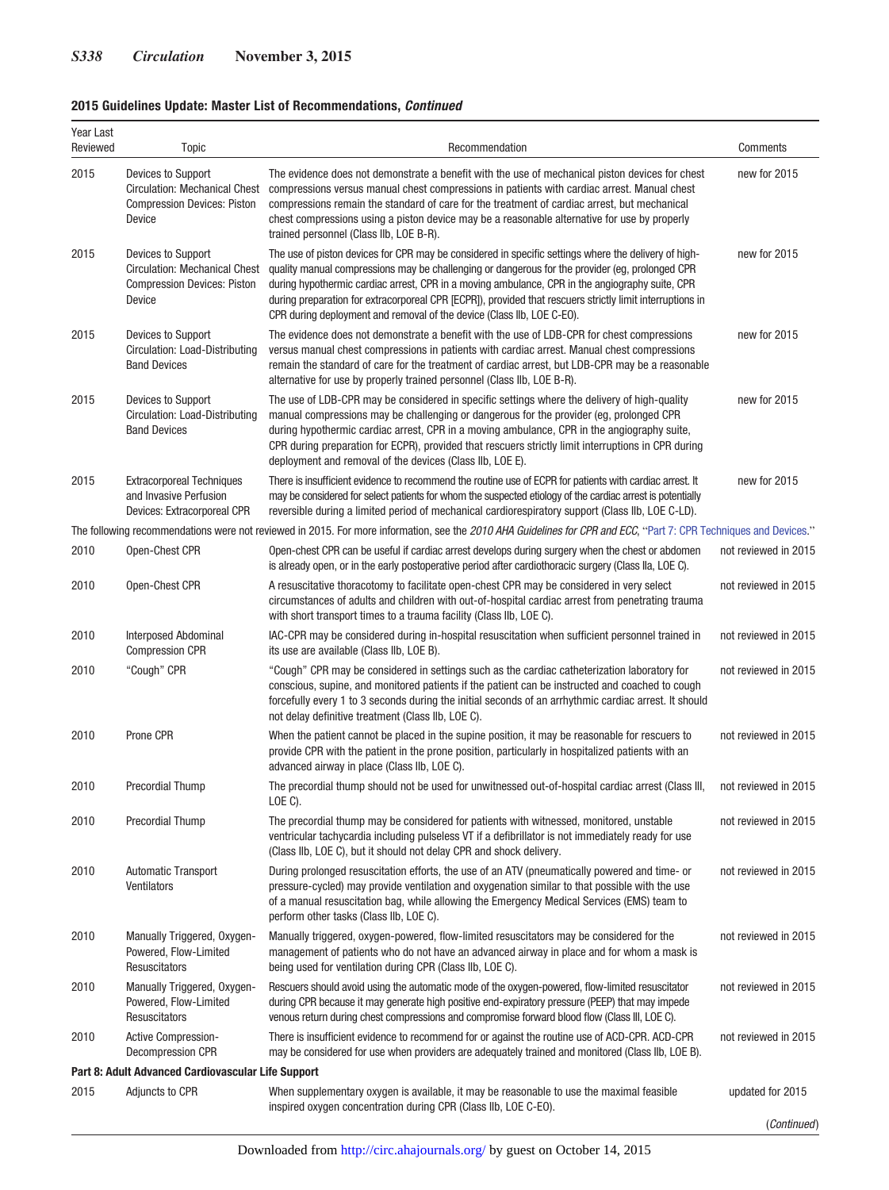**2015 Guidelines Update: Master List of Recommendations, *Continued***

| Year Last Reviewed | Topic | Recommendation | Comments |
|---|---|---|---|
| 2015 | Devices to Support Circulation: Mechanical Chest Compression Devices: Piston Device | The evidence does not demonstrate a benefit with the use of mechanical piston devices for chest compressions versus manual chest compressions in patients with cardiac arrest. Manual chest compressions remain the standard of care for the treatment of cardiac arrest, but mechanical chest compressions using a piston device may be a reasonable alternative for use by properly trained personnel (Class IIb, LOE B-R). | new for 2015 |
| 2015 | Devices to Support Circulation: Mechanical Chest Compression Devices: Piston Device | The use of piston devices for CPR may be considered in specific settings where the delivery of high-quality manual compressions may be challenging or dangerous for the provider (eg, prolonged CPR during hypothermic cardiac arrest, CPR in a moving ambulance, CPR in the angiography suite, CPR during preparation for extracorporeal CPR [ECPR]), provided that rescuers strictly limit interruptions in CPR during deployment and removal of the device (Class IIb, LOE C-EO). | new for 2015 |
| 2015 | Devices to Support Circulation: Load-Distributing Band Devices | The evidence does not demonstrate a benefit with the use of LDB-CPR for chest compressions versus manual chest compressions in patients with cardiac arrest. Manual chest compressions remain the standard of care for the treatment of cardiac arrest, but LDB-CPR may be a reasonable alternative for use by properly trained personnel (Class IIb, LOE B-R). | new for 2015 |
| 2015 | Devices to Support Circulation: Load-Distributing Band Devices | The use of LDB-CPR may be considered in specific settings where the delivery of high-quality manual compressions may be challenging or dangerous for the provider (eg, prolonged CPR during hypothermic cardiac arrest, CPR in a moving ambulance, CPR in the angiography suite, CPR during preparation for ECPR), provided that rescuers strictly limit interruptions in CPR during deployment and removal of the devices (Class IIb, LOE E). | new for 2015 |
| 2015 | Extracorporeal Techniques and Invasive Perfusion Devices: Extracorporeal CPR | There is insufficient evidence to recommend the routine use of ECPR for patients with cardiac arrest. It may be considered for select patients for whom the suspected etiology of the cardiac arrest is potentially reversible during a limited period of mechanical cardiorespiratory support (Class IIb, LOE C-LD). | new for 2015 |
| The following recommendations were not reviewed in 2015. For more information, see the *2010 AHA Guidelines for CPR and ECC*, "Part 7: CPR Techniques and Devices." | | | |
| 2010 | Open-Chest CPR | Open-chest CPR can be useful if cardiac arrest develops during surgery when the chest or abdomen is already open, or in the early postoperative period after cardiothoracic surgery (Class IIa, LOE C). | not reviewed in 2015 |
| 2010 | Open-Chest CPR | A resuscitative thoracotomy to facilitate open-chest CPR may be considered in very select circumstances of adults and children with out-of-hospital cardiac arrest from penetrating trauma with short transport times to a trauma facility (Class IIb, LOE C). | not reviewed in 2015 |
| 2010 | Interposed Abdominal Compression CPR | IAC-CPR may be considered during in-hospital resuscitation when sufficient personnel trained in its use are available (Class IIb, LOE B). | not reviewed in 2015 |
| 2010 | "Cough" CPR | "Cough" CPR may be considered in settings such as the cardiac catheterization laboratory for conscious, supine, and monitored patients if the patient can be instructed and coached to cough forcefully every 1 to 3 seconds during the initial seconds of an arrhythmic cardiac arrest. It should not delay definitive treatment (Class IIb, LOE C). | not reviewed in 2015 |
| 2010 | Prone CPR | When the patient cannot be placed in the supine position, it may be reasonable for rescuers to provide CPR with the patient in the prone position, particularly in hospitalized patients with an advanced airway in place (Class IIb, LOE C). | not reviewed in 2015 |
| 2010 | Precordial Thump | The precordial thump should not be used for unwitnessed out-of-hospital cardiac arrest (Class III, LOE C). | not reviewed in 2015 |
| 2010 | Precordial Thump | The precordial thump may be considered for patients with witnessed, monitored, unstable ventricular tachycardia including pulseless VT if a defibrillator is not immediately ready for use (Class IIb, LOE C), but it should not delay CPR and shock delivery. | not reviewed in 2015 |
| 2010 | Automatic Transport Ventilators | During prolonged resuscitation efforts, the use of an ATV (pneumatically powered and time- or pressure-cycled) may provide ventilation and oxygenation similar to that possible with the use of a manual resuscitation bag, while allowing the Emergency Medical Services (EMS) team to perform other tasks (Class IIb, LOE C). | not reviewed in 2015 |
| 2010 | Manually Triggered, Oxygen-Powered, Flow-Limited Resuscitators | Manually triggered, oxygen-powered, flow-limited resuscitators may be considered for the management of patients who do not have an advanced airway in place and for whom a mask is being used for ventilation during CPR (Class IIb, LOE C). | not reviewed in 2015 |
| 2010 | Manually Triggered, Oxygen-Powered, Flow-Limited Resuscitators | Rescuers should avoid using the automatic mode of the oxygen-powered, flow-limited resuscitator during CPR because it may generate high positive end-expiratory pressure (PEEP) that may impede venous return during chest compressions and compromise forward blood flow (Class III, LOE C). | not reviewed in 2015 |
| 2010 | Active Compression-Decompression CPR | There is insufficient evidence to recommend for or against the routine use of ACD-CPR. ACD-CPR may be considered for use when providers are adequately trained and monitored (Class IIb, LOE B). | not reviewed in 2015 |
| **Part 8: Adult Advanced Cardiovascular Life Support** | | | |
| 2015 | Adjuncts to CPR | When supplementary oxygen is available, it may be reasonable to use the maximal feasible inspired oxygen concentration during CPR (Class IIb, LOE C-EO). | updated for 2015 |

(*Continued*)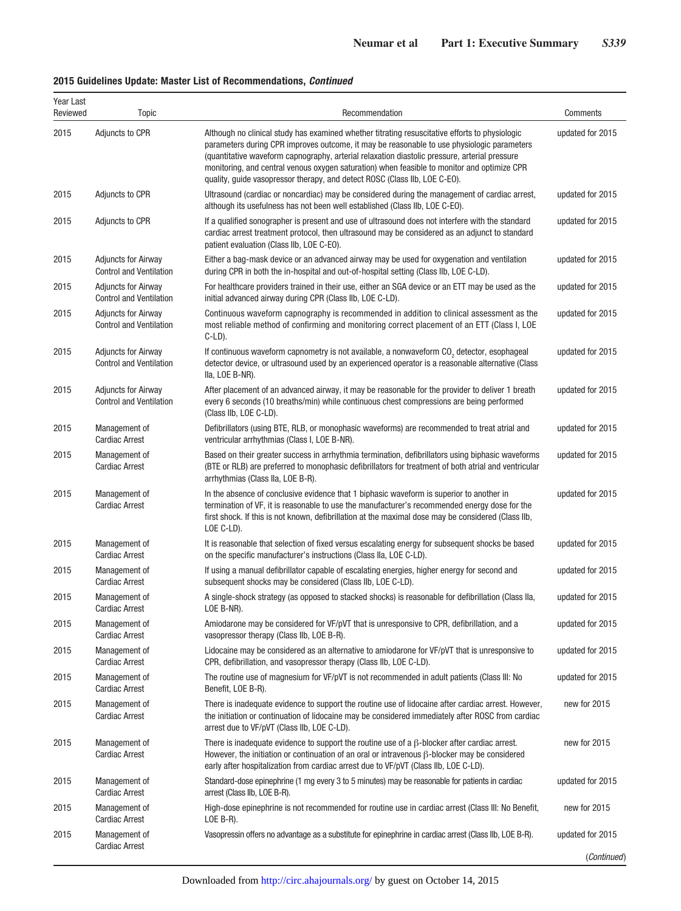**2015 Guidelines Update: Master List of Recommendations, *Continued***

| Year Last Reviewed | Topic | Recommendation | Comments |
|---|---|---|---|
| 2015 | Adjuncts to CPR | Although no clinical study has examined whether titrating resuscitative efforts to physiologic parameters during CPR improves outcome, it may be reasonable to use physiologic parameters (quantitative waveform capnography, arterial relaxation diastolic pressure, arterial pressure monitoring, and central venous oxygen saturation) when feasible to monitor and optimize CPR quality, guide vasopressor therapy, and detect ROSC (Class IIb, LOE C-EO). | updated for 2015 |
| 2015 | Adjuncts to CPR | Ultrasound (cardiac or noncardiac) may be considered during the management of cardiac arrest, although its usefulness has not been well established (Class IIb, LOE C-EO). | updated for 2015 |
| 2015 | Adjuncts to CPR | If a qualified sonographer is present and use of ultrasound does not interfere with the standard cardiac arrest treatment protocol, then ultrasound may be considered as an adjunct to standard patient evaluation (Class IIb, LOE C-EO). | updated for 2015 |
| 2015 | Adjuncts for Airway Control and Ventilation | Either a bag-mask device or an advanced airway may be used for oxygenation and ventilation during CPR in both the in-hospital and out-of-hospital setting (Class IIb, LOE C-LD). | updated for 2015 |
| 2015 | Adjuncts for Airway Control and Ventilation | For healthcare providers trained in their use, either an SGA device or an ETT may be used as the initial advanced airway during CPR (Class IIb, LOE C-LD). | updated for 2015 |
| 2015 | Adjuncts for Airway Control and Ventilation | Continuous waveform capnography is recommended in addition to clinical assessment as the most reliable method of confirming and monitoring correct placement of an ETT (Class I, LOE C-LD). | updated for 2015 |
| 2015 | Adjuncts for Airway Control and Ventilation | If continuous waveform capnometry is not available, a nonwaveform $CO_2$ detector, esophageal detector device, or ultrasound used by an experienced operator is a reasonable alternative (Class IIa, LOE B-NR). | updated for 2015 |
| 2015 | Adjuncts for Airway Control and Ventilation | After placement of an advanced airway, it may be reasonable for the provider to deliver 1 breath every 6 seconds (10 breaths/min) while continuous chest compressions are being performed (Class IIb, LOE C-LD). | updated for 2015 |
| 2015 | Management of Cardiac Arrest | Defibrillators (using BTE, RLB, or monophasic waveforms) are recommended to treat atrial and ventricular arrhythmias (Class I, LOE B-NR). | updated for 2015 |
| 2015 | Management of Cardiac Arrest | Based on their greater success in arrhythmia termination, defibrillators using biphasic waveforms (BTE or RLB) are preferred to monophasic defibrillators for treatment of both atrial and ventricular arrhythmias (Class IIa, LOE B-R). | updated for 2015 |
| 2015 | Management of Cardiac Arrest | In the absence of conclusive evidence that 1 biphasic waveform is superior to another in termination of VF, it is reasonable to use the manufacturer's recommended energy dose for the first shock. If this is not known, defibrillation at the maximal dose may be considered (Class IIb, LOE C-LD). | updated for 2015 |
| 2015 | Management of Cardiac Arrest | It is reasonable that selection of fixed versus escalating energy for subsequent shocks be based on the specific manufacturer's instructions (Class IIa, LOE C-LD). | updated for 2015 |
| 2015 | Management of Cardiac Arrest | If using a manual defibrillator capable of escalating energies, higher energy for second and subsequent shocks may be considered (Class IIb, LOE C-LD). | updated for 2015 |
| 2015 | Management of Cardiac Arrest | A single-shock strategy (as opposed to stacked shocks) is reasonable for defibrillation (Class IIa, LOE B-NR). | updated for 2015 |
| 2015 | Management of Cardiac Arrest | Amiodarone may be considered for VF/pVT that is unresponsive to CPR, defibrillation, and a vasopressor therapy (Class IIb, LOE B-R). | updated for 2015 |
| 2015 | Management of Cardiac Arrest | Lidocaine may be considered as an alternative to amiodarone for VF/pVT that is unresponsive to CPR, defibrillation, and vasopressor therapy (Class IIb, LOE C-LD). | updated for 2015 |
| 2015 | Management of Cardiac Arrest | The routine use of magnesium for VF/pVT is not recommended in adult patients (Class III: No Benefit, LOE B-R). | updated for 2015 |
| 2015 | Management of Cardiac Arrest | There is inadequate evidence to support the routine use of lidocaine after cardiac arrest. However, the initiation or continuation of lidocaine may be considered immediately after ROSC from cardiac arrest due to VF/pVT (Class IIb, LOE C-LD). | new for 2015 |
| 2015 | Management of Cardiac Arrest | There is inadequate evidence to support the routine use of a β-blocker after cardiac arrest. However, the initiation or continuation of an oral or intravenous β-blocker may be considered early after hospitalization from cardiac arrest due to VF/pVT (Class IIb, LOE C-LD). | new for 2015 |
| 2015 | Management of Cardiac Arrest | Standard-dose epinephrine (1 mg every 3 to 5 minutes) may be reasonable for patients in cardiac arrest (Class IIb, LOE B-R). | updated for 2015 |
| 2015 | Management of Cardiac Arrest | High-dose epinephrine is not recommended for routine use in cardiac arrest (Class III: No Benefit, LOE B-R). | new for 2015 |
| 2015 | Management of Cardiac Arrest | Vasopressin offers no advantage as a substitute for epinephrine in cardiac arrest (Class IIb, LOE B-R). | updated for 2015 |

(*Continued*)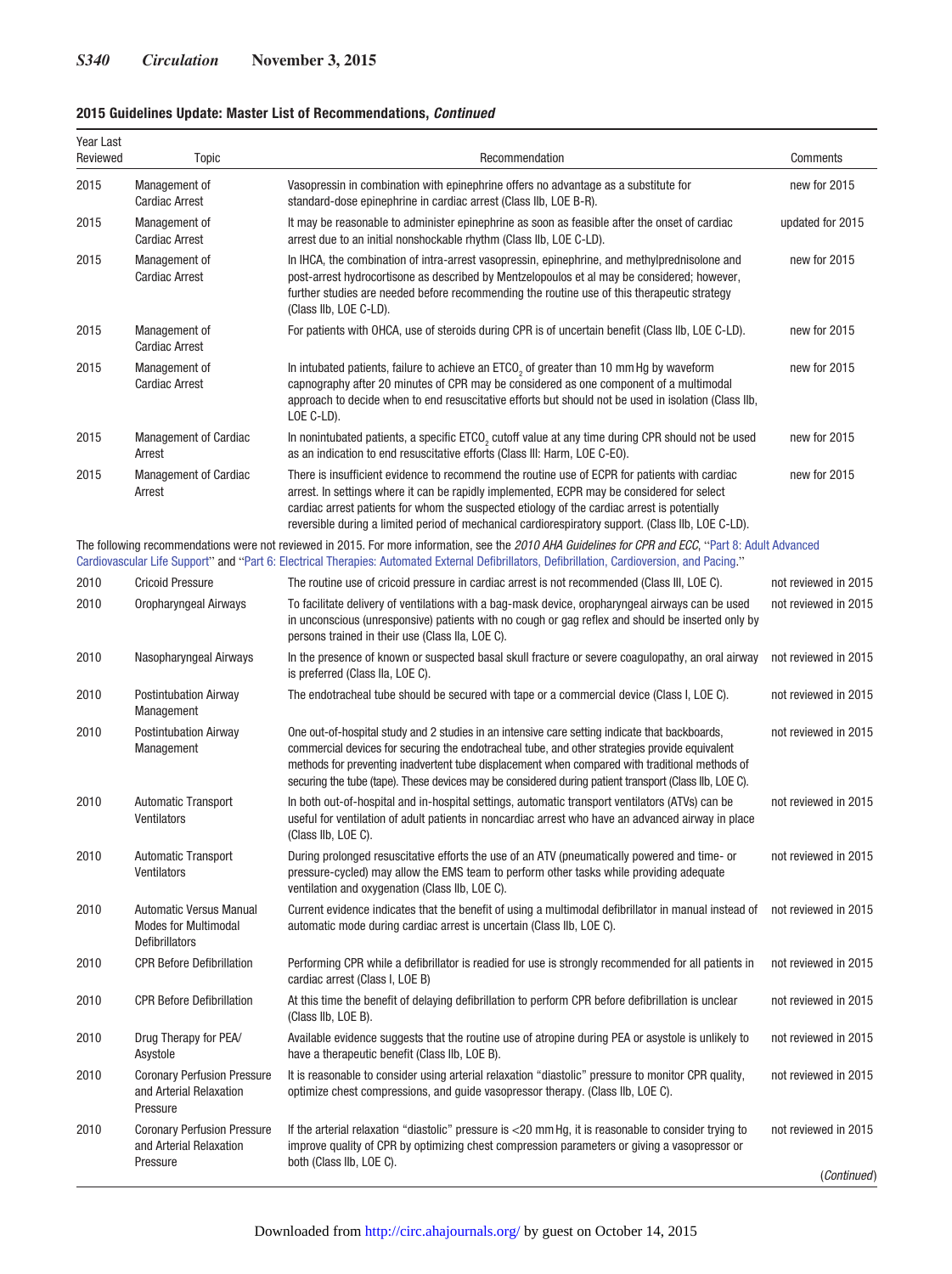**2015 Guidelines Update: Master List of Recommendations, *Continued***

| Year Last Reviewed | Topic | Recommendation | Comments |
|---|---|---|---|
| 2015 | Management of Cardiac Arrest | Vasopressin in combination with epinephrine offers no advantage as a substitute for standard-dose epinephrine in cardiac arrest (Class IIb, LOE B-R). | new for 2015 |
| 2015 | Management of Cardiac Arrest | It may be reasonable to administer epinephrine as soon as feasible after the onset of cardiac arrest due to an initial nonshockable rhythm (Class IIb, LOE C-LD). | updated for 2015 |
| 2015 | Management of Cardiac Arrest | In IHCA, the combination of intra-arrest vasopressin, epinephrine, and methylprednisolone and post-arrest hydrocortisone as described by Mentzelopoulos et al may be considered; however, further studies are needed before recommending the routine use of this therapeutic strategy (Class IIb, LOE C-LD). | new for 2015 |
| 2015 | Management of Cardiac Arrest | For patients with OHCA, use of steroids during CPR is of uncertain benefit (Class IIb, LOE C-LD). | new for 2015 |
| 2015 | Management of Cardiac Arrest | In intubated patients, failure to achieve an $ETCO_2$ of greater than 10 mm Hg by waveform capnography after 20 minutes of CPR may be considered as one component of a multimodal approach to decide when to end resuscitative efforts but should not be used in isolation (Class IIb, LOE C-LD). | new for 2015 |
| 2015 | Management of Cardiac Arrest | In nonintubated patients, a specific $ETCO_2$ cutoff value at any time during CPR should not be used as an indication to end resuscitative efforts (Class III: Harm, LOE C-EO). | new for 2015 |
| 2015 | Management of Cardiac Arrest | There is insufficient evidence to recommend the routine use of ECPR for patients with cardiac arrest. In settings where it can be rapidly implemented, ECPR may be considered for select cardiac arrest patients for whom the suspected etiology of the cardiac arrest is potentially reversible during a limited period of mechanical cardiorespiratory support. (Class IIb, LOE C-LD). | new for 2015 |
| The following recommendations were not reviewed in 2015. For more information, see the *2010 AHA Guidelines for CPR and ECC*, "Part 8: Adult Advanced Cardiovascular Life Support" and "Part 6: Electrical Therapies: Automated External Defibrillators, Defibrillation, Cardioversion, and Pacing." | | | |
| 2010 | Cricoid Pressure | The routine use of cricoid pressure in cardiac arrest is not recommended (Class III, LOE C). | not reviewed in 2015 |
| 2010 | Oropharyngeal Airways | To facilitate delivery of ventilations with a bag-mask device, oropharyngeal airways can be used in unconscious (unresponsive) patients with no cough or gag reflex and should be inserted only by persons trained in their use (Class IIa, LOE C). | not reviewed in 2015 |
| 2010 | Nasopharyngeal Airways | In the presence of known or suspected basal skull fracture or severe coagulopathy, an oral airway is preferred (Class IIa, LOE C). | not reviewed in 2015 |
| 2010 | Postintubation Airway Management | The endotracheal tube should be secured with tape or a commercial device (Class I, LOE C). | not reviewed in 2015 |
| 2010 | Postintubation Airway Management | One out-of-hospital study and 2 studies in an intensive care setting indicate that backboards, commercial devices for securing the endotracheal tube, and other strategies provide equivalent methods for preventing inadvertent tube displacement when compared with traditional methods of securing the tube (tape). These devices may be considered during patient transport (Class IIb, LOE C). | not reviewed in 2015 |
| 2010 | Automatic Transport Ventilators | In both out-of-hospital and in-hospital settings, automatic transport ventilators (ATVs) can be useful for ventilation of adult patients in noncardiac arrest who have an advanced airway in place (Class IIb, LOE C). | not reviewed in 2015 |
| 2010 | Automatic Transport Ventilators | During prolonged resuscitative efforts the use of an ATV (pneumatically powered and time- or pressure-cycled) may allow the EMS team to perform other tasks while providing adequate ventilation and oxygenation (Class IIb, LOE C). | not reviewed in 2015 |
| 2010 | Automatic Versus Manual Modes for Multimodal Defibrillators | Current evidence indicates that the benefit of using a multimodal defibrillator in manual instead of automatic mode during cardiac arrest is uncertain (Class IIb, LOE C). | not reviewed in 2015 |
| 2010 | CPR Before Defibrillation | Performing CPR while a defibrillator is readied for use is strongly recommended for all patients in cardiac arrest (Class I, LOE B) | not reviewed in 2015 |
| 2010 | CPR Before Defibrillation | At this time the benefit of delaying defibrillation to perform CPR before defibrillation is unclear (Class IIb, LOE B). | not reviewed in 2015 |
| 2010 | Drug Therapy for PEA/Asystole | Available evidence suggests that the routine use of atropine during PEA or asystole is unlikely to have a therapeutic benefit (Class IIb, LOE B). | not reviewed in 2015 |
| 2010 | Coronary Perfusion Pressure and Arterial Relaxation Pressure | It is reasonable to consider using arterial relaxation "diastolic" pressure to monitor CPR quality, optimize chest compressions, and guide vasopressor therapy. (Class IIb, LOE C). | not reviewed in 2015 |
| 2010 | Coronary Perfusion Pressure and Arterial Relaxation Pressure | If the arterial relaxation "diastolic" pressure is <20 mm Hg, it is reasonable to consider trying to improve quality of CPR by optimizing chest compression parameters or giving a vasopressor or both (Class IIb, LOE C). | not reviewed in 2015 |

(*Continued*)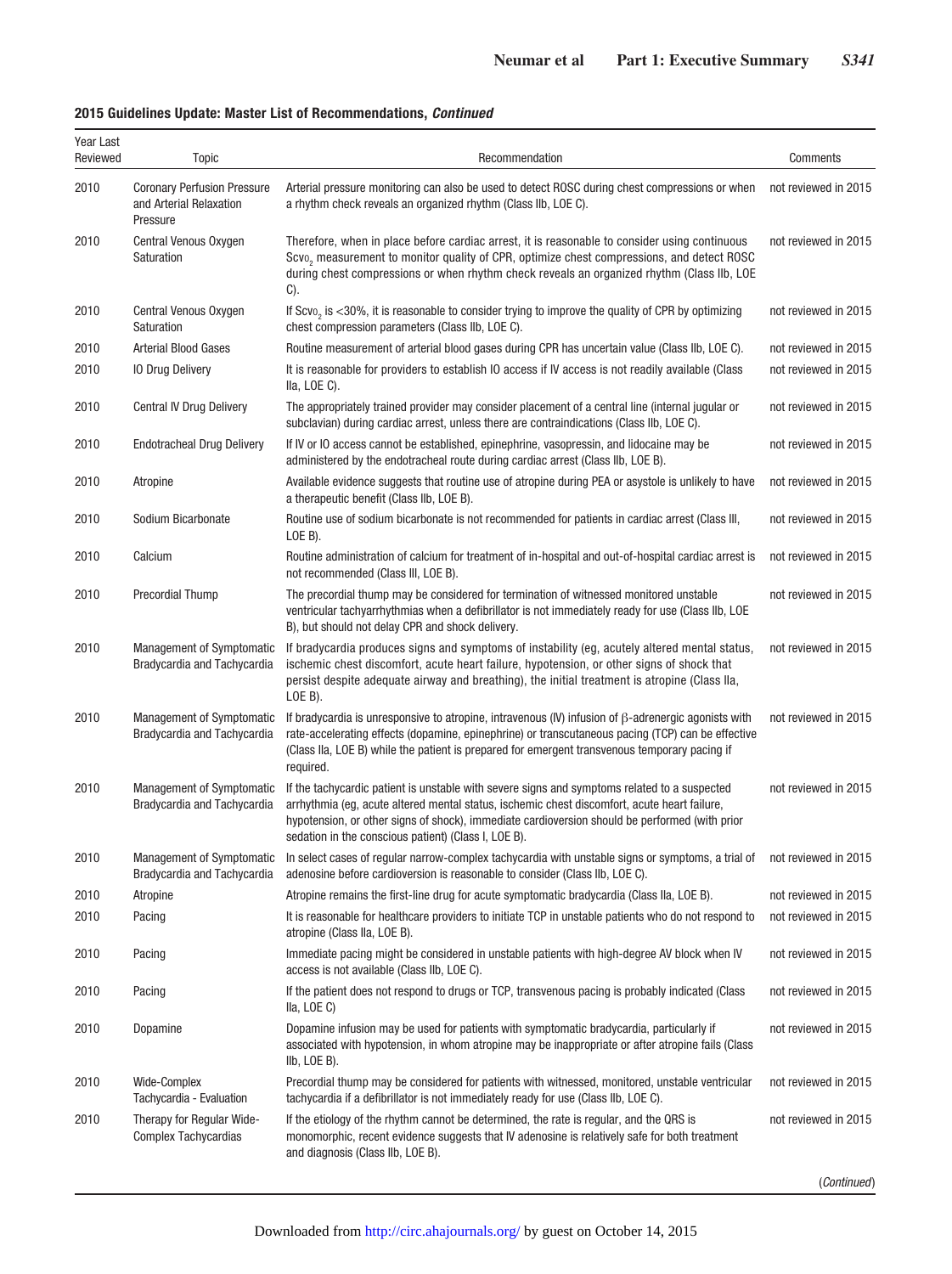**2015 Guidelines Update: Master List of Recommendations, *Continued***

| Year Last Reviewed | Topic | Recommendation | Comments |
|---|---|---|---|
| 2010 | Coronary Perfusion Pressure and Arterial Relaxation Pressure | Arterial pressure monitoring can also be used to detect ROSC during chest compressions or when a rhythm check reveals an organized rhythm (Class IIb, LOE C). | not reviewed in 2015 |
| 2010 | Central Venous Oxygen Saturation | Therefore, when in place before cardiac arrest, it is reasonable to consider using continuous $Scvo_2$ measurement to monitor quality of CPR, optimize chest compressions, and detect ROSC during chest compressions or when rhythm check reveals an organized rhythm (Class IIb, LOE C). | not reviewed in 2015 |
| 2010 | Central Venous Oxygen Saturation | If $Scvo_2$ is <30%, it is reasonable to consider trying to improve the quality of CPR by optimizing chest compression parameters (Class IIb, LOE C). | not reviewed in 2015 |
| 2010 | Arterial Blood Gases | Routine measurement of arterial blood gases during CPR has uncertain value (Class IIb, LOE C). | not reviewed in 2015 |
| 2010 | IO Drug Delivery | It is reasonable for providers to establish IO access if IV access is not readily available (Class IIa, LOE C). | not reviewed in 2015 |
| 2010 | Central IV Drug Delivery | The appropriately trained provider may consider placement of a central line (internal jugular or subclavian) during cardiac arrest, unless there are contraindications (Class IIb, LOE C). | not reviewed in 2015 |
| 2010 | Endotracheal Drug Delivery | If IV or IO access cannot be established, epinephrine, vasopressin, and lidocaine may be administered by the endotracheal route during cardiac arrest (Class IIb, LOE B). | not reviewed in 2015 |
| 2010 | Atropine | Available evidence suggests that routine use of atropine during PEA or asystole is unlikely to have a therapeutic benefit (Class IIb, LOE B). | not reviewed in 2015 |
| 2010 | Sodium Bicarbonate | Routine use of sodium bicarbonate is not recommended for patients in cardiac arrest (Class III, LOE B). | not reviewed in 2015 |
| 2010 | Calcium | Routine administration of calcium for treatment of in-hospital and out-of-hospital cardiac arrest is not recommended (Class III, LOE B). | not reviewed in 2015 |
| 2010 | Precordial Thump | The precordial thump may be considered for termination of witnessed monitored unstable ventricular tachyarrhythmias when a defibrillator is not immediately ready for use (Class IIb, LOE B), but should not delay CPR and shock delivery. | not reviewed in 2015 |
| 2010 | Management of Symptomatic Bradycardia and Tachycardia | If bradycardia produces signs and symptoms of instability (eg, acutely altered mental status, ischemic chest discomfort, acute heart failure, hypotension, or other signs of shock that persist despite adequate airway and breathing), the initial treatment is atropine (Class IIa, LOE B). | not reviewed in 2015 |
| 2010 | Management of Symptomatic Bradycardia and Tachycardia | If bradycardia is unresponsive to atropine, intravenous (IV) infusion of β-adrenergic agonists with rate-accelerating effects (dopamine, epinephrine) or transcutaneous pacing (TCP) can be effective (Class IIa, LOE B) while the patient is prepared for emergent transvenous temporary pacing if required. | not reviewed in 2015 |
| 2010 | Management of Symptomatic Bradycardia and Tachycardia | If the tachycardic patient is unstable with severe signs and symptoms related to a suspected arrhythmia (eg, acute altered mental status, ischemic chest discomfort, acute heart failure, hypotension, or other signs of shock), immediate cardioversion should be performed (with prior sedation in the conscious patient) (Class I, LOE B). | not reviewed in 2015 |
| 2010 | Management of Symptomatic Bradycardia and Tachycardia | In select cases of regular narrow-complex tachycardia with unstable signs or symptoms, a trial of adenosine before cardioversion is reasonable to consider (Class IIb, LOE C). | not reviewed in 2015 |
| 2010 | Atropine | Atropine remains the first-line drug for acute symptomatic bradycardia (Class IIa, LOE B). | not reviewed in 2015 |
| 2010 | Pacing | It is reasonable for healthcare providers to initiate TCP in unstable patients who do not respond to atropine (Class IIa, LOE B). | not reviewed in 2015 |
| 2010 | Pacing | Immediate pacing might be considered in unstable patients with high-degree AV block when IV access is not available (Class IIb, LOE C). | not reviewed in 2015 |
| 2010 | Pacing | If the patient does not respond to drugs or TCP, transvenous pacing is probably indicated (Class IIa, LOE C) | not reviewed in 2015 |
| 2010 | Dopamine | Dopamine infusion may be used for patients with symptomatic bradycardia, particularly if associated with hypotension, in whom atropine may be inappropriate or after atropine fails (Class IIb, LOE B). | not reviewed in 2015 |
| 2010 | Wide-Complex Tachycardia - Evaluation | Precordial thump may be considered for patients with witnessed, monitored, unstable ventricular tachycardia if a defibrillator is not immediately ready for use (Class IIb, LOE C). | not reviewed in 2015 |
| 2010 | Therapy for Regular Wide-Complex Tachycardias | If the etiology of the rhythm cannot be determined, the rate is regular, and the QRS is monomorphic, recent evidence suggests that IV adenosine is relatively safe for both treatment and diagnosis (Class IIb, LOE B). | not reviewed in 2015 |

(*Continued*)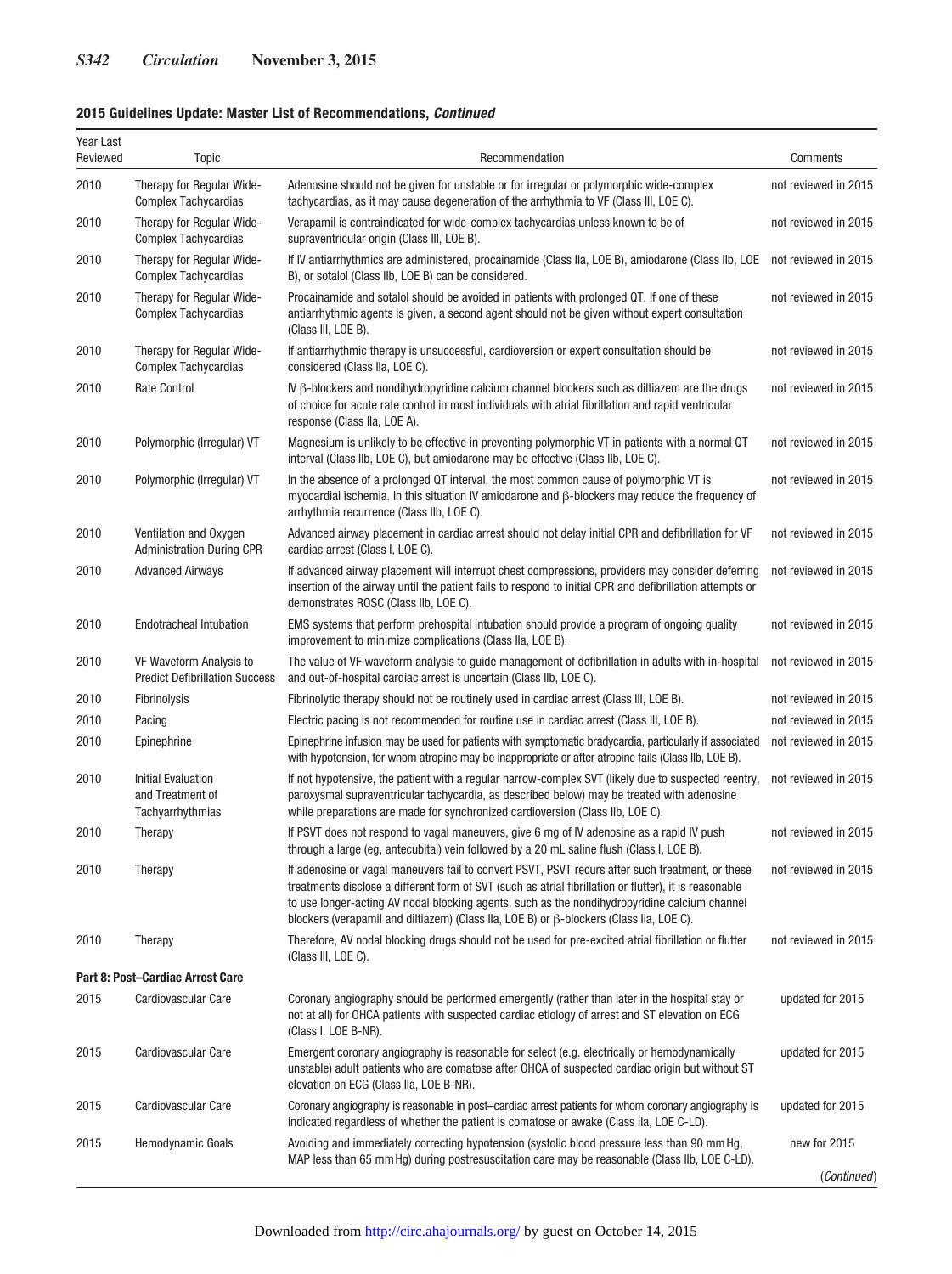**2015 Guidelines Update: Master List of Recommendations, *Continued***

| Year Last Reviewed | Topic | Recommendation | Comments |
|---|---|---|---|
| 2010 | Therapy for Regular Wide-Complex Tachycardias | Adenosine should not be given for unstable or for irregular or polymorphic wide-complex tachycardias, as it may cause degeneration of the arrhythmia to VF (Class III, LOE C). | not reviewed in 2015 |
| 2010 | Therapy for Regular Wide-Complex Tachycardias | Verapamil is contraindicated for wide-complex tachycardias unless known to be of supraventricular origin (Class III, LOE B). | not reviewed in 2015 |
| 2010 | Therapy for Regular Wide-Complex Tachycardias | If IV antiarrhythmics are administered, procainamide (Class IIa, LOE B), amiodarone (Class IIb, LOE B), or sotalol (Class IIb, LOE B) can be considered. | not reviewed in 2015 |
| 2010 | Therapy for Regular Wide-Complex Tachycardias | Procainamide and sotalol should be avoided in patients with prolonged QT. If one of these antiarrhythmic agents is given, a second agent should not be given without expert consultation (Class III, LOE B). | not reviewed in 2015 |
| 2010 | Therapy for Regular Wide-Complex Tachycardias | If antiarrhythmic therapy is unsuccessful, cardioversion or expert consultation should be considered (Class IIa, LOE C). | not reviewed in 2015 |
| 2010 | Rate Control | IV β-blockers and nondihydropyridine calcium channel blockers such as diltiazem are the drugs of choice for acute rate control in most individuals with atrial fibrillation and rapid ventricular response (Class IIa, LOE A). | not reviewed in 2015 |
| 2010 | Polymorphic (Irregular) VT | Magnesium is unlikely to be effective in preventing polymorphic VT in patients with a normal QT interval (Class IIb, LOE C), but amiodarone may be effective (Class IIb, LOE C). | not reviewed in 2015 |
| 2010 | Polymorphic (Irregular) VT | In the absence of a prolonged QT interval, the most common cause of polymorphic VT is myocardial ischemia. In this situation IV amiodarone and β-blockers may reduce the frequency of arrhythmia recurrence (Class IIb, LOE C). | not reviewed in 2015 |
| 2010 | Ventilation and Oxygen Administration During CPR | Advanced airway placement in cardiac arrest should not delay initial CPR and defibrillation for VF cardiac arrest (Class I, LOE C). | not reviewed in 2015 |
| 2010 | Advanced Airways | If advanced airway placement will interrupt chest compressions, providers may consider deferring insertion of the airway until the patient fails to respond to initial CPR and defibrillation attempts or demonstrates ROSC (Class IIb, LOE C). | not reviewed in 2015 |
| 2010 | Endotracheal Intubation | EMS systems that perform prehospital intubation should provide a program of ongoing quality improvement to minimize complications (Class IIa, LOE B). | not reviewed in 2015 |
| 2010 | VF Waveform Analysis to Predict Defibrillation Success | The value of VF waveform analysis to guide management of defibrillation in adults with in-hospital and out-of-hospital cardiac arrest is uncertain (Class IIb, LOE C). | not reviewed in 2015 |
| 2010 | Fibrinolysis | Fibrinolytic therapy should not be routinely used in cardiac arrest (Class III, LOE B). | not reviewed in 2015 |
| 2010 | Pacing | Electric pacing is not recommended for routine use in cardiac arrest (Class III, LOE B). | not reviewed in 2015 |
| 2010 | Epinephrine | Epinephrine infusion may be used for patients with symptomatic bradycardia, particularly if associated with hypotension, for whom atropine may be inappropriate or after atropine fails (Class IIb, LOE B). | not reviewed in 2015 |
| 2010 | Initial Evaluation and Treatment of Tachyarrhythmias | If not hypotensive, the patient with a regular narrow-complex SVT (likely due to suspected reentry, paroxysmal supraventricular tachycardia, as described below) may be treated with adenosine while preparations are made for synchronized cardioversion (Class IIb, LOE C). | not reviewed in 2015 |
| 2010 | Therapy | If PSVT does not respond to vagal maneuvers, give 6 mg of IV adenosine as a rapid IV push through a large (eg, antecubital) vein followed by a 20 mL saline flush (Class I, LOE B). | not reviewed in 2015 |
| 2010 | Therapy | If adenosine or vagal maneuvers fail to convert PSVT, PSVT recurs after such treatment, or these treatments disclose a different form of SVT (such as atrial fibrillation or flutter), it is reasonable to use longer-acting AV nodal blocking agents, such as the nondihydropyridine calcium channel blockers (verapamil and diltiazem) (Class IIa, LOE B) or β-blockers (Class IIa, LOE C). | not reviewed in 2015 |
| 2010 | Therapy | Therefore, AV nodal blocking drugs should not be used for pre-excited atrial fibrillation or flutter (Class III, LOE C). | not reviewed in 2015 |
| **Part 8: Post–Cardiac Arrest Care** | | | |
| 2015 | Cardiovascular Care | Coronary angiography should be performed emergently (rather than later in the hospital stay or not at all) for OHCA patients with suspected cardiac etiology of arrest and ST elevation on ECG (Class I, LOE B-NR). | updated for 2015 |
| 2015 | Cardiovascular Care | Emergent coronary angiography is reasonable for select (e.g. electrically or hemodynamically unstable) adult patients who are comatose after OHCA of suspected cardiac origin but without ST elevation on ECG (Class IIa, LOE B-NR). | updated for 2015 |
| 2015 | Cardiovascular Care | Coronary angiography is reasonable in post–cardiac arrest patients for whom coronary angiography is indicated regardless of whether the patient is comatose or awake (Class IIa, LOE C-LD). | updated for 2015 |
| 2015 | Hemodynamic Goals | Avoiding and immediately correcting hypotension (systolic blood pressure less than 90 mm Hg, MAP less than 65 mm Hg) during postresuscitation care may be reasonable (Class IIb, LOE C-LD). | new for 2015 |

(*Continued*)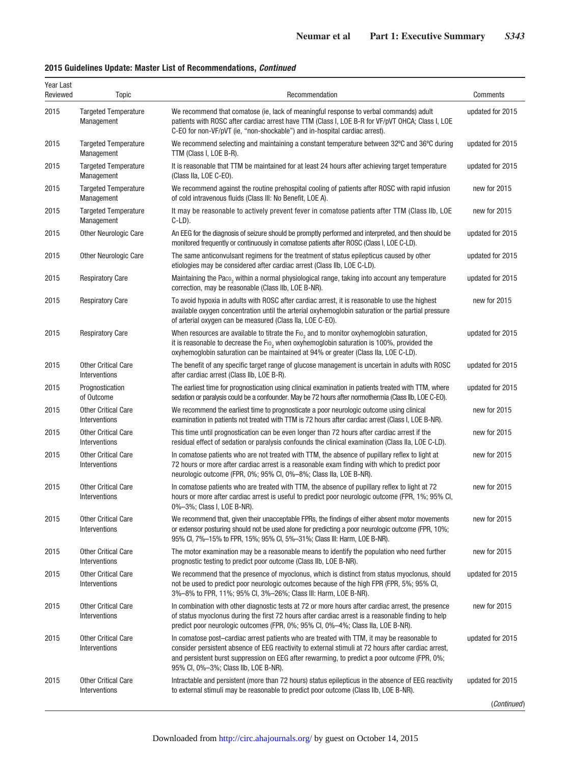**2015 Guidelines Update: Master List of Recommendations, *Continued***

| Year Last Reviewed | Topic | Recommendation | Comments |
|---|---|---|---|
| 2015 | Targeted Temperature Management | We recommend that comatose (ie, lack of meaningful response to verbal commands) adult patients with ROSC after cardiac arrest have TTM (Class I, LOE B-R for VF/pVT OHCA; Class I, LOE C-EO for non-VF/pVT (ie, "non-shockable") and in-hospital cardiac arrest). | updated for 2015 |
| 2015 | Targeted Temperature Management | We recommend selecting and maintaining a constant temperature between 32ºC and 36ºC during TTM (Class I, LOE B-R). | updated for 2015 |
| 2015 | Targeted Temperature Management | It is reasonable that TTM be maintained for at least 24 hours after achieving target temperature (Class IIa, LOE C-EO). | updated for 2015 |
| 2015 | Targeted Temperature Management | We recommend against the routine prehospital cooling of patients after ROSC with rapid infusion of cold intravenous fluids (Class III: No Benefit, LOE A). | new for 2015 |
| 2015 | Targeted Temperature Management | It may be reasonable to actively prevent fever in comatose patients after TTM (Class IIb, LOE C-LD). | new for 2015 |
| 2015 | Other Neurologic Care | An EEG for the diagnosis of seizure should be promptly performed and interpreted, and then should be monitored frequently or continuously in comatose patients after ROSC (Class I, LOE C-LD). | updated for 2015 |
| 2015 | Other Neurologic Care | The same anticonvulsant regimens for the treatment of status epilepticus caused by other etiologies may be considered after cardiac arrest (Class IIb, LOE C-LD). | updated for 2015 |
| 2015 | Respiratory Care | Maintaining the $Paco_2$ within a normal physiological range, taking into account any temperature correction, may be reasonable (Class IIb, LOE B-NR). | updated for 2015 |
| 2015 | Respiratory Care | To avoid hypoxia in adults with ROSC after cardiac arrest, it is reasonable to use the highest available oxygen concentration until the arterial oxyhemoglobin saturation or the partial pressure of arterial oxygen can be measured (Class IIa, LOE C-EO). | new for 2015 |
| 2015 | Respiratory Care | When resources are available to titrate the $Fio_2$ and to monitor oxyhemoglobin saturation, it is reasonable to decrease the $Fio_2$ when oxyhemoglobin saturation is 100%, provided the oxyhemoglobin saturation can be maintained at 94% or greater (Class IIa, LOE C-LD). | updated for 2015 |
| 2015 | Other Critical Care Interventions | The benefit of any specific target range of glucose management is uncertain in adults with ROSC after cardiac arrest (Class IIb, LOE B-R). | updated for 2015 |
| 2015 | Prognostication of Outcome | The earliest time for prognostication using clinical examination in patients treated with TTM, where sedation or paralysis could be a confounder. May be 72 hours after normothermia (Class IIb, LOE C-EO). | updated for 2015 |
| 2015 | Other Critical Care Interventions | We recommend the earliest time to prognosticate a poor neurologic outcome using clinical examination in patients not treated with TTM is 72 hours after cardiac arrest (Class I, LOE B-NR). | new for 2015 |
| 2015 | Other Critical Care Interventions | This time until prognostication can be even longer than 72 hours after cardiac arrest if the residual effect of sedation or paralysis confounds the clinical examination (Class IIa, LOE C-LD). | new for 2015 |
| 2015 | Other Critical Care Interventions | In comatose patients who are not treated with TTM, the absence of pupillary reflex to light at 72 hours or more after cardiac arrest is a reasonable exam finding with which to predict poor neurologic outcome (FPR, 0%; 95% CI, 0%–8%; Class IIa, LOE B-NR). | new for 2015 |
| 2015 | Other Critical Care Interventions | In comatose patients who are treated with TTM, the absence of pupillary reflex to light at 72 hours or more after cardiac arrest is useful to predict poor neurologic outcome (FPR, 1%; 95% CI, 0%–3%; Class I, LOE B-NR). | new for 2015 |
| 2015 | Other Critical Care Interventions | We recommend that, given their unacceptable FPRs, the findings of either absent motor movements or extensor posturing should not be used alone for predicting a poor neurologic outcome (FPR, 10%; 95% CI, 7%–15% to FPR, 15%; 95% CI, 5%–31%; Class III: Harm, LOE B-NR). | new for 2015 |
| 2015 | Other Critical Care Interventions | The motor examination may be a reasonable means to identify the population who need further prognostic testing to predict poor outcome (Class IIb, LOE B-NR). | new for 2015 |
| 2015 | Other Critical Care Interventions | We recommend that the presence of myoclonus, which is distinct from status myoclonus, should not be used to predict poor neurologic outcomes because of the high FPR (FPR, 5%; 95% CI, 3%–8% to FPR, 11%; 95% CI, 3%–26%; Class III: Harm, LOE B-NR). | updated for 2015 |
| 2015 | Other Critical Care Interventions | In combination with other diagnostic tests at 72 or more hours after cardiac arrest, the presence of status myoclonus during the first 72 hours after cardiac arrest is a reasonable finding to help predict poor neurologic outcomes (FPR, 0%; 95% CI, 0%–4%; Class IIa, LOE B-NR). | new for 2015 |
| 2015 | Other Critical Care Interventions | In comatose post–cardiac arrest patients who are treated with TTM, it may be reasonable to consider persistent absence of EEG reactivity to external stimuli at 72 hours after cardiac arrest, and persistent burst suppression on EEG after rewarming, to predict a poor outcome (FPR, 0%; 95% CI, 0%–3%; Class IIb, LOE B-NR). | updated for 2015 |
| 2015 | Other Critical Care Interventions | Intractable and persistent (more than 72 hours) status epilepticus in the absence of EEG reactivity to external stimuli may be reasonable to predict poor outcome (Class IIb, LOE B-NR). | updated for 2015 |

(*Continued*)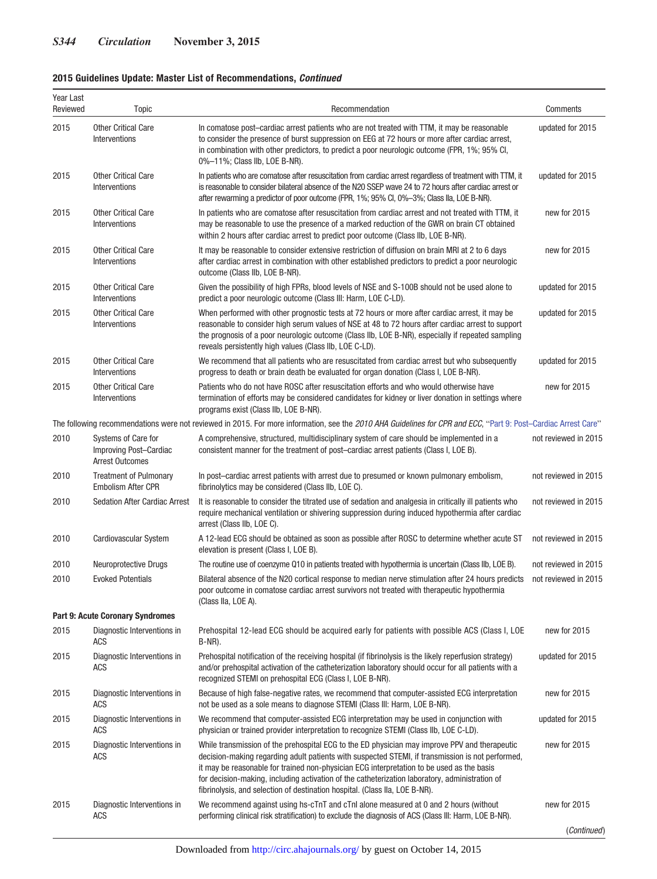**2015 Guidelines Update: Master List of Recommendations, *Continued***

| Year Last Reviewed | Topic | Recommendation | Comments |
|---|---|---|---|
| 2015 | Other Critical Care Interventions | In comatose post–cardiac arrest patients who are not treated with TTM, it may be reasonable to consider the presence of burst suppression on EEG at 72 hours or more after cardiac arrest, in combination with other predictors, to predict a poor neurologic outcome (FPR, 1%; 95% CI, 0%–11%; Class IIb, LOE B-NR). | updated for 2015 |
| 2015 | Other Critical Care Interventions | In patients who are comatose after resuscitation from cardiac arrest regardless of treatment with TTM, it is reasonable to consider bilateral absence of the N20 SSEP wave 24 to 72 hours after cardiac arrest or after rewarming a predictor of poor outcome (FPR, 1%; 95% CI, 0%–3%; Class IIa, LOE B-NR). | updated for 2015 |
| 2015 | Other Critical Care Interventions | In patients who are comatose after resuscitation from cardiac arrest and not treated with TTM, it may be reasonable to use the presence of a marked reduction of the GWR on brain CT obtained within 2 hours after cardiac arrest to predict poor outcome (Class IIb, LOE B-NR). | new for 2015 |
| 2015 | Other Critical Care Interventions | It may be reasonable to consider extensive restriction of diffusion on brain MRI at 2 to 6 days after cardiac arrest in combination with other established predictors to predict a poor neurologic outcome (Class IIb, LOE B-NR). | new for 2015 |
| 2015 | Other Critical Care Interventions | Given the possibility of high FPRs, blood levels of NSE and S-100B should not be used alone to predict a poor neurologic outcome (Class III: Harm, LOE C-LD). | updated for 2015 |
| 2015 | Other Critical Care Interventions | When performed with other prognostic tests at 72 hours or more after cardiac arrest, it may be reasonable to consider high serum values of NSE at 48 to 72 hours after cardiac arrest to support the prognosis of a poor neurologic outcome (Class IIb, LOE B-NR), especially if repeated sampling reveals persistently high values (Class IIb, LOE C-LD). | updated for 2015 |
| 2015 | Other Critical Care Interventions | We recommend that all patients who are resuscitated from cardiac arrest but who subsequently progress to death or brain death be evaluated for organ donation (Class I, LOE B-NR). | updated for 2015 |
| 2015 | Other Critical Care Interventions | Patients who do not have ROSC after resuscitation efforts and who would otherwise have termination of efforts may be considered candidates for kidney or liver donation in settings where programs exist (Class IIb, LOE B-NR). | new for 2015 |
| The following recommendations were not reviewed in 2015. For more information, see the *2010 AHA Guidelines for CPR and ECC*, "Part 9: Post–Cardiac Arrest Care" | | | |
| 2010 | Systems of Care for Improving Post–Cardiac Arrest Outcomes | A comprehensive, structured, multidisciplinary system of care should be implemented in a consistent manner for the treatment of post–cardiac arrest patients (Class I, LOE B). | not reviewed in 2015 |
| 2010 | Treatment of Pulmonary Embolism After CPR | In post–cardiac arrest patients with arrest due to presumed or known pulmonary embolism, fibrinolytics may be considered (Class IIb, LOE C). | not reviewed in 2015 |
| 2010 | Sedation After Cardiac Arrest | It is reasonable to consider the titrated use of sedation and analgesia in critically ill patients who require mechanical ventilation or shivering suppression during induced hypothermia after cardiac arrest (Class IIb, LOE C). | not reviewed in 2015 |
| 2010 | Cardiovascular System | A 12-lead ECG should be obtained as soon as possible after ROSC to determine whether acute ST elevation is present (Class I, LOE B). | not reviewed in 2015 |
| 2010 | Neuroprotective Drugs | The routine use of coenzyme Q10 in patients treated with hypothermia is uncertain (Class IIb, LOE B). | not reviewed in 2015 |
| 2010 | Evoked Potentials | Bilateral absence of the N20 cortical response to median nerve stimulation after 24 hours predicts poor outcome in comatose cardiac arrest survivors not treated with therapeutic hypothermia (Class IIa, LOE A). | not reviewed in 2015 |
| **Part 9: Acute Coronary Syndromes** | | | |
| 2015 | Diagnostic Interventions in ACS | Prehospital 12-lead ECG should be acquired early for patients with possible ACS (Class I, LOE B-NR). | new for 2015 |
| 2015 | Diagnostic Interventions in ACS | Prehospital notification of the receiving hospital (if fibrinolysis is the likely reperfusion strategy) and/or prehospital activation of the catheterization laboratory should occur for all patients with a recognized STEMI on prehospital ECG (Class I, LOE B-NR). | updated for 2015 |
| 2015 | Diagnostic Interventions in ACS | Because of high false-negative rates, we recommend that computer-assisted ECG interpretation not be used as a sole means to diagnose STEMI (Class III: Harm, LOE B-NR). | new for 2015 |
| 2015 | Diagnostic Interventions in ACS | We recommend that computer-assisted ECG interpretation may be used in conjunction with physician or trained provider interpretation to recognize STEMI (Class IIb, LOE C-LD). | updated for 2015 |
| 2015 | Diagnostic Interventions in ACS | While transmission of the prehospital ECG to the ED physician may improve PPV and therapeutic decision-making regarding adult patients with suspected STEMI, if transmission is not performed, it may be reasonable for trained non-physician ECG interpretation to be used as the basis for decision-making, including activation of the catheterization laboratory, administration of fibrinolysis, and selection of destination hospital. (Class IIa, LOE B-NR). | new for 2015 |
| 2015 | Diagnostic Interventions in ACS | We recommend against using hs-cTnT and cTnI alone measured at 0 and 2 hours (without performing clinical risk stratification) to exclude the diagnosis of ACS (Class III: Harm, LOE B-NR). | new for 2015 |

(*Continued*)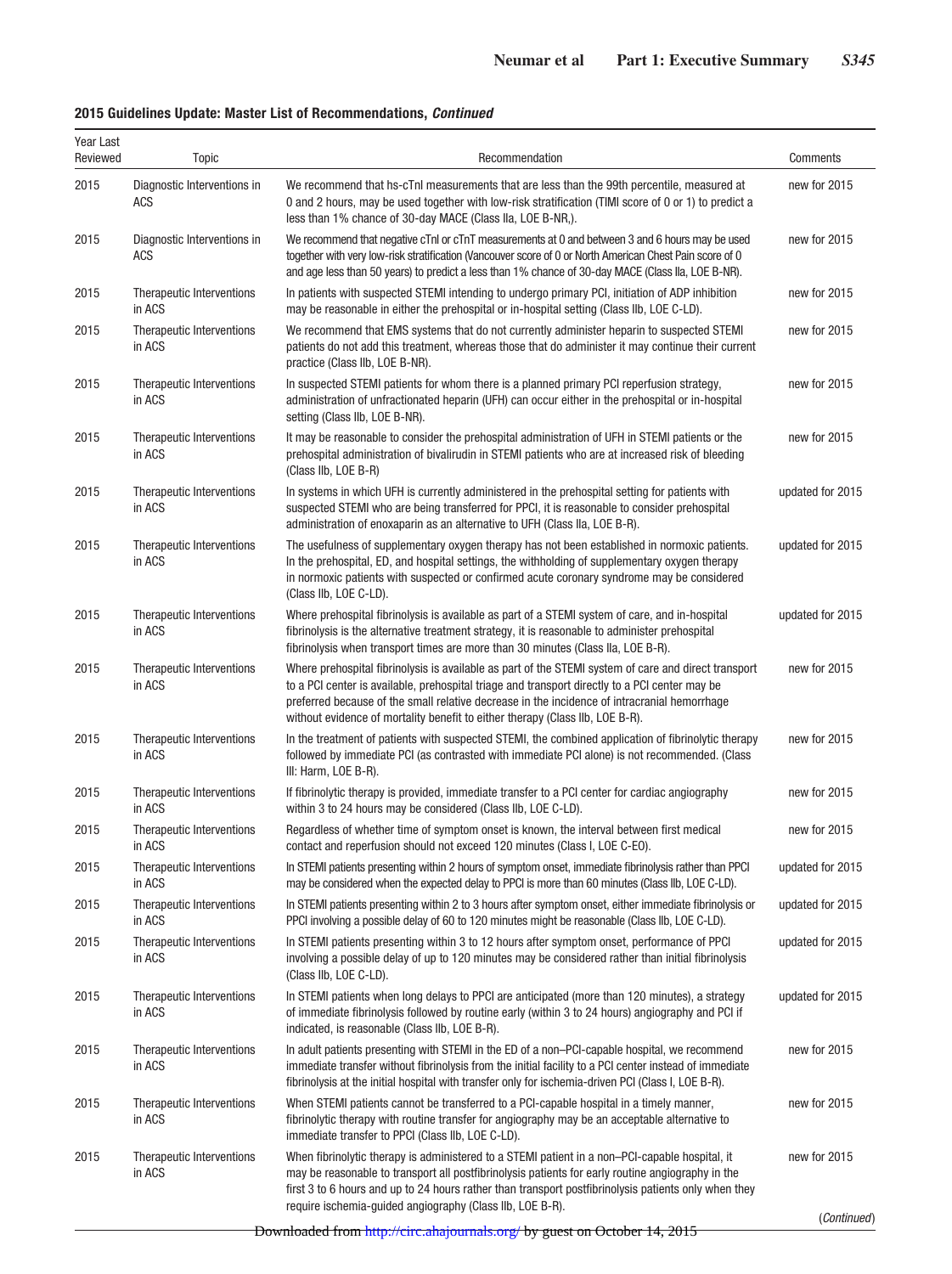**2015 Guidelines Update: Master List of Recommendations, *Continued***

| Year Last Reviewed | Topic | Recommendation | Comments |
|---|---|---|---|
| 2015 | Diagnostic Interventions in ACS | We recommend that hs-cTnI measurements that are less than the 99th percentile, measured at 0 and 2 hours, may be used together with low-risk stratification (TIMI score of 0 or 1) to predict a less than 1% chance of 30-day MACE (Class IIa, LOE B-NR,). | new for 2015 |
| 2015 | Diagnostic Interventions in ACS | We recommend that negative cTnI or cTnT measurements at 0 and between 3 and 6 hours may be used together with very low-risk stratification (Vancouver score of 0 or North American Chest Pain score of 0 and age less than 50 years) to predict a less than 1% chance of 30-day MACE (Class IIa, LOE B-NR). | new for 2015 |
| 2015 | Therapeutic Interventions in ACS | In patients with suspected STEMI intending to undergo primary PCI, initiation of ADP inhibition may be reasonable in either the prehospital or in-hospital setting (Class IIb, LOE C-LD). | new for 2015 |
| 2015 | Therapeutic Interventions in ACS | We recommend that EMS systems that do not currently administer heparin to suspected STEMI patients do not add this treatment, whereas those that do administer it may continue their current practice (Class IIb, LOE B-NR). | new for 2015 |
| 2015 | Therapeutic Interventions in ACS | In suspected STEMI patients for whom there is a planned primary PCI reperfusion strategy, administration of unfractionated heparin (UFH) can occur either in the prehospital or in-hospital setting (Class IIb, LOE B-NR). | new for 2015 |
| 2015 | Therapeutic Interventions in ACS | It may be reasonable to consider the prehospital administration of UFH in STEMI patients or the prehospital administration of bivalirudin in STEMI patients who are at increased risk of bleeding (Class IIb, LOE B-R) | new for 2015 |
| 2015 | Therapeutic Interventions in ACS | In systems in which UFH is currently administered in the prehospital setting for patients with suspected STEMI who are being transferred for PPCI, it is reasonable to consider prehospital administration of enoxaparin as an alternative to UFH (Class IIa, LOE B-R). | updated for 2015 |
| 2015 | Therapeutic Interventions in ACS | The usefulness of supplementary oxygen therapy has not been established in normoxic patients. In the prehospital, ED, and hospital settings, the withholding of supplementary oxygen therapy in normoxic patients with suspected or confirmed acute coronary syndrome may be considered (Class IIb, LOE C-LD). | updated for 2015 |
| 2015 | Therapeutic Interventions in ACS | Where prehospital fibrinolysis is available as part of a STEMI system of care, and in-hospital fibrinolysis is the alternative treatment strategy, it is reasonable to administer prehospital fibrinolysis when transport times are more than 30 minutes (Class IIa, LOE B-R). | updated for 2015 |
| 2015 | Therapeutic Interventions in ACS | Where prehospital fibrinolysis is available as part of the STEMI system of care and direct transport to a PCI center is available, prehospital triage and transport directly to a PCI center may be preferred because of the small relative decrease in the incidence of intracranial hemorrhage without evidence of mortality benefit to either therapy (Class IIb, LOE B-R). | new for 2015 |
| 2015 | Therapeutic Interventions in ACS | In the treatment of patients with suspected STEMI, the combined application of fibrinolytic therapy followed by immediate PCI (as contrasted with immediate PCI alone) is not recommended. (Class III: Harm, LOE B-R). | new for 2015 |
| 2015 | Therapeutic Interventions in ACS | If fibrinolytic therapy is provided, immediate transfer to a PCI center for cardiac angiography within 3 to 24 hours may be considered (Class IIb, LOE C-LD). | new for 2015 |
| 2015 | Therapeutic Interventions in ACS | Regardless of whether time of symptom onset is known, the interval between first medical contact and reperfusion should not exceed 120 minutes (Class I, LOE C-EO). | new for 2015 |
| 2015 | Therapeutic Interventions in ACS | In STEMI patients presenting within 2 hours of symptom onset, immediate fibrinolysis rather than PPCI may be considered when the expected delay to PPCI is more than 60 minutes (Class IIb, LOE C-LD). | updated for 2015 |
| 2015 | Therapeutic Interventions in ACS | In STEMI patients presenting within 2 to 3 hours after symptom onset, either immediate fibrinolysis or PPCI involving a possible delay of 60 to 120 minutes might be reasonable (Class IIb, LOE C-LD). | updated for 2015 |
| 2015 | Therapeutic Interventions in ACS | In STEMI patients presenting within 3 to 12 hours after symptom onset, performance of PPCI involving a possible delay of up to 120 minutes may be considered rather than initial fibrinolysis (Class IIb, LOE C-LD). | updated for 2015 |
| 2015 | Therapeutic Interventions in ACS | In STEMI patients when long delays to PPCI are anticipated (more than 120 minutes), a strategy of immediate fibrinolysis followed by routine early (within 3 to 24 hours) angiography and PCI if indicated, is reasonable (Class IIb, LOE B-R). | updated for 2015 |
| 2015 | Therapeutic Interventions in ACS | In adult patients presenting with STEMI in the ED of a non–PCI-capable hospital, we recommend immediate transfer without fibrinolysis from the initial facility to a PCI center instead of immediate fibrinolysis at the initial hospital with transfer only for ischemia-driven PCI (Class I, LOE B-R). | new for 2015 |
| 2015 | Therapeutic Interventions in ACS | When STEMI patients cannot be transferred to a PCI-capable hospital in a timely manner, fibrinolytic therapy with routine transfer for angiography may be an acceptable alternative to immediate transfer to PPCI (Class IIb, LOE C-LD). | new for 2015 |
| 2015 | Therapeutic Interventions in ACS | When fibrinolytic therapy is administered to a STEMI patient in a non–PCI-capable hospital, it may be reasonable to transport all postfibrinolysis patients for early routine angiography in the first 3 to 6 hours and up to 24 hours rather than transport postfibrinolysis patients only when they require ischemia-guided angiography (Class IIb, LOE B-R). | new for 2015 |

(*Continued*)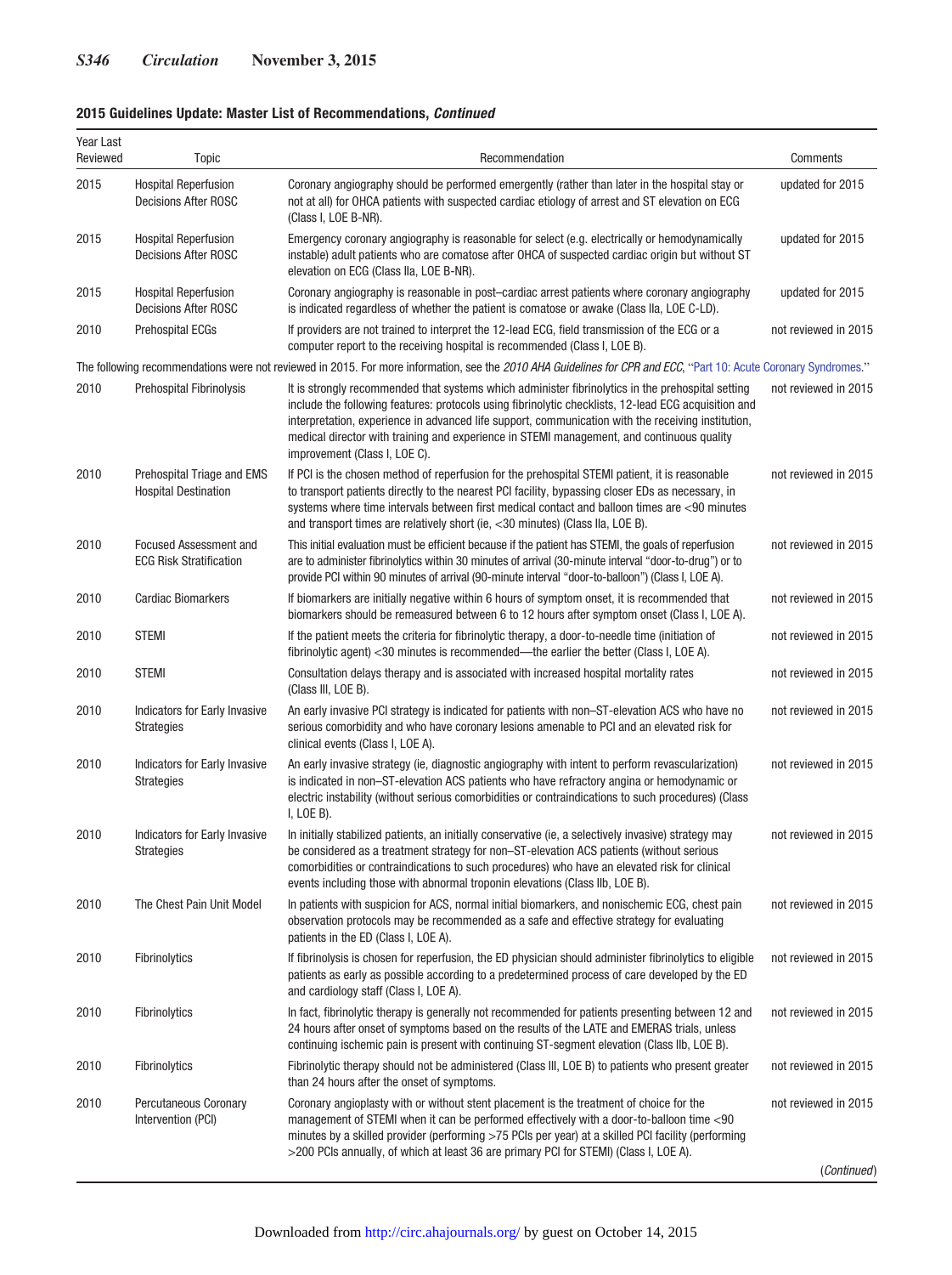**2015 Guidelines Update: Master List of Recommendations, *Continued***

| Year Last Reviewed | Topic | Recommendation | Comments |
|---|---|---|---|
| 2015 | Hospital Reperfusion Decisions After ROSC | Coronary angiography should be performed emergently (rather than later in the hospital stay or not at all) for OHCA patients with suspected cardiac etiology of arrest and ST elevation on ECG (Class I, LOE B-NR). | updated for 2015 |
| 2015 | Hospital Reperfusion Decisions After ROSC | Emergency coronary angiography is reasonable for select (e.g. electrically or hemodynamically instable) adult patients who are comatose after OHCA of suspected cardiac origin but without ST elevation on ECG (Class IIa, LOE B-NR). | updated for 2015 |
| 2015 | Hospital Reperfusion Decisions After ROSC | Coronary angiography is reasonable in post–cardiac arrest patients where coronary angiography is indicated regardless of whether the patient is comatose or awake (Class IIa, LOE C-LD). | updated for 2015 |
| 2010 | Prehospital ECGs | If providers are not trained to interpret the 12-lead ECG, field transmission of the ECG or a computer report to the receiving hospital is recommended (Class I, LOE B). | not reviewed in 2015 |
| The following recommendations were not reviewed in 2015. For more information, see the *2010 AHA Guidelines for CPR and ECC*, "Part 10: Acute Coronary Syndromes." | | | |
| 2010 | Prehospital Fibrinolysis | It is strongly recommended that systems which administer fibrinolytics in the prehospital setting include the following features: protocols using fibrinolytic checklists, 12-lead ECG acquisition and interpretation, experience in advanced life support, communication with the receiving institution, medical director with training and experience in STEMI management, and continuous quality improvement (Class I, LOE C). | not reviewed in 2015 |
| 2010 | Prehospital Triage and EMS Hospital Destination | If PCI is the chosen method of reperfusion for the prehospital STEMI patient, it is reasonable to transport patients directly to the nearest PCI facility, bypassing closer EDs as necessary, in systems where time intervals between first medical contact and balloon times are <90 minutes and transport times are relatively short (ie, <30 minutes) (Class IIa, LOE B). | not reviewed in 2015 |
| 2010 | Focused Assessment and ECG Risk Stratification | This initial evaluation must be efficient because if the patient has STEMI, the goals of reperfusion are to administer fibrinolytics within 30 minutes of arrival (30-minute interval "door-to-drug") or to provide PCI within 90 minutes of arrival (90-minute interval "door-to-balloon") (Class I, LOE A). | not reviewed in 2015 |
| 2010 | Cardiac Biomarkers | If biomarkers are initially negative within 6 hours of symptom onset, it is recommended that biomarkers should be remeasured between 6 to 12 hours after symptom onset (Class I, LOE A). | not reviewed in 2015 |
| 2010 | STEMI | If the patient meets the criteria for fibrinolytic therapy, a door-to-needle time (initiation of fibrinolytic agent) <30 minutes is recommended—the earlier the better (Class I, LOE A). | not reviewed in 2015 |
| 2010 | STEMI | Consultation delays therapy and is associated with increased hospital mortality rates (Class III, LOE B). | not reviewed in 2015 |
| 2010 | Indicators for Early Invasive Strategies | An early invasive PCI strategy is indicated for patients with non–ST-elevation ACS who have no serious comorbidity and who have coronary lesions amenable to PCI and an elevated risk for clinical events (Class I, LOE A). | not reviewed in 2015 |
| 2010 | Indicators for Early Invasive Strategies | An early invasive strategy (ie, diagnostic angiography with intent to perform revascularization) is indicated in non–ST-elevation ACS patients who have refractory angina or hemodynamic or electric instability (without serious comorbidities or contraindications to such procedures) (Class I, LOE B). | not reviewed in 2015 |
| 2010 | Indicators for Early Invasive Strategies | In initially stabilized patients, an initially conservative (ie, a selectively invasive) strategy may be considered as a treatment strategy for non–ST-elevation ACS patients (without serious comorbidities or contraindications to such procedures) who have an elevated risk for clinical events including those with abnormal troponin elevations (Class IIb, LOE B). | not reviewed in 2015 |
| 2010 | The Chest Pain Unit Model | In patients with suspicion for ACS, normal initial biomarkers, and nonischemic ECG, chest pain observation protocols may be recommended as a safe and effective strategy for evaluating patients in the ED (Class I, LOE A). | not reviewed in 2015 |
| 2010 | Fibrinolytics | If fibrinolysis is chosen for reperfusion, the ED physician should administer fibrinolytics to eligible patients as early as possible according to a predetermined process of care developed by the ED and cardiology staff (Class I, LOE A). | not reviewed in 2015 |
| 2010 | Fibrinolytics | In fact, fibrinolytic therapy is generally not recommended for patients presenting between 12 and 24 hours after onset of symptoms based on the results of the LATE and EMERAS trials, unless continuing ischemic pain is present with continuing ST-segment elevation (Class IIb, LOE B). | not reviewed in 2015 |
| 2010 | Fibrinolytics | Fibrinolytic therapy should not be administered (Class III, LOE B) to patients who present greater than 24 hours after the onset of symptoms. | not reviewed in 2015 |
| 2010 | Percutaneous Coronary Intervention (PCI) | Coronary angioplasty with or without stent placement is the treatment of choice for the management of STEMI when it can be performed effectively with a door-to-balloon time <90 minutes by a skilled provider (performing >75 PCIs per year) at a skilled PCI facility (performing >200 PCIs annually, of which at least 36 are primary PCI for STEMI) (Class I, LOE A). | not reviewed in 2015 |

(*Continued*)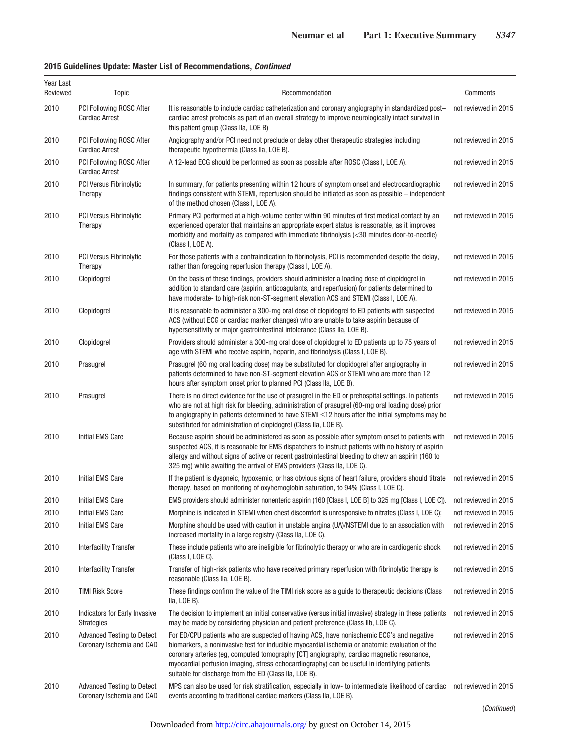**2015 Guidelines Update: Master List of Recommendations, *Continued***

| Year Last Reviewed | Topic | Recommendation | Comments |
|---|---|---|---|
| 2010 | PCI Following ROSC After Cardiac Arrest | It is reasonable to include cardiac catheterization and coronary angiography in standardized post–cardiac arrest protocols as part of an overall strategy to improve neurologically intact survival in this patient group (Class IIa, LOE B) | not reviewed in 2015 |
| 2010 | PCI Following ROSC After Cardiac Arrest | Angiography and/or PCI need not preclude or delay other therapeutic strategies including therapeutic hypothermia (Class IIa, LOE B). | not reviewed in 2015 |
| 2010 | PCI Following ROSC After Cardiac Arrest | A 12-lead ECG should be performed as soon as possible after ROSC (Class I, LOE A). | not reviewed in 2015 |
| 2010 | PCI Versus Fibrinolytic Therapy | In summary, for patients presenting within 12 hours of symptom onset and electrocardiographic findings consistent with STEMI, reperfusion should be initiated as soon as possible – independent of the method chosen (Class I, LOE A). | not reviewed in 2015 |
| 2010 | PCI Versus Fibrinolytic Therapy | Primary PCI performed at a high-volume center within 90 minutes of first medical contact by an experienced operator that maintains an appropriate expert status is reasonable, as it improves morbidity and mortality as compared with immediate fibrinolysis (<30 minutes door-to-needle) (Class I, LOE A). | not reviewed in 2015 |
| 2010 | PCI Versus Fibrinolytic Therapy | For those patients with a contraindication to fibrinolysis, PCI is recommended despite the delay, rather than foregoing reperfusion therapy (Class I, LOE A). | not reviewed in 2015 |
| 2010 | Clopidogrel | On the basis of these findings, providers should administer a loading dose of clopidogrel in addition to standard care (aspirin, anticoagulants, and reperfusion) for patients determined to have moderate- to high-risk non-ST-segment elevation ACS and STEMI (Class I, LOE A). | not reviewed in 2015 |
| 2010 | Clopidogrel | It is reasonable to administer a 300-mg oral dose of clopidogrel to ED patients with suspected ACS (without ECG or cardiac marker changes) who are unable to take aspirin because of hypersensitivity or major gastrointestinal intolerance (Class IIa, LOE B). | not reviewed in 2015 |
| 2010 | Clopidogrel | Providers should administer a 300-mg oral dose of clopidogrel to ED patients up to 75 years of age with STEMI who receive aspirin, heparin, and fibrinolysis (Class I, LOE B). | not reviewed in 2015 |
| 2010 | Prasugrel | Prasugrel (60 mg oral loading dose) may be substituted for clopidogrel after angiography in patients determined to have non-ST-segment elevation ACS or STEMI who are more than 12 hours after symptom onset prior to planned PCI (Class IIa, LOE B). | not reviewed in 2015 |
| 2010 | Prasugrel | There is no direct evidence for the use of prasugrel in the ED or prehospital settings. In patients who are not at high risk for bleeding, administration of prasugrel (60-mg oral loading dose) prior to angiography in patients determined to have STEMI ≤12 hours after the initial symptoms may be substituted for administration of clopidogrel (Class IIa, LOE B). | not reviewed in 2015 |
| 2010 | Initial EMS Care | Because aspirin should be administered as soon as possible after symptom onset to patients with suspected ACS, it is reasonable for EMS dispatchers to instruct patients with no history of aspirin allergy and without signs of active or recent gastrointestinal bleeding to chew an aspirin (160 to 325 mg) while awaiting the arrival of EMS providers (Class IIa, LOE C). | not reviewed in 2015 |
| 2010 | Initial EMS Care | If the patient is dyspneic, hypoxemic, or has obvious signs of heart failure, providers should titrate therapy, based on monitoring of oxyhemoglobin saturation, to 94% (Class I, LOE C). | not reviewed in 2015 |
| 2010 | Initial EMS Care | EMS providers should administer nonenteric aspirin (160 [Class I, LOE B] to 325 mg [Class I, LOE C]). | not reviewed in 2015 |
| 2010 | Initial EMS Care | Morphine is indicated in STEMI when chest discomfort is unresponsive to nitrates (Class I, LOE C); | not reviewed in 2015 |
| 2010 | Initial EMS Care | Morphine should be used with caution in unstable angina (UA)/NSTEMI due to an association with increased mortality in a large registry (Class IIa, LOE C). | not reviewed in 2015 |
| 2010 | Interfacility Transfer | These include patients who are ineligible for fibrinolytic therapy or who are in cardiogenic shock (Class I, LOE C). | not reviewed in 2015 |
| 2010 | Interfacility Transfer | Transfer of high-risk patients who have received primary reperfusion with fibrinolytic therapy is reasonable (Class IIa, LOE B). | not reviewed in 2015 |
| 2010 | TIMI Risk Score | These findings confirm the value of the TIMI risk score as a guide to therapeutic decisions (Class IIa, LOE B). | not reviewed in 2015 |
| 2010 | Indicators for Early Invasive Strategies | The decision to implement an initial conservative (versus initial invasive) strategy in these patients may be made by considering physician and patient preference (Class IIb, LOE C). | not reviewed in 2015 |
| 2010 | Advanced Testing to Detect Coronary Ischemia and CAD | For ED/CPU patients who are suspected of having ACS, have nonischemic ECG's and negative biomarkers, a noninvasive test for inducible myocardial ischemia or anatomic evaluation of the coronary arteries (eg, computed tomography [CT] angiography, cardiac magnetic resonance, myocardial perfusion imaging, stress echocardiography) can be useful in identifying patients suitable for discharge from the ED (Class IIa, LOE B). | not reviewed in 2015 |
| 2010 | Advanced Testing to Detect Coronary Ischemia and CAD | MPS can also be used for risk stratification, especially in low- to intermediate likelihood of cardiac events according to traditional cardiac markers (Class IIa, LOE B). | not reviewed in 2015 |

(*Continued*)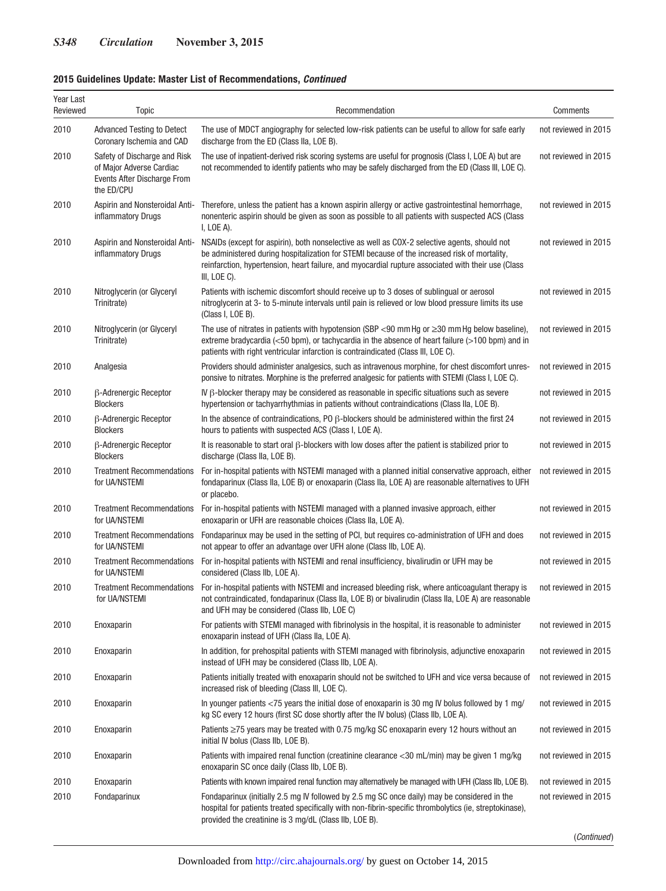**2015 Guidelines Update: Master List of Recommendations, *Continued***

| Year Last Reviewed | Topic | Recommendation | Comments |
|---|---|---|---|
| 2010 | Advanced Testing to Detect Coronary Ischemia and CAD | The use of MDCT angiography for selected low-risk patients can be useful to allow for safe early discharge from the ED (Class IIa, LOE B). | not reviewed in 2015 |
| 2010 | Safety of Discharge and Risk of Major Adverse Cardiac Events After Discharge From the ED/CPU | The use of inpatient-derived risk scoring systems are useful for prognosis (Class I, LOE A) but are not recommended to identify patients who may be safely discharged from the ED (Class III, LOE C). | not reviewed in 2015 |
| 2010 | Aspirin and Nonsteroidal Anti-inflammatory Drugs | Therefore, unless the patient has a known aspirin allergy or active gastrointestinal hemorrhage, nonenteric aspirin should be given as soon as possible to all patients with suspected ACS (Class I, LOE A). | not reviewed in 2015 |
| 2010 | Aspirin and Nonsteroidal Anti-inflammatory Drugs | NSAIDs (except for aspirin), both nonselective as well as COX-2 selective agents, should not be administered during hospitalization for STEMI because of the increased risk of mortality, reinfarction, hypertension, heart failure, and myocardial rupture associated with their use (Class III, LOE C). | not reviewed in 2015 |
| 2010 | Nitroglycerin (or Glyceryl Trinitrate) | Patients with ischemic discomfort should receive up to 3 doses of sublingual or aerosol nitroglycerin at 3- to 5-minute intervals until pain is relieved or low blood pressure limits its use (Class I, LOE B). | not reviewed in 2015 |
| 2010 | Nitroglycerin (or Glyceryl Trinitrate) | The use of nitrates in patients with hypotension (SBP <90 mm Hg or ≥30 mm Hg below baseline), extreme bradycardia (<50 bpm), or tachycardia in the absence of heart failure (>100 bpm) and in patients with right ventricular infarction is contraindicated (Class III, LOE C). | not reviewed in 2015 |
| 2010 | Analgesia | Providers should administer analgesics, such as intravenous morphine, for chest discomfort unresponsive to nitrates. Morphine is the preferred analgesic for patients with STEMI (Class I, LOE C). | not reviewed in 2015 |
| 2010 | β-Adrenergic Receptor Blockers | IV β-blocker therapy may be considered as reasonable in specific situations such as severe hypertension or tachyarrhythmias in patients without contraindications (Class IIa, LOE B). | not reviewed in 2015 |
| 2010 | β-Adrenergic Receptor Blockers | In the absence of contraindications, PO β-blockers should be administered within the first 24 hours to patients with suspected ACS (Class I, LOE A). | not reviewed in 2015 |
| 2010 | β-Adrenergic Receptor Blockers | It is reasonable to start oral β-blockers with low doses after the patient is stabilized prior to discharge (Class IIa, LOE B). | not reviewed in 2015 |
| 2010 | Treatment Recommendations for UA/NSTEMI | For in-hospital patients with NSTEMI managed with a planned initial conservative approach, either fondaparinux (Class IIa, LOE B) or enoxaparin (Class IIa, LOE A) are reasonable alternatives to UFH or placebo. | not reviewed in 2015 |
| 2010 | Treatment Recommendations for UA/NSTEMI | For in-hospital patients with NSTEMI managed with a planned invasive approach, either enoxaparin or UFH are reasonable choices (Class IIa, LOE A). | not reviewed in 2015 |
| 2010 | Treatment Recommendations for UA/NSTEMI | Fondaparinux may be used in the setting of PCI, but requires co-administration of UFH and does not appear to offer an advantage over UFH alone (Class IIb, LOE A). | not reviewed in 2015 |
| 2010 | Treatment Recommendations for UA/NSTEMI | For in-hospital patients with NSTEMI and renal insufficiency, bivalirudin or UFH may be considered (Class IIb, LOE A). | not reviewed in 2015 |
| 2010 | Treatment Recommendations for UA/NSTEMI | For in-hospital patients with NSTEMI and increased bleeding risk, where anticoagulant therapy is not contraindicated, fondaparinux (Class IIa, LOE B) or bivalirudin (Class IIa, LOE A) are reasonable and UFH may be considered (Class IIb, LOE C) | not reviewed in 2015 |
| 2010 | Enoxaparin | For patients with STEMI managed with fibrinolysis in the hospital, it is reasonable to administer enoxaparin instead of UFH (Class IIa, LOE A). | not reviewed in 2015 |
| 2010 | Enoxaparin | In addition, for prehospital patients with STEMI managed with fibrinolysis, adjunctive enoxaparin instead of UFH may be considered (Class IIb, LOE A). | not reviewed in 2015 |
| 2010 | Enoxaparin | Patients initially treated with enoxaparin should not be switched to UFH and vice versa because of increased risk of bleeding (Class III, LOE C). | not reviewed in 2015 |
| 2010 | Enoxaparin | In younger patients <75 years the initial dose of enoxaparin is 30 mg IV bolus followed by 1 mg/kg SC every 12 hours (first SC dose shortly after the IV bolus) (Class IIb, LOE A). | not reviewed in 2015 |
| 2010 | Enoxaparin | Patients ≥75 years may be treated with 0.75 mg/kg SC enoxaparin every 12 hours without an initial IV bolus (Class IIb, LOE B). | not reviewed in 2015 |
| 2010 | Enoxaparin | Patients with impaired renal function (creatinine clearance <30 mL/min) may be given 1 mg/kg enoxaparin SC once daily (Class IIb, LOE B). | not reviewed in 2015 |
| 2010 | Enoxaparin | Patients with known impaired renal function may alternatively be managed with UFH (Class IIb, LOE B). | not reviewed in 2015 |
| 2010 | Fondaparinux | Fondaparinux (initially 2.5 mg IV followed by 2.5 mg SC once daily) may be considered in the hospital for patients treated specifically with non-fibrin-specific thrombolytics (ie, streptokinase), provided the creatinine is 3 mg/dL (Class IIb, LOE B). | not reviewed in 2015 |

(*Continued*)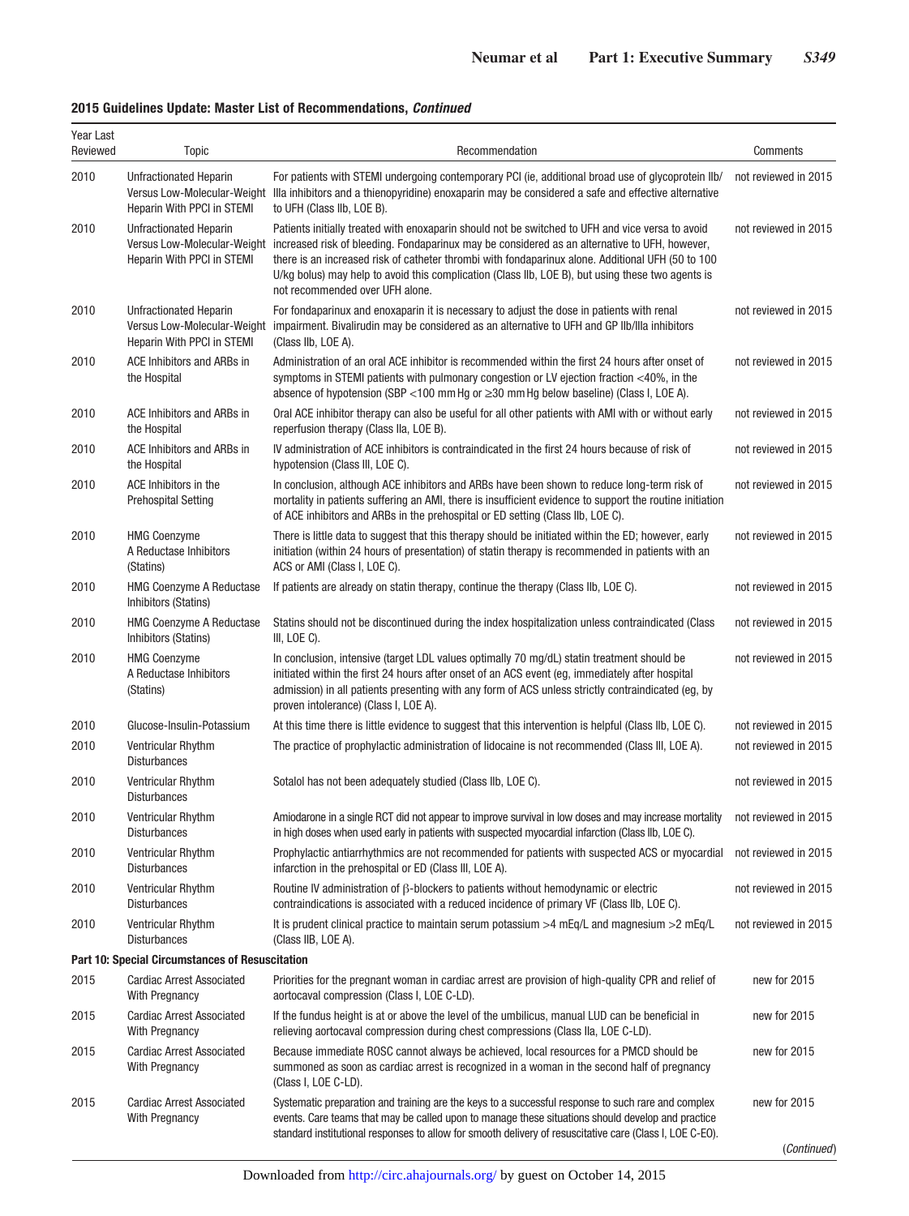**2015 Guidelines Update: Master List of Recommendations, *Continued***

| Year Last Reviewed | Topic | Recommendation | Comments |
|---|---|---|---|
| 2010 | Unfractionated Heparin Versus Low-Molecular-Weight Heparin With PPCI in STEMI | For patients with STEMI undergoing contemporary PCI (ie, additional broad use of glycoprotein IIb/IIIa inhibitors and a thienopyridine) enoxaparin may be considered a safe and effective alternative to UFH (Class IIb, LOE B). | not reviewed in 2015 |
| 2010 | Unfractionated Heparin Versus Low-Molecular-Weight Heparin With PPCI in STEMI | Patients initially treated with enoxaparin should not be switched to UFH and vice versa to avoid increased risk of bleeding. Fondaparinux may be considered as an alternative to UFH, however, there is an increased risk of catheter thrombi with fondaparinux alone. Additional UFH (50 to 100 U/kg bolus) may help to avoid this complication (Class IIb, LOE B), but using these two agents is not recommended over UFH alone. | not reviewed in 2015 |
| 2010 | Unfractionated Heparin Versus Low-Molecular-Weight Heparin With PPCI in STEMI | For fondaparinux and enoxaparin it is necessary to adjust the dose in patients with renal impairment. Bivalirudin may be considered as an alternative to UFH and GP IIb/IIIa inhibitors (Class IIb, LOE A). | not reviewed in 2015 |
| 2010 | ACE Inhibitors and ARBs in the Hospital | Administration of an oral ACE inhibitor is recommended within the first 24 hours after onset of symptoms in STEMI patients with pulmonary congestion or LV ejection fraction <40%, in the absence of hypotension (SBP <100 mm Hg or ≥30 mm Hg below baseline) (Class I, LOE A). | not reviewed in 2015 |
| 2010 | ACE Inhibitors and ARBs in the Hospital | Oral ACE inhibitor therapy can also be useful for all other patients with AMI with or without early reperfusion therapy (Class IIa, LOE B). | not reviewed in 2015 |
| 2010 | ACE Inhibitors and ARBs in the Hospital | IV administration of ACE inhibitors is contraindicated in the first 24 hours because of risk of hypotension (Class III, LOE C). | not reviewed in 2015 |
| 2010 | ACE Inhibitors in the Prehospital Setting | In conclusion, although ACE inhibitors and ARBs have been shown to reduce long-term risk of mortality in patients suffering an AMI, there is insufficient evidence to support the routine initiation of ACE inhibitors and ARBs in the prehospital or ED setting (Class IIb, LOE C). | not reviewed in 2015 |
| 2010 | HMG Coenzyme A Reductase Inhibitors (Statins) | There is little data to suggest that this therapy should be initiated within the ED; however, early initiation (within 24 hours of presentation) of statin therapy is recommended in patients with an ACS or AMI (Class I, LOE C). | not reviewed in 2015 |
| 2010 | HMG Coenzyme A Reductase Inhibitors (Statins) | If patients are already on statin therapy, continue the therapy (Class IIb, LOE C). | not reviewed in 2015 |
| 2010 | HMG Coenzyme A Reductase Inhibitors (Statins) | Statins should not be discontinued during the index hospitalization unless contraindicated (Class III, LOE C). | not reviewed in 2015 |
| 2010 | HMG Coenzyme A Reductase Inhibitors (Statins) | In conclusion, intensive (target LDL values optimally 70 mg/dL) statin treatment should be initiated within the first 24 hours after onset of an ACS event (eg, immediately after hospital admission) in all patients presenting with any form of ACS unless strictly contraindicated (eg, by proven intolerance) (Class I, LOE A). | not reviewed in 2015 |
| 2010 | Glucose-Insulin-Potassium | At this time there is little evidence to suggest that this intervention is helpful (Class IIb, LOE C). | not reviewed in 2015 |
| 2010 | Ventricular Rhythm Disturbances | The practice of prophylactic administration of lidocaine is not recommended (Class III, LOE A). | not reviewed in 2015 |
| 2010 | Ventricular Rhythm Disturbances | Sotalol has not been adequately studied (Class IIb, LOE C). | not reviewed in 2015 |
| 2010 | Ventricular Rhythm Disturbances | Amiodarone in a single RCT did not appear to improve survival in low doses and may increase mortality in high doses when used early in patients with suspected myocardial infarction (Class IIb, LOE C). | not reviewed in 2015 |
| 2010 | Ventricular Rhythm Disturbances | Prophylactic antiarrhythmics are not recommended for patients with suspected ACS or myocardial infarction in the prehospital or ED (Class III, LOE A). | not reviewed in 2015 |
| 2010 | Ventricular Rhythm Disturbances | Routine IV administration of β-blockers to patients without hemodynamic or electric contraindications is associated with a reduced incidence of primary VF (Class IIb, LOE C). | not reviewed in 2015 |
| 2010 | Ventricular Rhythm Disturbances | It is prudent clinical practice to maintain serum potassium >4 mEq/L and magnesium >2 mEq/L (Class IIB, LOE A). | not reviewed in 2015 |
| **Part 10: Special Circumstances of Resuscitation** | | | |
| 2015 | Cardiac Arrest Associated With Pregnancy | Priorities for the pregnant woman in cardiac arrest are provision of high-quality CPR and relief of aortocaval compression (Class I, LOE C-LD). | new for 2015 |
| 2015 | Cardiac Arrest Associated With Pregnancy | If the fundus height is at or above the level of the umbilicus, manual LUD can be beneficial in relieving aortocaval compression during chest compressions (Class IIa, LOE C-LD). | new for 2015 |
| 2015 | Cardiac Arrest Associated With Pregnancy | Because immediate ROSC cannot always be achieved, local resources for a PMCD should be summoned as soon as cardiac arrest is recognized in a woman in the second half of pregnancy (Class I, LOE C-LD). | new for 2015 |
| 2015 | Cardiac Arrest Associated With Pregnancy | Systematic preparation and training are the keys to a successful response to such rare and complex events. Care teams that may be called upon to manage these situations should develop and practice standard institutional responses to allow for smooth delivery of resuscitative care (Class I, LOE C-EO). | new for 2015 |

(*Continued*)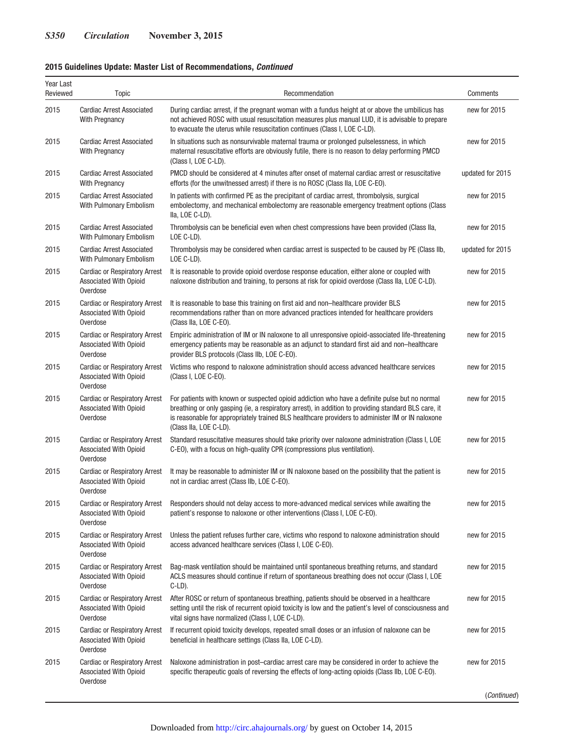**2015 Guidelines Update: Master List of Recommendations, *Continued***

| Year Last Reviewed | Topic | Recommendation | Comments |
|---|---|---|---|
| 2015 | Cardiac Arrest Associated With Pregnancy | During cardiac arrest, if the pregnant woman with a fundus height at or above the umbilicus has not achieved ROSC with usual resuscitation measures plus manual LUD, it is advisable to prepare to evacuate the uterus while resuscitation continues (Class I, LOE C-LD). | new for 2015 |
| 2015 | Cardiac Arrest Associated With Pregnancy | In situations such as nonsurvivable maternal trauma or prolonged pulselessness, in which maternal resuscitative efforts are obviously futile, there is no reason to delay performing PMCD (Class I, LOE C-LD). | new for 2015 |
| 2015 | Cardiac Arrest Associated With Pregnancy | PMCD should be considered at 4 minutes after onset of maternal cardiac arrest or resuscitative efforts (for the unwitnessed arrest) if there is no ROSC (Class IIa, LOE C-EO). | updated for 2015 |
| 2015 | Cardiac Arrest Associated With Pulmonary Embolism | In patients with confirmed PE as the precipitant of cardiac arrest, thrombolysis, surgical embolectomy, and mechanical embolectomy are reasonable emergency treatment options (Class IIa, LOE C-LD). | new for 2015 |
| 2015 | Cardiac Arrest Associated With Pulmonary Embolism | Thrombolysis can be beneficial even when chest compressions have been provided (Class IIa, LOE C-LD). | new for 2015 |
| 2015 | Cardiac Arrest Associated With Pulmonary Embolism | Thrombolysis may be considered when cardiac arrest is suspected to be caused by PE (Class IIb, LOE C-LD). | updated for 2015 |
| 2015 | Cardiac or Respiratory Arrest Associated With Opioid Overdose | It is reasonable to provide opioid overdose response education, either alone or coupled with naloxone distribution and training, to persons at risk for opioid overdose (Class IIa, LOE C-LD). | new for 2015 |
| 2015 | Cardiac or Respiratory Arrest Associated With Opioid Overdose | It is reasonable to base this training on first aid and non–healthcare provider BLS recommendations rather than on more advanced practices intended for healthcare providers (Class IIa, LOE C-EO). | new for 2015 |
| 2015 | Cardiac or Respiratory Arrest Associated With Opioid Overdose | Empiric administration of IM or IN naloxone to all unresponsive opioid-associated life-threatening emergency patients may be reasonable as an adjunct to standard first aid and non–healthcare provider BLS protocols (Class IIb, LOE C-EO). | new for 2015 |
| 2015 | Cardiac or Respiratory Arrest Associated With Opioid Overdose | Victims who respond to naloxone administration should access advanced healthcare services (Class I, LOE C-EO). | new for 2015 |
| 2015 | Cardiac or Respiratory Arrest Associated With Opioid Overdose | For patients with known or suspected opioid addiction who have a definite pulse but no normal breathing or only gasping (ie, a respiratory arrest), in addition to providing standard BLS care, it is reasonable for appropriately trained BLS healthcare providers to administer IM or IN naloxone (Class IIa, LOE C-LD). | new for 2015 |
| 2015 | Cardiac or Respiratory Arrest Associated With Opioid Overdose | Standard resuscitative measures should take priority over naloxone administration (Class I, LOE C-EO), with a focus on high-quality CPR (compressions plus ventilation). | new for 2015 |
| 2015 | Cardiac or Respiratory Arrest Associated With Opioid Overdose | It may be reasonable to administer IM or IN naloxone based on the possibility that the patient is not in cardiac arrest (Class IIb, LOE C-EO). | new for 2015 |
| 2015 | Cardiac or Respiratory Arrest Associated With Opioid Overdose | Responders should not delay access to more-advanced medical services while awaiting the patient's response to naloxone or other interventions (Class I, LOE C-EO). | new for 2015 |
| 2015 | Cardiac or Respiratory Arrest Associated With Opioid Overdose | Unless the patient refuses further care, victims who respond to naloxone administration should access advanced healthcare services (Class I, LOE C-EO). | new for 2015 |
| 2015 | Cardiac or Respiratory Arrest Associated With Opioid Overdose | Bag-mask ventilation should be maintained until spontaneous breathing returns, and standard ACLS measures should continue if return of spontaneous breathing does not occur (Class I, LOE C-LD). | new for 2015 |
| 2015 | Cardiac or Respiratory Arrest Associated With Opioid Overdose | After ROSC or return of spontaneous breathing, patients should be observed in a healthcare setting until the risk of recurrent opioid toxicity is low and the patient's level of consciousness and vital signs have normalized (Class I, LOE C-LD). | new for 2015 |
| 2015 | Cardiac or Respiratory Arrest Associated With Opioid Overdose | If recurrent opioid toxicity develops, repeated small doses or an infusion of naloxone can be beneficial in healthcare settings (Class IIa, LOE C-LD). | new for 2015 |
| 2015 | Cardiac or Respiratory Arrest Associated With Opioid Overdose | Naloxone administration in post–cardiac arrest care may be considered in order to achieve the specific therapeutic goals of reversing the effects of long-acting opioids (Class IIb, LOE C-EO). | new for 2015 |

(*Continued*)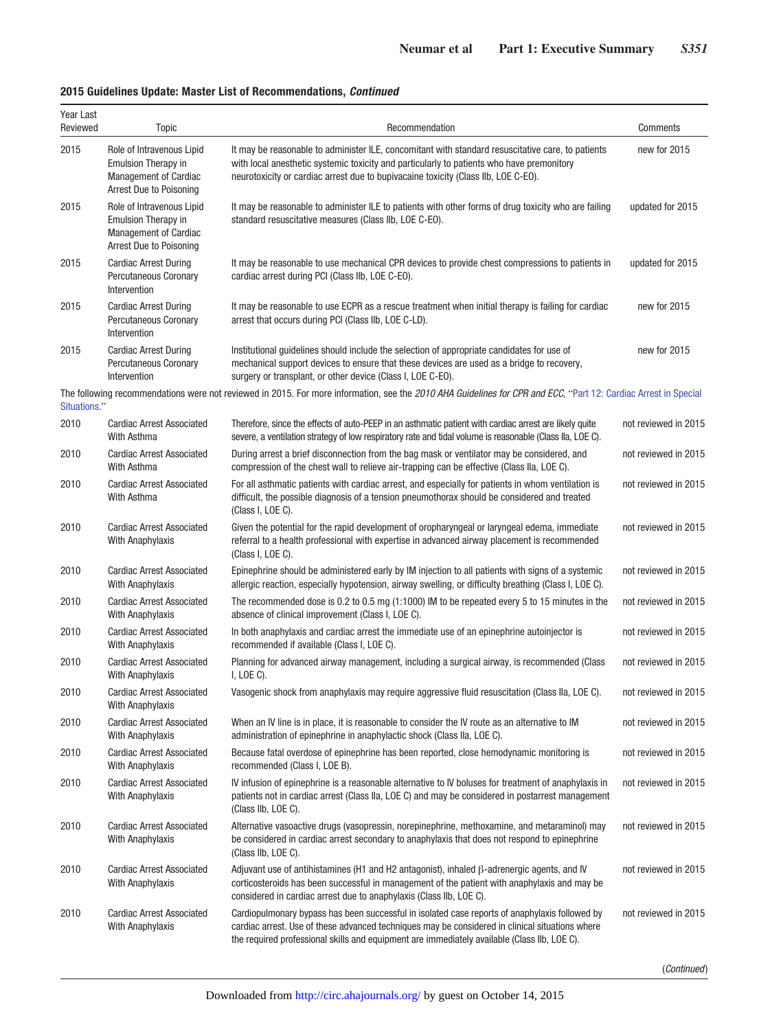**2015 Guidelines Update: Master List of Recommendations, *Continued***

| Year Last Reviewed | Topic | Recommendation | Comments |
|---|---|---|---|
| 2015 | Role of Intravenous Lipid Emulsion Therapy in Management of Cardiac Arrest Due to Poisoning | It may be reasonable to administer ILE, concomitant with standard resuscitative care, to patients with local anesthetic systemic toxicity and particularly to patients who have premonitory neurotoxicity or cardiac arrest due to bupivacaine toxicity (Class IIb, LOE C-EO). | new for 2015 |
| 2015 | Role of Intravenous Lipid Emulsion Therapy in Management of Cardiac Arrest Due to Poisoning | It may be reasonable to administer ILE to patients with other forms of drug toxicity who are failing standard resuscitative measures (Class IIb, LOE C-EO). | updated for 2015 |
| 2015 | Cardiac Arrest During Percutaneous Coronary Intervention | It may be reasonable to use mechanical CPR devices to provide chest compressions to patients in cardiac arrest during PCI (Class IIb, LOE C-EO). | updated for 2015 |
| 2015 | Cardiac Arrest During Percutaneous Coronary Intervention | It may be reasonable to use ECPR as a rescue treatment when initial therapy is failing for cardiac arrest that occurs during PCI (Class IIb, LOE C-LD). | new for 2015 |
| 2015 | Cardiac Arrest During Percutaneous Coronary Intervention | Institutional guidelines should include the selection of appropriate candidates for use of mechanical support devices to ensure that these devices are used as a bridge to recovery, surgery or transplant, or other device (Class I, LOE C-EO). | new for 2015 |
| The following recommendations were not reviewed in 2015. For more information, see the *2010 AHA Guidelines for CPR and ECC*, "Part 12: Cardiac Arrest in Special Situations." | | | |
| 2010 | Cardiac Arrest Associated With Asthma | Therefore, since the effects of auto-PEEP in an asthmatic patient with cardiac arrest are likely quite severe, a ventilation strategy of low respiratory rate and tidal volume is reasonable (Class IIa, LOE C). | not reviewed in 2015 |
| 2010 | Cardiac Arrest Associated With Asthma | During arrest a brief disconnection from the bag mask or ventilator may be considered, and compression of the chest wall to relieve air-trapping can be effective (Class IIa, LOE C). | not reviewed in 2015 |
| 2010 | Cardiac Arrest Associated With Asthma | For all asthmatic patients with cardiac arrest, and especially for patients in whom ventilation is difficult, the possible diagnosis of a tension pneumothorax should be considered and treated (Class I, LOE C). | not reviewed in 2015 |
| 2010 | Cardiac Arrest Associated With Anaphylaxis | Given the potential for the rapid development of oropharyngeal or laryngeal edema, immediate referral to a health professional with expertise in advanced airway placement is recommended (Class I, LOE C). | not reviewed in 2015 |
| 2010 | Cardiac Arrest Associated With Anaphylaxis | Epinephrine should be administered early by IM injection to all patients with signs of a systemic allergic reaction, especially hypotension, airway swelling, or difficulty breathing (Class I, LOE C). | not reviewed in 2015 |
| 2010 | Cardiac Arrest Associated With Anaphylaxis | The recommended dose is 0.2 to 0.5 mg (1:1000) IM to be repeated every 5 to 15 minutes in the absence of clinical improvement (Class I, LOE C). | not reviewed in 2015 |
| 2010 | Cardiac Arrest Associated With Anaphylaxis | In both anaphylaxis and cardiac arrest the immediate use of an epinephrine autoinjector is recommended if available (Class I, LOE C). | not reviewed in 2015 |
| 2010 | Cardiac Arrest Associated With Anaphylaxis | Planning for advanced airway management, including a surgical airway, is recommended (Class I, LOE C). | not reviewed in 2015 |
| 2010 | Cardiac Arrest Associated With Anaphylaxis | Vasogenic shock from anaphylaxis may require aggressive fluid resuscitation (Class IIa, LOE C). | not reviewed in 2015 |
| 2010 | Cardiac Arrest Associated With Anaphylaxis | When an IV line is in place, it is reasonable to consider the IV route as an alternative to IM administration of epinephrine in anaphylactic shock (Class IIa, LOE C). | not reviewed in 2015 |
| 2010 | Cardiac Arrest Associated With Anaphylaxis | Because fatal overdose of epinephrine has been reported, close hemodynamic monitoring is recommended (Class I, LOE B). | not reviewed in 2015 |
| 2010 | Cardiac Arrest Associated With Anaphylaxis | IV infusion of epinephrine is a reasonable alternative to IV boluses for treatment of anaphylaxis in patients not in cardiac arrest (Class IIa, LOE C) and may be considered in postarrest management (Class IIb, LOE C). | not reviewed in 2015 |
| 2010 | Cardiac Arrest Associated With Anaphylaxis | Alternative vasoactive drugs (vasopressin, norepinephrine, methoxamine, and metaraminol) may be considered in cardiac arrest secondary to anaphylaxis that does not respond to epinephrine (Class IIb, LOE C). | not reviewed in 2015 |
| 2010 | Cardiac Arrest Associated With Anaphylaxis | Adjuvant use of antihistamines (H1 and H2 antagonist), inhaled β-adrenergic agents, and IV corticosteroids has been successful in management of the patient with anaphylaxis and may be considered in cardiac arrest due to anaphylaxis (Class IIb, LOE C). | not reviewed in 2015 |
| 2010 | Cardiac Arrest Associated With Anaphylaxis | Cardiopulmonary bypass has been successful in isolated case reports of anaphylaxis followed by cardiac arrest. Use of these advanced techniques may be considered in clinical situations where the required professional skills and equipment are immediately available (Class IIb, LOE C). | not reviewed in 2015 |

(*Continued*)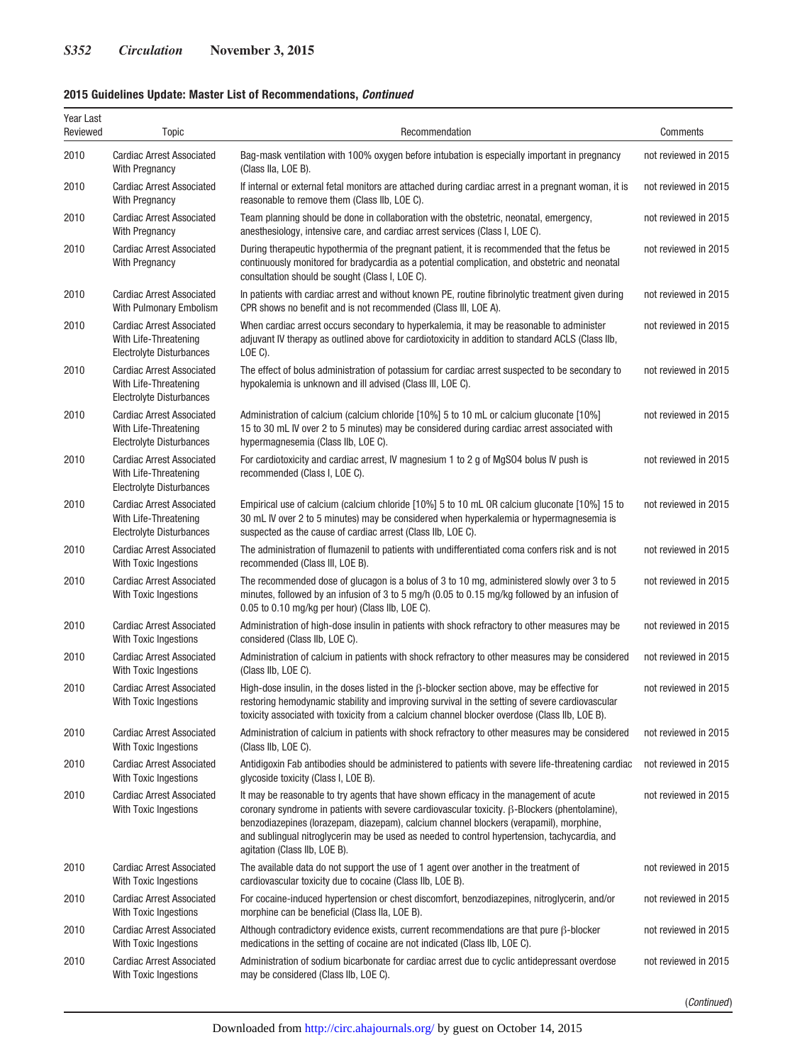**2015 Guidelines Update: Master List of Recommendations, *Continued***

| Year Last Reviewed | Topic | Recommendation | Comments |
|---|---|---|---|
| 2010 | Cardiac Arrest Associated With Pregnancy | Bag-mask ventilation with 100% oxygen before intubation is especially important in pregnancy (Class IIa, LOE B). | not reviewed in 2015 |
| 2010 | Cardiac Arrest Associated With Pregnancy | If internal or external fetal monitors are attached during cardiac arrest in a pregnant woman, it is reasonable to remove them (Class IIb, LOE C). | not reviewed in 2015 |
| 2010 | Cardiac Arrest Associated With Pregnancy | Team planning should be done in collaboration with the obstetric, neonatal, emergency, anesthesiology, intensive care, and cardiac arrest services (Class I, LOE C). | not reviewed in 2015 |
| 2010 | Cardiac Arrest Associated With Pregnancy | During therapeutic hypothermia of the pregnant patient, it is recommended that the fetus be continuously monitored for bradycardia as a potential complication, and obstetric and neonatal consultation should be sought (Class I, LOE C). | not reviewed in 2015 |
| 2010 | Cardiac Arrest Associated With Pulmonary Embolism | In patients with cardiac arrest and without known PE, routine fibrinolytic treatment given during CPR shows no benefit and is not recommended (Class III, LOE A). | not reviewed in 2015 |
| 2010 | Cardiac Arrest Associated With Life-Threatening Electrolyte Disturbances | When cardiac arrest occurs secondary to hyperkalemia, it may be reasonable to administer adjuvant IV therapy as outlined above for cardiotoxicity in addition to standard ACLS (Class IIb, LOE C). | not reviewed in 2015 |
| 2010 | Cardiac Arrest Associated With Life-Threatening Electrolyte Disturbances | The effect of bolus administration of potassium for cardiac arrest suspected to be secondary to hypokalemia is unknown and ill advised (Class III, LOE C). | not reviewed in 2015 |
| 2010 | Cardiac Arrest Associated With Life-Threatening Electrolyte Disturbances | Administration of calcium (calcium chloride [10%] 5 to 10 mL or calcium gluconate [10%] 15 to 30 mL IV over 2 to 5 minutes) may be considered during cardiac arrest associated with hypermagnesemia (Class IIb, LOE C). | not reviewed in 2015 |
| 2010 | Cardiac Arrest Associated With Life-Threatening Electrolyte Disturbances | For cardiotoxicity and cardiac arrest, IV magnesium 1 to 2 g of $MgSO_4$ bolus IV push is recommended (Class I, LOE C). | not reviewed in 2015 |
| 2010 | Cardiac Arrest Associated With Life-Threatening Electrolyte Disturbances | Empirical use of calcium (calcium chloride [10%] 5 to 10 mL OR calcium gluconate [10%] 15 to 30 mL IV over 2 to 5 minutes) may be considered when hyperkalemia or hypermagnesemia is suspected as the cause of cardiac arrest (Class IIb, LOE C). | not reviewed in 2015 |
| 2010 | Cardiac Arrest Associated With Toxic Ingestions | The administration of flumazenil to patients with undifferentiated coma confers risk and is not recommended (Class III, LOE B). | not reviewed in 2015 |
| 2010 | Cardiac Arrest Associated With Toxic Ingestions | The recommended dose of glucagon is a bolus of 3 to 10 mg, administered slowly over 3 to 5 minutes, followed by an infusion of 3 to 5 mg/h (0.05 to 0.15 mg/kg followed by an infusion of 0.05 to 0.10 mg/kg per hour) (Class IIb, LOE C). | not reviewed in 2015 |
| 2010 | Cardiac Arrest Associated With Toxic Ingestions | Administration of high-dose insulin in patients with shock refractory to other measures may be considered (Class IIb, LOE C). | not reviewed in 2015 |
| 2010 | Cardiac Arrest Associated With Toxic Ingestions | Administration of calcium in patients with shock refractory to other measures may be considered (Class IIb, LOE C). | not reviewed in 2015 |
| 2010 | Cardiac Arrest Associated With Toxic Ingestions | High-dose insulin, in the doses listed in the β-blocker section above, may be effective for restoring hemodynamic stability and improving survival in the setting of severe cardiovascular toxicity associated with toxicity from a calcium channel blocker overdose (Class IIb, LOE B). | not reviewed in 2015 |
| 2010 | Cardiac Arrest Associated With Toxic Ingestions | Administration of calcium in patients with shock refractory to other measures may be considered (Class IIb, LOE C). | not reviewed in 2015 |
| 2010 | Cardiac Arrest Associated With Toxic Ingestions | Antidigoxin Fab antibodies should be administered to patients with severe life-threatening cardiac glycoside toxicity (Class I, LOE B). | not reviewed in 2015 |
| 2010 | Cardiac Arrest Associated With Toxic Ingestions | It may be reasonable to try agents that have shown efficacy in the management of acute coronary syndrome in patients with severe cardiovascular toxicity. β-Blockers (phentolamine), benzodiazepines (lorazepam, diazepam), calcium channel blockers (verapamil), morphine, and sublingual nitroglycerin may be used as needed to control hypertension, tachycardia, and agitation (Class IIb, LOE B). | not reviewed in 2015 |
| 2010 | Cardiac Arrest Associated With Toxic Ingestions | The available data do not support the use of 1 agent over another in the treatment of cardiovascular toxicity due to cocaine (Class IIb, LOE B). | not reviewed in 2015 |
| 2010 | Cardiac Arrest Associated With Toxic Ingestions | For cocaine-induced hypertension or chest discomfort, benzodiazepines, nitroglycerin, and/or morphine can be beneficial (Class IIa, LOE B). | not reviewed in 2015 |
| 2010 | Cardiac Arrest Associated With Toxic Ingestions | Although contradictory evidence exists, current recommendations are that pure β-blocker medications in the setting of cocaine are not indicated (Class IIb, LOE C). | not reviewed in 2015 |
| 2010 | Cardiac Arrest Associated With Toxic Ingestions | Administration of sodium bicarbonate for cardiac arrest due to cyclic antidepressant overdose may be considered (Class IIb, LOE C). | not reviewed in 2015 |

(*Continued*)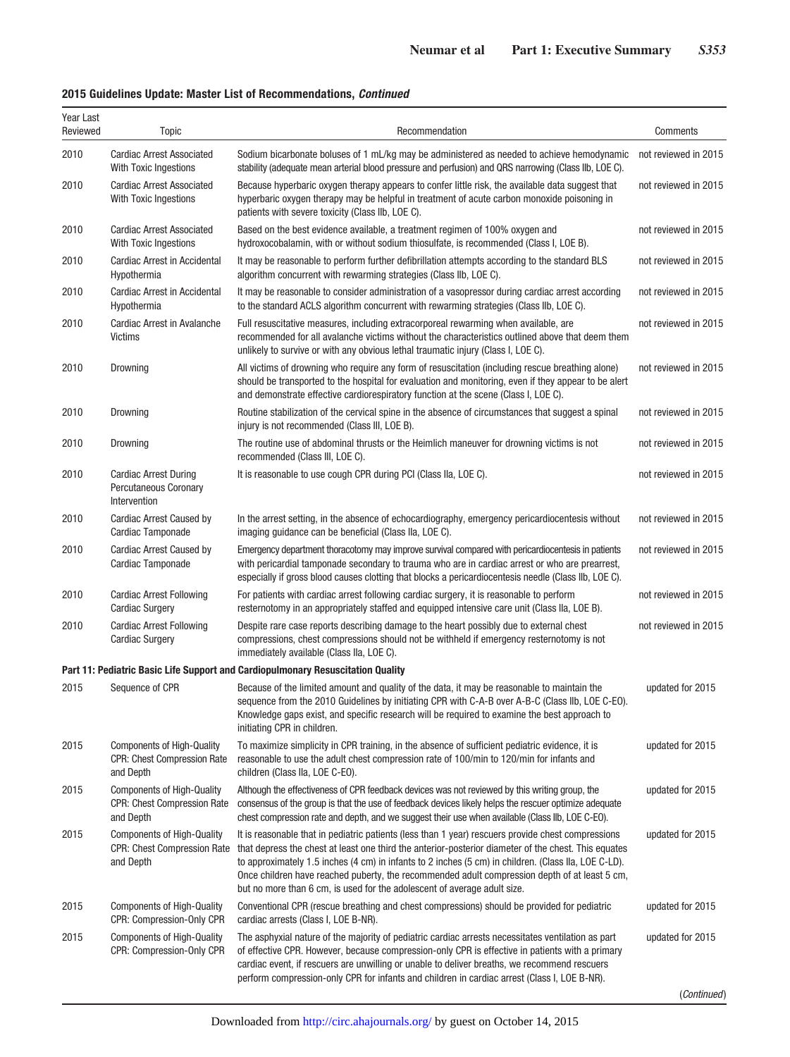**2015 Guidelines Update: Master List of Recommendations, *Continued***

| Year Last Reviewed | Topic | Recommendation | Comments |
|---|---|---|---|
| 2010 | Cardiac Arrest Associated With Toxic Ingestions | Sodium bicarbonate boluses of 1 mL/kg may be administered as needed to achieve hemodynamic stability (adequate mean arterial blood pressure and perfusion) and QRS narrowing (Class IIb, LOE C). | not reviewed in 2015 |
| 2010 | Cardiac Arrest Associated With Toxic Ingestions | Because hyperbaric oxygen therapy appears to confer little risk, the available data suggest that hyperbaric oxygen therapy may be helpful in treatment of acute carbon monoxide poisoning in patients with severe toxicity (Class IIb, LOE C). | not reviewed in 2015 |
| 2010 | Cardiac Arrest Associated With Toxic Ingestions | Based on the best evidence available, a treatment regimen of 100% oxygen and hydroxocobalamin, with or without sodium thiosulfate, is recommended (Class I, LOE B). | not reviewed in 2015 |
| 2010 | Cardiac Arrest in Accidental Hypothermia | It may be reasonable to perform further defibrillation attempts according to the standard BLS algorithm concurrent with rewarming strategies (Class IIb, LOE C). | not reviewed in 2015 |
| 2010 | Cardiac Arrest in Accidental Hypothermia | It may be reasonable to consider administration of a vasopressor during cardiac arrest according to the standard ACLS algorithm concurrent with rewarming strategies (Class IIb, LOE C). | not reviewed in 2015 |
| 2010 | Cardiac Arrest in Avalanche Victims | Full resuscitative measures, including extracorporeal rewarming when available, are recommended for all avalanche victims without the characteristics outlined above that deem them unlikely to survive or with any obvious lethal traumatic injury (Class I, LOE C). | not reviewed in 2015 |
| 2010 | Drowning | All victims of drowning who require any form of resuscitation (including rescue breathing alone) should be transported to the hospital for evaluation and monitoring, even if they appear to be alert and demonstrate effective cardiorespiratory function at the scene (Class I, LOE C). | not reviewed in 2015 |
| 2010 | Drowning | Routine stabilization of the cervical spine in the absence of circumstances that suggest a spinal injury is not recommended (Class III, LOE B). | not reviewed in 2015 |
| 2010 | Drowning | The routine use of abdominal thrusts or the Heimlich maneuver for drowning victims is not recommended (Class III, LOE C). | not reviewed in 2015 |
| 2010 | Cardiac Arrest During Percutaneous Coronary Intervention | It is reasonable to use cough CPR during PCI (Class IIa, LOE C). | not reviewed in 2015 |
| 2010 | Cardiac Arrest Caused by Cardiac Tamponade | In the arrest setting, in the absence of echocardiography, emergency pericardiocentesis without imaging guidance can be beneficial (Class IIa, LOE C). | not reviewed in 2015 |
| 2010 | Cardiac Arrest Caused by Cardiac Tamponade | Emergency department thoracotomy may improve survival compared with pericardiocentesis in patients with pericardial tamponade secondary to trauma who are in cardiac arrest or who are prearrest, especially if gross blood causes clotting that blocks a pericardiocentesis needle (Class IIb, LOE C). | not reviewed in 2015 |
| 2010 | Cardiac Arrest Following Cardiac Surgery | For patients with cardiac arrest following cardiac surgery, it is reasonable to perform resternotomy in an appropriately staffed and equipped intensive care unit (Class IIa, LOE B). | not reviewed in 2015 |
| 2010 | Cardiac Arrest Following Cardiac Surgery | Despite rare case reports describing damage to the heart possibly due to external chest compressions, chest compressions should not be withheld if emergency resternotomy is not immediately available (Class IIa, LOE C). | not reviewed in 2015 |
| **Part 11: Pediatric Basic Life Support and Cardiopulmonary Resuscitation Quality** | | | |
| 2015 | Sequence of CPR | Because of the limited amount and quality of the data, it may be reasonable to maintain the sequence from the 2010 Guidelines by initiating CPR with C-A-B over A-B-C (Class IIb, LOE C-EO). Knowledge gaps exist, and specific research will be required to examine the best approach to initiating CPR in children. | updated for 2015 |
| 2015 | Components of High-Quality CPR: Chest Compression Rate and Depth | To maximize simplicity in CPR training, in the absence of sufficient pediatric evidence, it is reasonable to use the adult chest compression rate of 100/min to 120/min for infants and children (Class IIa, LOE C-EO). | updated for 2015 |
| 2015 | Components of High-Quality CPR: Chest Compression Rate and Depth | Although the effectiveness of CPR feedback devices was not reviewed by this writing group, the consensus of the group is that the use of feedback devices likely helps the rescuer optimize adequate chest compression rate and depth, and we suggest their use when available (Class IIb, LOE C-EO). | updated for 2015 |
| 2015 | Components of High-Quality CPR: Chest Compression Rate and Depth | It is reasonable that in pediatric patients (less than 1 year) rescuers provide chest compressions that depress the chest at least one third the anterior-posterior diameter of the chest. This equates to approximately 1.5 inches (4 cm) in infants to 2 inches (5 cm) in children. (Class IIa, LOE C-LD). Once children have reached puberty, the recommended adult compression depth of at least 5 cm, but no more than 6 cm, is used for the adolescent of average adult size. | updated for 2015 |
| 2015 | Components of High-Quality CPR: Compression-Only CPR | Conventional CPR (rescue breathing and chest compressions) should be provided for pediatric cardiac arrests (Class I, LOE B-NR). | updated for 2015 |
| 2015 | Components of High-Quality CPR: Compression-Only CPR | The asphyxial nature of the majority of pediatric cardiac arrests necessitates ventilation as part of effective CPR. However, because compression-only CPR is effective in patients with a primary cardiac event, if rescuers are unwilling or unable to deliver breaths, we recommend rescuers perform compression-only CPR for infants and children in cardiac arrest (Class I, LOE B-NR). | updated for 2015 |

(*Continued*)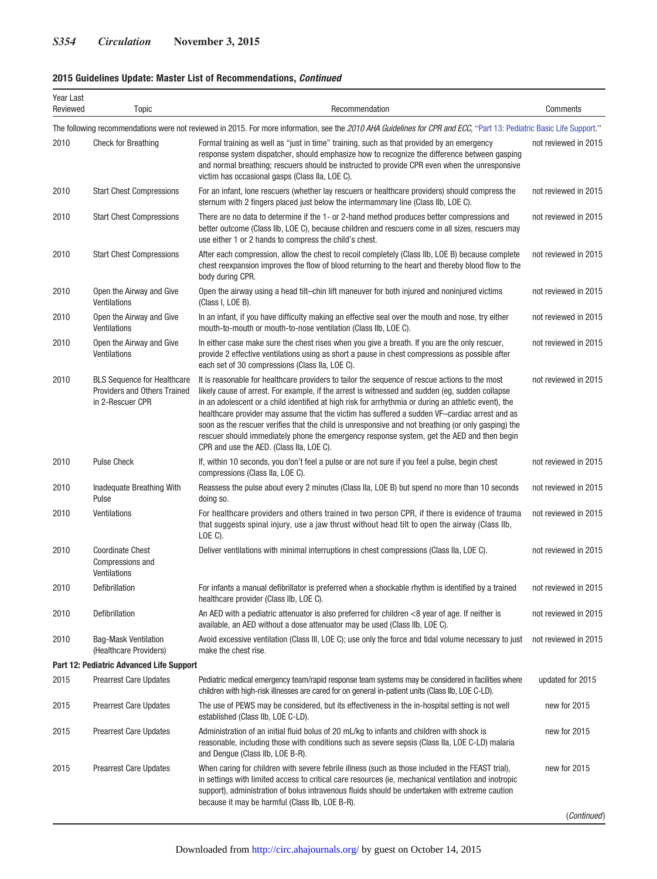**2015 Guidelines Update: Master List of Recommendations, *Continued***

| Year Last Reviewed | Topic | Recommendation | Comments |
|---|---|---|---|
| The following recommendations were not reviewed in 2015. For more information, see the *2010 AHA Guidelines for CPR and ECC*, "Part 13: Pediatric Basic Life Support." | | | |
| 2010 | Check for Breathing | Formal training as well as "just in time" training, such as that provided by an emergency response system dispatcher, should emphasize how to recognize the difference between gasping and normal breathing; rescuers should be instructed to provide CPR even when the unresponsive victim has occasional gasps (Class IIa, LOE C). | not reviewed in 2015 |
| 2010 | Start Chest Compressions | For an infant, lone rescuers (whether lay rescuers or healthcare providers) should compress the sternum with 2 fingers placed just below the intermammary line (Class IIb, LOE C). | not reviewed in 2015 |
| 2010 | Start Chest Compressions | There are no data to determine if the 1- or 2-hand method produces better compressions and better outcome (Class IIb, LOE C), because children and rescuers come in all sizes, rescuers may use either 1 or 2 hands to compress the child's chest. | not reviewed in 2015 |
| 2010 | Start Chest Compressions | After each compression, allow the chest to recoil completely (Class IIb, LOE B) because complete chest reexpansion improves the flow of blood returning to the heart and thereby blood flow to the body during CPR. | not reviewed in 2015 |
| 2010 | Open the Airway and Give Ventilations | Open the airway using a head tilt–chin lift maneuver for both injured and noninjured victims (Class I, LOE B). | not reviewed in 2015 |
| 2010 | Open the Airway and Give Ventilations | In an infant, if you have difficulty making an effective seal over the mouth and nose, try either mouth-to-mouth or mouth-to-nose ventilation (Class IIb, LOE C). | not reviewed in 2015 |
| 2010 | Open the Airway and Give Ventilations | In either case make sure the chest rises when you give a breath. If you are the only rescuer, provide 2 effective ventilations using as short a pause in chest compressions as possible after each set of 30 compressions (Class IIa, LOE C). | not reviewed in 2015 |
| 2010 | BLS Sequence for Healthcare Providers and Others Trained in 2-Rescuer CPR | It is reasonable for healthcare providers to tailor the sequence of rescue actions to the most likely cause of arrest. For example, if the arrest is witnessed and sudden (eg, sudden collapse in an adolescent or a child identified at high risk for arrhythmia or during an athletic event), the healthcare provider may assume that the victim has suffered a sudden VF–cardiac arrest and as soon as the rescuer verifies that the child is unresponsive and not breathing (or only gasping) the rescuer should immediately phone the emergency response system, get the AED and then begin CPR and use the AED. (Class IIa, LOE C). | not reviewed in 2015 |
| 2010 | Pulse Check | If, within 10 seconds, you don't feel a pulse or are not sure if you feel a pulse, begin chest compressions (Class IIa, LOE C). | not reviewed in 2015 |
| 2010 | Inadequate Breathing With Pulse | Reassess the pulse about every 2 minutes (Class IIa, LOE B) but spend no more than 10 seconds doing so. | not reviewed in 2015 |
| 2010 | Ventilations | For healthcare providers and others trained in two person CPR, if there is evidence of trauma that suggests spinal injury, use a jaw thrust without head tilt to open the airway (Class IIb, LOE C). | not reviewed in 2015 |
| 2010 | Coordinate Chest Compressions and Ventilations | Deliver ventilations with minimal interruptions in chest compressions (Class IIa, LOE C). | not reviewed in 2015 |
| 2010 | Defibrillation | For infants a manual defibrillator is preferred when a shockable rhythm is identified by a trained healthcare provider (Class IIb, LOE C). | not reviewed in 2015 |
| 2010 | Defibrillation | An AED with a pediatric attenuator is also preferred for children <8 year of age. If neither is available, an AED without a dose attenuator may be used (Class IIb, LOE C). | not reviewed in 2015 |
| 2010 | Bag-Mask Ventilation (Healthcare Providers) | Avoid excessive ventilation (Class III, LOE C); use only the force and tidal volume necessary to just make the chest rise. | not reviewed in 2015 |
| **Part 12: Pediatric Advanced Life Support** | | | |
| 2015 | Prearrest Care Updates | Pediatric medical emergency team/rapid response team systems may be considered in facilities where children with high-risk illnesses are cared for on general in-patient units (Class IIb, LOE C-LD). | updated for 2015 |
| 2015 | Prearrest Care Updates | The use of PEWS may be considered, but its effectiveness in the in-hospital setting is not well established (Class IIb, LOE C-LD). | new for 2015 |
| 2015 | Prearrest Care Updates | Administration of an initial fluid bolus of 20 mL/kg to infants and children with shock is reasonable, including those with conditions such as severe sepsis (Class IIa, LOE C-LD) malaria and Dengue (Class IIb, LOE B-R). | new for 2015 |
| 2015 | Prearrest Care Updates | When caring for children with severe febrile illness (such as those included in the FEAST trial), in settings with limited access to critical care resources (ie, mechanical ventilation and inotropic support), administration of bolus intravenous fluids should be undertaken with extreme caution because it may be harmful (Class IIb, LOE B-R). | new for 2015 |

(*Continued*)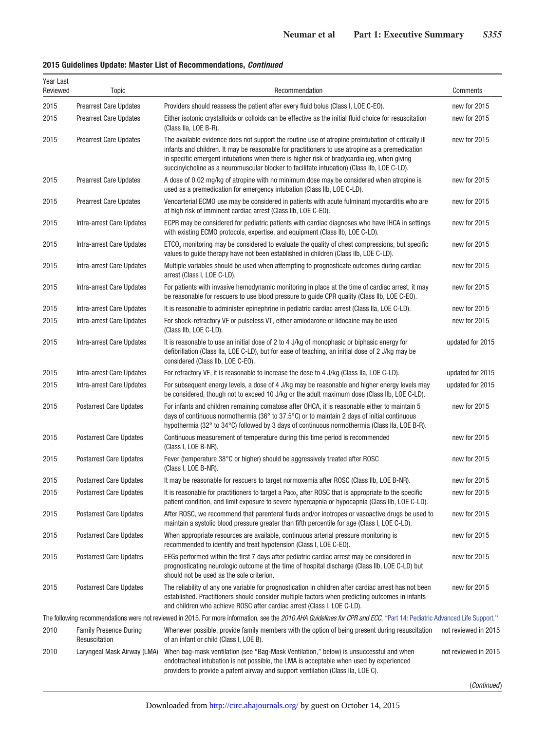**2015 Guidelines Update: Master List of Recommendations, *Continued***

| Year Last Reviewed | Topic | Recommendation | Comments |
|---|---|---|---|
| 2015 | Prearrest Care Updates | Providers should reassess the patient after every fluid bolus (Class I, LOE C-EO). | new for 2015 |
| 2015 | Prearrest Care Updates | Either isotonic crystalloids or colloids can be effective as the initial fluid choice for resuscitation (Class IIa, LOE B-R). | new for 2015 |
| 2015 | Prearrest Care Updates | The available evidence does not support the routine use of atropine preintubation of critically ill infants and children. It may be reasonable for practitioners to use atropine as a premedication in specific emergent intubations when there is higher risk of bradycardia (eg, when giving succinylcholine as a neuromuscular blocker to facilitate intubation) (Class IIb, LOE C-LD). | new for 2015 |
| 2015 | Prearrest Care Updates | A dose of 0.02 mg/kg of atropine with no minimum dose may be considered when atropine is used as a premedication for emergency intubation (Class IIb, LOE C-LD). | new for 2015 |
| 2015 | Prearrest Care Updates | Venoarterial ECMO use may be considered in patients with acute fulminant myocarditis who are at high risk of imminent cardiac arrest (Class IIb, LOE C-EO). | new for 2015 |
| 2015 | Intra-arrest Care Updates | ECPR may be considered for pediatric patients with cardiac diagnoses who have IHCA in settings with existing ECMO protocols, expertise, and equipment (Class IIb, LOE C-LD). | new for 2015 |
| 2015 | Intra-arrest Care Updates | $ETCO_2$ monitoring may be considered to evaluate the quality of chest compressions, but specific values to guide therapy have not been established in children (Class IIb, LOE C-LD). | new for 2015 |
| 2015 | Intra-arrest Care Updates | Multiple variables should be used when attempting to prognosticate outcomes during cardiac arrest (Class I, LOE C-LD). | new for 2015 |
| 2015 | Intra-arrest Care Updates | For patients with invasive hemodynamic monitoring in place at the time of cardiac arrest, it may be reasonable for rescuers to use blood pressure to guide CPR quality (Class IIb, LOE C-EO). | new for 2015 |
| 2015 | Intra-arrest Care Updates | It is reasonable to administer epinephrine in pediatric cardiac arrest (Class IIa, LOE C-LD). | new for 2015 |
| 2015 | Intra-arrest Care Updates | For shock-refractory VF or pulseless VT, either amiodarone or lidocaine may be used (Class IIb, LOE C-LD). | new for 2015 |
| 2015 | Intra-arrest Care Updates | It is reasonable to use an initial dose of 2 to 4 J/kg of monophasic or biphasic energy for defibrillation (Class IIa, LOE C-LD), but for ease of teaching, an initial dose of 2 J/kg may be considered (Class IIb, LOE C-EO). | updated for 2015 |
| 2015 | Intra-arrest Care Updates | For refractory VF, it is reasonable to increase the dose to 4 J/kg (Class IIa, LOE C-LD). | updated for 2015 |
| 2015 | Intra-arrest Care Updates | For subsequent energy levels, a dose of 4 J/kg may be reasonable and higher energy levels may be considered, though not to exceed 10 J/kg or the adult maximum dose (Class IIb, LOE C-LD). | updated for 2015 |
| 2015 | Postarrest Care Updates | For infants and children remaining comatose after OHCA, it is reasonable either to maintain 5 days of continuous normothermia (36° to 37.5°C) or to maintain 2 days of initial continuous hypothermia (32° to 34°C) followed by 3 days of continuous normothermia (Class IIa, LOE B-R). | new for 2015 |
| 2015 | Postarrest Care Updates | Continuous measurement of temperature during this time period is recommended (Class I, LOE B-NR). | new for 2015 |
| 2015 | Postarrest Care Updates | Fever (temperature 38°C or higher) should be aggressively treated after ROSC (Class I, LOE B-NR). | new for 2015 |
| 2015 | Postarrest Care Updates | It may be reasonable for rescuers to target normoxemia after ROSC (Class IIb, LOE B-NR). | new for 2015 |
| 2015 | Postarrest Care Updates | It is reasonable for practitioners to target a $Paco_2$ after ROSC that is appropriate to the specific patient condition, and limit exposure to severe hypercapnia or hypocapnia (Class IIb, LOE C-LD). | new for 2015 |
| 2015 | Postarrest Care Updates | After ROSC, we recommend that parenteral fluids and/or inotropes or vasoactive drugs be used to maintain a systolic blood pressure greater than fifth percentile for age (Class I, LOE C-LD). | new for 2015 |
| 2015 | Postarrest Care Updates | When appropriate resources are available, continuous arterial pressure monitoring is recommended to identify and treat hypotension (Class I, LOE C-EO). | new for 2015 |
| 2015 | Postarrest Care Updates | EEGs performed within the first 7 days after pediatric cardiac arrest may be considered in prognosticating neurologic outcome at the time of hospital discharge (Class IIb, LOE C-LD) but should not be used as the sole criterion. | new for 2015 |
| 2015 | Postarrest Care Updates | The reliability of any one variable for prognostication in children after cardiac arrest has not been established. Practitioners should consider multiple factors when predicting outcomes in infants and children who achieve ROSC after cardiac arrest (Class I, LOE C-LD). | new for 2015 |
| The following recommendations were not reviewed in 2015. For more information, see the *2010 AHA Guidelines for CPR and ECC*, "Part 14: Pediatric Advanced Life Support." | | | |
| 2010 | Family Presence During Resuscitation | Whenever possible, provide family members with the option of being present during resuscitation of an infant or child (Class I, LOE B). | not reviewed in 2015 |
| 2010 | Laryngeal Mask Airway (LMA) | When bag-mask ventilation (see "Bag-Mask Ventilation," below) is unsuccessful and when endotracheal intubation is not possible, the LMA is acceptable when used by experienced providers to provide a patent airway and support ventilation (Class IIa, LOE C). | not reviewed in 2015 |

(*Continued*)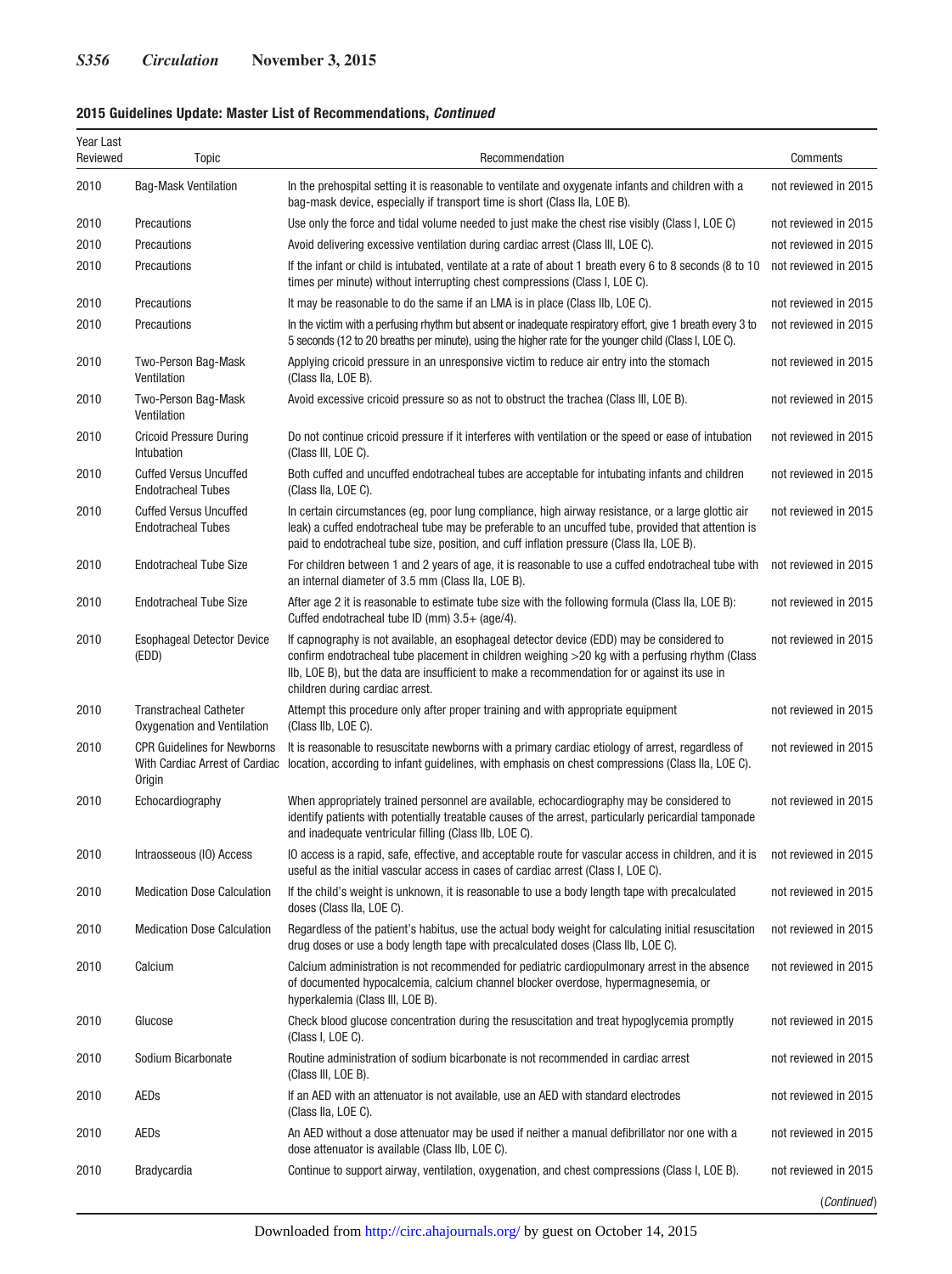**2015 Guidelines Update: Master List of Recommendations, *Continued***

| Year Last Reviewed | Topic | Recommendation | Comments |
|---|---|---|---|
| 2010 | Bag-Mask Ventilation | In the prehospital setting it is reasonable to ventilate and oxygenate infants and children with a bag-mask device, especially if transport time is short (Class IIa, LOE B). | not reviewed in 2015 |
| 2010 | Precautions | Use only the force and tidal volume needed to just make the chest rise visibly (Class I, LOE C) | not reviewed in 2015 |
| 2010 | Precautions | Avoid delivering excessive ventilation during cardiac arrest (Class III, LOE C). | not reviewed in 2015 |
| 2010 | Precautions | If the infant or child is intubated, ventilate at a rate of about 1 breath every 6 to 8 seconds (8 to 10 times per minute) without interrupting chest compressions (Class I, LOE C). | not reviewed in 2015 |
| 2010 | Precautions | It may be reasonable to do the same if an LMA is in place (Class IIb, LOE C). | not reviewed in 2015 |
| 2010 | Precautions | In the victim with a perfusing rhythm but absent or inadequate respiratory effort, give 1 breath every 3 to 5 seconds (12 to 20 breaths per minute), using the higher rate for the younger child (Class I, LOE C). | not reviewed in 2015 |
| 2010 | Two-Person Bag-Mask Ventilation | Applying cricoid pressure in an unresponsive victim to reduce air entry into the stomach (Class IIa, LOE B). | not reviewed in 2015 |
| 2010 | Two-Person Bag-Mask Ventilation | Avoid excessive cricoid pressure so as not to obstruct the trachea (Class III, LOE B). | not reviewed in 2015 |
| 2010 | Cricoid Pressure During Intubation | Do not continue cricoid pressure if it interferes with ventilation or the speed or ease of intubation (Class III, LOE C). | not reviewed in 2015 |
| 2010 | Cuffed Versus Uncuffed Endotracheal Tubes | Both cuffed and uncuffed endotracheal tubes are acceptable for intubating infants and children (Class IIa, LOE C). | not reviewed in 2015 |
| 2010 | Cuffed Versus Uncuffed Endotracheal Tubes | In certain circumstances (eg, poor lung compliance, high airway resistance, or a large glottic air leak) a cuffed endotracheal tube may be preferable to an uncuffed tube, provided that attention is paid to endotracheal tube size, position, and cuff inflation pressure (Class IIa, LOE B). | not reviewed in 2015 |
| 2010 | Endotracheal Tube Size | For children between 1 and 2 years of age, it is reasonable to use a cuffed endotracheal tube with an internal diameter of 3.5 mm (Class IIa, LOE B). | not reviewed in 2015 |
| 2010 | Endotracheal Tube Size | After age 2 it is reasonable to estimate tube size with the following formula (Class IIa, LOE B): Cuffed endotracheal tube ID (mm) 3.5+ (age/4). | not reviewed in 2015 |
| 2010 | Esophageal Detector Device (EDD) | If capnography is not available, an esophageal detector device (EDD) may be considered to confirm endotracheal tube placement in children weighing >20 kg with a perfusing rhythm (Class IIb, LOE B), but the data are insufficient to make a recommendation for or against its use in children during cardiac arrest. | not reviewed in 2015 |
| 2010 | Transtracheal Catheter Oxygenation and Ventilation | Attempt this procedure only after proper training and with appropriate equipment (Class IIb, LOE C). | not reviewed in 2015 |
| 2010 | CPR Guidelines for Newborns With Cardiac Arrest of Cardiac Origin | It is reasonable to resuscitate newborns with a primary cardiac etiology of arrest, regardless of location, according to infant guidelines, with emphasis on chest compressions (Class IIa, LOE C). | not reviewed in 2015 |
| 2010 | Echocardiography | When appropriately trained personnel are available, echocardiography may be considered to identify patients with potentially treatable causes of the arrest, particularly pericardial tamponade and inadequate ventricular filling (Class IIb, LOE C). | not reviewed in 2015 |
| 2010 | Intraosseous (IO) Access | IO access is a rapid, safe, effective, and acceptable route for vascular access in children, and it is useful as the initial vascular access in cases of cardiac arrest (Class I, LOE C). | not reviewed in 2015 |
| 2010 | Medication Dose Calculation | If the child's weight is unknown, it is reasonable to use a body length tape with precalculated doses (Class IIa, LOE C). | not reviewed in 2015 |
| 2010 | Medication Dose Calculation | Regardless of the patient's habitus, use the actual body weight for calculating initial resuscitation drug doses or use a body length tape with precalculated doses (Class IIb, LOE C). | not reviewed in 2015 |
| 2010 | Calcium | Calcium administration is not recommended for pediatric cardiopulmonary arrest in the absence of documented hypocalcemia, calcium channel blocker overdose, hypermagnesemia, or hyperkalemia (Class III, LOE B). | not reviewed in 2015 |
| 2010 | Glucose | Check blood glucose concentration during the resuscitation and treat hypoglycemia promptly (Class I, LOE C). | not reviewed in 2015 |
| 2010 | Sodium Bicarbonate | Routine administration of sodium bicarbonate is not recommended in cardiac arrest (Class III, LOE B). | not reviewed in 2015 |
| 2010 | AEDs | If an AED with an attenuator is not available, use an AED with standard electrodes (Class IIa, LOE C). | not reviewed in 2015 |
| 2010 | AEDs | An AED without a dose attenuator may be used if neither a manual defibrillator nor one with a dose attenuator is available (Class IIb, LOE C). | not reviewed in 2015 |
| 2010 | Bradycardia | Continue to support airway, ventilation, oxygenation, and chest compressions (Class I, LOE B). | not reviewed in 2015 |

(*Continued*)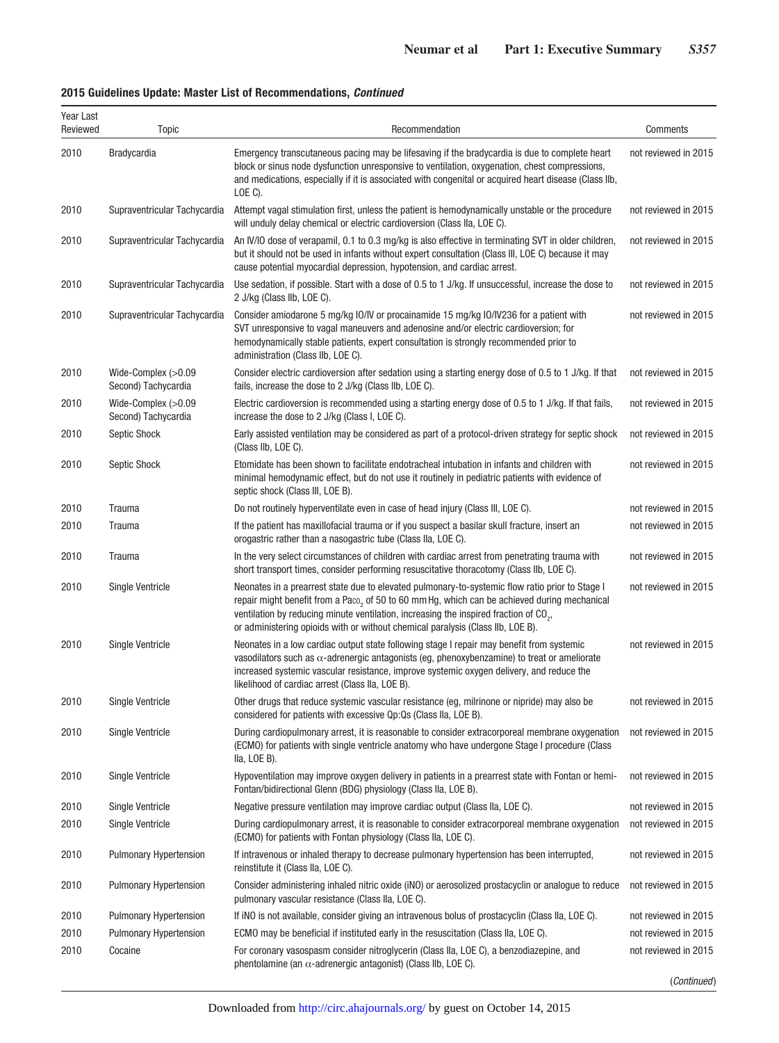**2015 Guidelines Update: Master List of Recommendations, *Continued***

| Year Last Reviewed | Topic | Recommendation | Comments |
|---|---|---|---|
| 2010 | Bradycardia | Emergency transcutaneous pacing may be lifesaving if the bradycardia is due to complete heart block or sinus node dysfunction unresponsive to ventilation, oxygenation, chest compressions, and medications, especially if it is associated with congenital or acquired heart disease (Class IIb, LOE C). | not reviewed in 2015 |
| 2010 | Supraventricular Tachycardia | Attempt vagal stimulation first, unless the patient is hemodynamically unstable or the procedure will unduly delay chemical or electric cardioversion (Class IIa, LOE C). | not reviewed in 2015 |
| 2010 | Supraventricular Tachycardia | An IV/IO dose of verapamil, 0.1 to 0.3 mg/kg is also effective in terminating SVT in older children, but it should not be used in infants without expert consultation (Class III, LOE C) because it may cause potential myocardial depression, hypotension, and cardiac arrest. | not reviewed in 2015 |
| 2010 | Supraventricular Tachycardia | Use sedation, if possible. Start with a dose of 0.5 to 1 J/kg. If unsuccessful, increase the dose to 2 J/kg (Class IIb, LOE C). | not reviewed in 2015 |
| 2010 | Supraventricular Tachycardia | Consider amiodarone 5 mg/kg IO/IV or procainamide 15 mg/kg IO/IV236 for a patient with SVT unresponsive to vagal maneuvers and adenosine and/or electric cardioversion; for hemodynamically stable patients, expert consultation is strongly recommended prior to administration (Class IIb, LOE C). | not reviewed in 2015 |
| 2010 | Wide-Complex (>0.09 Second) Tachycardia | Consider electric cardioversion after sedation using a starting energy dose of 0.5 to 1 J/kg. If that fails, increase the dose to 2 J/kg (Class IIb, LOE C). | not reviewed in 2015 |
| 2010 | Wide-Complex (>0.09 Second) Tachycardia | Electric cardioversion is recommended using a starting energy dose of 0.5 to 1 J/kg. If that fails, increase the dose to 2 J/kg (Class I, LOE C). | not reviewed in 2015 |
| 2010 | Septic Shock | Early assisted ventilation may be considered as part of a protocol-driven strategy for septic shock (Class IIb, LOE C). | not reviewed in 2015 |
| 2010 | Septic Shock | Etomidate has been shown to facilitate endotracheal intubation in infants and children with minimal hemodynamic effect, but do not use it routinely in pediatric patients with evidence of septic shock (Class III, LOE B). | not reviewed in 2015 |
| 2010 | Trauma | Do not routinely hyperventilate even in case of head injury (Class III, LOE C). | not reviewed in 2015 |
| 2010 | Trauma | If the patient has maxillofacial trauma or if you suspect a basilar skull fracture, insert an orogastric rather than a nasogastric tube (Class IIa, LOE C). | not reviewed in 2015 |
| 2010 | Trauma | In the very select circumstances of children with cardiac arrest from penetrating trauma with short transport times, consider performing resuscitative thoracotomy (Class IIb, LOE C). | not reviewed in 2015 |
| 2010 | Single Ventricle | Neonates in a prearrest state due to elevated pulmonary-to-systemic flow ratio prior to Stage I repair might benefit from a $Pa_{CO_2}$ of 50 to 60 mm Hg, which can be achieved during mechanical ventilation by reducing minute ventilation, increasing the inspired fraction of $CO_2$, or administering opioids with or without chemical paralysis (Class IIb, LOE B). | not reviewed in 2015 |
| 2010 | Single Ventricle | Neonates in a low cardiac output state following stage I repair may benefit from systemic vasodilators such as α-adrenergic antagonists (eg, phenoxybenzamine) to treat or ameliorate increased systemic vascular resistance, improve systemic oxygen delivery, and reduce the likelihood of cardiac arrest (Class IIa, LOE B). | not reviewed in 2015 |
| 2010 | Single Ventricle | Other drugs that reduce systemic vascular resistance (eg, milrinone or nipride) may also be considered for patients with excessive Qp:Qs (Class IIa, LOE B). | not reviewed in 2015 |
| 2010 | Single Ventricle | During cardiopulmonary arrest, it is reasonable to consider extracorporeal membrane oxygenation (ECMO) for patients with single ventricle anatomy who have undergone Stage I procedure (Class IIa, LOE B). | not reviewed in 2015 |
| 2010 | Single Ventricle | Hypoventilation may improve oxygen delivery in patients in a prearrest state with Fontan or hemi-Fontan/bidirectional Glenn (BDG) physiology (Class IIa, LOE B). | not reviewed in 2015 |
| 2010 | Single Ventricle | Negative pressure ventilation may improve cardiac output (Class IIa, LOE C). | not reviewed in 2015 |
| 2010 | Single Ventricle | During cardiopulmonary arrest, it is reasonable to consider extracorporeal membrane oxygenation (ECMO) for patients with Fontan physiology (Class IIa, LOE C). | not reviewed in 2015 |
| 2010 | Pulmonary Hypertension | If intravenous or inhaled therapy to decrease pulmonary hypertension has been interrupted, reinstitute it (Class IIa, LOE C). | not reviewed in 2015 |
| 2010 | Pulmonary Hypertension | Consider administering inhaled nitric oxide (iNO) or aerosolized prostacyclin or analogue to reduce pulmonary vascular resistance (Class IIa, LOE C). | not reviewed in 2015 |
| 2010 | Pulmonary Hypertension | If iNO is not available, consider giving an intravenous bolus of prostacyclin (Class IIa, LOE C). | not reviewed in 2015 |
| 2010 | Pulmonary Hypertension | ECMO may be beneficial if instituted early in the resuscitation (Class IIa, LOE C). | not reviewed in 2015 |
| 2010 | Cocaine | For coronary vasospasm consider nitroglycerin (Class IIa, LOE C), a benzodiazepine, and phentolamine (an α-adrenergic antagonist) (Class IIb, LOE C). | not reviewed in 2015 |

(*Continued*)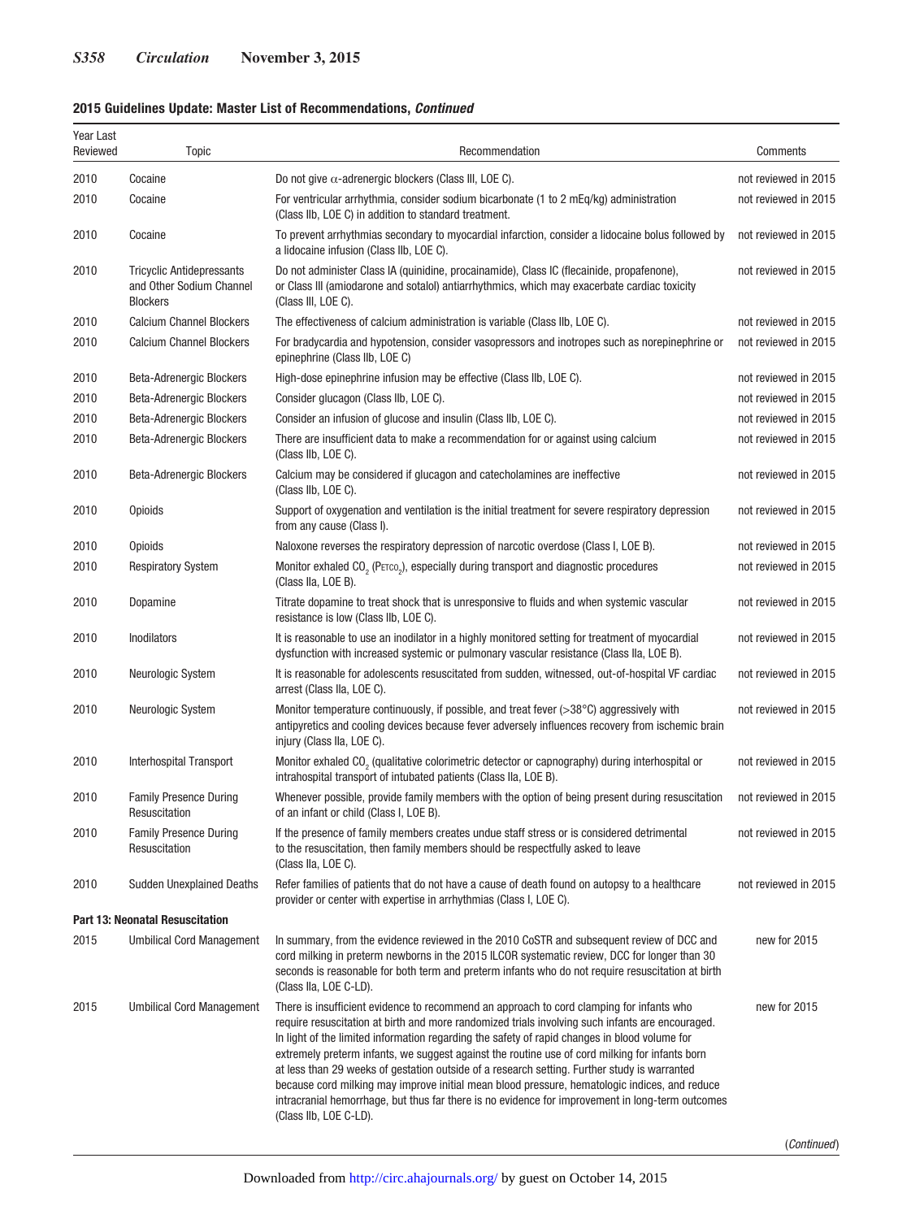**2015 Guidelines Update: Master List of Recommendations, *Continued***

| Year Last Reviewed | Topic | Recommendation | Comments |
|---|---|---|---|
| 2010 | Cocaine | Do not give α-adrenergic blockers (Class III, LOE C). | not reviewed in 2015 |
| 2010 | Cocaine | For ventricular arrhythmia, consider sodium bicarbonate (1 to 2 mEq/kg) administration (Class IIb, LOE C) in addition to standard treatment. | not reviewed in 2015 |
| 2010 | Cocaine | To prevent arrhythmias secondary to myocardial infarction, consider a lidocaine bolus followed by a lidocaine infusion (Class IIb, LOE C). | not reviewed in 2015 |
| 2010 | Tricyclic Antidepressants and Other Sodium Channel Blockers | Do not administer Class IA (quinidine, procainamide), Class IC (flecainide, propafenone), or Class III (amiodarone and sotalol) antiarrhythmics, which may exacerbate cardiac toxicity (Class III, LOE C). | not reviewed in 2015 |
| 2010 | Calcium Channel Blockers | The effectiveness of calcium administration is variable (Class IIb, LOE C). | not reviewed in 2015 |
| 2010 | Calcium Channel Blockers | For bradycardia and hypotension, consider vasopressors and inotropes such as norepinephrine or epinephrine (Class IIb, LOE C) | not reviewed in 2015 |
| 2010 | Beta-Adrenergic Blockers | High-dose epinephrine infusion may be effective (Class IIb, LOE C). | not reviewed in 2015 |
| 2010 | Beta-Adrenergic Blockers | Consider glucagon (Class IIb, LOE C). | not reviewed in 2015 |
| 2010 | Beta-Adrenergic Blockers | Consider an infusion of glucose and insulin (Class IIb, LOE C). | not reviewed in 2015 |
| 2010 | Beta-Adrenergic Blockers | There are insufficient data to make a recommendation for or against using calcium (Class IIb, LOE C). | not reviewed in 2015 |
| 2010 | Beta-Adrenergic Blockers | Calcium may be considered if glucagon and catecholamines are ineffective (Class IIb, LOE C). | not reviewed in 2015 |
| 2010 | Opioids | Support of oxygenation and ventilation is the initial treatment for severe respiratory depression from any cause (Class I). | not reviewed in 2015 |
| 2010 | Opioids | Naloxone reverses the respiratory depression of narcotic overdose (Class I, LOE B). | not reviewed in 2015 |
| 2010 | Respiratory System | Monitor exhaled $CO_2$ ($P_{ETCO_2}$), especially during transport and diagnostic procedures (Class IIa, LOE B). | not reviewed in 2015 |
| 2010 | Dopamine | Titrate dopamine to treat shock that is unresponsive to fluids and when systemic vascular resistance is low (Class IIb, LOE C). | not reviewed in 2015 |
| 2010 | Inodilators | It is reasonable to use an inodilator in a highly monitored setting for treatment of myocardial dysfunction with increased systemic or pulmonary vascular resistance (Class IIa, LOE B). | not reviewed in 2015 |
| 2010 | Neurologic System | It is reasonable for adolescents resuscitated from sudden, witnessed, out-of-hospital VF cardiac arrest (Class IIa, LOE C). | not reviewed in 2015 |
| 2010 | Neurologic System | Monitor temperature continuously, if possible, and treat fever (>38°C) aggressively with antipyretics and cooling devices because fever adversely influences recovery from ischemic brain injury (Class IIa, LOE C). | not reviewed in 2015 |
| 2010 | Interhospital Transport | Monitor exhaled $CO_2$ (qualitative colorimetric detector or capnography) during interhospital or intrahospital transport of intubated patients (Class IIa, LOE B). | not reviewed in 2015 |
| 2010 | Family Presence During Resuscitation | Whenever possible, provide family members with the option of being present during resuscitation of an infant or child (Class I, LOE B). | not reviewed in 2015 |
| 2010 | Family Presence During Resuscitation | If the presence of family members creates undue staff stress or is considered detrimental to the resuscitation, then family members should be respectfully asked to leave (Class IIa, LOE C). | not reviewed in 2015 |
| 2010 | Sudden Unexplained Deaths | Refer families of patients that do not have a cause of death found on autopsy to a healthcare provider or center with expertise in arrhythmias (Class I, LOE C). | not reviewed in 2015 |
| **Part 13: Neonatal Resuscitation** | | | |
| 2015 | Umbilical Cord Management | In summary, from the evidence reviewed in the 2010 CoSTR and subsequent review of DCC and cord milking in preterm newborns in the 2015 ILCOR systematic review, DCC for longer than 30 seconds is reasonable for both term and preterm infants who do not require resuscitation at birth (Class IIa, LOE C-LD). | new for 2015 |
| 2015 | Umbilical Cord Management | There is insufficient evidence to recommend an approach to cord clamping for infants who require resuscitation at birth and more randomized trials involving such infants are encouraged. In light of the limited information regarding the safety of rapid changes in blood volume for extremely preterm infants, we suggest against the routine use of cord milking for infants born at less than 29 weeks of gestation outside of a research setting. Further study is warranted because cord milking may improve initial mean blood pressure, hematologic indices, and reduce intracranial hemorrhage, but thus far there is no evidence for improvement in long-term outcomes (Class IIb, LOE C-LD). | new for 2015 |

(*Continued*)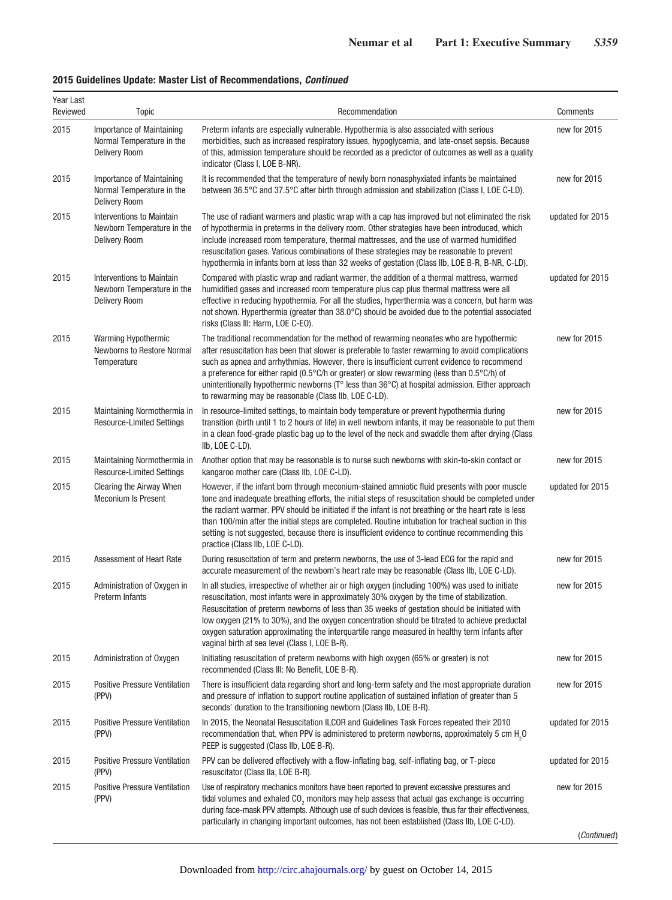**2015 Guidelines Update: Master List of Recommendations, *Continued***

| Year Last Reviewed | Topic | Recommendation | Comments |
|---|---|---|---|
| 2015 | Importance of Maintaining Normal Temperature in the Delivery Room | Preterm infants are especially vulnerable. Hypothermia is also associated with serious morbidities, such as increased respiratory issues, hypoglycemia, and late-onset sepsis. Because of this, admission temperature should be recorded as a predictor of outcomes as well as a quality indicator (Class I, LOE B-NR). | new for 2015 |
| 2015 | Importance of Maintaining Normal Temperature in the Delivery Room | It is recommended that the temperature of newly born nonasphyxiated infants be maintained between 36.5°C and 37.5°C after birth through admission and stabilization (Class I, LOE C-LD). | new for 2015 |
| 2015 | Interventions to Maintain Newborn Temperature in the Delivery Room | The use of radiant warmers and plastic wrap with a cap has improved but not eliminated the risk of hypothermia in preterms in the delivery room. Other strategies have been introduced, which include increased room temperature, thermal mattresses, and the use of warmed humidified resuscitation gases. Various combinations of these strategies may be reasonable to prevent hypothermia in infants born at less than 32 weeks of gestation (Class IIb, LOE B-R, B-NR, C-LD). | updated for 2015 |
| 2015 | Interventions to Maintain Newborn Temperature in the Delivery Room | Compared with plastic wrap and radiant warmer, the addition of a thermal mattress, warmed humidified gases and increased room temperature plus cap plus thermal mattress were all effective in reducing hypothermia. For all the studies, hyperthermia was a concern, but harm was not shown. Hyperthermia (greater than 38.0°C) should be avoided due to the potential associated risks (Class III: Harm, LOE C-EO). | updated for 2015 |
| 2015 | Warming Hypothermic Newborns to Restore Normal Temperature | The traditional recommendation for the method of rewarming neonates who are hypothermic after resuscitation has been that slower is preferable to faster rewarming to avoid complications such as apnea and arrhythmias. However, there is insufficient current evidence to recommend a preference for either rapid (0.5°C/h or greater) or slow rewarming (less than 0.5°C/h) of unintentionally hypothermic newborns (T° less than 36°C) at hospital admission. Either approach to rewarming may be reasonable (Class IIb, LOE C-LD). | new for 2015 |
| 2015 | Maintaining Normothermia in Resource-Limited Settings | In resource-limited settings, to maintain body temperature or prevent hypothermia during transition (birth until 1 to 2 hours of life) in well newborn infants, it may be reasonable to put them in a clean food-grade plastic bag up to the level of the neck and swaddle them after drying (Class IIb, LOE C-LD). | new for 2015 |
| 2015 | Maintaining Normothermia in Resource-Limited Settings | Another option that may be reasonable is to nurse such newborns with skin-to-skin contact or kangaroo mother care (Class IIb, LOE C-LD). | new for 2015 |
| 2015 | Clearing the Airway When Meconium Is Present | However, if the infant born through meconium-stained amniotic fluid presents with poor muscle tone and inadequate breathing efforts, the initial steps of resuscitation should be completed under the radiant warmer. PPV should be initiated if the infant is not breathing or the heart rate is less than 100/min after the initial steps are completed. Routine intubation for tracheal suction in this setting is not suggested, because there is insufficient evidence to continue recommending this practice (Class IIb, LOE C-LD). | updated for 2015 |
| 2015 | Assessment of Heart Rate | During resuscitation of term and preterm newborns, the use of 3-lead ECG for the rapid and accurate measurement of the newborn's heart rate may be reasonable (Class IIb, LOE C-LD). | new for 2015 |
| 2015 | Administration of Oxygen in Preterm Infants | In all studies, irrespective of whether air or high oxygen (including 100%) was used to initiate resuscitation, most infants were in approximately 30% oxygen by the time of stabilization. Resuscitation of preterm newborns of less than 35 weeks of gestation should be initiated with low oxygen (21% to 30%), and the oxygen concentration should be titrated to achieve preductal oxygen saturation approximating the interquartile range measured in healthy term infants after vaginal birth at sea level (Class I, LOE B-R). | new for 2015 |
| 2015 | Administration of Oxygen | Initiating resuscitation of preterm newborns with high oxygen (65% or greater) is not recommended (Class III: No Benefit, LOE B-R). | new for 2015 |
| 2015 | Positive Pressure Ventilation (PPV) | There is insufficient data regarding short and long-term safety and the most appropriate duration and pressure of inflation to support routine application of sustained inflation of greater than 5 seconds' duration to the transitioning newborn (Class IIb, LOE B-R). | new for 2015 |
| 2015 | Positive Pressure Ventilation (PPV) | In 2015, the Neonatal Resuscitation ILCOR and Guidelines Task Forces repeated their 2010 recommendation that, when PPV is administered to preterm newborns, approximately 5 cm $H_2O$ PEEP is suggested (Class IIb, LOE B-R). | updated for 2015 |
| 2015 | Positive Pressure Ventilation (PPV) | PPV can be delivered effectively with a flow-inflating bag, self-inflating bag, or T-piece resuscitator (Class IIa, LOE B-R). | updated for 2015 |
| 2015 | Positive Pressure Ventilation (PPV) | Use of respiratory mechanics monitors have been reported to prevent excessive pressures and tidal volumes and exhaled $CO_2$ monitors may help assess that actual gas exchange is occurring during face-mask PPV attempts. Although use of such devices is feasible, thus far their effectiveness, particularly in changing important outcomes, has not been established (Class IIb, LOE C-LD). | new for 2015 |

(*Continued*)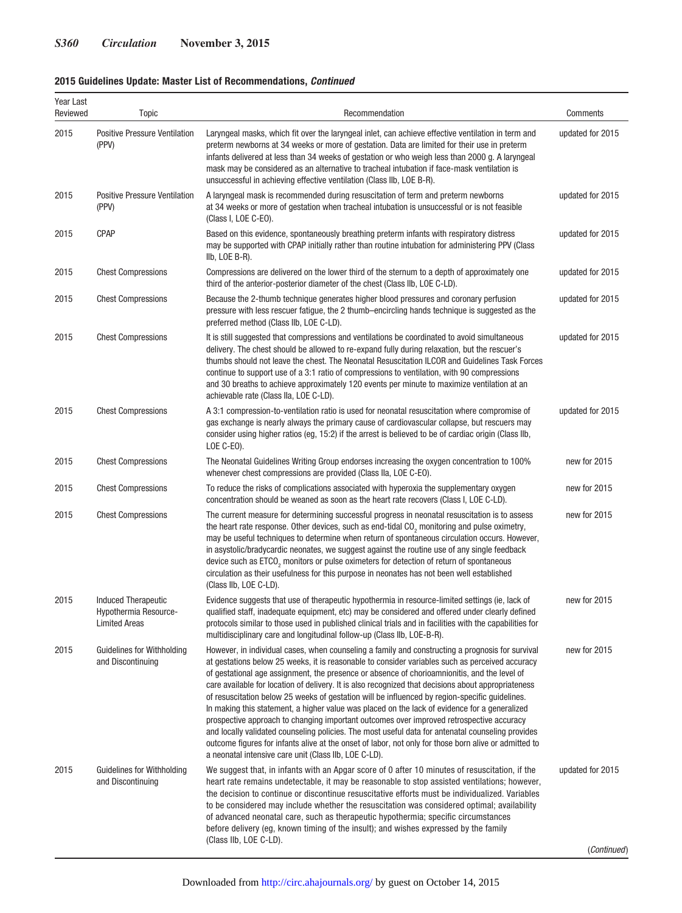**2015 Guidelines Update: Master List of Recommendations, *Continued***

| Year Last Reviewed | Topic | Recommendation | Comments |
|---|---|---|---|
| 2015 | Positive Pressure Ventilation (PPV) | Laryngeal masks, which fit over the laryngeal inlet, can achieve effective ventilation in term and preterm newborns at 34 weeks or more of gestation. Data are limited for their use in preterm infants delivered at less than 34 weeks of gestation or who weigh less than 2000 g. A laryngeal mask may be considered as an alternative to tracheal intubation if face-mask ventilation is unsuccessful in achieving effective ventilation (Class IIb, LOE B-R). | updated for 2015 |
| 2015 | Positive Pressure Ventilation (PPV) | A laryngeal mask is recommended during resuscitation of term and preterm newborns at 34 weeks or more of gestation when tracheal intubation is unsuccessful or is not feasible (Class I, LOE C-EO). | updated for 2015 |
| 2015 | CPAP | Based on this evidence, spontaneously breathing preterm infants with respiratory distress may be supported with CPAP initially rather than routine intubation for administering PPV (Class IIb, LOE B-R). | updated for 2015 |
| 2015 | Chest Compressions | Compressions are delivered on the lower third of the sternum to a depth of approximately one third of the anterior-posterior diameter of the chest (Class IIb, LOE C-LD). | updated for 2015 |
| 2015 | Chest Compressions | Because the 2-thumb technique generates higher blood pressures and coronary perfusion pressure with less rescuer fatigue, the 2 thumb–encircling hands technique is suggested as the preferred method (Class IIb, LOE C-LD). | updated for 2015 |
| 2015 | Chest Compressions | It is still suggested that compressions and ventilations be coordinated to avoid simultaneous delivery. The chest should be allowed to re-expand fully during relaxation, but the rescuer's thumbs should not leave the chest. The Neonatal Resuscitation ILCOR and Guidelines Task Forces continue to support use of a 3:1 ratio of compressions to ventilation, with 90 compressions and 30 breaths to achieve approximately 120 events per minute to maximize ventilation at an achievable rate (Class IIa, LOE C-LD). | updated for 2015 |
| 2015 | Chest Compressions | A 3:1 compression-to-ventilation ratio is used for neonatal resuscitation where compromise of gas exchange is nearly always the primary cause of cardiovascular collapse, but rescuers may consider using higher ratios (eg, 15:2) if the arrest is believed to be of cardiac origin (Class IIb, LOE C-EO). | updated for 2015 |
| 2015 | Chest Compressions | The Neonatal Guidelines Writing Group endorses increasing the oxygen concentration to 100% whenever chest compressions are provided (Class IIa, LOE C-EO). | new for 2015 |
| 2015 | Chest Compressions | To reduce the risks of complications associated with hyperoxia the supplementary oxygen concentration should be weaned as soon as the heart rate recovers (Class I, LOE C-LD). | new for 2015 |
| 2015 | Chest Compressions | The current measure for determining successful progress in neonatal resuscitation is to assess the heart rate response. Other devices, such as end-tidal $CO_2$ monitoring and pulse oximetry, may be useful techniques to determine when return of spontaneous circulation occurs. However, in asystolic/bradycardic neonates, we suggest against the routine use of any single feedback device such as $ETCO_2$ monitors or pulse oximeters for detection of return of spontaneous circulation as their usefulness for this purpose in neonates has not been well established (Class IIb, LOE C-LD). | new for 2015 |
| 2015 | Induced Therapeutic Hypothermia Resource-Limited Areas | Evidence suggests that use of therapeutic hypothermia in resource-limited settings (ie, lack of qualified staff, inadequate equipment, etc) may be considered and offered under clearly defined protocols similar to those used in published clinical trials and in facilities with the capabilities for multidisciplinary care and longitudinal follow-up (Class IIb, LOE-B-R). | new for 2015 |
| 2015 | Guidelines for Withholding and Discontinuing | However, in individual cases, when counseling a family and constructing a prognosis for survival at gestations below 25 weeks, it is reasonable to consider variables such as perceived accuracy of gestational age assignment, the presence or absence of chorioamnionitis, and the level of care available for location of delivery. It is also recognized that decisions about appropriateness of resuscitation below 25 weeks of gestation will be influenced by region-specific guidelines. In making this statement, a higher value was placed on the lack of evidence for a generalized prospective approach to changing important outcomes over improved retrospective accuracy and locally validated counseling policies. The most useful data for antenatal counseling provides outcome figures for infants alive at the onset of labor, not only for those born alive or admitted to a neonatal intensive care unit (Class IIb, LOE C-LD). | new for 2015 |
| 2015 | Guidelines for Withholding and Discontinuing | We suggest that, in infants with an Apgar score of 0 after 10 minutes of resuscitation, if the heart rate remains undetectable, it may be reasonable to stop assisted ventilations; however, the decision to continue or discontinue resuscitative efforts must be individualized. Variables to be considered may include whether the resuscitation was considered optimal; availability of advanced neonatal care, such as therapeutic hypothermia; specific circumstances before delivery (eg, known timing of the insult); and wishes expressed by the family (Class IIb, LOE C-LD). | updated for 2015 |

(*Continued*)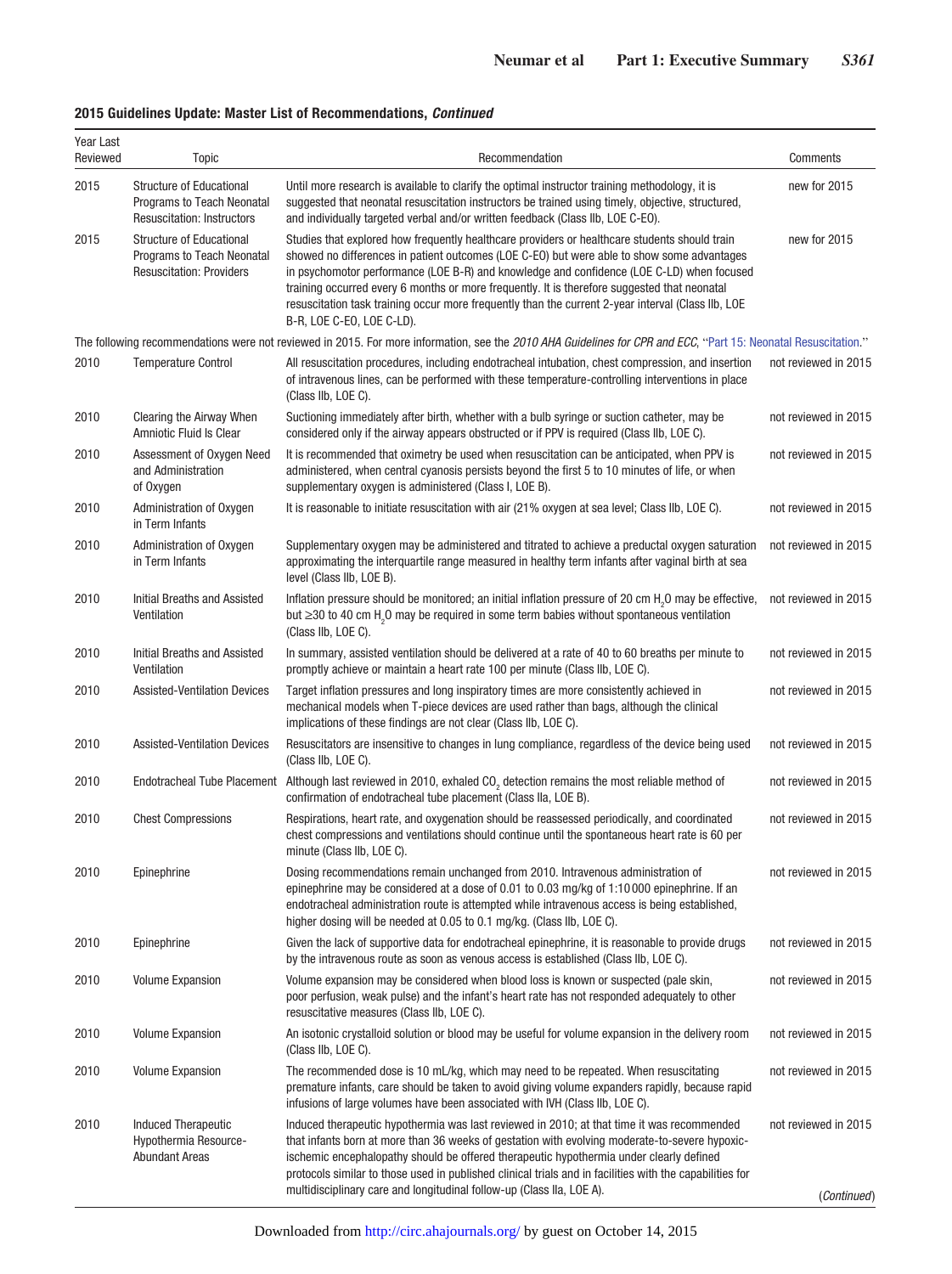**2015 Guidelines Update: Master List of Recommendations, *Continued***

| Year Last Reviewed | Topic | Recommendation | Comments |
|---|---|---|---|
| 2015 | Structure of Educational Programs to Teach Neonatal Resuscitation: Instructors | Until more research is available to clarify the optimal instructor training methodology, it is suggested that neonatal resuscitation instructors be trained using timely, objective, structured, and individually targeted verbal and/or written feedback (Class IIb, LOE C-EO). | new for 2015 |
| 2015 | Structure of Educational Programs to Teach Neonatal Resuscitation: Providers | Studies that explored how frequently healthcare providers or healthcare students should train showed no differences in patient outcomes (LOE C-EO) but were able to show some advantages in psychomotor performance (LOE B-R) and knowledge and confidence (LOE C-LD) when focused training occurred every 6 months or more frequently. It is therefore suggested that neonatal resuscitation task training occur more frequently than the current 2-year interval (Class IIb, LOE B-R, LOE C-EO, LOE C-LD). | new for 2015 |
| The following recommendations were not reviewed in 2015. For more information, see the *2010 AHA Guidelines for CPR and ECC*, "Part 15: Neonatal Resuscitation." | | | |
| 2010 | Temperature Control | All resuscitation procedures, including endotracheal intubation, chest compression, and insertion of intravenous lines, can be performed with these temperature-controlling interventions in place (Class IIb, LOE C). | not reviewed in 2015 |
| 2010 | Clearing the Airway When Amniotic Fluid Is Clear | Suctioning immediately after birth, whether with a bulb syringe or suction catheter, may be considered only if the airway appears obstructed or if PPV is required (Class IIb, LOE C). | not reviewed in 2015 |
| 2010 | Assessment of Oxygen Need and Administration of Oxygen | It is recommended that oximetry be used when resuscitation can be anticipated, when PPV is administered, when central cyanosis persists beyond the first 5 to 10 minutes of life, or when supplementary oxygen is administered (Class I, LOE B). | not reviewed in 2015 |
| 2010 | Administration of Oxygen in Term Infants | It is reasonable to initiate resuscitation with air (21% oxygen at sea level; Class IIb, LOE C). | not reviewed in 2015 |
| 2010 | Administration of Oxygen in Term Infants | Supplementary oxygen may be administered and titrated to achieve a preductal oxygen saturation approximating the interquartile range measured in healthy term infants after vaginal birth at sea level (Class IIb, LOE B). | not reviewed in 2015 |
| 2010 | Initial Breaths and Assisted Ventilation | Inflation pressure should be monitored; an initial inflation pressure of 20 cm $H_2O$ may be effective, but ≥30 to 40 cm $H_2O$ may be required in some term babies without spontaneous ventilation (Class IIb, LOE C). | not reviewed in 2015 |
| 2010 | Initial Breaths and Assisted Ventilation | In summary, assisted ventilation should be delivered at a rate of 40 to 60 breaths per minute to promptly achieve or maintain a heart rate 100 per minute (Class IIb, LOE C). | not reviewed in 2015 |
| 2010 | Assisted-Ventilation Devices | Target inflation pressures and long inspiratory times are more consistently achieved in mechanical models when T-piece devices are used rather than bags, although the clinical implications of these findings are not clear (Class IIb, LOE C). | not reviewed in 2015 |
| 2010 | Assisted-Ventilation Devices | Resuscitators are insensitive to changes in lung compliance, regardless of the device being used (Class IIb, LOE C). | not reviewed in 2015 |
| 2010 | Endotracheal Tube Placement | Although last reviewed in 2010, exhaled $CO_2$ detection remains the most reliable method of confirmation of endotracheal tube placement (Class IIa, LOE B). | not reviewed in 2015 |
| 2010 | Chest Compressions | Respirations, heart rate, and oxygenation should be reassessed periodically, and coordinated chest compressions and ventilations should continue until the spontaneous heart rate is 60 per minute (Class IIb, LOE C). | not reviewed in 2015 |
| 2010 | Epinephrine | Dosing recommendations remain unchanged from 2010. Intravenous administration of epinephrine may be considered at a dose of 0.01 to 0.03 mg/kg of 1:10000 epinephrine. If an endotracheal administration route is attempted while intravenous access is being established, higher dosing will be needed at 0.05 to 0.1 mg/kg. (Class IIb, LOE C). | not reviewed in 2015 |
| 2010 | Epinephrine | Given the lack of supportive data for endotracheal epinephrine, it is reasonable to provide drugs by the intravenous route as soon as venous access is established (Class IIb, LOE C). | not reviewed in 2015 |
| 2010 | Volume Expansion | Volume expansion may be considered when blood loss is known or suspected (pale skin, poor perfusion, weak pulse) and the infant's heart rate has not responded adequately to other resuscitative measures (Class IIb, LOE C). | not reviewed in 2015 |
| 2010 | Volume Expansion | An isotonic crystalloid solution or blood may be useful for volume expansion in the delivery room (Class IIb, LOE C). | not reviewed in 2015 |
| 2010 | Volume Expansion | The recommended dose is 10 mL/kg, which may need to be repeated. When resuscitating premature infants, care should be taken to avoid giving volume expanders rapidly, because rapid infusions of large volumes have been associated with IVH (Class IIb, LOE C). | not reviewed in 2015 |
| 2010 | Induced Therapeutic Hypothermia Resource-Abundant Areas | Induced therapeutic hypothermia was last reviewed in 2010; at that time it was recommended that infants born at more than 36 weeks of gestation with evolving moderate-to-severe hypoxic-ischemic encephalopathy should be offered therapeutic hypothermia under clearly defined protocols similar to those used in published clinical trials and in facilities with the capabilities for multidisciplinary care and longitudinal follow-up (Class IIa, LOE A). | not reviewed in 2015 |

(*Continued*)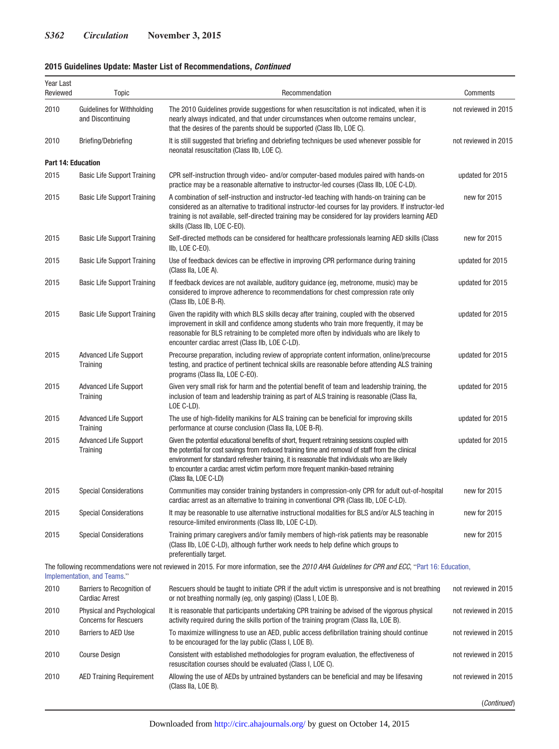**2015 Guidelines Update: Master List of Recommendations, *Continued***

| Year Last Reviewed | Topic | Recommendation | Comments |
|---|---|---|---|
| 2010 | Guidelines for Withholding and Discontinuing | The 2010 Guidelines provide suggestions for when resuscitation is not indicated, when it is nearly always indicated, and that under circumstances when outcome remains unclear, that the desires of the parents should be supported (Class IIb, LOE C). | not reviewed in 2015 |
| 2010 | Briefing/Debriefing | It is still suggested that briefing and debriefing techniques be used whenever possible for neonatal resuscitation (Class IIb, LOE C). | not reviewed in 2015 |
| **Part 14: Education** | | | |
| 2015 | Basic Life Support Training | CPR self-instruction through video- and/or computer-based modules paired with hands-on practice may be a reasonable alternative to instructor-led courses (Class IIb, LOE C-LD). | updated for 2015 |
| 2015 | Basic Life Support Training | A combination of self-instruction and instructor-led teaching with hands-on training can be considered as an alternative to traditional instructor-led courses for lay providers. If instructor-led training is not available, self-directed training may be considered for lay providers learning AED skills (Class IIb, LOE C-EO). | new for 2015 |
| 2015 | Basic Life Support Training | Self-directed methods can be considered for healthcare professionals learning AED skills (Class IIb, LOE C-EO). | new for 2015 |
| 2015 | Basic Life Support Training | Use of feedback devices can be effective in improving CPR performance during training (Class IIa, LOE A). | updated for 2015 |
| 2015 | Basic Life Support Training | If feedback devices are not available, auditory guidance (eg, metronome, music) may be considered to improve adherence to recommendations for chest compression rate only (Class IIb, LOE B-R). | updated for 2015 |
| 2015 | Basic Life Support Training | Given the rapidity with which BLS skills decay after training, coupled with the observed improvement in skill and confidence among students who train more frequently, it may be reasonable for BLS retraining to be completed more often by individuals who are likely to encounter cardiac arrest (Class IIb, LOE C-LD). | updated for 2015 |
| 2015 | Advanced Life Support Training | Precourse preparation, including review of appropriate content information, online/precourse testing, and practice of pertinent technical skills are reasonable before attending ALS training programs (Class IIa, LOE C-EO). | updated for 2015 |
| 2015 | Advanced Life Support Training | Given very small risk for harm and the potential benefit of team and leadership training, the inclusion of team and leadership training as part of ALS training is reasonable (Class IIa, LOE C-LD). | updated for 2015 |
| 2015 | Advanced Life Support Training | The use of high-fidelity manikins for ALS training can be beneficial for improving skills performance at course conclusion (Class IIa, LOE B-R). | updated for 2015 |
| 2015 | Advanced Life Support Training | Given the potential educational benefits of short, frequent retraining sessions coupled with the potential for cost savings from reduced training time and removal of staff from the clinical environment for standard refresher training, it is reasonable that individuals who are likely to encounter a cardiac arrest victim perform more frequent manikin-based retraining (Class IIa, LOE C-LD) | updated for 2015 |
| 2015 | Special Considerations | Communities may consider training bystanders in compression-only CPR for adult out-of-hospital cardiac arrest as an alternative to training in conventional CPR (Class IIb, LOE C-LD). | new for 2015 |
| 2015 | Special Considerations | It may be reasonable to use alternative instructional modalities for BLS and/or ALS teaching in resource-limited environments (Class IIb, LOE C-LD). | new for 2015 |
| 2015 | Special Considerations | Training primary caregivers and/or family members of high-risk patients may be reasonable (Class IIb, LOE C-LD), although further work needs to help define which groups to preferentially target. | new for 2015 |
| The following recommendations were not reviewed in 2015. For more information, see the *2010 AHA Guidelines for CPR and ECC*, "Part 16: Education, Implementation, and Teams." | | | |
| 2010 | Barriers to Recognition of Cardiac Arrest | Rescuers should be taught to initiate CPR if the adult victim is unresponsive and is not breathing or not breathing normally (eg, only gasping) (Class I, LOE B). | not reviewed in 2015 |
| 2010 | Physical and Psychological Concerns for Rescuers | It is reasonable that participants undertaking CPR training be advised of the vigorous physical activity required during the skills portion of the training program (Class IIa, LOE B). | not reviewed in 2015 |
| 2010 | Barriers to AED Use | To maximize willingness to use an AED, public access defibrillation training should continue to be encouraged for the lay public (Class I, LOE B). | not reviewed in 2015 |
| 2010 | Course Design | Consistent with established methodologies for program evaluation, the effectiveness of resuscitation courses should be evaluated (Class I, LOE C). | not reviewed in 2015 |
| 2010 | AED Training Requirement | Allowing the use of AEDs by untrained bystanders can be beneficial and may be lifesaving (Class IIa, LOE B). | not reviewed in 2015 |

(*Continued*)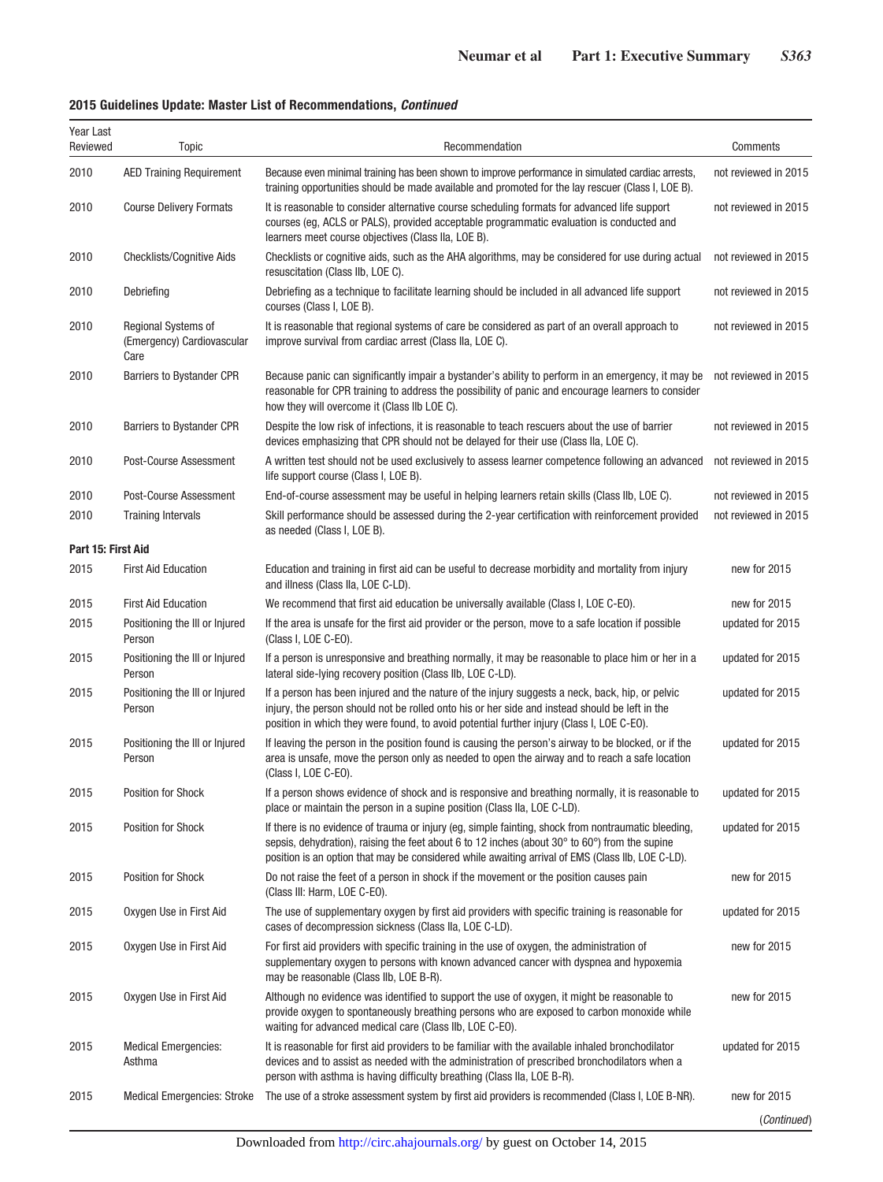**2015 Guidelines Update: Master List of Recommendations, *Continued***

| Year Last Reviewed | Topic | Recommendation | Comments |
|---|---|---|---|
| 2010 | AED Training Requirement | Because even minimal training has been shown to improve performance in simulated cardiac arrests, training opportunities should be made available and promoted for the lay rescuer (Class I, LOE B). | not reviewed in 2015 |
| 2010 | Course Delivery Formats | It is reasonable to consider alternative course scheduling formats for advanced life support courses (eg, ACLS or PALS), provided acceptable programmatic evaluation is conducted and learners meet course objectives (Class IIa, LOE B). | not reviewed in 2015 |
| 2010 | Checklists/Cognitive Aids | Checklists or cognitive aids, such as the AHA algorithms, may be considered for use during actual resuscitation (Class IIb, LOE C). | not reviewed in 2015 |
| 2010 | Debriefing | Debriefing as a technique to facilitate learning should be included in all advanced life support courses (Class I, LOE B). | not reviewed in 2015 |
| 2010 | Regional Systems of (Emergency) Cardiovascular Care | It is reasonable that regional systems of care be considered as part of an overall approach to improve survival from cardiac arrest (Class IIa, LOE C). | not reviewed in 2015 |
| 2010 | Barriers to Bystander CPR | Because panic can significantly impair a bystander's ability to perform in an emergency, it may be reasonable for CPR training to address the possibility of panic and encourage learners to consider how they will overcome it (Class IIb LOE C). | not reviewed in 2015 |
| 2010 | Barriers to Bystander CPR | Despite the low risk of infections, it is reasonable to teach rescuers about the use of barrier devices emphasizing that CPR should not be delayed for their use (Class IIa, LOE C). | not reviewed in 2015 |
| 2010 | Post-Course Assessment | A written test should not be used exclusively to assess learner competence following an advanced life support course (Class I, LOE B). | not reviewed in 2015 |
| 2010 | Post-Course Assessment | End-of-course assessment may be useful in helping learners retain skills (Class IIb, LOE C). | not reviewed in 2015 |
| 2010 | Training Intervals | Skill performance should be assessed during the 2-year certification with reinforcement provided as needed (Class I, LOE B). | not reviewed in 2015 |
| **Part 15: First Aid** | | | |
| 2015 | First Aid Education | Education and training in first aid can be useful to decrease morbidity and mortality from injury and illness (Class IIa, LOE C-LD). | new for 2015 |
| 2015 | First Aid Education | We recommend that first aid education be universally available (Class I, LOE C-EO). | new for 2015 |
| 2015 | Positioning the Ill or Injured Person | If the area is unsafe for the first aid provider or the person, move to a safe location if possible (Class I, LOE C-EO). | updated for 2015 |
| 2015 | Positioning the Ill or Injured Person | If a person is unresponsive and breathing normally, it may be reasonable to place him or her in a lateral side-lying recovery position (Class IIb, LOE C-LD). | updated for 2015 |
| 2015 | Positioning the Ill or Injured Person | If a person has been injured and the nature of the injury suggests a neck, back, hip, or pelvic injury, the person should not be rolled onto his or her side and instead should be left in the position in which they were found, to avoid potential further injury (Class I, LOE C-EO). | updated for 2015 |
| 2015 | Positioning the Ill or Injured Person | If leaving the person in the position found is causing the person's airway to be blocked, or if the area is unsafe, move the person only as needed to open the airway and to reach a safe location (Class I, LOE C-EO). | updated for 2015 |
| 2015 | Position for Shock | If a person shows evidence of shock and is responsive and breathing normally, it is reasonable to place or maintain the person in a supine position (Class IIa, LOE C-LD). | updated for 2015 |
| 2015 | Position for Shock | If there is no evidence of trauma or injury (eg, simple fainting, shock from nontraumatic bleeding, sepsis, dehydration), raising the feet about 6 to 12 inches (about 30° to 60°) from the supine position is an option that may be considered while awaiting arrival of EMS (Class IIb, LOE C-LD). | updated for 2015 |
| 2015 | Position for Shock | Do not raise the feet of a person in shock if the movement or the position causes pain (Class III: Harm, LOE C-EO). | new for 2015 |
| 2015 | Oxygen Use in First Aid | The use of supplementary oxygen by first aid providers with specific training is reasonable for cases of decompression sickness (Class IIa, LOE C-LD). | updated for 2015 |
| 2015 | Oxygen Use in First Aid | For first aid providers with specific training in the use of oxygen, the administration of supplementary oxygen to persons with known advanced cancer with dyspnea and hypoxemia may be reasonable (Class IIb, LOE B-R). | new for 2015 |
| 2015 | Oxygen Use in First Aid | Although no evidence was identified to support the use of oxygen, it might be reasonable to provide oxygen to spontaneously breathing persons who are exposed to carbon monoxide while waiting for advanced medical care (Class IIb, LOE C-EO). | new for 2015 |
| 2015 | Medical Emergencies: Asthma | It is reasonable for first aid providers to be familiar with the available inhaled bronchodilator devices and to assist as needed with the administration of prescribed bronchodilators when a person with asthma is having difficulty breathing (Class IIa, LOE B-R). | updated for 2015 |
| 2015 | Medical Emergencies: Stroke | The use of a stroke assessment system by first aid providers is recommended (Class I, LOE B-NR). | new for 2015 |

(*Continued*)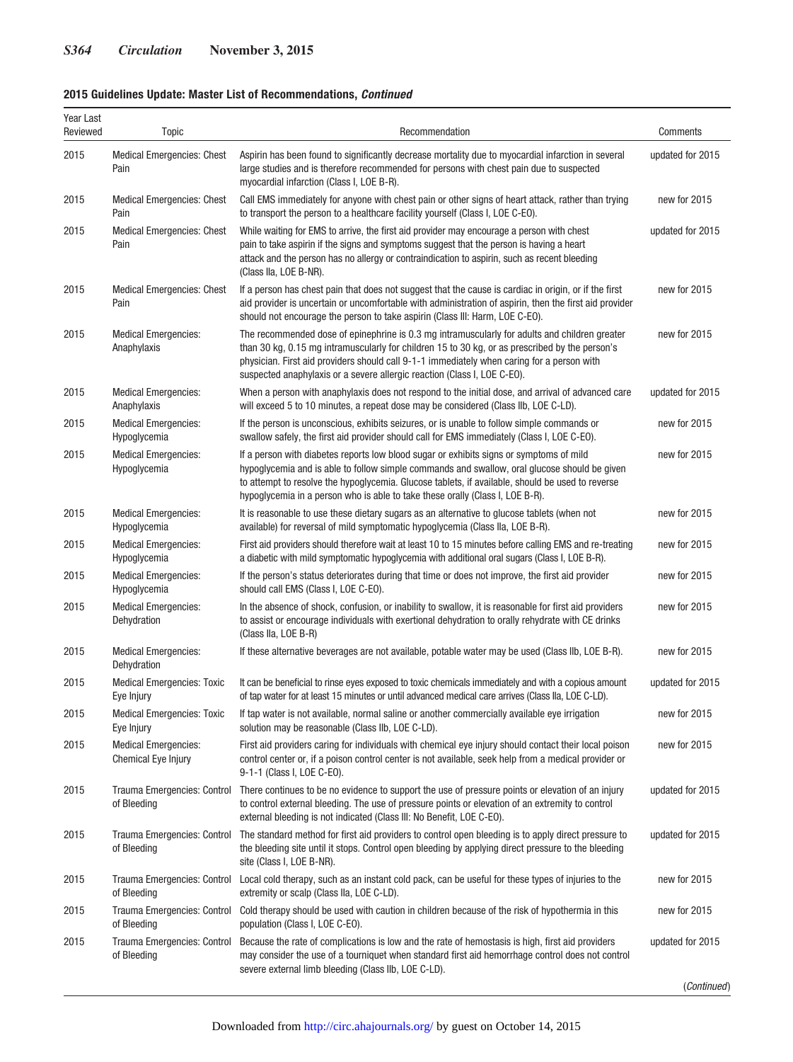**2015 Guidelines Update: Master List of Recommendations, *Continued***

| Year Last Reviewed | Topic | Recommendation | Comments |
|---|---|---|---|
| 2015 | Medical Emergencies: Chest Pain | Aspirin has been found to significantly decrease mortality due to myocardial infarction in several large studies and is therefore recommended for persons with chest pain due to suspected myocardial infarction (Class I, LOE B-R). | updated for 2015 |
| 2015 | Medical Emergencies: Chest Pain | Call EMS immediately for anyone with chest pain or other signs of heart attack, rather than trying to transport the person to a healthcare facility yourself (Class I, LOE C-EO). | new for 2015 |
| 2015 | Medical Emergencies: Chest Pain | While waiting for EMS to arrive, the first aid provider may encourage a person with chest pain to take aspirin if the signs and symptoms suggest that the person is having a heart attack and the person has no allergy or contraindication to aspirin, such as recent bleeding (Class IIa, LOE B-NR). | updated for 2015 |
| 2015 | Medical Emergencies: Chest Pain | If a person has chest pain that does not suggest that the cause is cardiac in origin, or if the first aid provider is uncertain or uncomfortable with administration of aspirin, then the first aid provider should not encourage the person to take aspirin (Class III: Harm, LOE C-EO). | new for 2015 |
| 2015 | Medical Emergencies: Anaphylaxis | The recommended dose of epinephrine is 0.3 mg intramuscularly for adults and children greater than 30 kg, 0.15 mg intramuscularly for children 15 to 30 kg, or as prescribed by the person's physician. First aid providers should call 9-1-1 immediately when caring for a person with suspected anaphylaxis or a severe allergic reaction (Class I, LOE C-EO). | new for 2015 |
| 2015 | Medical Emergencies: Anaphylaxis | When a person with anaphylaxis does not respond to the initial dose, and arrival of advanced care will exceed 5 to 10 minutes, a repeat dose may be considered (Class IIb, LOE C-LD). | updated for 2015 |
| 2015 | Medical Emergencies: Hypoglycemia | If the person is unconscious, exhibits seizures, or is unable to follow simple commands or swallow safely, the first aid provider should call for EMS immediately (Class I, LOE C-EO). | new for 2015 |
| 2015 | Medical Emergencies: Hypoglycemia | If a person with diabetes reports low blood sugar or exhibits signs or symptoms of mild hypoglycemia and is able to follow simple commands and swallow, oral glucose should be given to attempt to resolve the hypoglycemia. Glucose tablets, if available, should be used to reverse hypoglycemia in a person who is able to take these orally (Class I, LOE B-R). | new for 2015 |
| 2015 | Medical Emergencies: Hypoglycemia | It is reasonable to use these dietary sugars as an alternative to glucose tablets (when not available) for reversal of mild symptomatic hypoglycemia (Class IIa, LOE B-R). | new for 2015 |
| 2015 | Medical Emergencies: Hypoglycemia | First aid providers should therefore wait at least 10 to 15 minutes before calling EMS and re-treating a diabetic with mild symptomatic hypoglycemia with additional oral sugars (Class I, LOE B-R). | new for 2015 |
| 2015 | Medical Emergencies: Hypoglycemia | If the person's status deteriorates during that time or does not improve, the first aid provider should call EMS (Class I, LOE C-EO). | new for 2015 |
| 2015 | Medical Emergencies: Dehydration | In the absence of shock, confusion, or inability to swallow, it is reasonable for first aid providers to assist or encourage individuals with exertional dehydration to orally rehydrate with CE drinks (Class IIa, LOE B-R) | new for 2015 |
| 2015 | Medical Emergencies: Dehydration | If these alternative beverages are not available, potable water may be used (Class IIb, LOE B-R). | new for 2015 |
| 2015 | Medical Emergencies: Toxic Eye Injury | It can be beneficial to rinse eyes exposed to toxic chemicals immediately and with a copious amount of tap water for at least 15 minutes or until advanced medical care arrives (Class IIa, LOE C-LD). | updated for 2015 |
| 2015 | Medical Emergencies: Toxic Eye Injury | If tap water is not available, normal saline or another commercially available eye irrigation solution may be reasonable (Class IIb, LOE C-LD). | new for 2015 |
| 2015 | Medical Emergencies: Chemical Eye Injury | First aid providers caring for individuals with chemical eye injury should contact their local poison control center or, if a poison control center is not available, seek help from a medical provider or 9-1-1 (Class I, LOE C-EO). | new for 2015 |
| 2015 | Trauma Emergencies: Control of Bleeding | There continues to be no evidence to support the use of pressure points or elevation of an injury to control external bleeding. The use of pressure points or elevation of an extremity to control external bleeding is not indicated (Class III: No Benefit, LOE C-EO). | updated for 2015 |
| 2015 | Trauma Emergencies: Control of Bleeding | The standard method for first aid providers to control open bleeding is to apply direct pressure to the bleeding site until it stops. Control open bleeding by applying direct pressure to the bleeding site (Class I, LOE B-NR). | updated for 2015 |
| 2015 | Trauma Emergencies: Control of Bleeding | Local cold therapy, such as an instant cold pack, can be useful for these types of injuries to the extremity or scalp (Class IIa, LOE C-LD). | new for 2015 |
| 2015 | Trauma Emergencies: Control of Bleeding | Cold therapy should be used with caution in children because of the risk of hypothermia in this population (Class I, LOE C-EO). | new for 2015 |
| 2015 | Trauma Emergencies: Control of Bleeding | Because the rate of complications is low and the rate of hemostasis is high, first aid providers may consider the use of a tourniquet when standard first aid hemorrhage control does not control severe external limb bleeding (Class IIb, LOE C-LD). | updated for 2015 |

(*Continued*)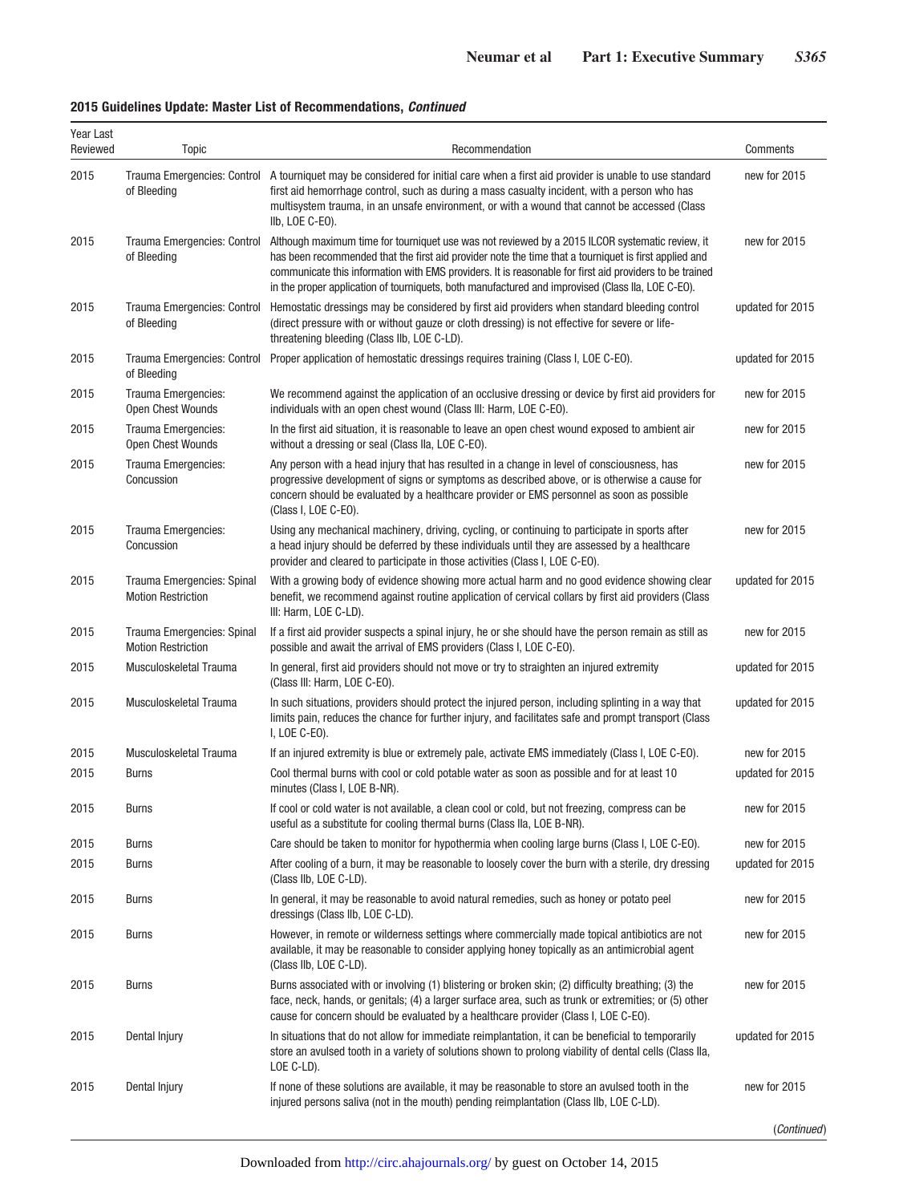**2015 Guidelines Update: Master List of Recommendations, *Continued***

| Year Last Reviewed | Topic | Recommendation | Comments |
|---|---|---|---|
| 2015 | Trauma Emergencies: Control of Bleeding | A tourniquet may be considered for initial care when a first aid provider is unable to use standard first aid hemorrhage control, such as during a mass casualty incident, with a person who has multisystem trauma, in an unsafe environment, or with a wound that cannot be accessed (Class IIb, LOE C-EO). | new for 2015 |
| 2015 | Trauma Emergencies: Control of Bleeding | Although maximum time for tourniquet use was not reviewed by a 2015 ILCOR systematic review, it has been recommended that the first aid provider note the time that a tourniquet is first applied and communicate this information with EMS providers. It is reasonable for first aid providers to be trained in the proper application of tourniquets, both manufactured and improvised (Class IIa, LOE C-EO). | new for 2015 |
| 2015 | Trauma Emergencies: Control of Bleeding | Hemostatic dressings may be considered by first aid providers when standard bleeding control (direct pressure with or without gauze or cloth dressing) is not effective for severe or life-threatening bleeding (Class IIb, LOE C-LD). | updated for 2015 |
| 2015 | Trauma Emergencies: Control of Bleeding | Proper application of hemostatic dressings requires training (Class I, LOE C-EO). | updated for 2015 |
| 2015 | Trauma Emergencies: Open Chest Wounds | We recommend against the application of an occlusive dressing or device by first aid providers for individuals with an open chest wound (Class III: Harm, LOE C-EO). | new for 2015 |
| 2015 | Trauma Emergencies: Open Chest Wounds | In the first aid situation, it is reasonable to leave an open chest wound exposed to ambient air without a dressing or seal (Class IIa, LOE C-EO). | new for 2015 |
| 2015 | Trauma Emergencies: Concussion | Any person with a head injury that has resulted in a change in level of consciousness, has progressive development of signs or symptoms as described above, or is otherwise a cause for concern should be evaluated by a healthcare provider or EMS personnel as soon as possible (Class I, LOE C-EO). | new for 2015 |
| 2015 | Trauma Emergencies: Concussion | Using any mechanical machinery, driving, cycling, or continuing to participate in sports after a head injury should be deferred by these individuals until they are assessed by a healthcare provider and cleared to participate in those activities (Class I, LOE C-EO). | new for 2015 |
| 2015 | Trauma Emergencies: Spinal Motion Restriction | With a growing body of evidence showing more actual harm and no good evidence showing clear benefit, we recommend against routine application of cervical collars by first aid providers (Class III: Harm, LOE C-LD). | updated for 2015 |
| 2015 | Trauma Emergencies: Spinal Motion Restriction | If a first aid provider suspects a spinal injury, he or she should have the person remain as still as possible and await the arrival of EMS providers (Class I, LOE C-EO). | new for 2015 |
| 2015 | Musculoskeletal Trauma | In general, first aid providers should not move or try to straighten an injured extremity (Class III: Harm, LOE C-EO). | updated for 2015 |
| 2015 | Musculoskeletal Trauma | In such situations, providers should protect the injured person, including splinting in a way that limits pain, reduces the chance for further injury, and facilitates safe and prompt transport (Class I, LOE C-EO). | updated for 2015 |
| 2015 | Musculoskeletal Trauma | If an injured extremity is blue or extremely pale, activate EMS immediately (Class I, LOE C-EO). | new for 2015 |
| 2015 | Burns | Cool thermal burns with cool or cold potable water as soon as possible and for at least 10 minutes (Class I, LOE B-NR). | updated for 2015 |
| 2015 | Burns | If cool or cold water is not available, a clean cool or cold, but not freezing, compress can be useful as a substitute for cooling thermal burns (Class IIa, LOE B-NR). | new for 2015 |
| 2015 | Burns | Care should be taken to monitor for hypothermia when cooling large burns (Class I, LOE C-EO). | new for 2015 |
| 2015 | Burns | After cooling of a burn, it may be reasonable to loosely cover the burn with a sterile, dry dressing (Class IIb, LOE C-LD). | updated for 2015 |
| 2015 | Burns | In general, it may be reasonable to avoid natural remedies, such as honey or potato peel dressings (Class IIb, LOE C-LD). | new for 2015 |
| 2015 | Burns | However, in remote or wilderness settings where commercially made topical antibiotics are not available, it may be reasonable to consider applying honey topically as an antimicrobial agent (Class IIb, LOE C-LD). | new for 2015 |
| 2015 | Burns | Burns associated with or involving (1) blistering or broken skin; (2) difficulty breathing; (3) the face, neck, hands, or genitals; (4) a larger surface area, such as trunk or extremities; or (5) other cause for concern should be evaluated by a healthcare provider (Class I, LOE C-EO). | new for 2015 |
| 2015 | Dental Injury | In situations that do not allow for immediate reimplantation, it can be beneficial to temporarily store an avulsed tooth in a variety of solutions shown to prolong viability of dental cells (Class IIa, LOE C-LD). | updated for 2015 |
| 2015 | Dental Injury | If none of these solutions are available, it may be reasonable to store an avulsed tooth in the injured persons saliva (not in the mouth) pending reimplantation (Class IIb, LOE C-LD). | new for 2015 |

(*Continued*)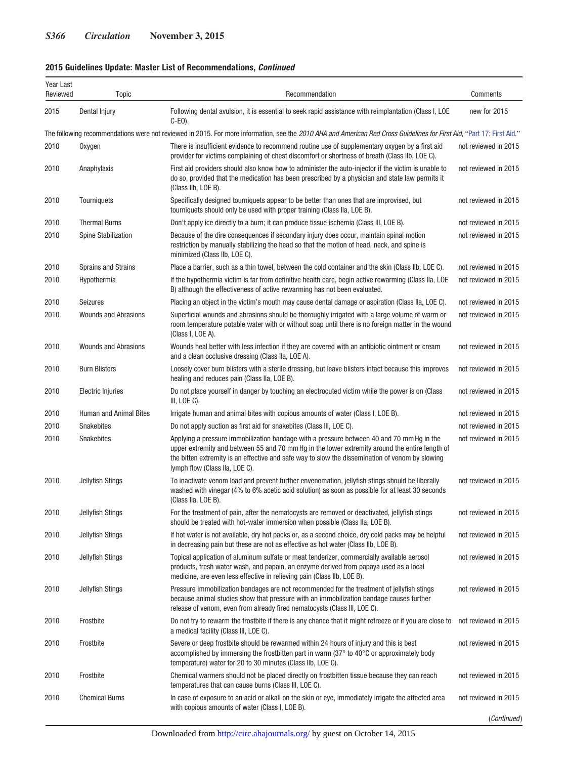**2015 Guidelines Update: Master List of Recommendations, *Continued***

| Year Last Reviewed | Topic | Recommendation | Comments |
|---|---|---|---|
| 2015 | Dental Injury | Following dental avulsion, it is essential to seek rapid assistance with reimplantation (Class I, LOE C-EO). | new for 2015 |
| The following recommendations were not reviewed in 2015. For more information, see the *2010 AHA and American Red Cross Guidelines for First Aid*, "Part 17: First Aid." | | | |
| 2010 | Oxygen | There is insufficient evidence to recommend routine use of supplementary oxygen by a first aid provider for victims complaining of chest discomfort or shortness of breath (Class IIb, LOE C). | not reviewed in 2015 |
| 2010 | Anaphylaxis | First aid providers should also know how to administer the auto-injector if the victim is unable to do so, provided that the medication has been prescribed by a physician and state law permits it (Class IIb, LOE B). | not reviewed in 2015 |
| 2010 | Tourniquets | Specifically designed tourniquets appear to be better than ones that are improvised, but tourniquets should only be used with proper training (Class IIa, LOE B). | not reviewed in 2015 |
| 2010 | Thermal Burns | Don't apply ice directly to a burn; it can produce tissue ischemia (Class III, LOE B). | not reviewed in 2015 |
| 2010 | Spine Stabilization | Because of the dire consequences if secondary injury does occur, maintain spinal motion restriction by manually stabilizing the head so that the motion of head, neck, and spine is minimized (Class IIb, LOE C). | not reviewed in 2015 |
| 2010 | Sprains and Strains | Place a barrier, such as a thin towel, between the cold container and the skin (Class IIb, LOE C). | not reviewed in 2015 |
| 2010 | Hypothermia | If the hypothermia victim is far from definitive health care, begin active rewarming (Class IIa, LOE B) although the effectiveness of active rewarming has not been evaluated. | not reviewed in 2015 |
| 2010 | Seizures | Placing an object in the victim's mouth may cause dental damage or aspiration (Class IIa, LOE C). | not reviewed in 2015 |
| 2010 | Wounds and Abrasions | Superficial wounds and abrasions should be thoroughly irrigated with a large volume of warm or room temperature potable water with or without soap until there is no foreign matter in the wound (Class I, LOE A). | not reviewed in 2015 |
| 2010 | Wounds and Abrasions | Wounds heal better with less infection if they are covered with an antibiotic ointment or cream and a clean occlusive dressing (Class IIa, LOE A). | not reviewed in 2015 |
| 2010 | Burn Blisters | Loosely cover burn blisters with a sterile dressing, but leave blisters intact because this improves healing and reduces pain (Class IIa, LOE B). | not reviewed in 2015 |
| 2010 | Electric Injuries | Do not place yourself in danger by touching an electrocuted victim while the power is on (Class III, LOE C). | not reviewed in 2015 |
| 2010 | Human and Animal Bites | Irrigate human and animal bites with copious amounts of water (Class I, LOE B). | not reviewed in 2015 |
| 2010 | Snakebites | Do not apply suction as first aid for snakebites (Class III, LOE C). | not reviewed in 2015 |
| 2010 | Snakebites | Applying a pressure immobilization bandage with a pressure between 40 and 70 mm Hg in the upper extremity and between 55 and 70 mm Hg in the lower extremity around the entire length of the bitten extremity is an effective and safe way to slow the dissemination of venom by slowing lymph flow (Class IIa, LOE C). | not reviewed in 2015 |
| 2010 | Jellyfish Stings | To inactivate venom load and prevent further envenomation, jellyfish stings should be liberally washed with vinegar (4% to 6% acetic acid solution) as soon as possible for at least 30 seconds (Class IIa, LOE B). | not reviewed in 2015 |
| 2010 | Jellyfish Stings | For the treatment of pain, after the nematocysts are removed or deactivated, jellyfish stings should be treated with hot-water immersion when possible (Class IIa, LOE B). | not reviewed in 2015 |
| 2010 | Jellyfish Stings | If hot water is not available, dry hot packs or, as a second choice, dry cold packs may be helpful in decreasing pain but these are not as effective as hot water (Class IIb, LOE B). | not reviewed in 2015 |
| 2010 | Jellyfish Stings | Topical application of aluminum sulfate or meat tenderizer, commercially available aerosol products, fresh water wash, and papain, an enzyme derived from papaya used as a local medicine, are even less effective in relieving pain (Class IIb, LOE B). | not reviewed in 2015 |
| 2010 | Jellyfish Stings | Pressure immobilization bandages are not recommended for the treatment of jellyfish stings because animal studies show that pressure with an immobilization bandage causes further release of venom, even from already fired nematocysts (Class III, LOE C). | not reviewed in 2015 |
| 2010 | Frostbite | Do not try to rewarm the frostbite if there is any chance that it might refreeze or if you are close to a medical facility (Class III, LOE C). | not reviewed in 2015 |
| 2010 | Frostbite | Severe or deep frostbite should be rewarmed within 24 hours of injury and this is best accomplished by immersing the frostbitten part in warm (37° to 40°C or approximately body temperature) water for 20 to 30 minutes (Class IIb, LOE C). | not reviewed in 2015 |
| 2010 | Frostbite | Chemical warmers should not be placed directly on frostbitten tissue because they can reach temperatures that can cause burns (Class III, LOE C). | not reviewed in 2015 |
| 2010 | Chemical Burns | In case of exposure to an acid or alkali on the skin or eye, immediately irrigate the affected area with copious amounts of water (Class I, LOE B). | not reviewed in 2015 |

(*Continued*)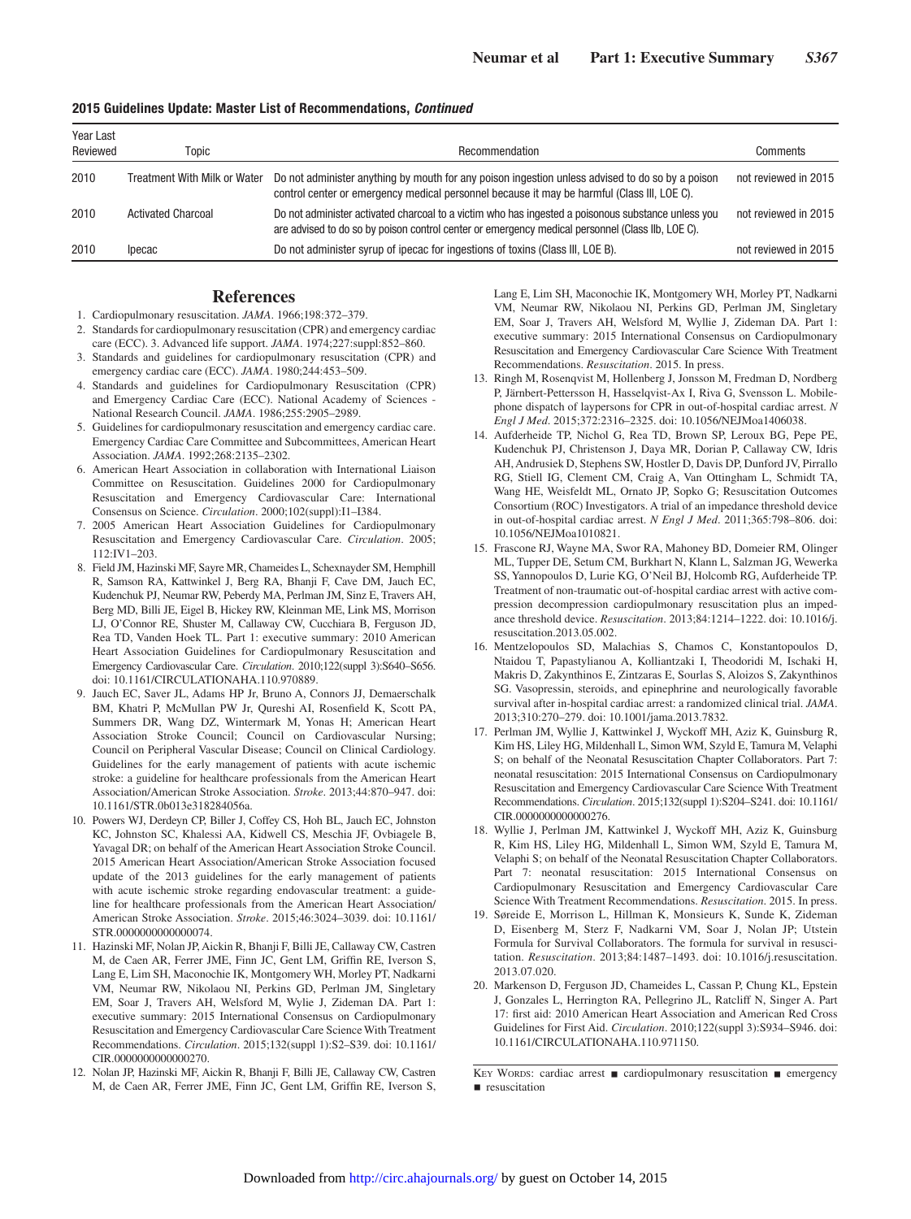**2015 Guidelines Update: Master List of Recommendations, *Continued***

| Year Last Reviewed | Topic | Recommendation | Comments |
|---|---|---|---|
| 2010 | Treatment With Milk or Water | Do not administer anything by mouth for any poison ingestion unless advised to do so by a poison control center or emergency medical personnel because it may be harmful (Class III, LOE C). | not reviewed in 2015 |
| 2010 | Activated Charcoal | Do not administer activated charcoal to a victim who has ingested a poisonous substance unless you are advised to do so by poison control center or emergency medical personnel (Class IIb, LOE C). | not reviewed in 2015 |
| 2010 | Ipecac | Do not administer syrup of ipecac for ingestions of toxins (Class III, LOE B). | not reviewed in 2015 |

## References

1. Cardiopulmonary resuscitation. *JAMA*. 1966;198:372–379.
2. Standards for cardiopulmonary resuscitation (CPR) and emergency cardiac care (ECC). 3. Advanced life support. *JAMA*. 1974;227:suppl:852–860.
3. Standards and guidelines for cardiopulmonary resuscitation (CPR) and emergency cardiac care (ECC). *JAMA*. 1980;244:453–509.
4. Standards and guidelines for Cardiopulmonary Resuscitation (CPR) and Emergency Cardiac Care (ECC). National Academy of Sciences - National Research Council. *JAMA*. 1986;255:2905–2989.
5. Guidelines for cardiopulmonary resuscitation and emergency cardiac care. Emergency Cardiac Care Committee and Subcommittees, American Heart Association. *JAMA*. 1992;268:2135–2302.
6. American Heart Association in collaboration with International Liaison Committee on Resuscitation. Guidelines 2000 for Cardiopulmonary Resuscitation and Emergency Cardiovascular Care: International Consensus on Science. *Circulation*. 2000;102(suppl):I1–I384.
7. 2005 American Heart Association Guidelines for Cardiopulmonary Resuscitation and Emergency Cardiovascular Care. *Circulation*. 2005; 112:IV1–203.
8. Field JM, Hazinski MF, Sayre MR, Chameides L, Schexnayder SM, Hemphill R, Samson RA, Kattwinkel J, Berg RA, Bhanji F, Cave DM, Jauch EC, Kudenchuk PJ, Neumar RW, Peberdy MA, Perlman JM, Sinz E, Travers AH, Berg MD, Billi JE, Eigel B, Hickey RW, Kleinman ME, Link MS, Morrison LJ, O'Connor RE, Shuster M, Callaway CW, Cucchiara B, Ferguson JD, Rea TD, Vanden Hoek TL. Part 1: executive summary: 2010 American Heart Association Guidelines for Cardiopulmonary Resuscitation and Emergency Cardiovascular Care. *Circulation*. 2010;122(suppl 3):S640–S656. doi: 10.1161/CIRCULATIONAHA.110.970889.
9. Jauch EC, Saver JL, Adams HP Jr, Bruno A, Connors JJ, Demaerschalk BM, Khatri P, McMullan PW Jr, Qureshi AI, Rosenfield K, Scott PA, Summers DR, Wang DZ, Wintermark M, Yonas H; American Heart Association Stroke Council; Council on Cardiovascular Nursing; Council on Peripheral Vascular Disease; Council on Clinical Cardiology. Guidelines for the early management of patients with acute ischemic stroke: a guideline for healthcare professionals from the American Heart Association/American Stroke Association. *Stroke*. 2013;44:870–947. doi: 10.1161/STR.0b013e318284056a.
10. Powers WJ, Derdeyn CP, Biller J, Coffey CS, Hoh BL, Jauch EC, Johnston KC, Johnston SC, Khalessi AA, Kidwell CS, Meschia JF, Ovbiagele B, Yavagal DR; on behalf of the American Heart Association Stroke Council. 2015 American Heart Association/American Stroke Association focused update of the 2013 guidelines for the early management of patients with acute ischemic stroke regarding endovascular treatment: a guideline for healthcare professionals from the American Heart Association/American Stroke Association. *Stroke*. 2015;46:3024–3039. doi: 10.1161/STR.0000000000000074.
11. Hazinski MF, Nolan JP, Aickin R, Bhanji F, Billi JE, Callaway CW, Castren M, de Caen AR, Ferrer JME, Finn JC, Gent LM, Griffin RE, Iverson S, Lang E, Lim SH, Maconochie IK, Montgomery WH, Morley PT, Nadkarni VM, Neumar RW, Nikolaou NI, Perkins GD, Perlman JM, Singletary EM, Soar J, Travers AH, Welsford M, Wylie J, Zideman DA. Part 1: executive summary: 2015 International Consensus on Cardiopulmonary Resuscitation and Emergency Cardiovascular Care Science With Treatment Recommendations. *Circulation*. 2015;132(suppl 1):S2–S39. doi: 10.1161/CIR.0000000000000270.
12. Nolan JP, Hazinski MF, Aickin R, Bhanji F, Billi JE, Callaway CW, Castren M, de Caen AR, Ferrer JME, Finn JC, Gent LM, Griffin RE, Iverson S, Lang E, Lim SH, Maconochie IK, Montgomery WH, Morley PT, Nadkarni VM, Neumar RW, Nikolaou NI, Perkins GD, Perlman JM, Singletary EM, Soar J, Travers AH, Welsford M, Wyllie J, Zideman DA. Part 1: executive summary: 2015 International Consensus on Cardiopulmonary Resuscitation and Emergency Cardiovascular Care Science With Treatment Recommendations. *Resuscitation*. 2015. In press.
13. Ringh M, Rosenqvist M, Hollenberg J, Jonsson M, Fredman D, Nordberg P, Järnbert-Pettersson H, Hasselqvist-Ax I, Riva G, Svensson L. Mobile-phone dispatch of laypersons for CPR in out-of-hospital cardiac arrest. *N Engl J Med*. 2015;372:2316–2325. doi: 10.1056/NEJMoa1406038.
14. Aufderheide TP, Nichol G, Rea TD, Brown SP, Leroux BG, Pepe PE, Kudenchuk PJ, Christenson J, Daya MR, Dorian P, Callaway CW, Idris AH, Andrusiek D, Stephens SW, Hostler D, Davis DP, Dunford JV, Pirrallo RG, Stiell IG, Clement CM, Craig A, Van Ottingham L, Schmidt TA, Wang HE, Weisfeldt ML, Ornato JP, Sopko G; Resuscitation Outcomes Consortium (ROC) Investigators. A trial of an impedance threshold device in out-of-hospital cardiac arrest. *N Engl J Med*. 2011;365:798–806. doi: 10.1056/NEJMoa1010821.
15. Frascone RJ, Wayne MA, Swor RA, Mahoney BD, Domeier RM, Olinger ML, Tupper DE, Setum CM, Burkhart N, Klann L, Salzman JG, Wewerka SS, Yannopoulos D, Lurie KG, O'Neil BJ, Holcomb RG, Aufderheide TP. Treatment of non-traumatic out-of-hospital cardiac arrest with active compression decompression cardiopulmonary resuscitation plus an impedance threshold device. *Resuscitation*. 2013;84:1214–1222. doi: 10.1016/j.resuscitation.2013.05.002.
16. Mentzelopoulos SD, Malachias S, Chamos C, Konstantopoulos D, Ntaidou T, Papastylianou A, Kolliantzaki I, Theodoridi M, Ischaki H, Makris D, Zakynthinos E, Zintzaras E, Sourlas S, Aloizos S, Zakynthinos SG. Vasopressin, steroids, and epinephrine and neurologically favorable survival after in-hospital cardiac arrest: a randomized clinical trial. *JAMA*. 2013;310:270–279. doi: 10.1001/jama.2013.7832.
17. Perlman JM, Wyllie J, Kattwinkel J, Wyckoff MH, Aziz K, Guinsburg R, Kim HS, Liley HG, Mildenhall L, Simon WM, Szyld E, Tamura M, Velaphi S; on behalf of the Neonatal Resuscitation Chapter Collaborators. Part 7: neonatal resuscitation: 2015 International Consensus on Cardiopulmonary Resuscitation and Emergency Cardiovascular Care Science With Treatment Recommendations. *Circulation*. 2015;132(suppl 1):S204–S241. doi: 10.1161/CIR.0000000000000276.
18. Wyllie J, Perlman JM, Kattwinkel J, Wyckoff MH, Aziz K, Guinsburg R, Kim HS, Liley HG, Mildenhall L, Simon WM, Szyld E, Tamura M, Velaphi S; on behalf of the Neonatal Resuscitation Chapter Collaborators. Part 7: neonatal resuscitation: 2015 International Consensus on Cardiopulmonary Resuscitation and Emergency Cardiovascular Care Science With Treatment Recommendations. *Resuscitation*. 2015. In press.
19. Søreide E, Morrison L, Hillman K, Monsieurs K, Sunde K, Zideman D, Eisenberg M, Sterz F, Nadkarni VM, Soar J, Nolan JP; Utstein Formula for Survival Collaborators. The formula for survival in resuscitation. *Resuscitation*. 2013;84:1487–1493. doi: 10.1016/j.resuscitation.2013.07.020.
20. Markenson D, Ferguson JD, Chameides L, Cassan P, Chung KL, Epstein J, Gonzales L, Herrington RA, Pellegrino JL, Ratcliff N, Singer A. Part 17: first aid: 2010 American Heart Association and American Red Cross Guidelines for First Aid. *Circulation*. 2010;122(suppl 3):S934–S946. doi: 10.1161/CIRCULATIONAHA.110.971150.

Key Words: cardiac arrest ■ cardiopulmonary resuscitation ■ emergency ■ resuscitation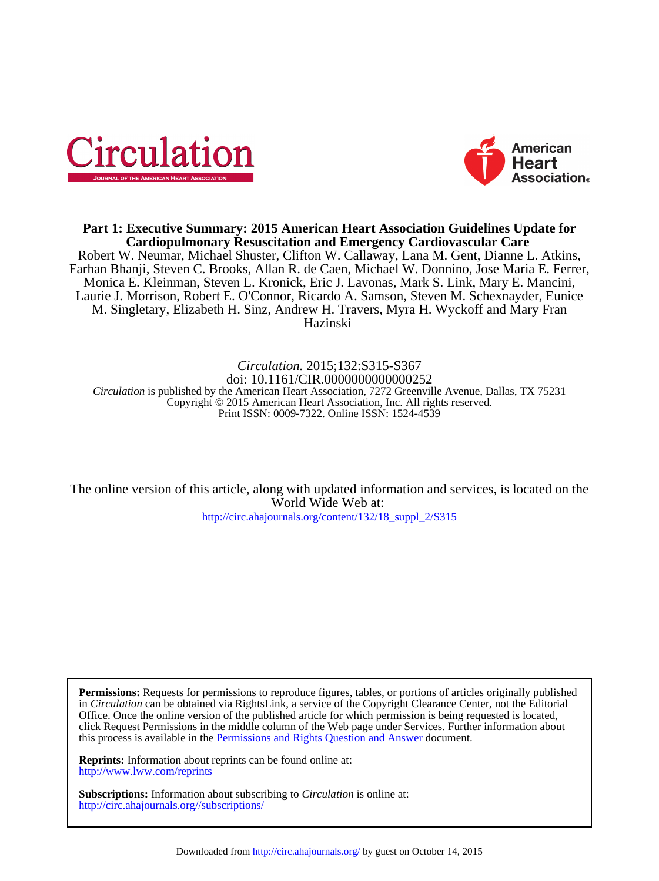Circulation

JOURNAL OF THE AMERICAN HEART ASSOCIATION

American Heart Association®

**Part 1: Executive Summary: 2015 American Heart Association Guidelines Update for Cardiopulmonary Resuscitation and Emergency Cardiovascular Care**

Robert W. Neumar, Michael Shuster, Clifton W. Callaway, Lana M. Gent, Dianne L. Atkins, Farhan Bhanji, Steven C. Brooks, Allan R. de Caen, Michael W. Donnino, Jose Maria E. Ferrer, Monica E. Kleinman, Steven L. Kronick, Eric J. Lavonas, Mark S. Link, Mary E. Mancini, Laurie J. Morrison, Robert E. O'Connor, Ricardo A. Samson, Steven M. Schexnayder, Eunice M. Singletary, Elizabeth H. Sinz, Andrew H. Travers, Myra H. Wyckoff and Mary Fran Hazinski

*Circulation.* 2015;132:S315-S367

doi: 10.1161/CIR.0000000000000252

*Circulation* is published by the American Heart Association, 7272 Greenville Avenue, Dallas, TX 75231

Copyright © 2015 American Heart Association, Inc. All rights reserved.

Print ISSN: 0009-7322. Online ISSN: 1524-4539

The online version of this article, along with updated information and services, is located on the World Wide Web at:

http://circ.ahajournals.org/content/132/18_suppl_2/S315

**Permissions:** Requests for permissions to reproduce figures, tables, or portions of articles originally published in *Circulation* can be obtained via RightsLink, a service of the Copyright Clearance Center, not the Editorial Office. Once the online version of the published article for which permission is being requested is located, click Request Permissions in the middle column of the Web page under Services. Further information about this process is available in the Permissions and Rights Question and Answer document.

**Reprints:** Information about reprints can be found online at:
http://www.lww.com/reprints

**Subscriptions:** Information about subscribing to *Circulation* is online at:
http://circ.ahajournals.org//subscriptions/

Downloaded from http://circ.ahajournals.org/ by guest on October 14, 2015